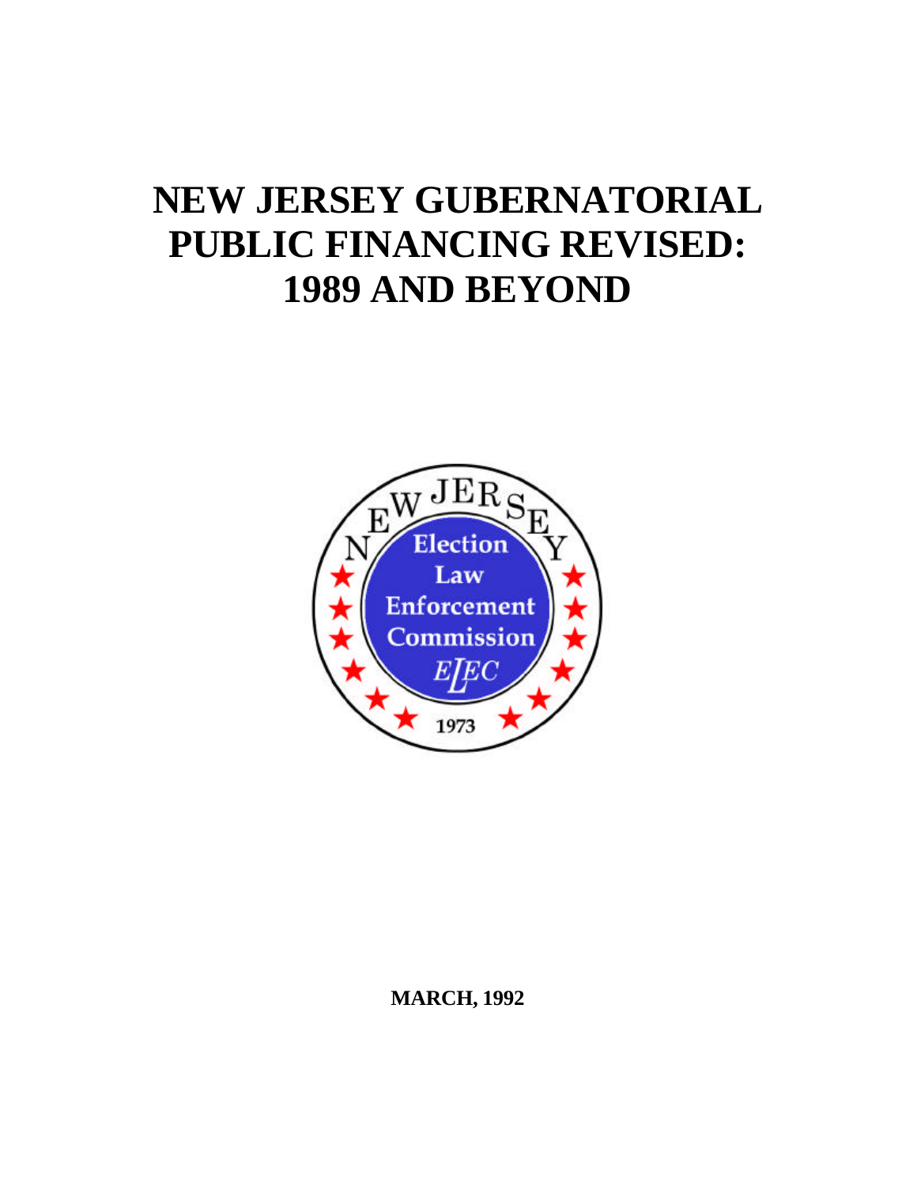# NEW JERSEY GUBERNATORIAL PUBLIC FINANCING REVISED: 1989 AND BEYOND

NEW JERSEY

Election Law Enforcement Commission

ELEC

1973

**MARCH, 1992**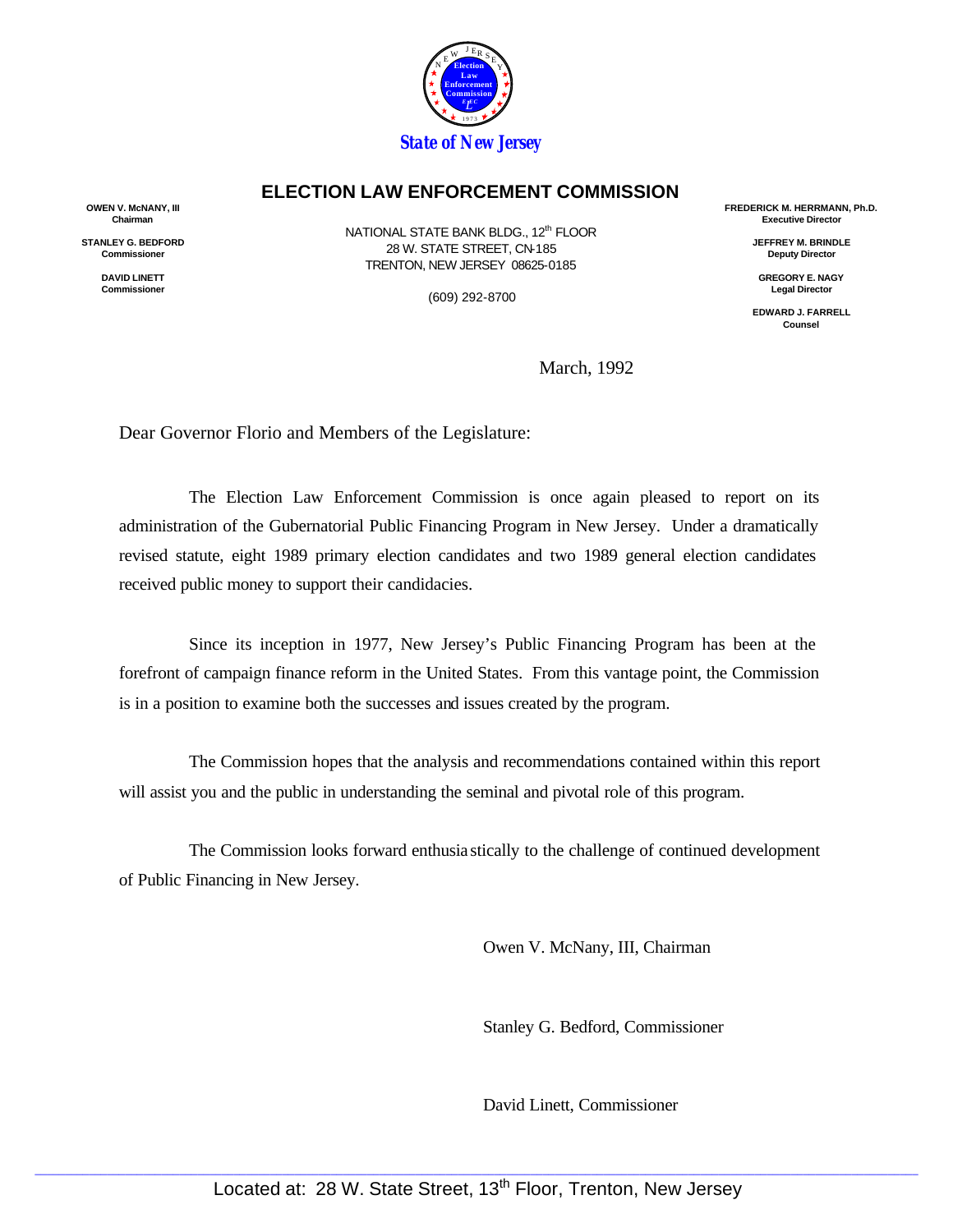State of New Jersey

# ELECTION LAW ENFORCEMENT COMMISSION

**OWEN V. McNANY, III**
**Chairman**

**STANLEY G. BEDFORD**
**Commissioner**

**DAVID LINETT**
**Commissioner**

NATIONAL STATE BANK BLDG., 12th FLOOR
28 W. STATE STREET, CN-185
TRENTON, NEW JERSEY 08625-0185

(609) 292-8700

**FREDERICK M. HERRMANN, Ph.D.**
**Executive Director**

**JEFFREY M. BRINDLE**
**Deputy Director**

**GREGORY E. NAGY**
**Legal Director**

**EDWARD J. FARRELL**
**Counsel**

March, 1992

Dear Governor Florio and Members of the Legislature:

The Election Law Enforcement Commission is once again pleased to report on its administration of the Gubernatorial Public Financing Program in New Jersey. Under a dramatically revised statute, eight 1989 primary election candidates and two 1989 general election candidates received public money to support their candidacies.

Since its inception in 1977, New Jersey's Public Financing Program has been at the forefront of campaign finance reform in the United States. From this vantage point, the Commission is in a position to examine both the successes and issues created by the program.

The Commission hopes that the analysis and recommendations contained within this report will assist you and the public in understanding the seminal and pivotal role of this program.

The Commission looks forward enthusiastically to the challenge of continued development of Public Financing in New Jersey.

Owen V. McNany, III, Chairman

Stanley G. Bedford, Commissioner

David Linett, Commissioner

Located at: 28 W. State Street, 13th Floor, Trenton, New Jersey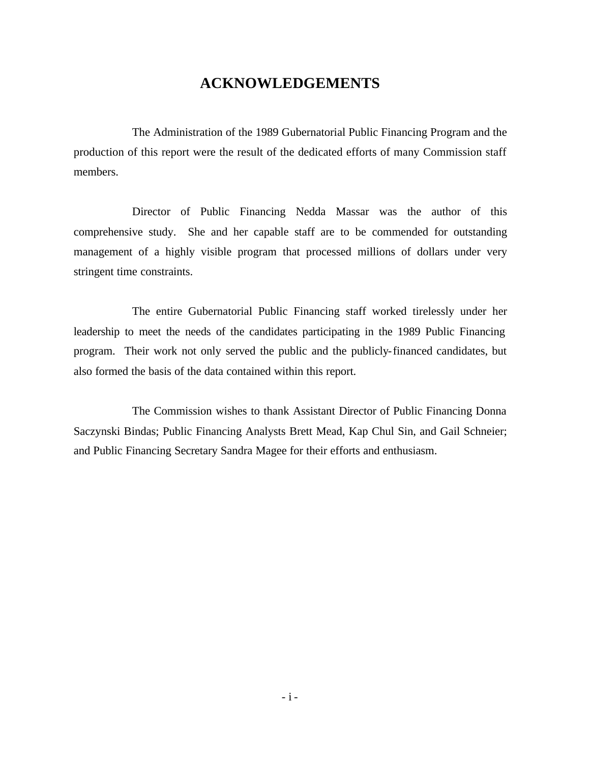# ACKNOWLEDGEMENTS

The Administration of the 1989 Gubernatorial Public Financing Program and the production of this report were the result of the dedicated efforts of many Commission staff members.

Director of Public Financing Nedda Massar was the author of this comprehensive study. She and her capable staff are to be commended for outstanding management of a highly visible program that processed millions of dollars under very stringent time constraints.

The entire Gubernatorial Public Financing staff worked tirelessly under her leadership to meet the needs of the candidates participating in the 1989 Public Financing program. Their work not only served the public and the publicly-financed candidates, but also formed the basis of the data contained within this report.

The Commission wishes to thank Assistant Director of Public Financing Donna Saczynski Bindas; Public Financing Analysts Brett Mead, Kap Chul Sin, and Gail Schneier; and Public Financing Secretary Sandra Magee for their efforts and enthusiasm.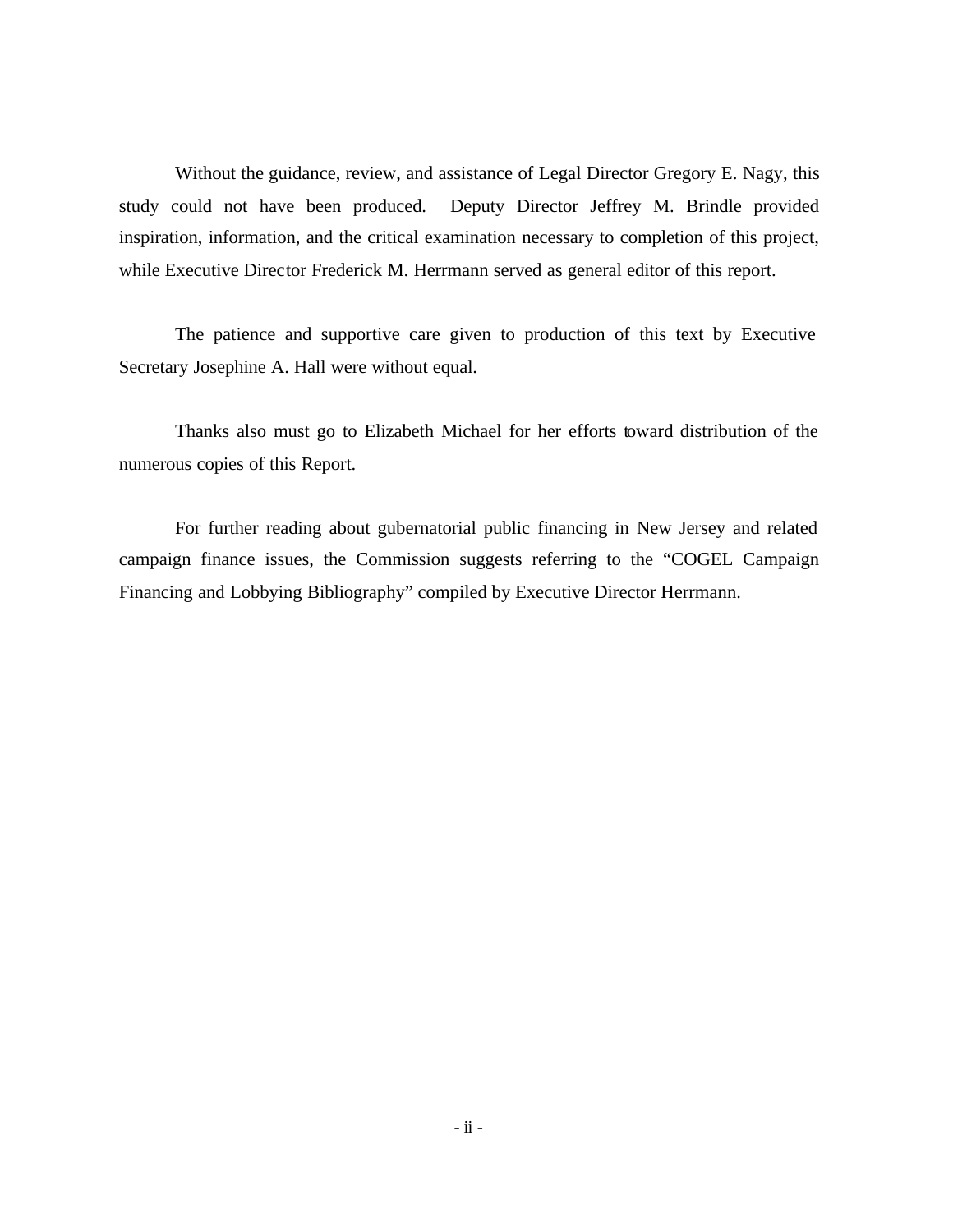Without the guidance, review, and assistance of Legal Director Gregory E. Nagy, this study could not have been produced. Deputy Director Jeffrey M. Brindle provided inspiration, information, and the critical examination necessary to completion of this project, while Executive Director Frederick M. Herrmann served as general editor of this report.

The patience and supportive care given to production of this text by Executive Secretary Josephine A. Hall were without equal.

Thanks also must go to Elizabeth Michael for her efforts toward distribution of the numerous copies of this Report.

For further reading about gubernatorial public financing in New Jersey and related campaign finance issues, the Commission suggests referring to the "COGEL Campaign Financing and Lobbying Bibliography" compiled by Executive Director Herrmann.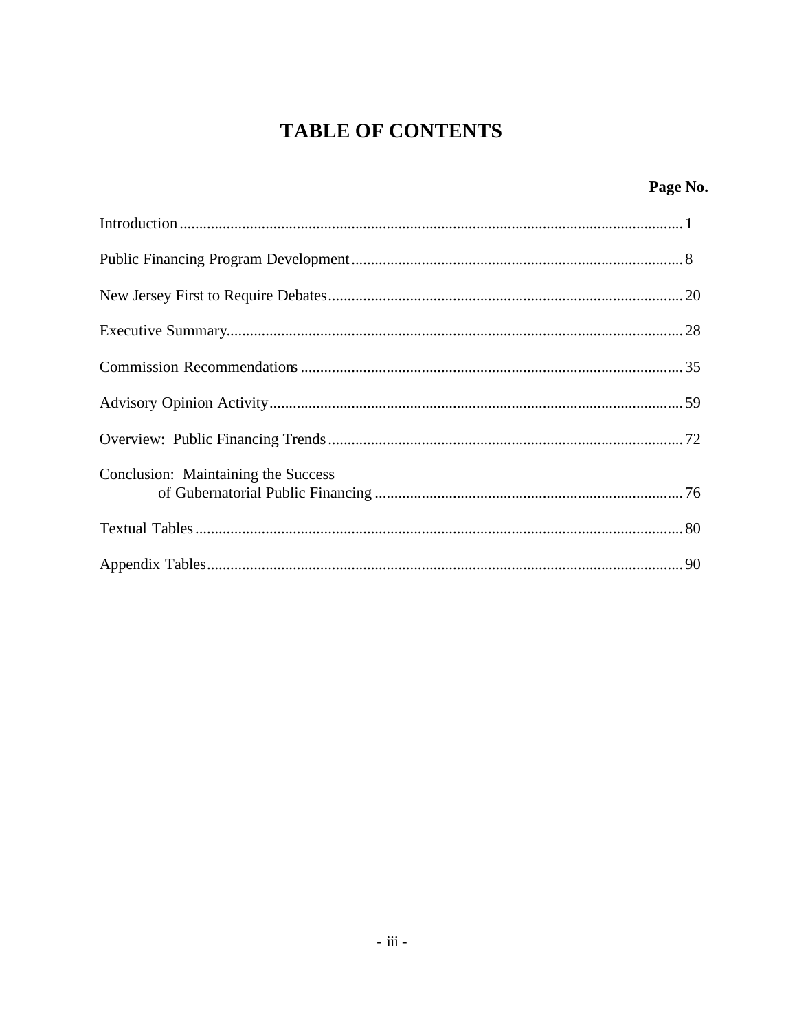# TABLE OF CONTENTS

| | Page No. |
|---|---|
| Introduction | 1 |
| Public Financing Program Development | 8 |
| New Jersey First to Require Debates | 20 |
| Executive Summary | 28 |
| Commission Recommendations | 35 |
| Advisory Opinion Activity | 59 |
| Overview: Public Financing Trends | 72 |
| Conclusion: Maintaining the Success of Gubernatorial Public Financing | 76 |
| Textual Tables | 80 |
| Appendix Tables | 90 |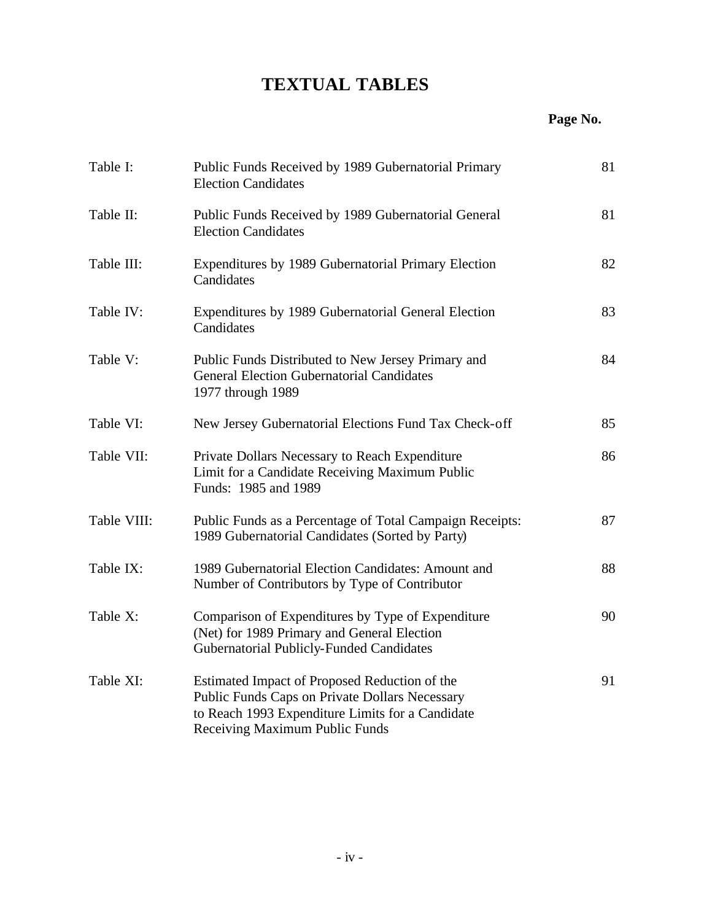# TEXTUAL TABLES

| | | Page No. |
|---|---|---|
| Table I: | Public Funds Received by 1989 Gubernatorial Primary Election Candidates | 81 |
| Table II: | Public Funds Received by 1989 Gubernatorial General Election Candidates | 81 |
| Table III: | Expenditures by 1989 Gubernatorial Primary Election Candidates | 82 |
| Table IV: | Expenditures by 1989 Gubernatorial General Election Candidates | 83 |
| Table V: | Public Funds Distributed to New Jersey Primary and General Election Gubernatorial Candidates 1977 through 1989 | 84 |
| Table VI: | New Jersey Gubernatorial Elections Fund Tax Check-off | 85 |
| Table VII: | Private Dollars Necessary to Reach Expenditure Limit for a Candidate Receiving Maximum Public Funds: 1985 and 1989 | 86 |
| Table VIII: | Public Funds as a Percentage of Total Campaign Receipts: 1989 Gubernatorial Candidates (Sorted by Party) | 87 |
| Table IX: | 1989 Gubernatorial Election Candidates: Amount and Number of Contributors by Type of Contributor | 88 |
| Table X: | Comparison of Expenditures by Type of Expenditure (Net) for 1989 Primary and General Election Gubernatorial Publicly-Funded Candidates | 90 |
| Table XI: | Estimated Impact of Proposed Reduction of the Public Funds Caps on Private Dollars Necessary to Reach 1993 Expenditure Limits for a Candidate Receiving Maximum Public Funds | 91 |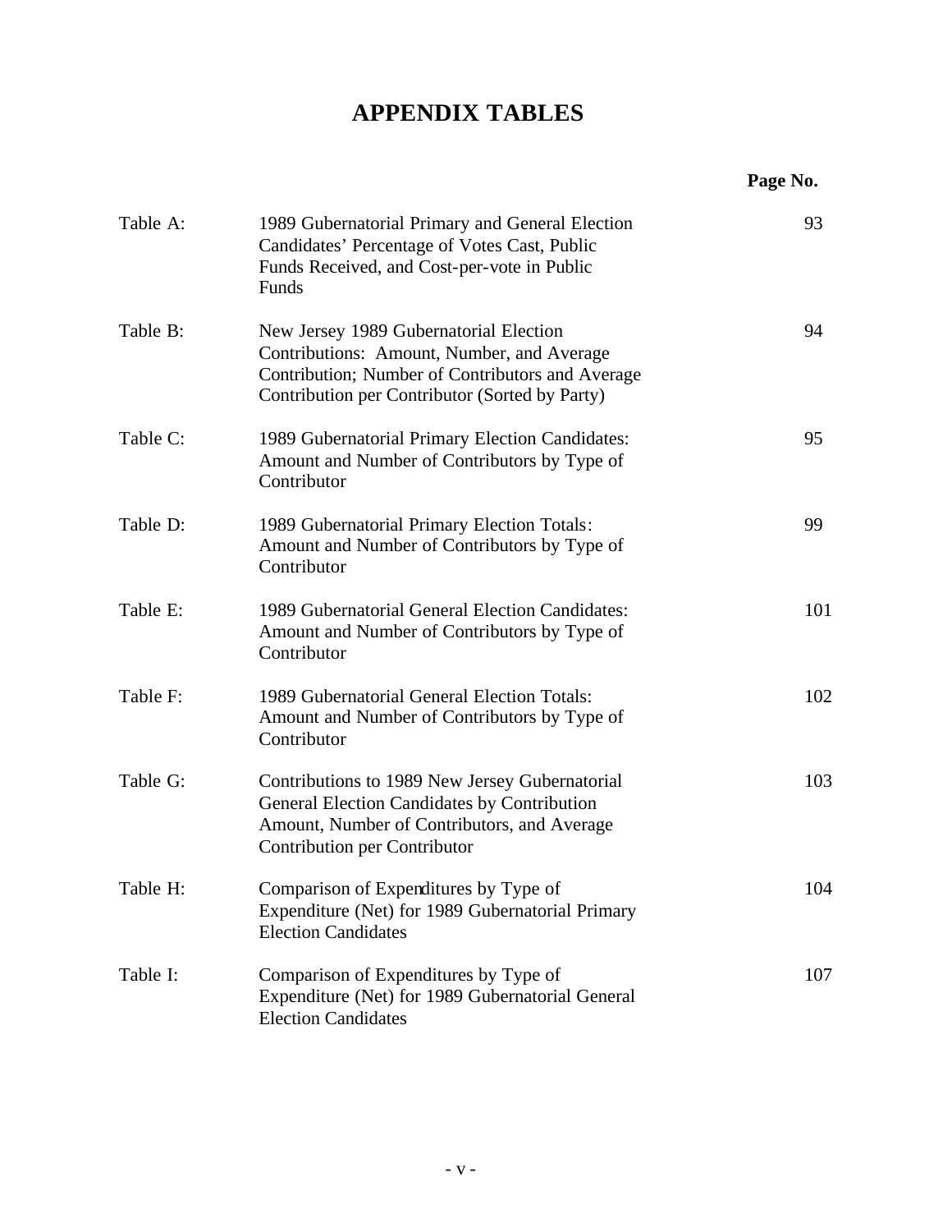# APPENDIX TABLES

| | | Page No. |
|---|---|---|
| Table A: | 1989 Gubernatorial Primary and General Election Candidates' Percentage of Votes Cast, Public Funds Received, and Cost-per-vote in Public Funds | 93 |
| Table B: | New Jersey 1989 Gubernatorial Election Contributions: Amount, Number, and Average Contribution; Number of Contributors and Average Contribution per Contributor (Sorted by Party) | 94 |
| Table C: | 1989 Gubernatorial Primary Election Candidates: Amount and Number of Contributors by Type of Contributor | 95 |
| Table D: | 1989 Gubernatorial Primary Election Totals: Amount and Number of Contributors by Type of Contributor | 99 |
| Table E: | 1989 Gubernatorial General Election Candidates: Amount and Number of Contributors by Type of Contributor | 101 |
| Table F: | 1989 Gubernatorial General Election Totals: Amount and Number of Contributors by Type of Contributor | 102 |
| Table G: | Contributions to 1989 New Jersey Gubernatorial General Election Candidates by Contribution Amount, Number of Contributors, and Average Contribution per Contributor | 103 |
| Table H: | Comparison of Expenditures by Type of Expenditure (Net) for 1989 Gubernatorial Primary Election Candidates | 104 |
| Table I: | Comparison of Expenditures by Type of Expenditure (Net) for 1989 Gubernatorial General Election Candidates | 107 |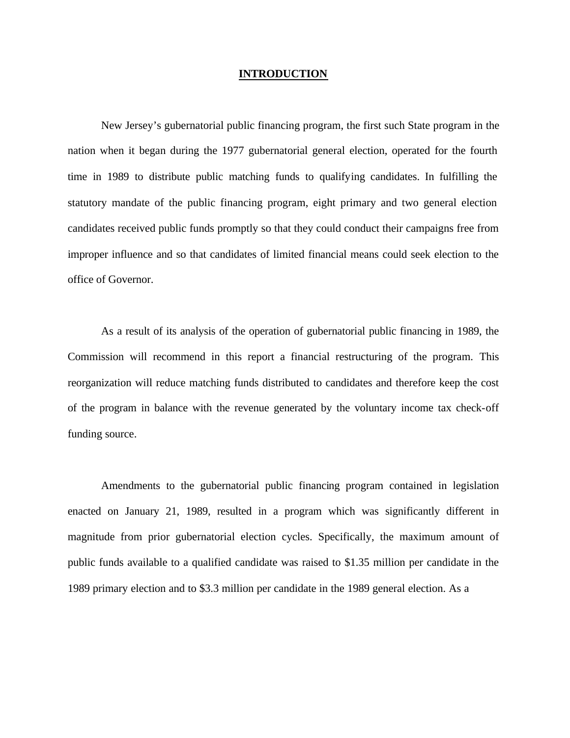# INTRODUCTION

New Jersey's gubernatorial public financing program, the first such State program in the nation when it began during the 1977 gubernatorial general election, operated for the fourth time in 1989 to distribute public matching funds to qualifying candidates. In fulfilling the statutory mandate of the public financing program, eight primary and two general election candidates received public funds promptly so that they could conduct their campaigns free from improper influence and so that candidates of limited financial means could seek election to the office of Governor.

As a result of its analysis of the operation of gubernatorial public financing in 1989, the Commission will recommend in this report a financial restructuring of the program. This reorganization will reduce matching funds distributed to candidates and therefore keep the cost of the program in balance with the revenue generated by the voluntary income tax check-off funding source.

Amendments to the gubernatorial public financing program contained in legislation enacted on January 21, 1989, resulted in a program which was significantly different in magnitude from prior gubernatorial election cycles. Specifically, the maximum amount of public funds available to a qualified candidate was raised to $1.35 million per candidate in the 1989 primary election and to $3.3 million per candidate in the 1989 general election. As a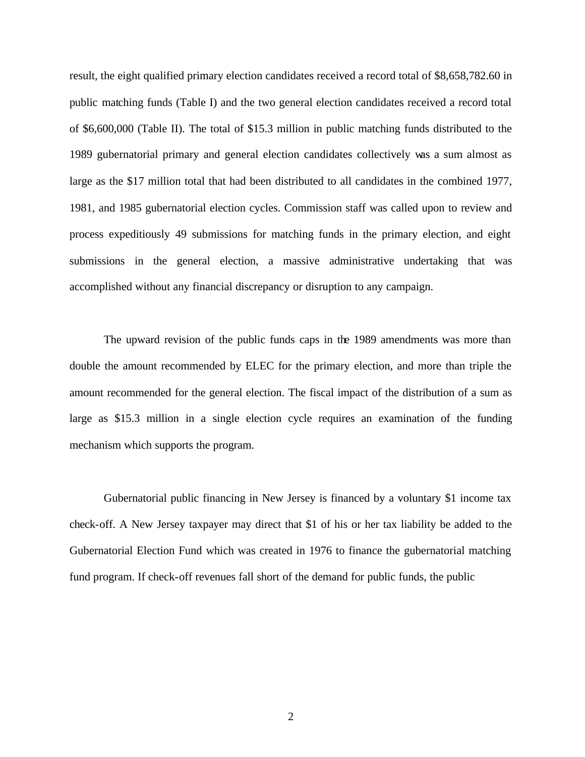result, the eight qualified primary election candidates received a record total of $8,658,782.60 in public matching funds (Table I) and the two general election candidates received a record total of $6,600,000 (Table II). The total of $15.3 million in public matching funds distributed to the 1989 gubernatorial primary and general election candidates collectively was a sum almost as large as the $17 million total that had been distributed to all candidates in the combined 1977, 1981, and 1985 gubernatorial election cycles. Commission staff was called upon to review and process expeditiously 49 submissions for matching funds in the primary election, and eight submissions in the general election, a massive administrative undertaking that was accomplished without any financial discrepancy or disruption to any campaign.

The upward revision of the public funds caps in the 1989 amendments was more than double the amount recommended by ELEC for the primary election, and more than triple the amount recommended for the general election. The fiscal impact of the distribution of a sum as large as $15.3 million in a single election cycle requires an examination of the funding mechanism which supports the program.

Gubernatorial public financing in New Jersey is financed by a voluntary $1 income tax check-off. A New Jersey taxpayer may direct that $1 of his or her tax liability be added to the Gubernatorial Election Fund which was created in 1976 to finance the gubernatorial matching fund program. If check-off revenues fall short of the demand for public funds, the public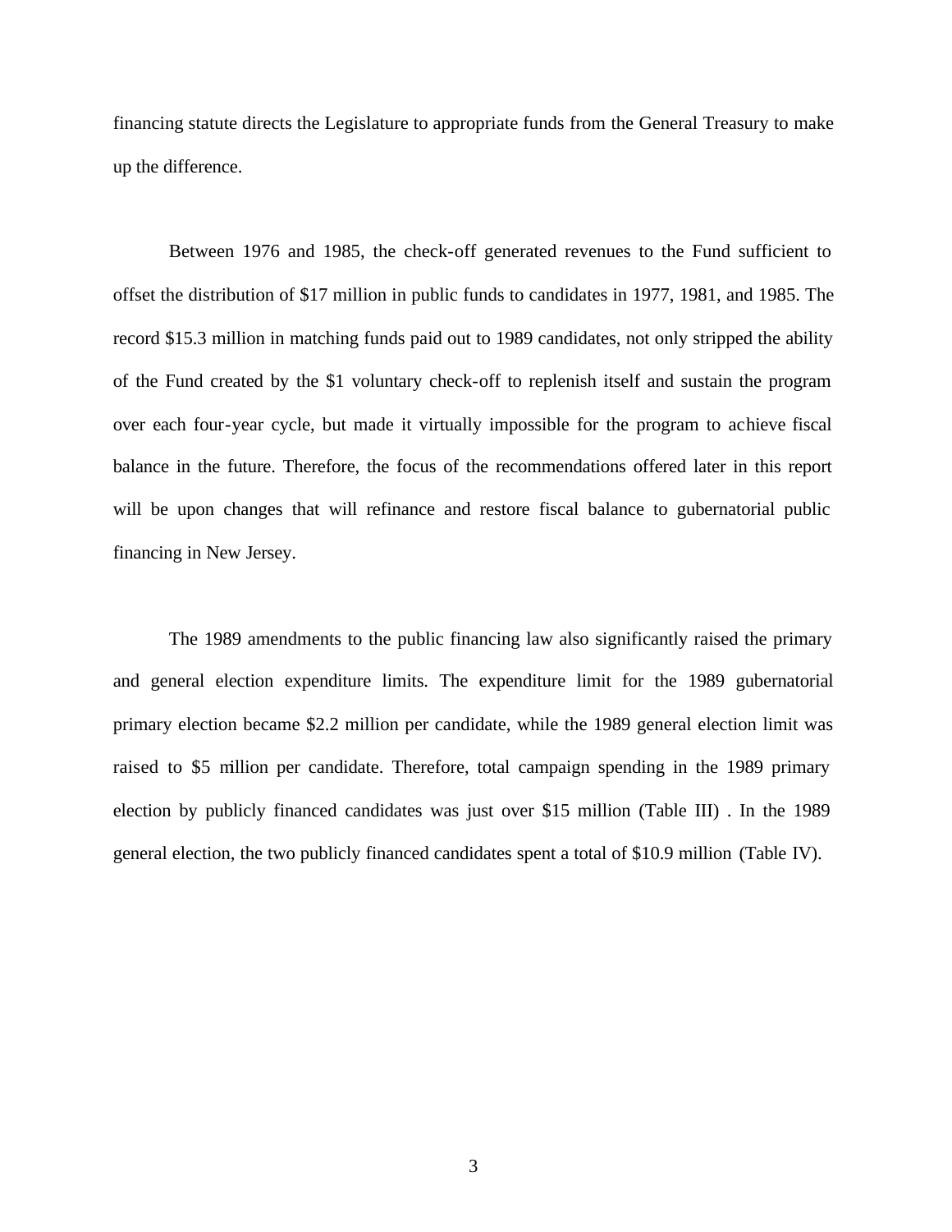financing statute directs the Legislature to appropriate funds from the General Treasury to make up the difference.

Between 1976 and 1985, the check-off generated revenues to the Fund sufficient to offset the distribution of $17 million in public funds to candidates in 1977, 1981, and 1985. The record $15.3 million in matching funds paid out to 1989 candidates, not only stripped the ability of the Fund created by the $1 voluntary check-off to replenish itself and sustain the program over each four-year cycle, but made it virtually impossible for the program to achieve fiscal balance in the future. Therefore, the focus of the recommendations offered later in this report will be upon changes that will refinance and restore fiscal balance to gubernatorial public financing in New Jersey.

The 1989 amendments to the public financing law also significantly raised the primary and general election expenditure limits. The expenditure limit for the 1989 gubernatorial primary election became $2.2 million per candidate, while the 1989 general election limit was raised to $5 million per candidate. Therefore, total campaign spending in the 1989 primary election by publicly financed candidates was just over $15 million (Table III) . In the 1989 general election, the two publicly financed candidates spent a total of $10.9 million (Table IV).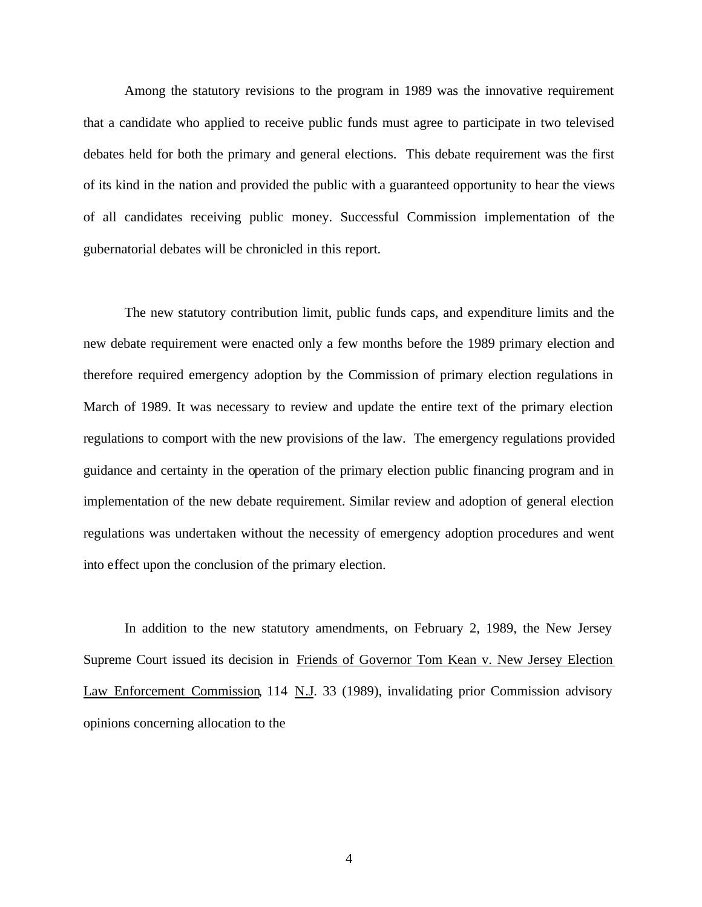Among the statutory revisions to the program in 1989 was the innovative requirement that a candidate who applied to receive public funds must agree to participate in two televised debates held for both the primary and general elections. This debate requirement was the first of its kind in the nation and provided the public with a guaranteed opportunity to hear the views of all candidates receiving public money. Successful Commission implementation of the gubernatorial debates will be chronicled in this report.

The new statutory contribution limit, public funds caps, and expenditure limits and the new debate requirement were enacted only a few months before the 1989 primary election and therefore required emergency adoption by the Commission of primary election regulations in March of 1989. It was necessary to review and update the entire text of the primary election regulations to comport with the new provisions of the law. The emergency regulations provided guidance and certainty in the operation of the primary election public financing program and in implementation of the new debate requirement. Similar review and adoption of general election regulations was undertaken without the necessity of emergency adoption procedures and went into effect upon the conclusion of the primary election.

In addition to the new statutory amendments, on February 2, 1989, the New Jersey Supreme Court issued its decision in Friends of Governor Tom Kean v. New Jersey Election Law Enforcement Commission, 114 N.J. 33 (1989), invalidating prior Commission advisory opinions concerning allocation to the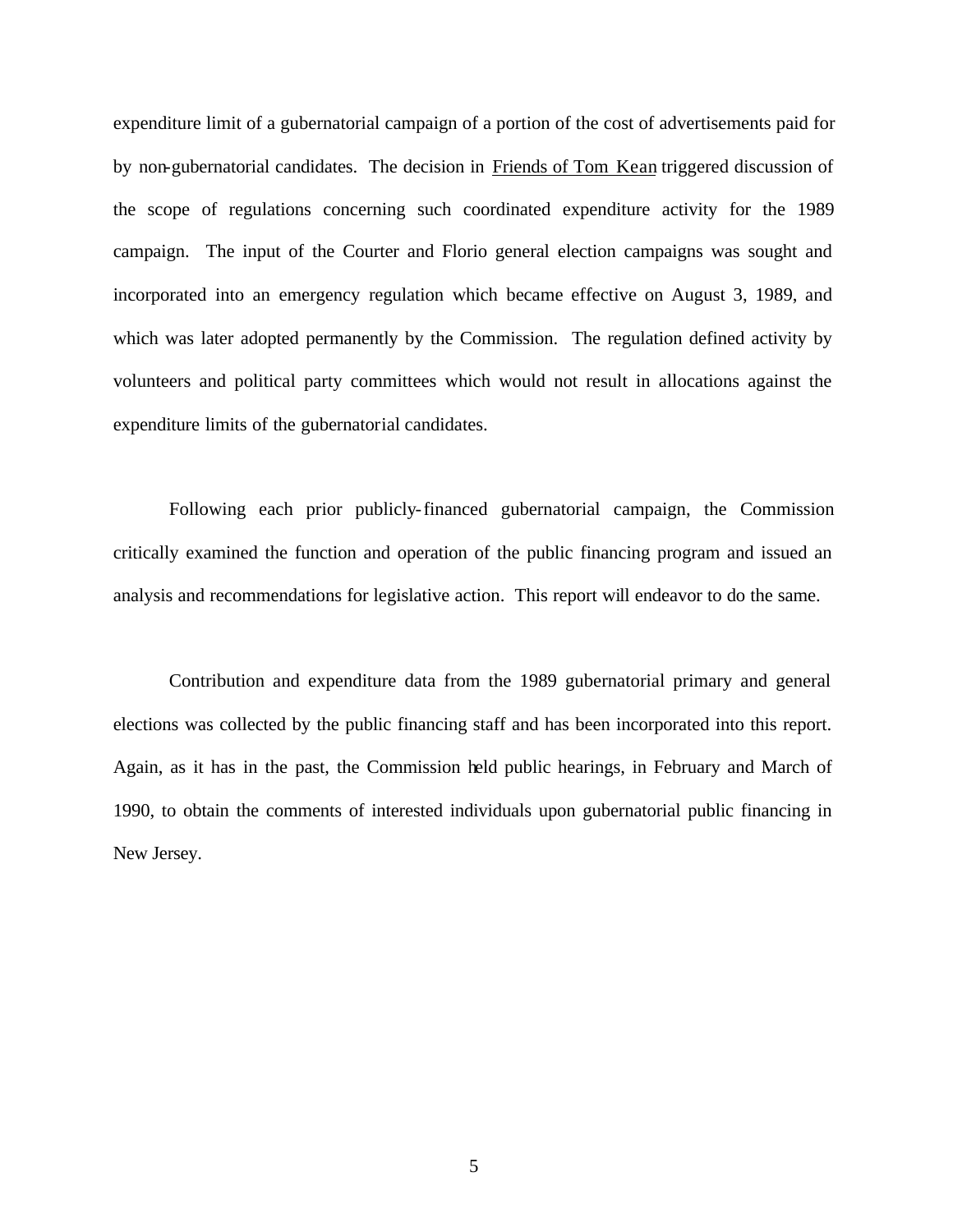expenditure limit of a gubernatorial campaign of a portion of the cost of advertisements paid for by non-gubernatorial candidates. The decision in Friends of Tom Kean triggered discussion of the scope of regulations concerning such coordinated expenditure activity for the 1989 campaign. The input of the Courter and Florio general election campaigns was sought and incorporated into an emergency regulation which became effective on August 3, 1989, and which was later adopted permanently by the Commission. The regulation defined activity by volunteers and political party committees which would not result in allocations against the expenditure limits of the gubernatorial candidates.

Following each prior publicly-financed gubernatorial campaign, the Commission critically examined the function and operation of the public financing program and issued an analysis and recommendations for legislative action. This report will endeavor to do the same.

Contribution and expenditure data from the 1989 gubernatorial primary and general elections was collected by the public financing staff and has been incorporated into this report. Again, as it has in the past, the Commission held public hearings, in February and March of 1990, to obtain the comments of interested individuals upon gubernatorial public financing in New Jersey.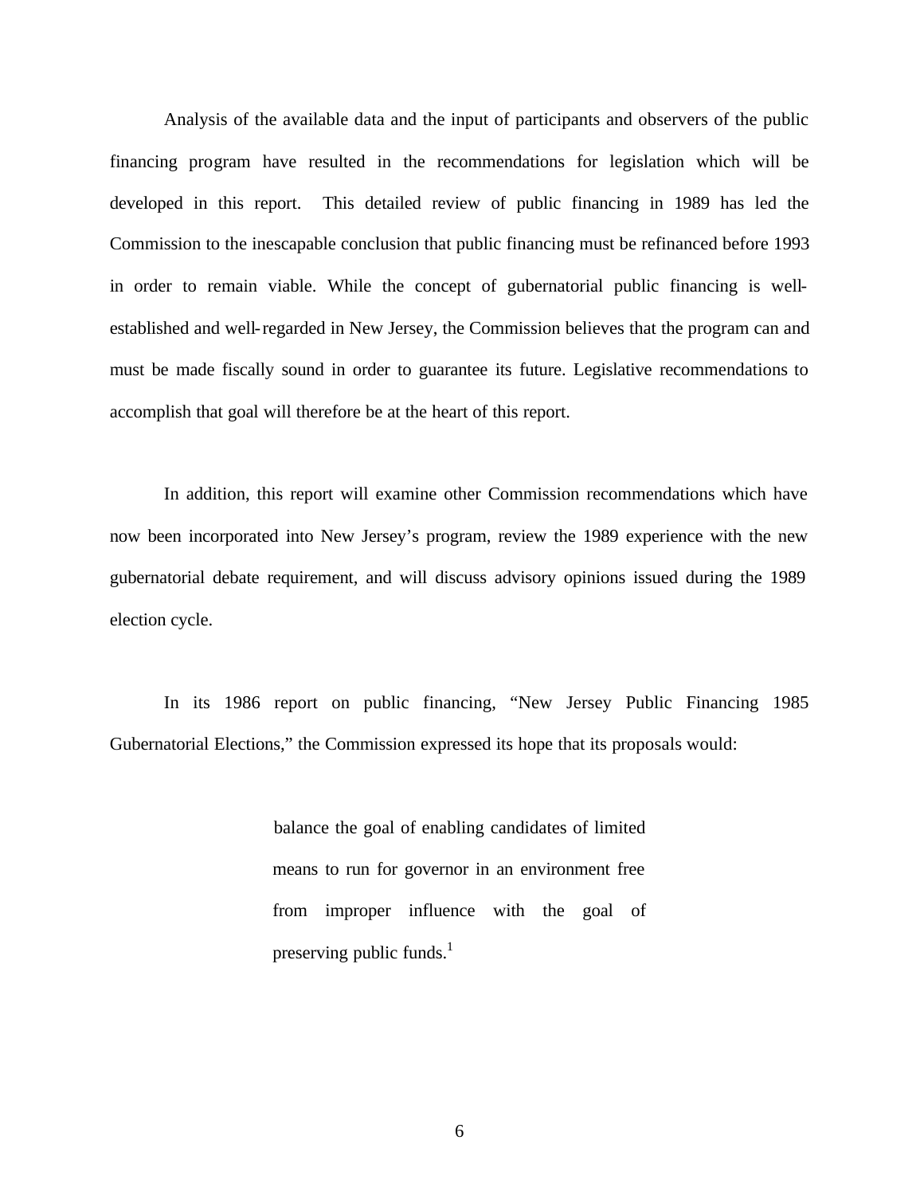Analysis of the available data and the input of participants and observers of the public financing program have resulted in the recommendations for legislation which will be developed in this report. This detailed review of public financing in 1989 has led the Commission to the inescapable conclusion that public financing must be refinanced before 1993 in order to remain viable. While the concept of gubernatorial public financing is well-established and well-regarded in New Jersey, the Commission believes that the program can and must be made fiscally sound in order to guarantee its future. Legislative recommendations to accomplish that goal will therefore be at the heart of this report.

In addition, this report will examine other Commission recommendations which have now been incorporated into New Jersey's program, review the 1989 experience with the new gubernatorial debate requirement, and will discuss advisory opinions issued during the 1989 election cycle.

In its 1986 report on public financing, "New Jersey Public Financing 1985 Gubernatorial Elections," the Commission expressed its hope that its proposals would:

> balance the goal of enabling candidates of limited means to run for governor in an environment free from improper influence with the goal of preserving public funds.[1]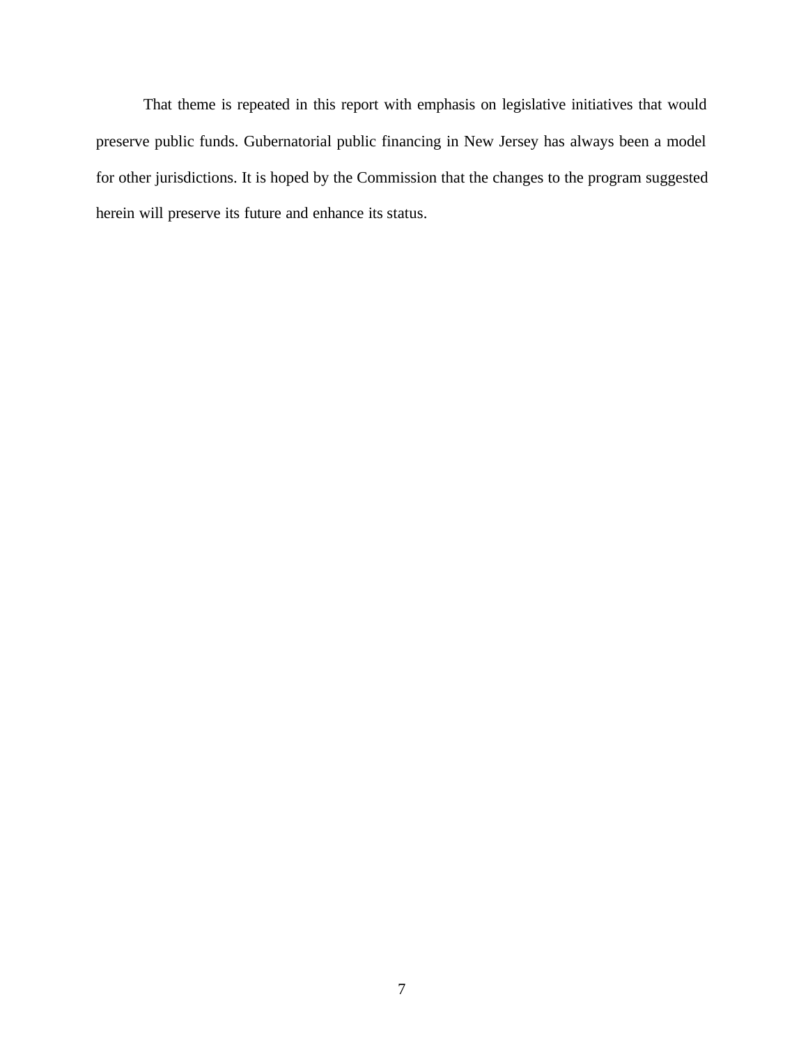That theme is repeated in this report with emphasis on legislative initiatives that would preserve public funds. Gubernatorial public financing in New Jersey has always been a model for other jurisdictions. It is hoped by the Commission that the changes to the program suggested herein will preserve its future and enhance its status.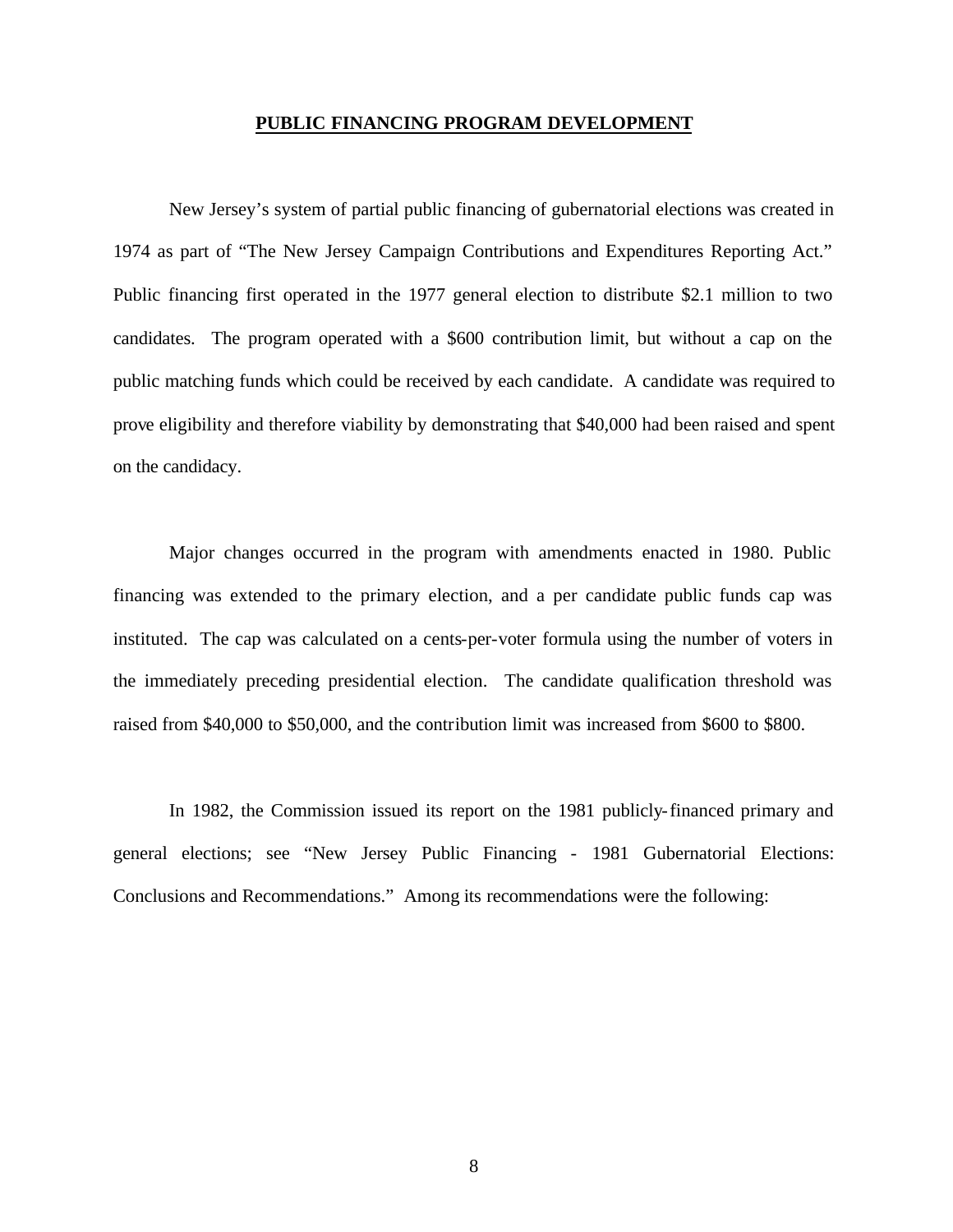## PUBLIC FINANCING PROGRAM DEVELOPMENT

New Jersey's system of partial public financing of gubernatorial elections was created in 1974 as part of "The New Jersey Campaign Contributions and Expenditures Reporting Act." Public financing first operated in the 1977 general election to distribute $2.1 million to two candidates. The program operated with a $600 contribution limit, but without a cap on the public matching funds which could be received by each candidate. A candidate was required to prove eligibility and therefore viability by demonstrating that $40,000 had been raised and spent on the candidacy.

Major changes occurred in the program with amendments enacted in 1980. Public financing was extended to the primary election, and a per candidate public funds cap was instituted. The cap was calculated on a cents-per-voter formula using the number of voters in the immediately preceding presidential election. The candidate qualification threshold was raised from $40,000 to $50,000, and the contribution limit was increased from $600 to $800.

In 1982, the Commission issued its report on the 1981 publicly-financed primary and general elections; see "New Jersey Public Financing - 1981 Gubernatorial Elections: Conclusions and Recommendations." Among its recommendations were the following: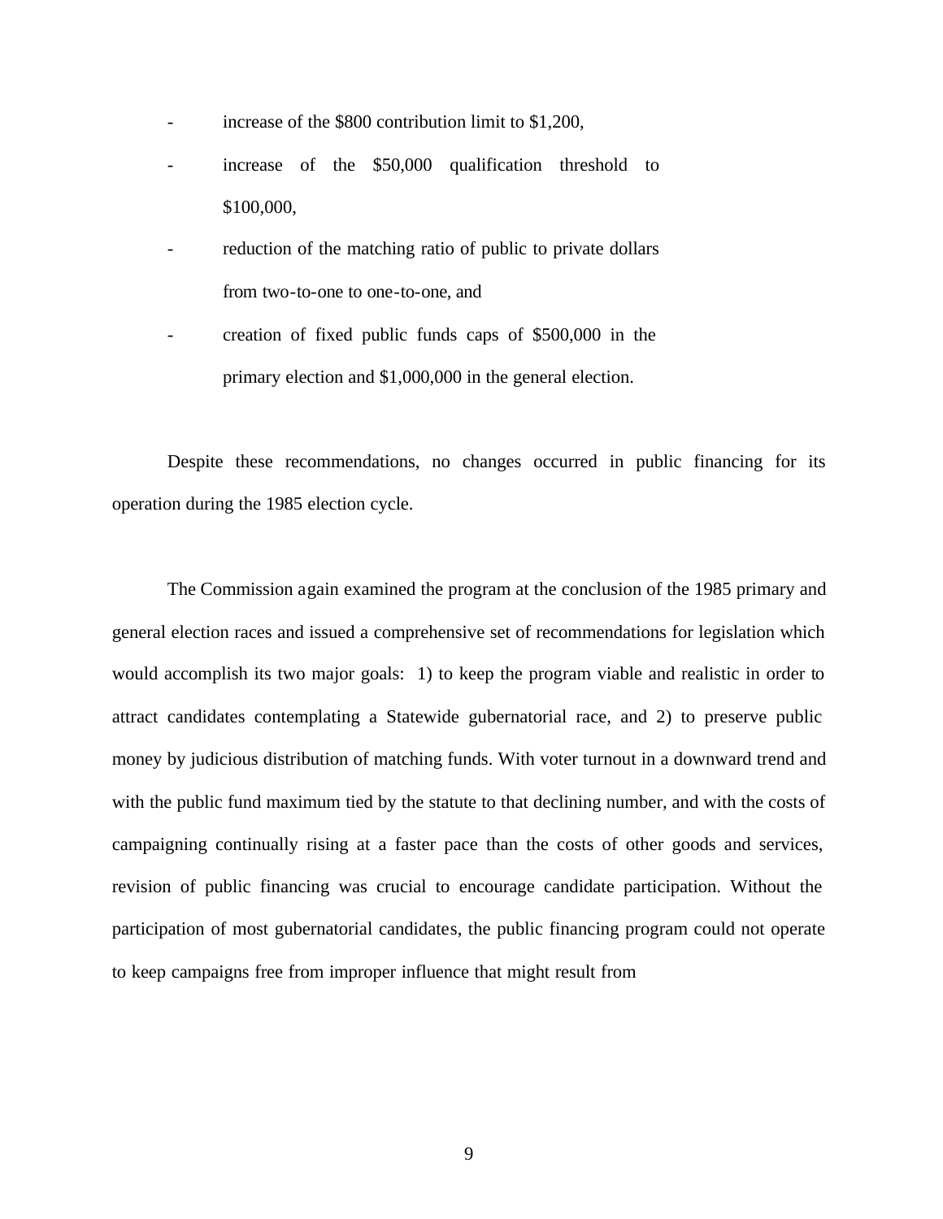- increase of the $800 contribution limit to $1,200,
- increase of the $50,000 qualification threshold to $100,000,
- reduction of the matching ratio of public to private dollars from two-to-one to one-to-one, and
- creation of fixed public funds caps of $500,000 in the primary election and $1,000,000 in the general election.

Despite these recommendations, no changes occurred in public financing for its operation during the 1985 election cycle.

The Commission again examined the program at the conclusion of the 1985 primary and general election races and issued a comprehensive set of recommendations for legislation which would accomplish its two major goals: 1) to keep the program viable and realistic in order to attract candidates contemplating a Statewide gubernatorial race, and 2) to preserve public money by judicious distribution of matching funds. With voter turnout in a downward trend and with the public fund maximum tied by the statute to that declining number, and with the costs of campaigning continually rising at a faster pace than the costs of other goods and services, revision of public financing was crucial to encourage candidate participation. Without the participation of most gubernatorial candidates, the public financing program could not operate to keep campaigns free from improper influence that might result from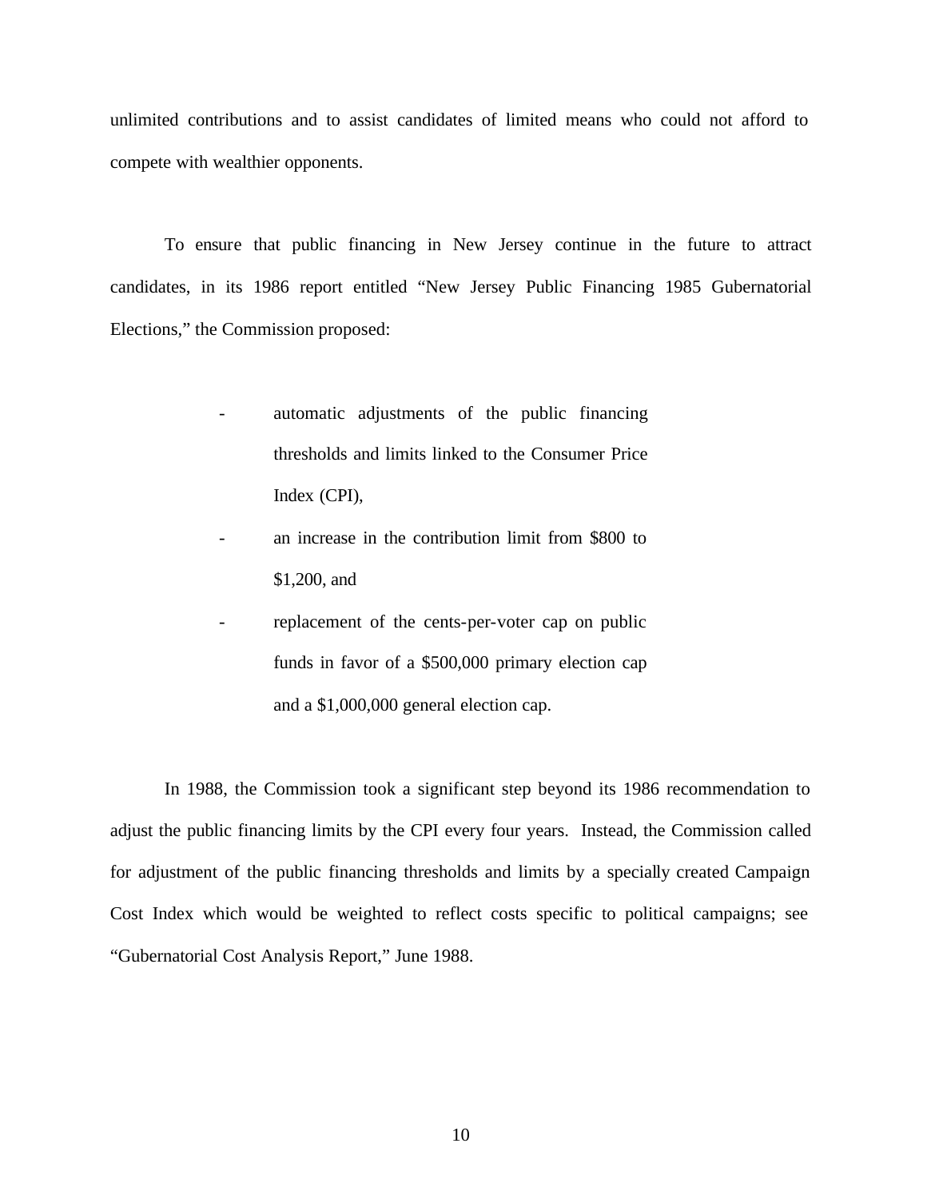unlimited contributions and to assist candidates of limited means who could not afford to compete with wealthier opponents.

To ensure that public financing in New Jersey continue in the future to attract candidates, in its 1986 report entitled "New Jersey Public Financing 1985 Gubernatorial Elections," the Commission proposed:

- automatic adjustments of the public financing thresholds and limits linked to the Consumer Price Index (CPI),
- an increase in the contribution limit from $800 to $1,200, and
- replacement of the cents-per-voter cap on public funds in favor of a $500,000 primary election cap and a $1,000,000 general election cap.

In 1988, the Commission took a significant step beyond its 1986 recommendation to adjust the public financing limits by the CPI every four years. Instead, the Commission called for adjustment of the public financing thresholds and limits by a specially created Campaign Cost Index which would be weighted to reflect costs specific to political campaigns; see "Gubernatorial Cost Analysis Report," June 1988.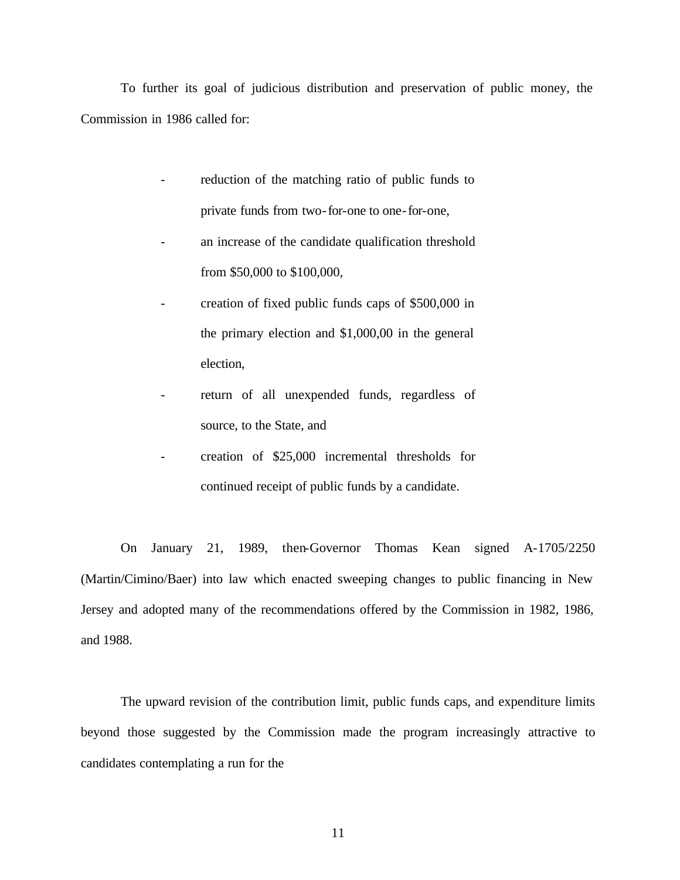To further its goal of judicious distribution and preservation of public money, the Commission in 1986 called for:

- reduction of the matching ratio of public funds to private funds from two-for-one to one-for-one,
- an increase of the candidate qualification threshold from $50,000 to $100,000,
- creation of fixed public funds caps of $500,000 in the primary election and $1,000,00 in the general election,
- return of all unexpended funds, regardless of source, to the State, and
- creation of $25,000 incremental thresholds for continued receipt of public funds by a candidate.

On January 21, 1989, then-Governor Thomas Kean signed A-1705/2250 (Martin/Cimino/Baer) into law which enacted sweeping changes to public financing in New Jersey and adopted many of the recommendations offered by the Commission in 1982, 1986, and 1988.

The upward revision of the contribution limit, public funds caps, and expenditure limits beyond those suggested by the Commission made the program increasingly attractive to candidates contemplating a run for the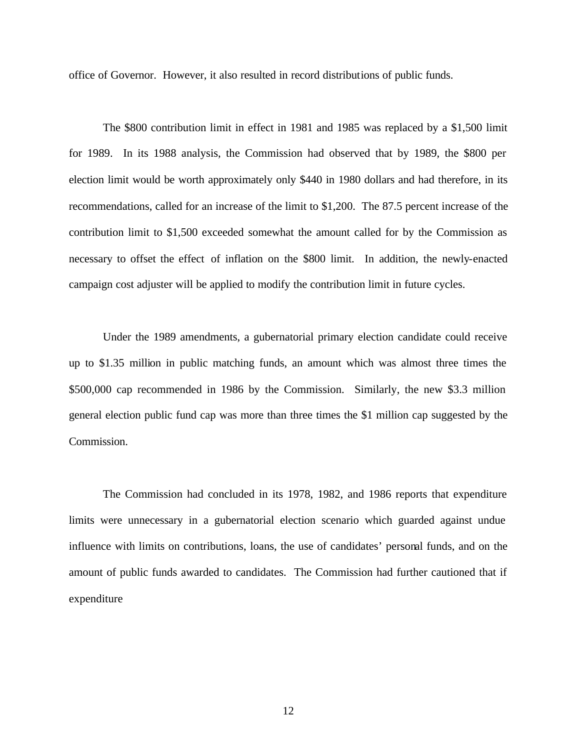office of Governor. However, it also resulted in record distributions of public funds.

The $800 contribution limit in effect in 1981 and 1985 was replaced by a $1,500 limit for 1989. In its 1988 analysis, the Commission had observed that by 1989, the $800 per election limit would be worth approximately only $440 in 1980 dollars and had therefore, in its recommendations, called for an increase of the limit to $1,200. The 87.5 percent increase of the contribution limit to $1,500 exceeded somewhat the amount called for by the Commission as necessary to offset the effect of inflation on the $800 limit. In addition, the newly-enacted campaign cost adjuster will be applied to modify the contribution limit in future cycles.

Under the 1989 amendments, a gubernatorial primary election candidate could receive up to $1.35 million in public matching funds, an amount which was almost three times the $500,000 cap recommended in 1986 by the Commission. Similarly, the new $3.3 million general election public fund cap was more than three times the $1 million cap suggested by the Commission.

The Commission had concluded in its 1978, 1982, and 1986 reports that expenditure limits were unnecessary in a gubernatorial election scenario which guarded against undue influence with limits on contributions, loans, the use of candidates' personal funds, and on the amount of public funds awarded to candidates. The Commission had further cautioned that if expenditure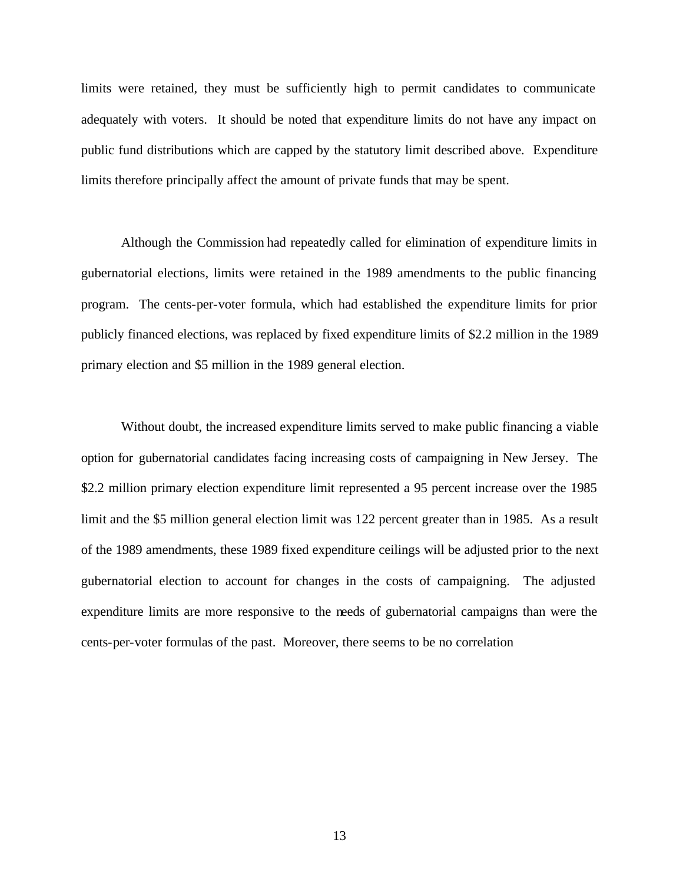limits were retained, they must be sufficiently high to permit candidates to communicate adequately with voters. It should be noted that expenditure limits do not have any impact on public fund distributions which are capped by the statutory limit described above. Expenditure limits therefore principally affect the amount of private funds that may be spent.

Although the Commission had repeatedly called for elimination of expenditure limits in gubernatorial elections, limits were retained in the 1989 amendments to the public financing program. The cents-per-voter formula, which had established the expenditure limits for prior publicly financed elections, was replaced by fixed expenditure limits of $2.2 million in the 1989 primary election and $5 million in the 1989 general election.

Without doubt, the increased expenditure limits served to make public financing a viable option for gubernatorial candidates facing increasing costs of campaigning in New Jersey. The $2.2 million primary election expenditure limit represented a 95 percent increase over the 1985 limit and the $5 million general election limit was 122 percent greater than in 1985. As a result of the 1989 amendments, these 1989 fixed expenditure ceilings will be adjusted prior to the next gubernatorial election to account for changes in the costs of campaigning. The adjusted expenditure limits are more responsive to the needs of gubernatorial campaigns than were the cents-per-voter formulas of the past. Moreover, there seems to be no correlation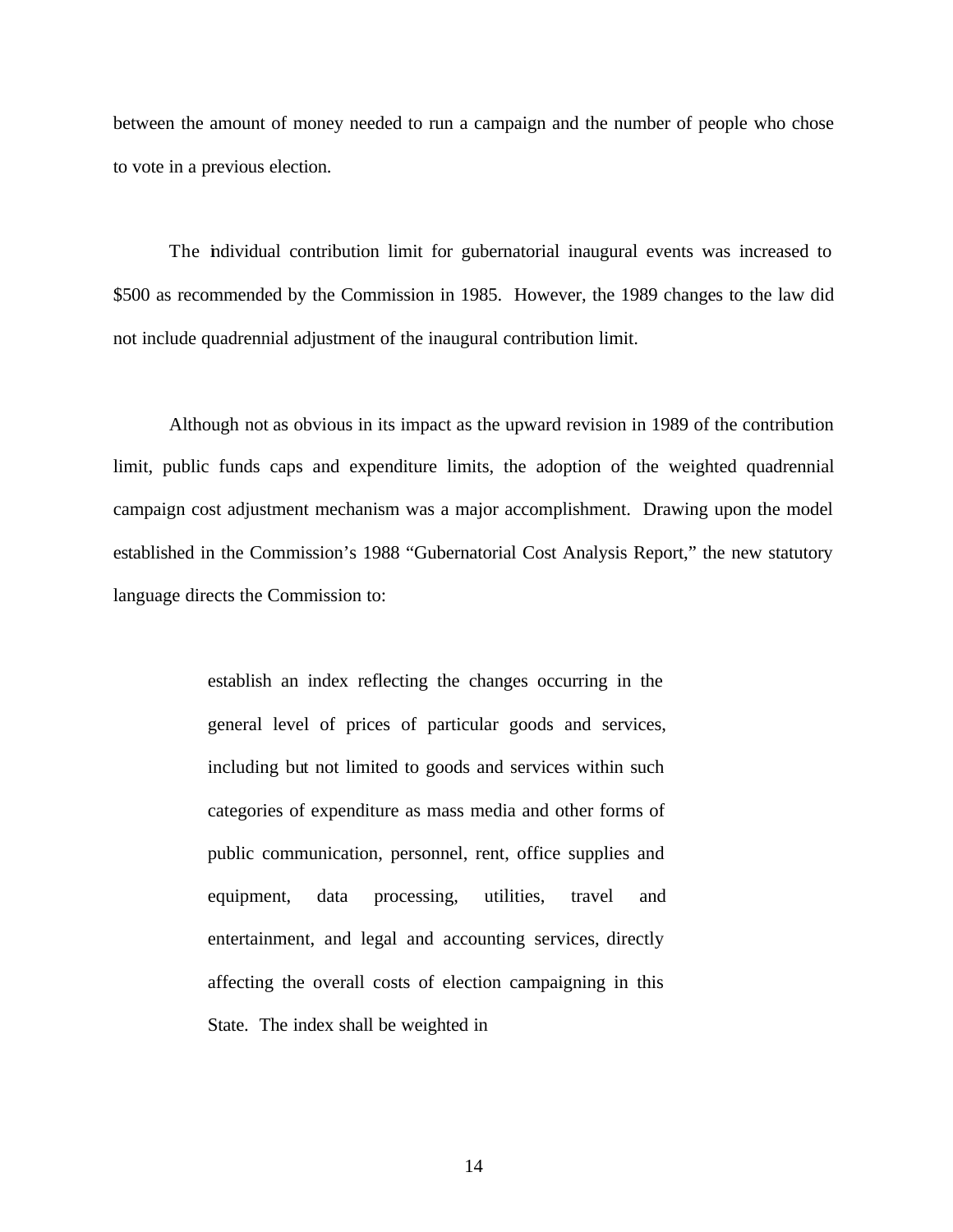between the amount of money needed to run a campaign and the number of people who chose to vote in a previous election.

The individual contribution limit for gubernatorial inaugural events was increased to $500 as recommended by the Commission in 1985. However, the 1989 changes to the law did not include quadrennial adjustment of the inaugural contribution limit.

Although not as obvious in its impact as the upward revision in 1989 of the contribution limit, public funds caps and expenditure limits, the adoption of the weighted quadrennial campaign cost adjustment mechanism was a major accomplishment. Drawing upon the model established in the Commission's 1988 "Gubernatorial Cost Analysis Report," the new statutory language directs the Commission to:

> establish an index reflecting the changes occurring in the general level of prices of particular goods and services, including but not limited to goods and services within such categories of expenditure as mass media and other forms of public communication, personnel, rent, office supplies and equipment, data processing, utilities, travel and entertainment, and legal and accounting services, directly affecting the overall costs of election campaigning in this State. The index shall be weighted in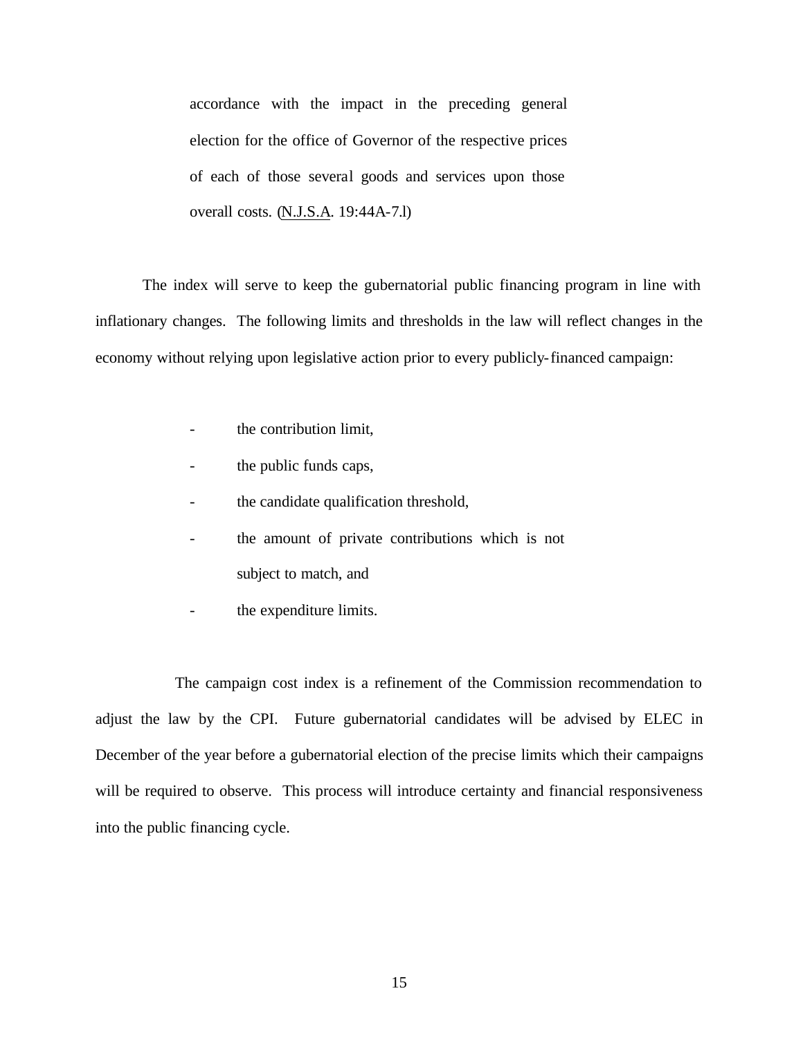> accordance with the impact in the preceding general election for the office of Governor of the respective prices of each of those several goods and services upon those overall costs. (N.J.S.A. 19:44A-7.l)

The index will serve to keep the gubernatorial public financing program in line with inflationary changes. The following limits and thresholds in the law will reflect changes in the economy without relying upon legislative action prior to every publicly-financed campaign:

- the contribution limit,
- the public funds caps,
- the candidate qualification threshold,
- the amount of private contributions which is not subject to match, and
- the expenditure limits.

The campaign cost index is a refinement of the Commission recommendation to adjust the law by the CPI. Future gubernatorial candidates will be advised by ELEC in December of the year before a gubernatorial election of the precise limits which their campaigns will be required to observe. This process will introduce certainty and financial responsiveness into the public financing cycle.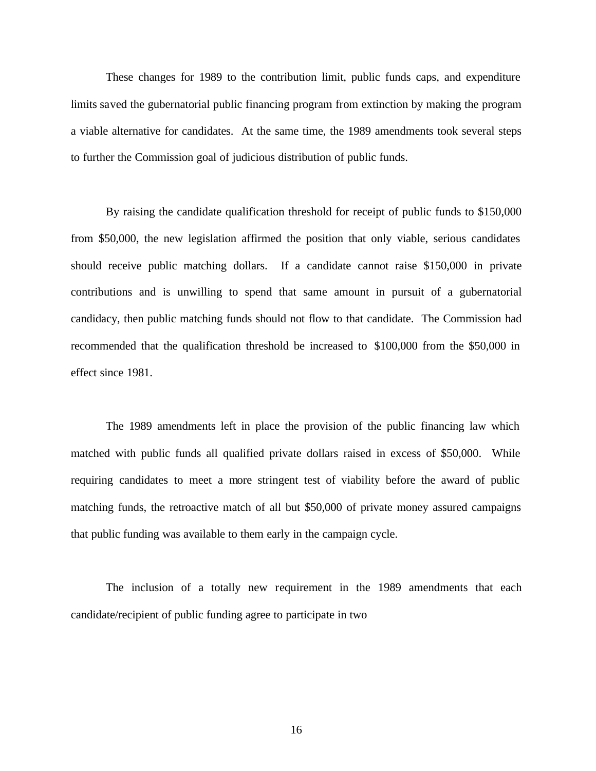These changes for 1989 to the contribution limit, public funds caps, and expenditure limits saved the gubernatorial public financing program from extinction by making the program a viable alternative for candidates. At the same time, the 1989 amendments took several steps to further the Commission goal of judicious distribution of public funds.

By raising the candidate qualification threshold for receipt of public funds to $150,000 from $50,000, the new legislation affirmed the position that only viable, serious candidates should receive public matching dollars. If a candidate cannot raise $150,000 in private contributions and is unwilling to spend that same amount in pursuit of a gubernatorial candidacy, then public matching funds should not flow to that candidate. The Commission had recommended that the qualification threshold be increased to $100,000 from the $50,000 in effect since 1981.

The 1989 amendments left in place the provision of the public financing law which matched with public funds all qualified private dollars raised in excess of $50,000. While requiring candidates to meet a more stringent test of viability before the award of public matching funds, the retroactive match of all but $50,000 of private money assured campaigns that public funding was available to them early in the campaign cycle.

The inclusion of a totally new requirement in the 1989 amendments that each candidate/recipient of public funding agree to participate in two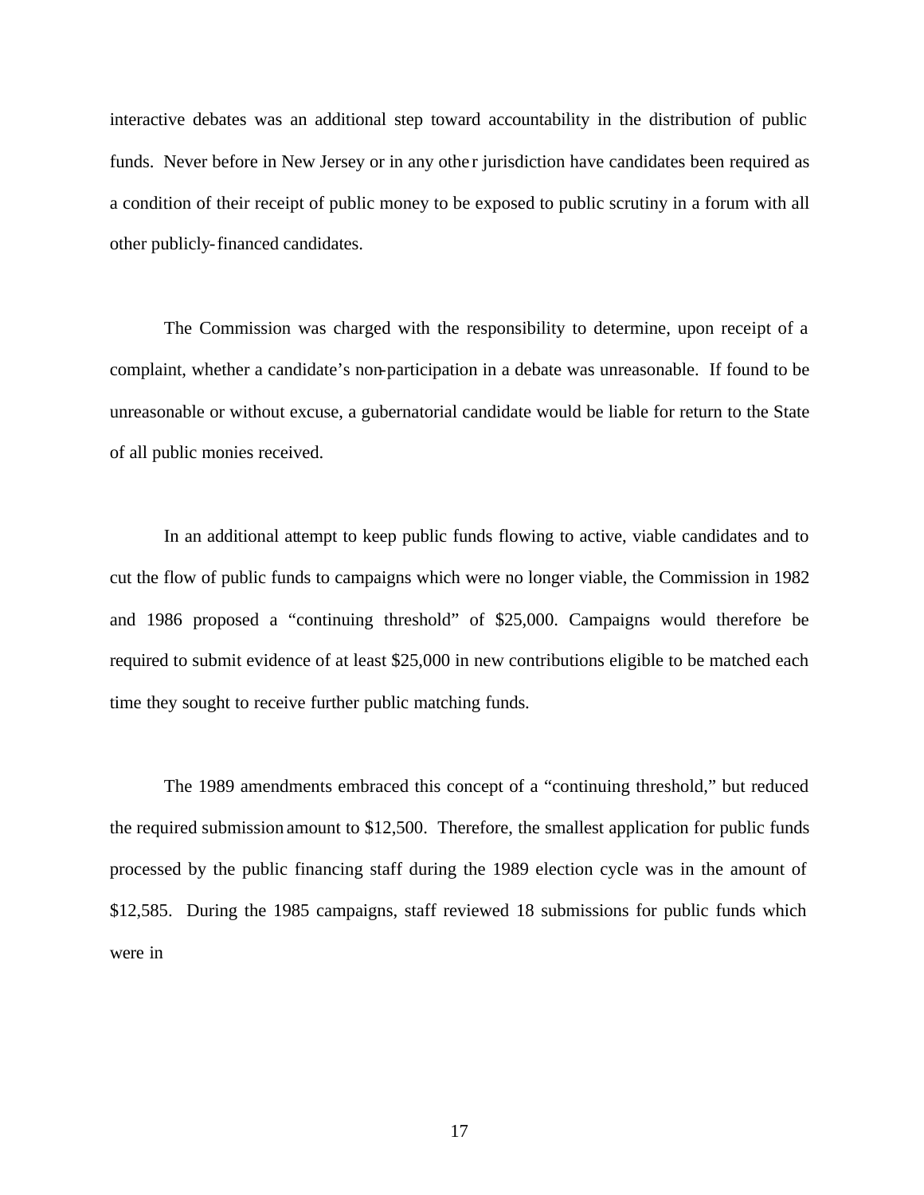interactive debates was an additional step toward accountability in the distribution of public funds. Never before in New Jersey or in any other jurisdiction have candidates been required as a condition of their receipt of public money to be exposed to public scrutiny in a forum with all other publicly-financed candidates.

The Commission was charged with the responsibility to determine, upon receipt of a complaint, whether a candidate's non-participation in a debate was unreasonable. If found to be unreasonable or without excuse, a gubernatorial candidate would be liable for return to the State of all public monies received.

In an additional attempt to keep public funds flowing to active, viable candidates and to cut the flow of public funds to campaigns which were no longer viable, the Commission in 1982 and 1986 proposed a "continuing threshold" of $25,000. Campaigns would therefore be required to submit evidence of at least $25,000 in new contributions eligible to be matched each time they sought to receive further public matching funds.

The 1989 amendments embraced this concept of a "continuing threshold," but reduced the required submission amount to $12,500. Therefore, the smallest application for public funds processed by the public financing staff during the 1989 election cycle was in the amount of $12,585. During the 1985 campaigns, staff reviewed 18 submissions for public funds which were in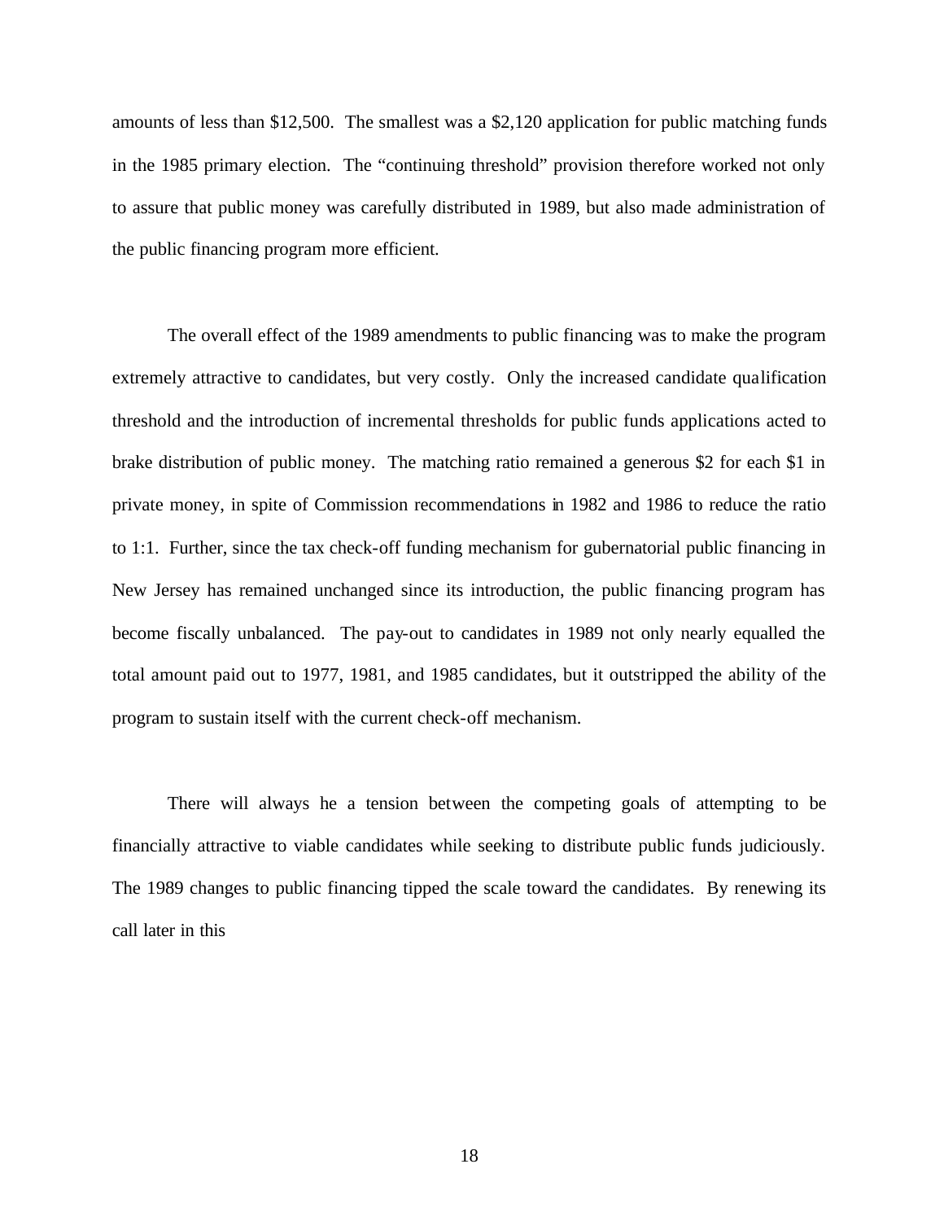amounts of less than $12,500. The smallest was a $2,120 application for public matching funds in the 1985 primary election. The "continuing threshold" provision therefore worked not only to assure that public money was carefully distributed in 1989, but also made administration of the public financing program more efficient.

The overall effect of the 1989 amendments to public financing was to make the program extremely attractive to candidates, but very costly. Only the increased candidate qualification threshold and the introduction of incremental thresholds for public funds applications acted to brake distribution of public money. The matching ratio remained a generous $2 for each $1 in private money, in spite of Commission recommendations in 1982 and 1986 to reduce the ratio to 1:1. Further, since the tax check-off funding mechanism for gubernatorial public financing in New Jersey has remained unchanged since its introduction, the public financing program has become fiscally unbalanced. The pay-out to candidates in 1989 not only nearly equalled the total amount paid out to 1977, 1981, and 1985 candidates, but it outstripped the ability of the program to sustain itself with the current check-off mechanism.

There will always he a tension between the competing goals of attempting to be financially attractive to viable candidates while seeking to distribute public funds judiciously. The 1989 changes to public financing tipped the scale toward the candidates. By renewing its call later in this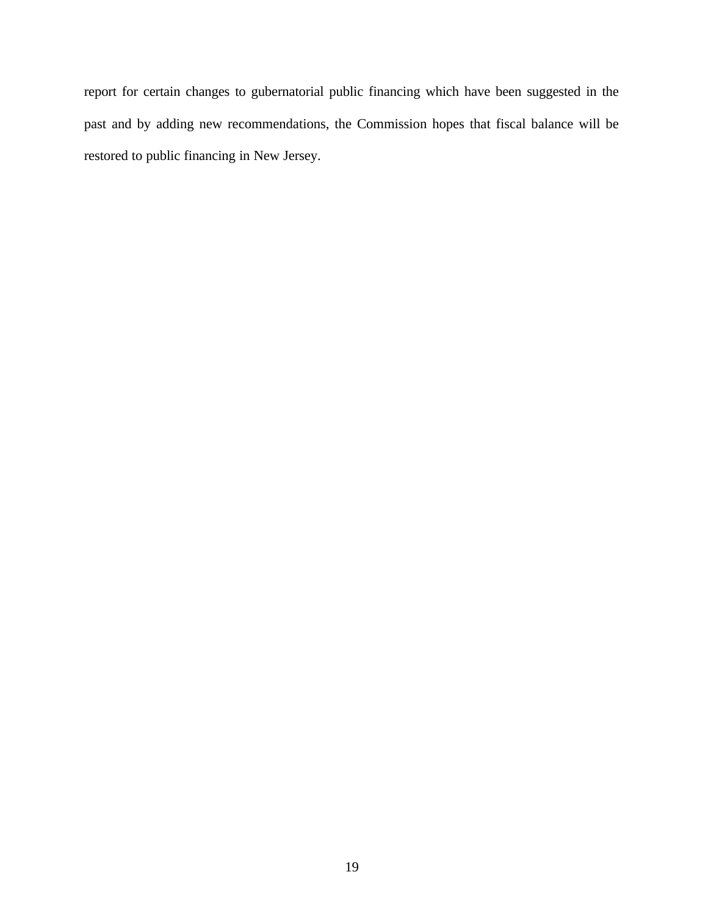report for certain changes to gubernatorial public financing which have been suggested in the past and by adding new recommendations, the Commission hopes that fiscal balance will be restored to public financing in New Jersey.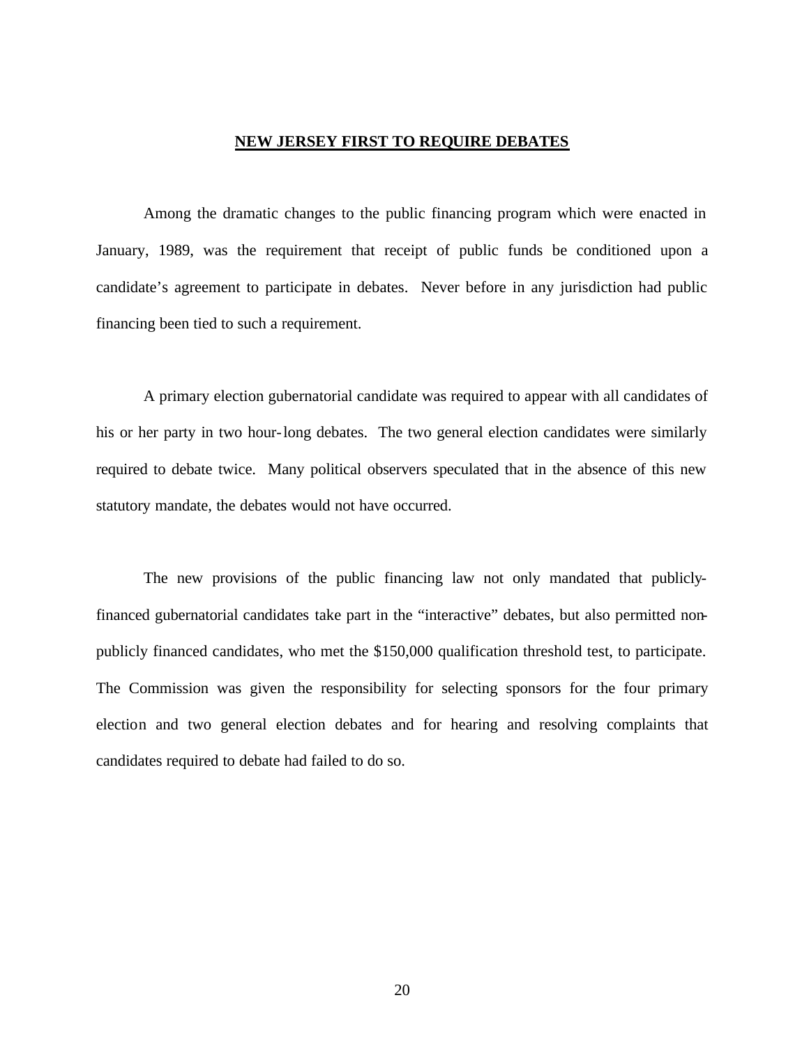## NEW JERSEY FIRST TO REQUIRE DEBATES

Among the dramatic changes to the public financing program which were enacted in January, 1989, was the requirement that receipt of public funds be conditioned upon a candidate's agreement to participate in debates. Never before in any jurisdiction had public financing been tied to such a requirement.

A primary election gubernatorial candidate was required to appear with all candidates of his or her party in two hour-long debates. The two general election candidates were similarly required to debate twice. Many political observers speculated that in the absence of this new statutory mandate, the debates would not have occurred.

The new provisions of the public financing law not only mandated that publicly-financed gubernatorial candidates take part in the "interactive" debates, but also permitted non-publicly financed candidates, who met the $150,000 qualification threshold test, to participate. The Commission was given the responsibility for selecting sponsors for the four primary election and two general election debates and for hearing and resolving complaints that candidates required to debate had failed to do so.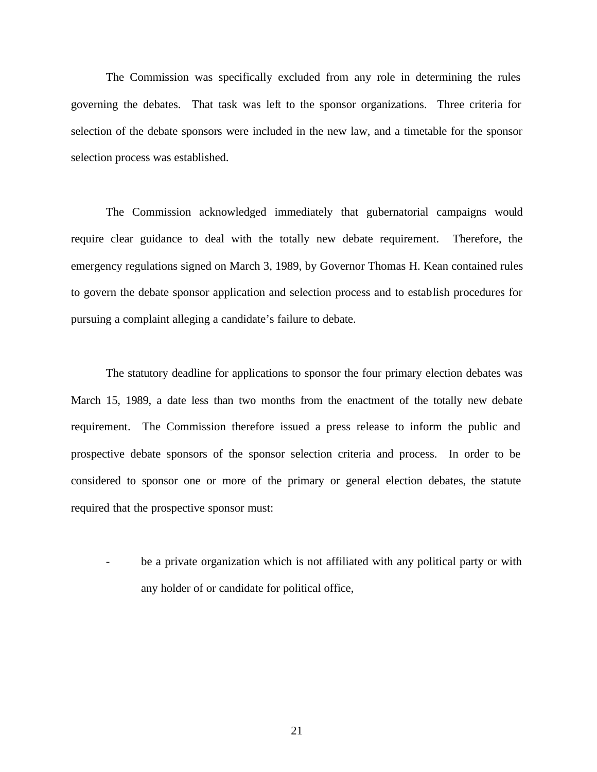The Commission was specifically excluded from any role in determining the rules governing the debates. That task was left to the sponsor organizations. Three criteria for selection of the debate sponsors were included in the new law, and a timetable for the sponsor selection process was established.

The Commission acknowledged immediately that gubernatorial campaigns would require clear guidance to deal with the totally new debate requirement. Therefore, the emergency regulations signed on March 3, 1989, by Governor Thomas H. Kean contained rules to govern the debate sponsor application and selection process and to establish procedures for pursuing a complaint alleging a candidate's failure to debate.

The statutory deadline for applications to sponsor the four primary election debates was March 15, 1989, a date less than two months from the enactment of the totally new debate requirement. The Commission therefore issued a press release to inform the public and prospective debate sponsors of the sponsor selection criteria and process. In order to be considered to sponsor one or more of the primary or general election debates, the statute required that the prospective sponsor must:

- be a private organization which is not affiliated with any political party or with any holder of or candidate for political office,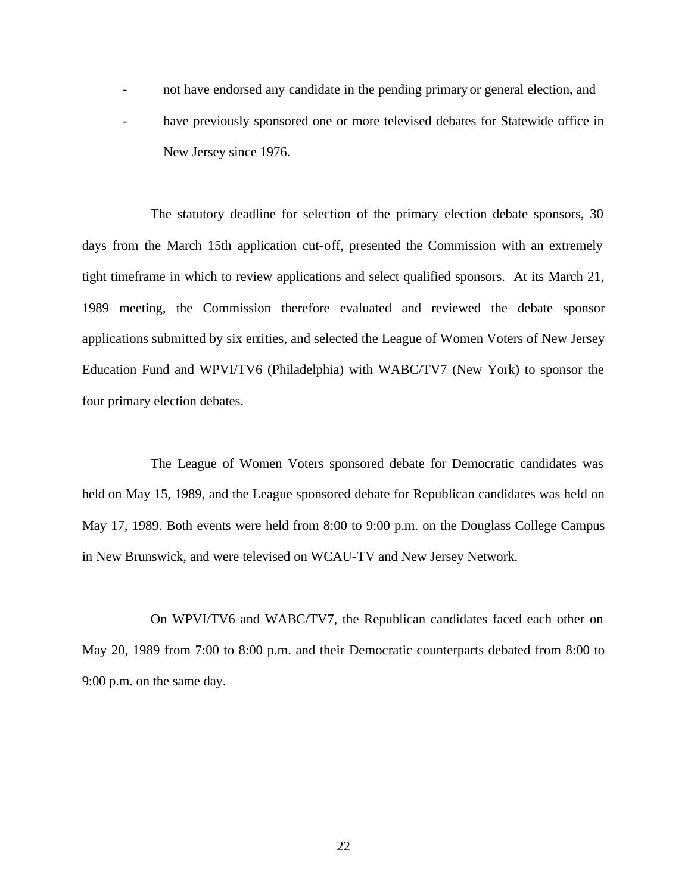- not have endorsed any candidate in the pending primary or general election, and
- have previously sponsored one or more televised debates for Statewide office in New Jersey since 1976.

The statutory deadline for selection of the primary election debate sponsors, 30 days from the March 15th application cut-off, presented the Commission with an extremely tight timeframe in which to review applications and select qualified sponsors. At its March 21, 1989 meeting, the Commission therefore evaluated and reviewed the debate sponsor applications submitted by six entities, and selected the League of Women Voters of New Jersey Education Fund and WPVI/TV6 (Philadelphia) with WABC/TV7 (New York) to sponsor the four primary election debates.

The League of Women Voters sponsored debate for Democratic candidates was held on May 15, 1989, and the League sponsored debate for Republican candidates was held on May 17, 1989. Both events were held from 8:00 to 9:00 p.m. on the Douglass College Campus in New Brunswick, and were televised on WCAU-TV and New Jersey Network.

On WPVI/TV6 and WABC/TV7, the Republican candidates faced each other on May 20, 1989 from 7:00 to 8:00 p.m. and their Democratic counterparts debated from 8:00 to 9:00 p.m. on the same day.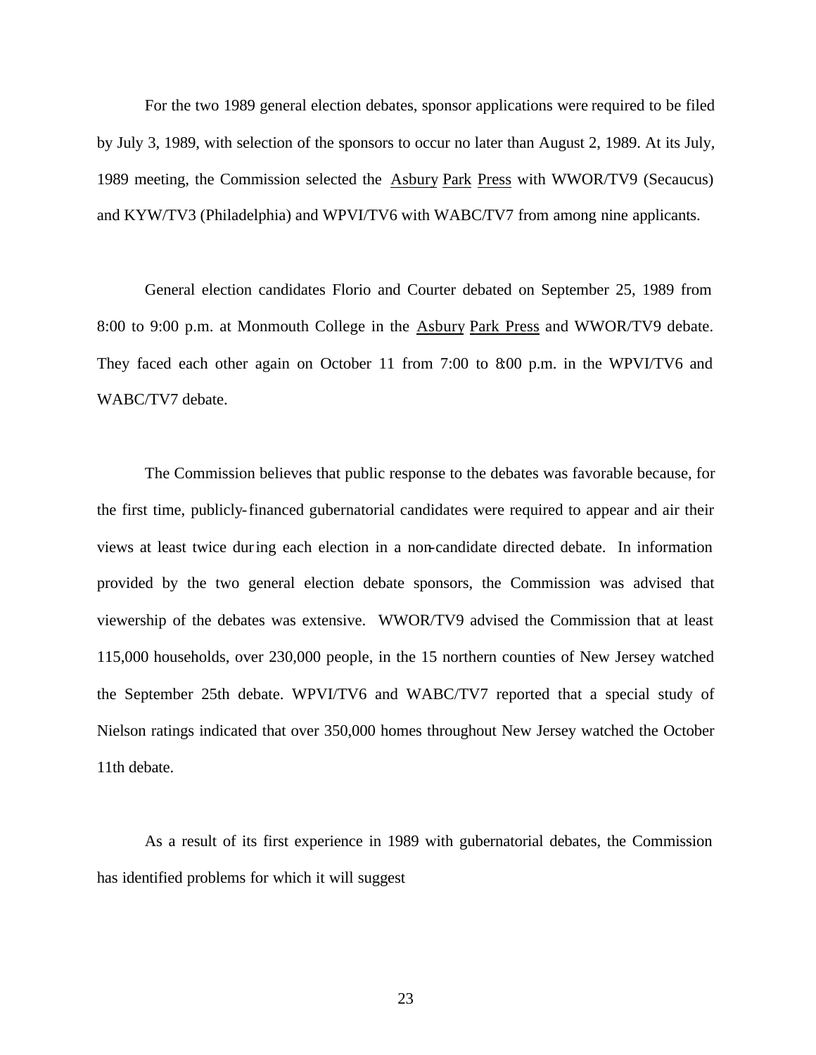For the two 1989 general election debates, sponsor applications were required to be filed by July 3, 1989, with selection of the sponsors to occur no later than August 2, 1989. At its July, 1989 meeting, the Commission selected the Asbury Park Press with WWOR/TV9 (Secaucus) and KYW/TV3 (Philadelphia) and WPVI/TV6 with WABC/TV7 from among nine applicants.

General election candidates Florio and Courter debated on September 25, 1989 from 8:00 to 9:00 p.m. at Monmouth College in the Asbury Park Press and WWOR/TV9 debate. They faced each other again on October 11 from 7:00 to 8:00 p.m. in the WPVI/TV6 and WABC/TV7 debate.

The Commission believes that public response to the debates was favorable because, for the first time, publicly-financed gubernatorial candidates were required to appear and air their views at least twice during each election in a non-candidate directed debate. In information provided by the two general election debate sponsors, the Commission was advised that viewership of the debates was extensive. WWOR/TV9 advised the Commission that at least 115,000 households, over 230,000 people, in the 15 northern counties of New Jersey watched the September 25th debate. WPVI/TV6 and WABC/TV7 reported that a special study of Nielson ratings indicated that over 350,000 homes throughout New Jersey watched the October 11th debate.

As a result of its first experience in 1989 with gubernatorial debates, the Commission has identified problems for which it will suggest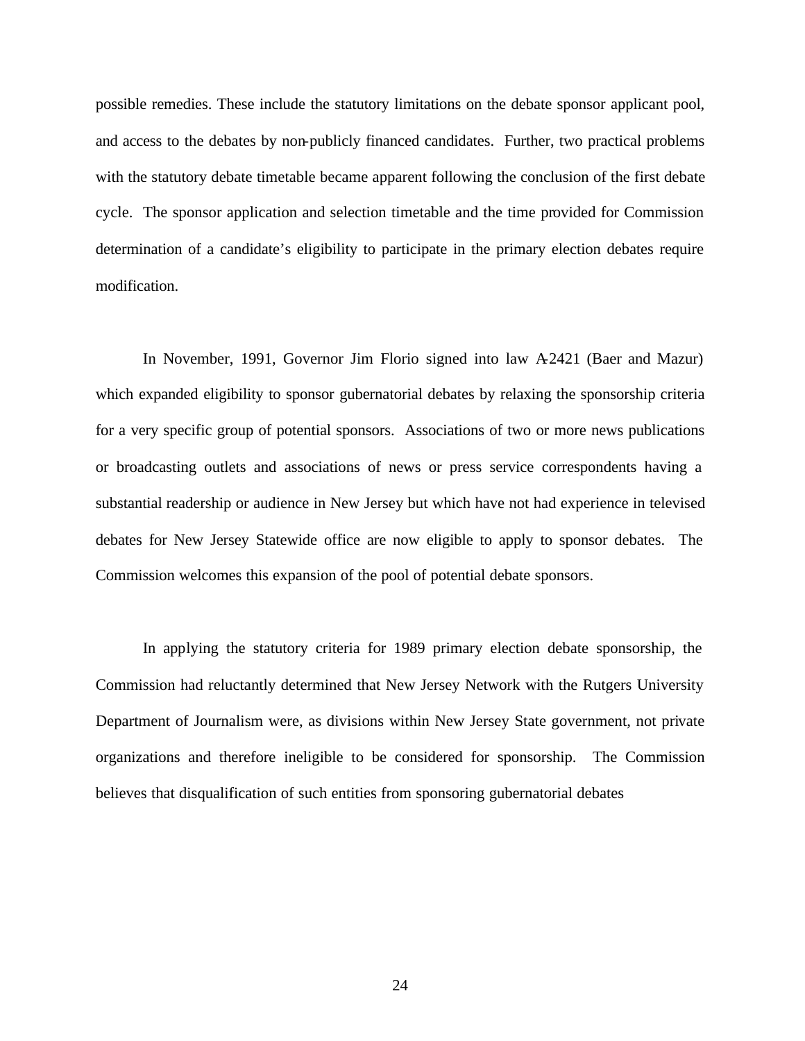possible remedies. These include the statutory limitations on the debate sponsor applicant pool, and access to the debates by non-publicly financed candidates. Further, two practical problems with the statutory debate timetable became apparent following the conclusion of the first debate cycle. The sponsor application and selection timetable and the time provided for Commission determination of a candidate's eligibility to participate in the primary election debates require modification.

In November, 1991, Governor Jim Florio signed into law A-2421 (Baer and Mazur) which expanded eligibility to sponsor gubernatorial debates by relaxing the sponsorship criteria for a very specific group of potential sponsors. Associations of two or more news publications or broadcasting outlets and associations of news or press service correspondents having a substantial readership or audience in New Jersey but which have not had experience in televised debates for New Jersey Statewide office are now eligible to apply to sponsor debates. The Commission welcomes this expansion of the pool of potential debate sponsors.

In applying the statutory criteria for 1989 primary election debate sponsorship, the Commission had reluctantly determined that New Jersey Network with the Rutgers University Department of Journalism were, as divisions within New Jersey State government, not private organizations and therefore ineligible to be considered for sponsorship. The Commission believes that disqualification of such entities from sponsoring gubernatorial debates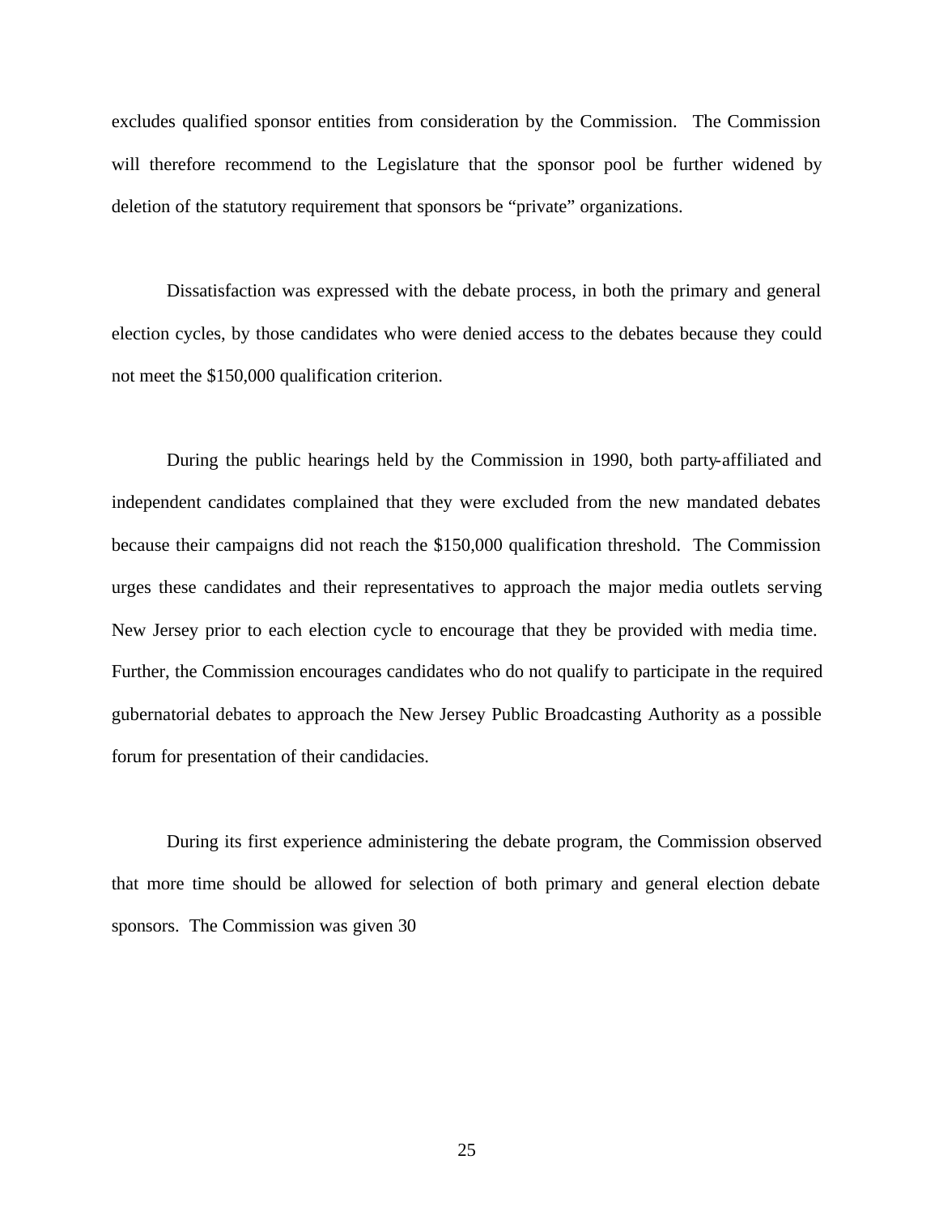excludes qualified sponsor entities from consideration by the Commission. The Commission will therefore recommend to the Legislature that the sponsor pool be further widened by deletion of the statutory requirement that sponsors be "private" organizations.

Dissatisfaction was expressed with the debate process, in both the primary and general election cycles, by those candidates who were denied access to the debates because they could not meet the $150,000 qualification criterion.

During the public hearings held by the Commission in 1990, both party-affiliated and independent candidates complained that they were excluded from the new mandated debates because their campaigns did not reach the $150,000 qualification threshold. The Commission urges these candidates and their representatives to approach the major media outlets serving New Jersey prior to each election cycle to encourage that they be provided with media time. Further, the Commission encourages candidates who do not qualify to participate in the required gubernatorial debates to approach the New Jersey Public Broadcasting Authority as a possible forum for presentation of their candidacies.

During its first experience administering the debate program, the Commission observed that more time should be allowed for selection of both primary and general election debate sponsors. The Commission was given 30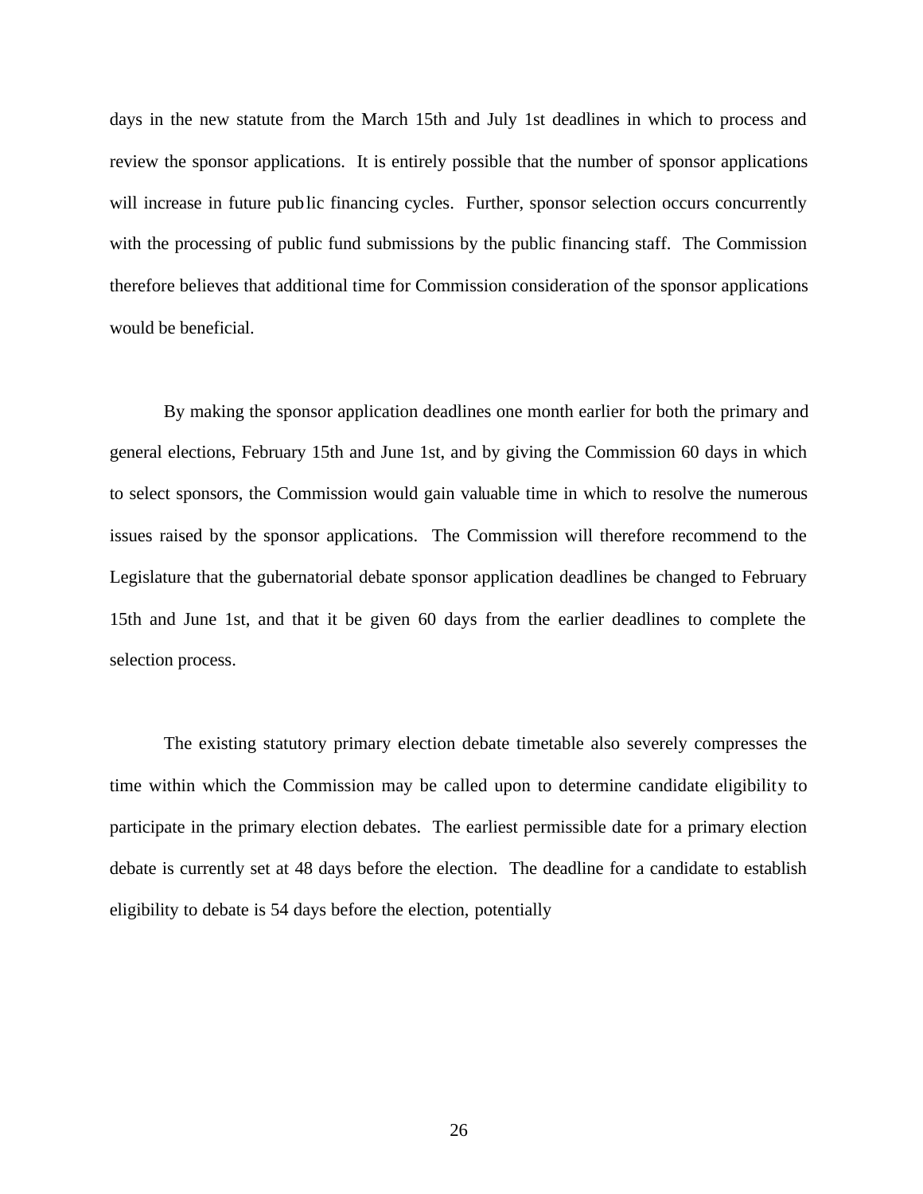days in the new statute from the March 15th and July 1st deadlines in which to process and review the sponsor applications. It is entirely possible that the number of sponsor applications will increase in future public financing cycles. Further, sponsor selection occurs concurrently with the processing of public fund submissions by the public financing staff. The Commission therefore believes that additional time for Commission consideration of the sponsor applications would be beneficial.

By making the sponsor application deadlines one month earlier for both the primary and general elections, February 15th and June 1st, and by giving the Commission 60 days in which to select sponsors, the Commission would gain valuable time in which to resolve the numerous issues raised by the sponsor applications. The Commission will therefore recommend to the Legislature that the gubernatorial debate sponsor application deadlines be changed to February 15th and June 1st, and that it be given 60 days from the earlier deadlines to complete the selection process.

The existing statutory primary election debate timetable also severely compresses the time within which the Commission may be called upon to determine candidate eligibility to participate in the primary election debates. The earliest permissible date for a primary election debate is currently set at 48 days before the election. The deadline for a candidate to establish eligibility to debate is 54 days before the election, potentially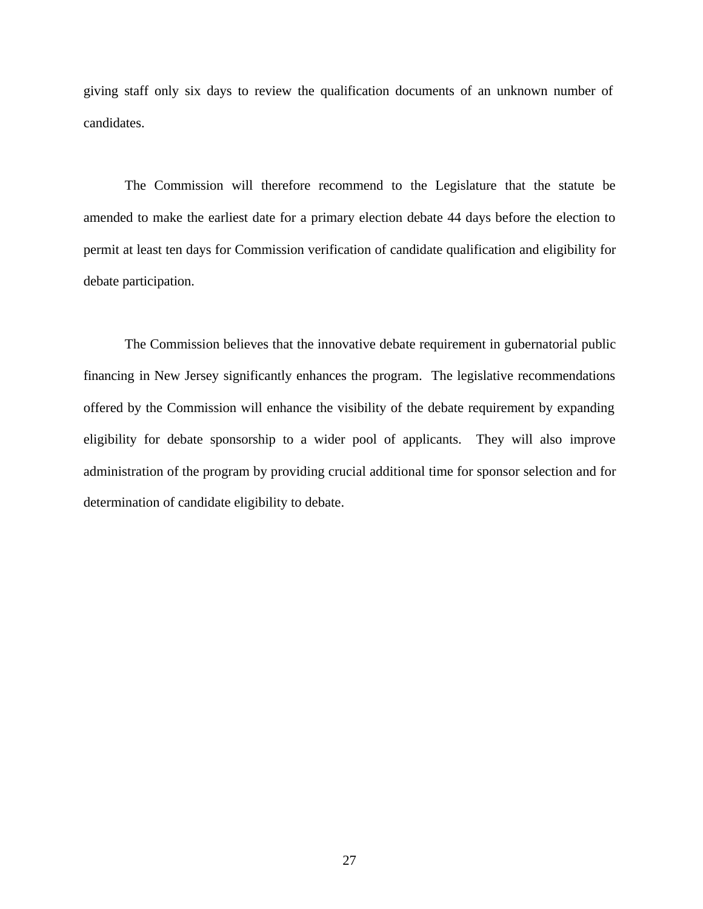giving staff only six days to review the qualification documents of an unknown number of candidates.

The Commission will therefore recommend to the Legislature that the statute be amended to make the earliest date for a primary election debate 44 days before the election to permit at least ten days for Commission verification of candidate qualification and eligibility for debate participation.

The Commission believes that the innovative debate requirement in gubernatorial public financing in New Jersey significantly enhances the program. The legislative recommendations offered by the Commission will enhance the visibility of the debate requirement by expanding eligibility for debate sponsorship to a wider pool of applicants. They will also improve administration of the program by providing crucial additional time for sponsor selection and for determination of candidate eligibility to debate.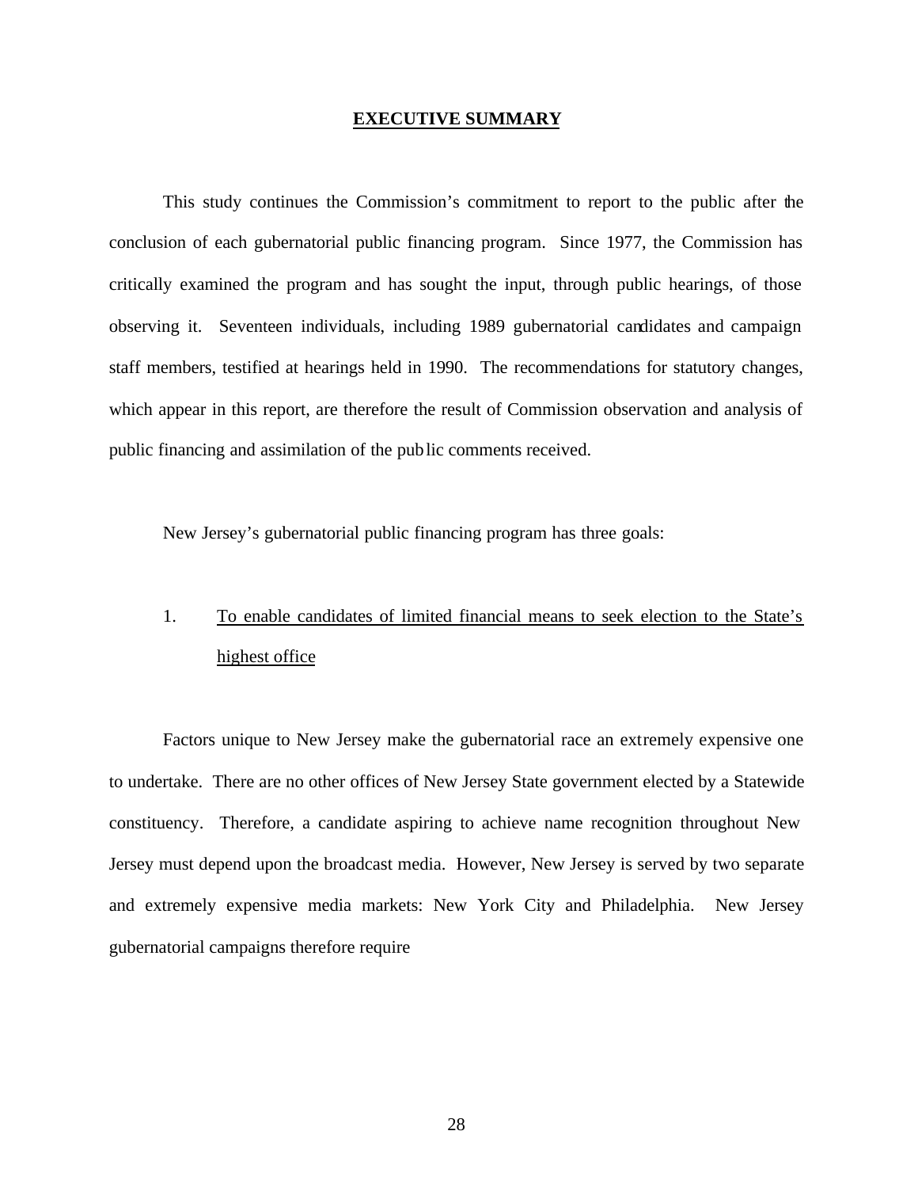## EXECUTIVE SUMMARY

This study continues the Commission's commitment to report to the public after the conclusion of each gubernatorial public financing program. Since 1977, the Commission has critically examined the program and has sought the input, through public hearings, of those observing it. Seventeen individuals, including 1989 gubernatorial candidates and campaign staff members, testified at hearings held in 1990. The recommendations for statutory changes, which appear in this report, are therefore the result of Commission observation and analysis of public financing and assimilation of the public comments received.

New Jersey's gubernatorial public financing program has three goals:

1. To enable candidates of limited financial means to seek election to the State's highest office

Factors unique to New Jersey make the gubernatorial race an extremely expensive one to undertake. There are no other offices of New Jersey State government elected by a Statewide constituency. Therefore, a candidate aspiring to achieve name recognition throughout New Jersey must depend upon the broadcast media. However, New Jersey is served by two separate and extremely expensive media markets: New York City and Philadelphia. New Jersey gubernatorial campaigns therefore require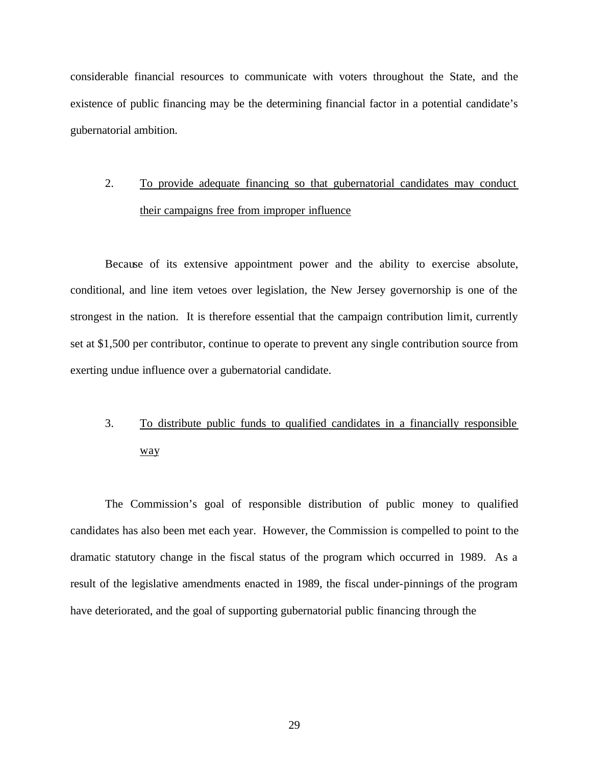considerable financial resources to communicate with voters throughout the State, and the existence of public financing may be the determining financial factor in a potential candidate's gubernatorial ambition.

2. <u>To provide adequate financing so that gubernatorial candidates may conduct their campaigns free from improper influence</u>

Because of its extensive appointment power and the ability to exercise absolute, conditional, and line item vetoes over legislation, the New Jersey governorship is one of the strongest in the nation. It is therefore essential that the campaign contribution limit, currently set at $1,500 per contributor, continue to operate to prevent any single contribution source from exerting undue influence over a gubernatorial candidate.

3. <u>To distribute public funds to qualified candidates in a financially responsible way</u>

The Commission's goal of responsible distribution of public money to qualified candidates has also been met each year. However, the Commission is compelled to point to the dramatic statutory change in the fiscal status of the program which occurred in 1989. As a result of the legislative amendments enacted in 1989, the fiscal under-pinnings of the program have deteriorated, and the goal of supporting gubernatorial public financing through the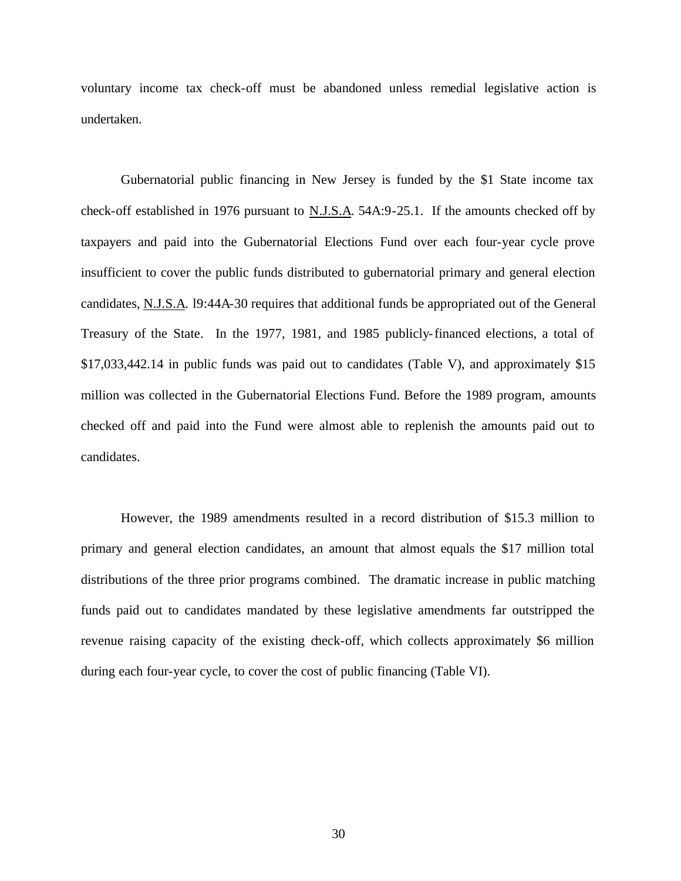voluntary income tax check-off must be abandoned unless remedial legislative action is undertaken.

Gubernatorial public financing in New Jersey is funded by the $1 State income tax check-off established in 1976 pursuant to N.J.S.A. 54A:9-25.1. If the amounts checked off by taxpayers and paid into the Gubernatorial Elections Fund over each four-year cycle prove insufficient to cover the public funds distributed to gubernatorial primary and general election candidates, N.J.S.A. l9:44A-30 requires that additional funds be appropriated out of the General Treasury of the State. In the 1977, 1981, and 1985 publicly-financed elections, a total of $17,033,442.14 in public funds was paid out to candidates (Table V), and approximately $15 million was collected in the Gubernatorial Elections Fund. Before the 1989 program, amounts checked off and paid into the Fund were almost able to replenish the amounts paid out to candidates.

However, the 1989 amendments resulted in a record distribution of $15.3 million to primary and general election candidates, an amount that almost equals the $17 million total distributions of the three prior programs combined. The dramatic increase in public matching funds paid out to candidates mandated by these legislative amendments far outstripped the revenue raising capacity of the existing check-off, which collects approximately $6 million during each four-year cycle, to cover the cost of public financing (Table VI).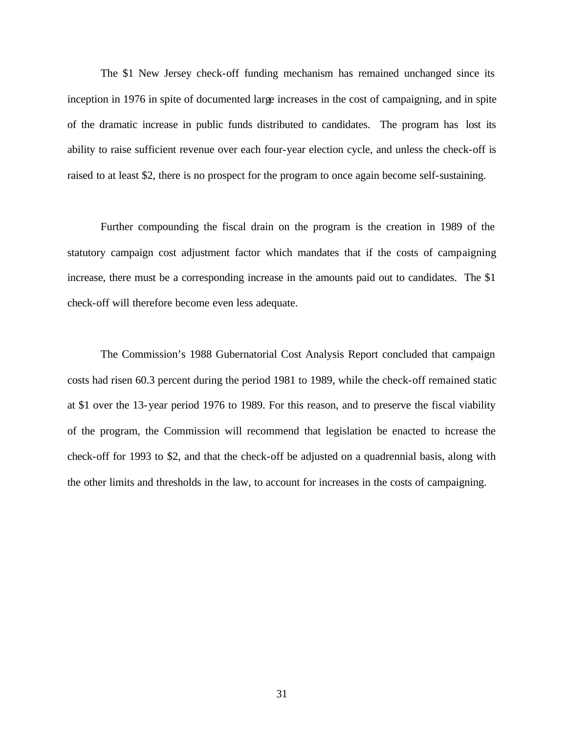The $1 New Jersey check-off funding mechanism has remained unchanged since its inception in 1976 in spite of documented large increases in the cost of campaigning, and in spite of the dramatic increase in public funds distributed to candidates. The program has lost its ability to raise sufficient revenue over each four-year election cycle, and unless the check-off is raised to at least $2, there is no prospect for the program to once again become self-sustaining.

Further compounding the fiscal drain on the program is the creation in 1989 of the statutory campaign cost adjustment factor which mandates that if the costs of campaigning increase, there must be a corresponding increase in the amounts paid out to candidates. The $1 check-off will therefore become even less adequate.

The Commission's 1988 Gubernatorial Cost Analysis Report concluded that campaign costs had risen 60.3 percent during the period 1981 to 1989, while the check-off remained static at $1 over the 13-year period 1976 to 1989. For this reason, and to preserve the fiscal viability of the program, the Commission will recommend that legislation be enacted to increase the check-off for 1993 to $2, and that the check-off be adjusted on a quadrennial basis, along with the other limits and thresholds in the law, to account for increases in the costs of campaigning.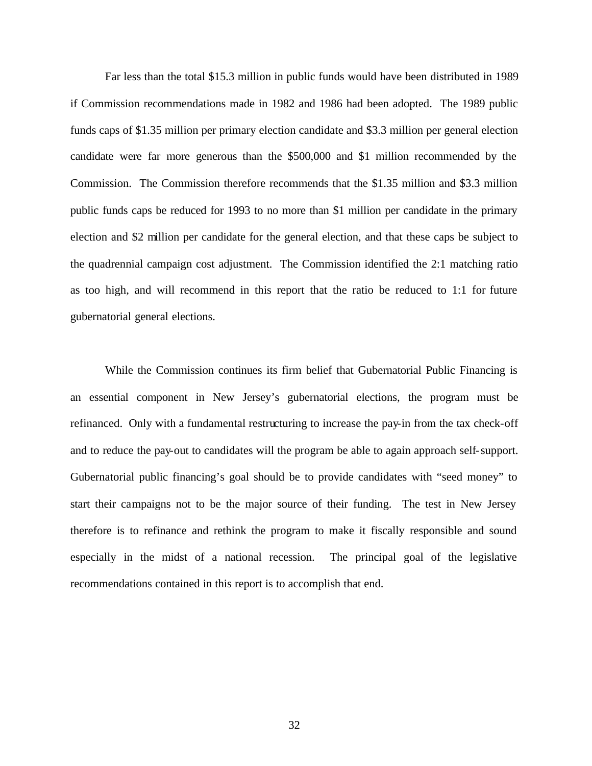Far less than the total $15.3 million in public funds would have been distributed in 1989 if Commission recommendations made in 1982 and 1986 had been adopted. The 1989 public funds caps of $1.35 million per primary election candidate and $3.3 million per general election candidate were far more generous than the $500,000 and $1 million recommended by the Commission. The Commission therefore recommends that the $1.35 million and $3.3 million public funds caps be reduced for 1993 to no more than $1 million per candidate in the primary election and $2 million per candidate for the general election, and that these caps be subject to the quadrennial campaign cost adjustment. The Commission identified the 2:1 matching ratio as too high, and will recommend in this report that the ratio be reduced to 1:1 for future gubernatorial general elections.

While the Commission continues its firm belief that Gubernatorial Public Financing is an essential component in New Jersey's gubernatorial elections, the program must be refinanced. Only with a fundamental restructuring to increase the pay-in from the tax check-off and to reduce the pay-out to candidates will the program be able to again approach self-support. Gubernatorial public financing's goal should be to provide candidates with "seed money" to start their campaigns not to be the major source of their funding. The test in New Jersey therefore is to refinance and rethink the program to make it fiscally responsible and sound especially in the midst of a national recession. The principal goal of the legislative recommendations contained in this report is to accomplish that end.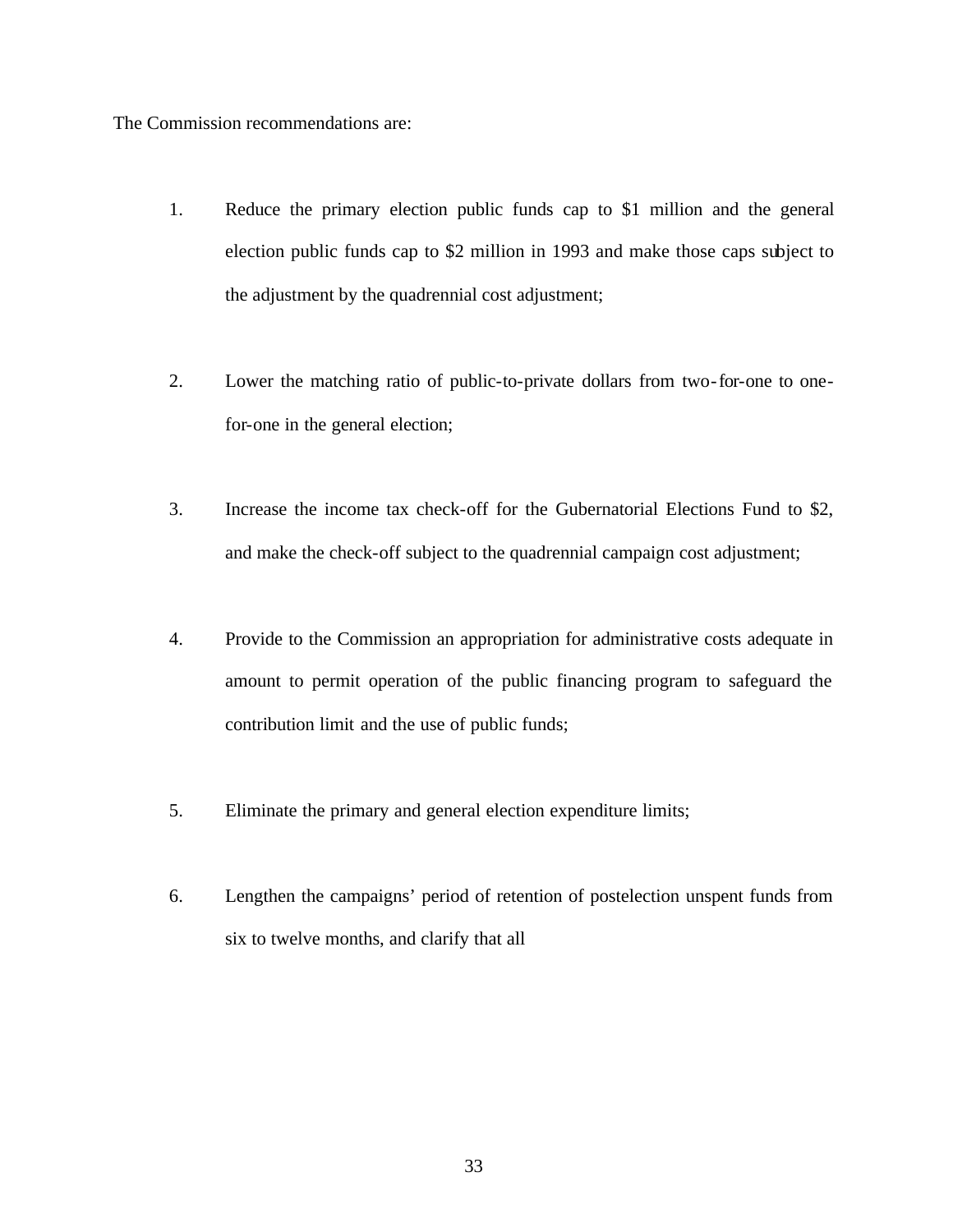The Commission recommendations are:

1. Reduce the primary election public funds cap to $1 million and the general election public funds cap to $2 million in 1993 and make those caps subject to the adjustment by the quadrennial cost adjustment;

2. Lower the matching ratio of public-to-private dollars from two-for-one to one-for-one in the general election;

3. Increase the income tax check-off for the Gubernatorial Elections Fund to $2, and make the check-off subject to the quadrennial campaign cost adjustment;

4. Provide to the Commission an appropriation for administrative costs adequate in amount to permit operation of the public financing program to safeguard the contribution limit and the use of public funds;

5. Eliminate the primary and general election expenditure limits;

6. Lengthen the campaigns' period of retention of postelection unspent funds from six to twelve months, and clarify that all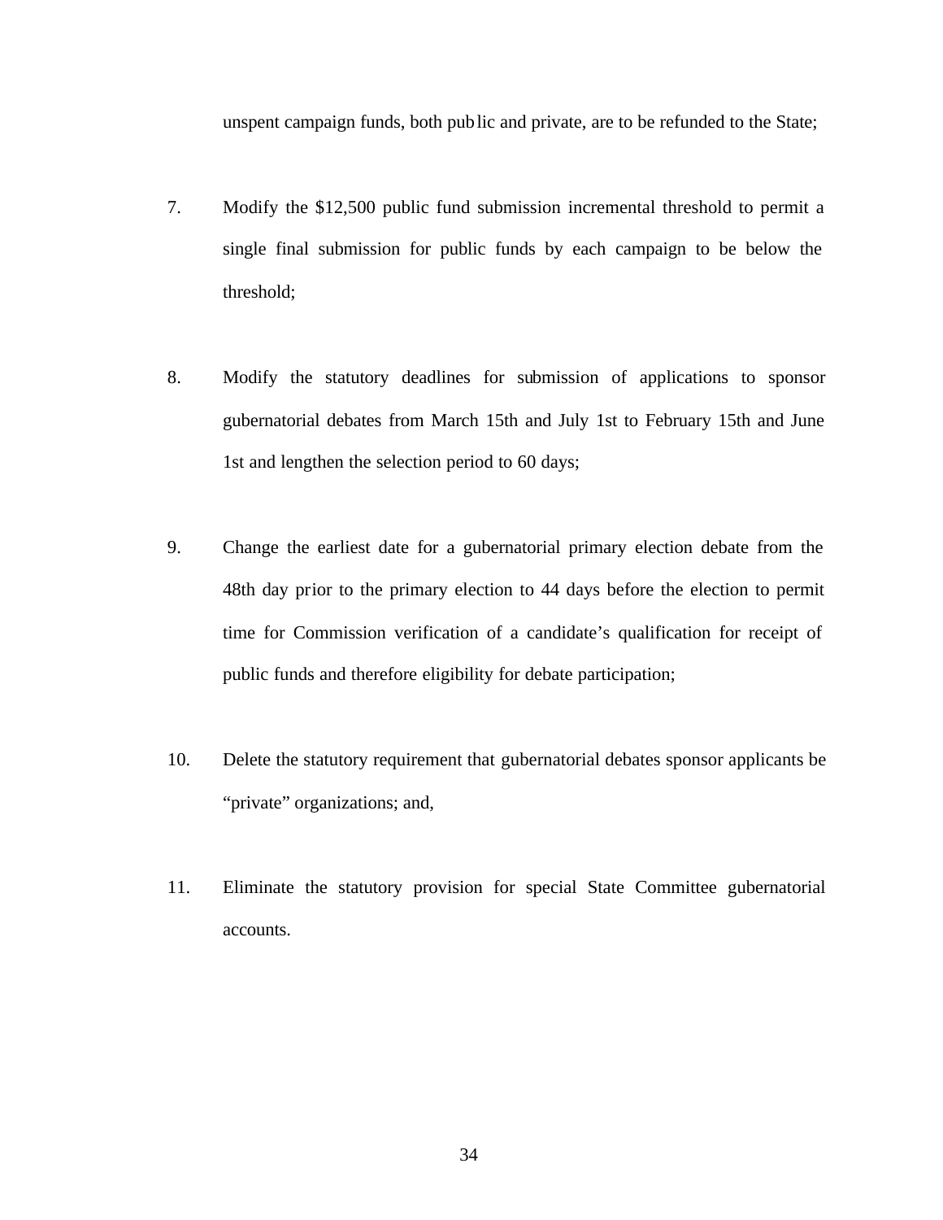unspent campaign funds, both public and private, are to be refunded to the State;

7. Modify the $12,500 public fund submission incremental threshold to permit a single final submission for public funds by each campaign to be below the threshold;

8. Modify the statutory deadlines for submission of applications to sponsor gubernatorial debates from March 15th and July 1st to February 15th and June 1st and lengthen the selection period to 60 days;

9. Change the earliest date for a gubernatorial primary election debate from the 48th day prior to the primary election to 44 days before the election to permit time for Commission verification of a candidate's qualification for receipt of public funds and therefore eligibility for debate participation;

10. Delete the statutory requirement that gubernatorial debates sponsor applicants be "private" organizations; and,

11. Eliminate the statutory provision for special State Committee gubernatorial accounts.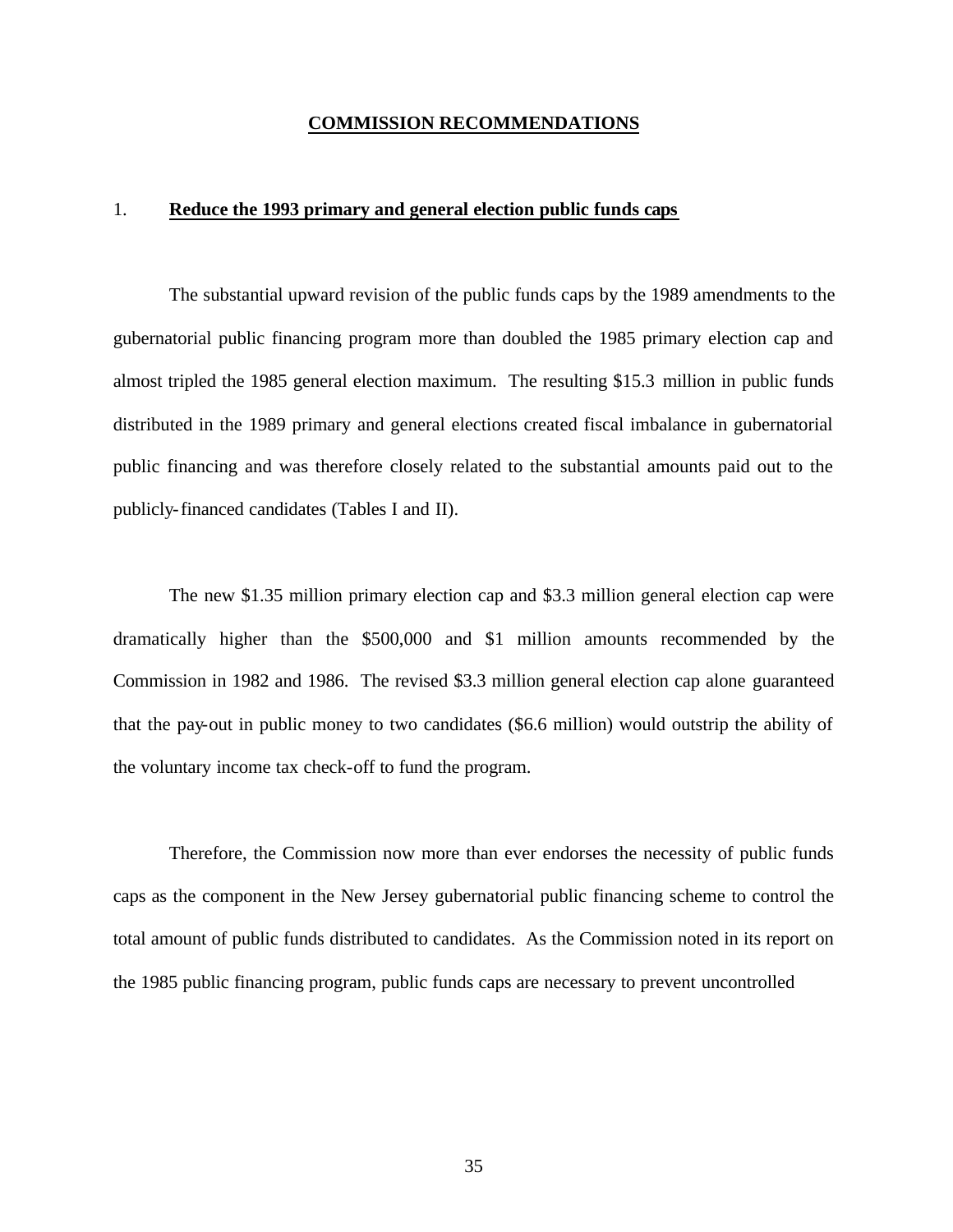## COMMISSION RECOMMENDATIONS

### 1. **Reduce the 1993 primary and general election public funds caps**

The substantial upward revision of the public funds caps by the 1989 amendments to the gubernatorial public financing program more than doubled the 1985 primary election cap and almost tripled the 1985 general election maximum. The resulting $15.3 million in public funds distributed in the 1989 primary and general elections created fiscal imbalance in gubernatorial public financing and was therefore closely related to the substantial amounts paid out to the publicly-financed candidates (Tables I and II).

The new $1.35 million primary election cap and $3.3 million general election cap were dramatically higher than the $500,000 and $1 million amounts recommended by the Commission in 1982 and 1986. The revised $3.3 million general election cap alone guaranteed that the pay-out in public money to two candidates ($6.6 million) would outstrip the ability of the voluntary income tax check-off to fund the program.

Therefore, the Commission now more than ever endorses the necessity of public funds caps as the component in the New Jersey gubernatorial public financing scheme to control the total amount of public funds distributed to candidates. As the Commission noted in its report on the 1985 public financing program, public funds caps are necessary to prevent uncontrolled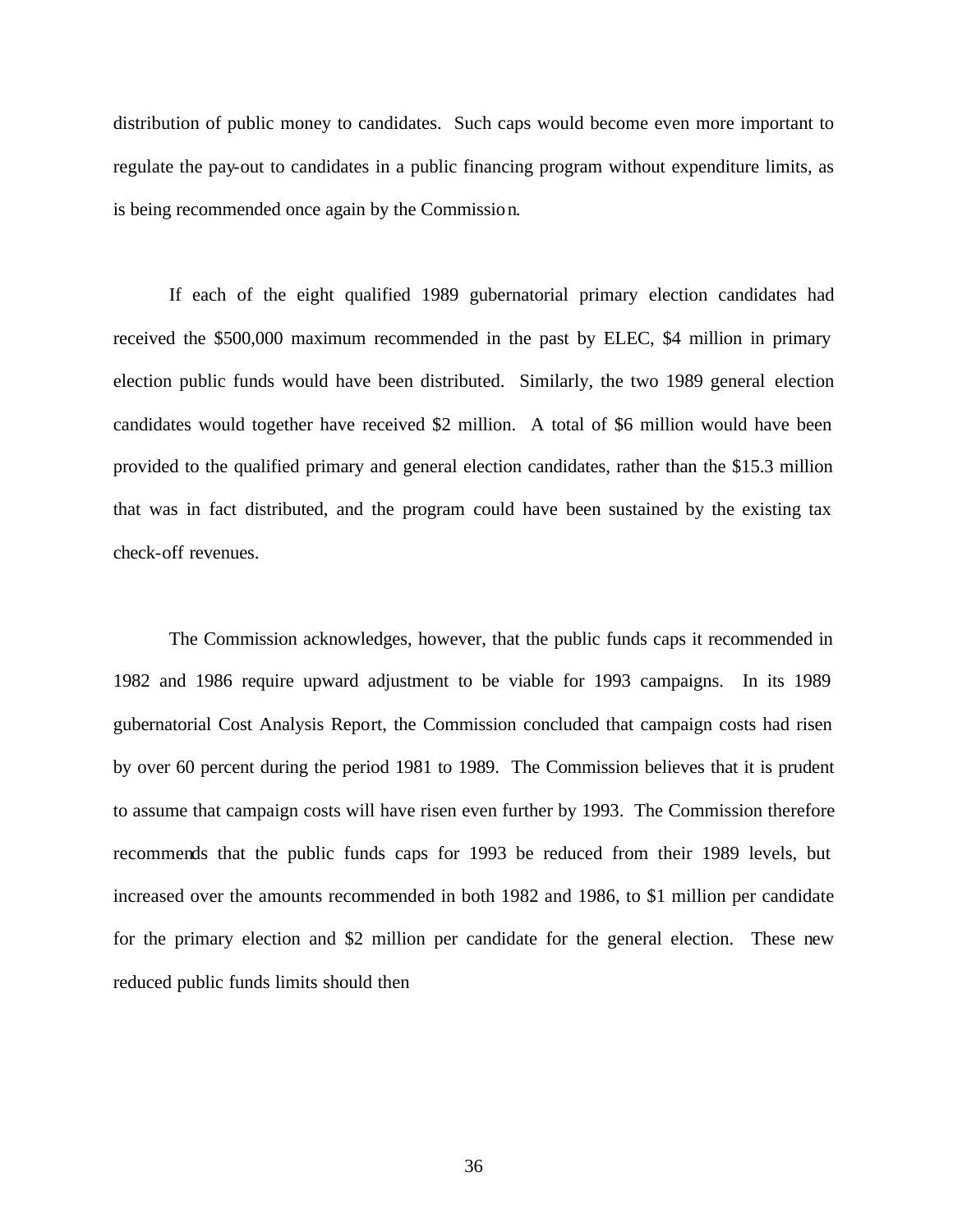distribution of public money to candidates. Such caps would become even more important to regulate the pay-out to candidates in a public financing program without expenditure limits, as is being recommended once again by the Commission.

If each of the eight qualified 1989 gubernatorial primary election candidates had received the $500,000 maximum recommended in the past by ELEC, $4 million in primary election public funds would have been distributed. Similarly, the two 1989 general election candidates would together have received $2 million. A total of $6 million would have been provided to the qualified primary and general election candidates, rather than the $15.3 million that was in fact distributed, and the program could have been sustained by the existing tax check-off revenues.

The Commission acknowledges, however, that the public funds caps it recommended in 1982 and 1986 require upward adjustment to be viable for 1993 campaigns. In its 1989 gubernatorial Cost Analysis Report, the Commission concluded that campaign costs had risen by over 60 percent during the period 1981 to 1989. The Commission believes that it is prudent to assume that campaign costs will have risen even further by 1993. The Commission therefore recommends that the public funds caps for 1993 be reduced from their 1989 levels, but increased over the amounts recommended in both 1982 and 1986, to $1 million per candidate for the primary election and $2 million per candidate for the general election. These new reduced public funds limits should then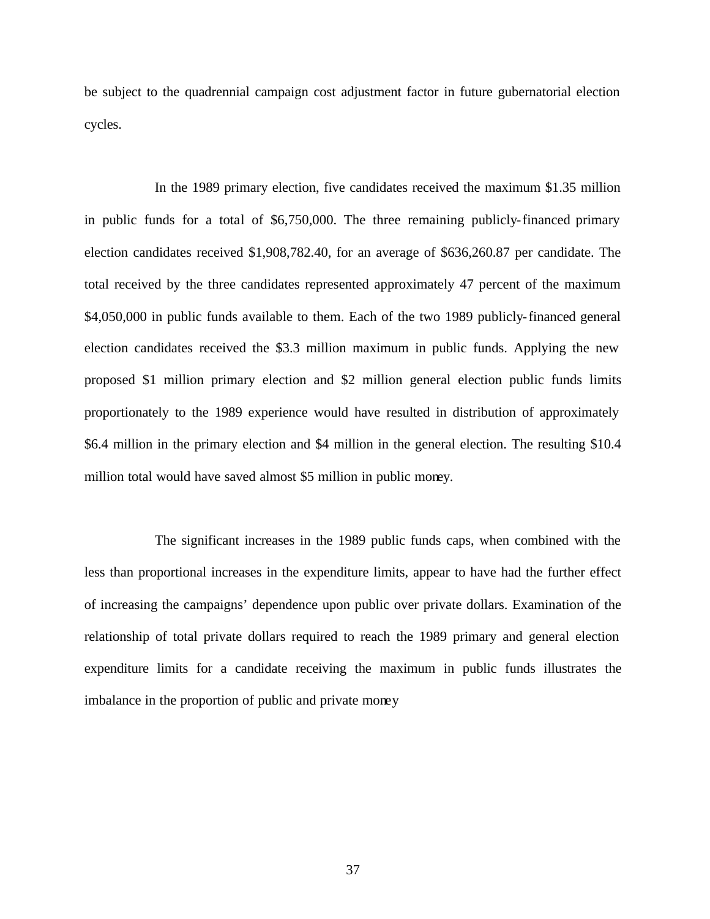be subject to the quadrennial campaign cost adjustment factor in future gubernatorial election cycles.

In the 1989 primary election, five candidates received the maximum $1.35 million in public funds for a total of $6,750,000. The three remaining publicly-financed primary election candidates received $1,908,782.40, for an average of $636,260.87 per candidate. The total received by the three candidates represented approximately 47 percent of the maximum $4,050,000 in public funds available to them. Each of the two 1989 publicly-financed general election candidates received the $3.3 million maximum in public funds. Applying the new proposed $1 million primary election and $2 million general election public funds limits proportionately to the 1989 experience would have resulted in distribution of approximately $6.4 million in the primary election and $4 million in the general election. The resulting $10.4 million total would have saved almost $5 million in public money.

The significant increases in the 1989 public funds caps, when combined with the less than proportional increases in the expenditure limits, appear to have had the further effect of increasing the campaigns' dependence upon public over private dollars. Examination of the relationship of total private dollars required to reach the 1989 primary and general election expenditure limits for a candidate receiving the maximum in public funds illustrates the imbalance in the proportion of public and private money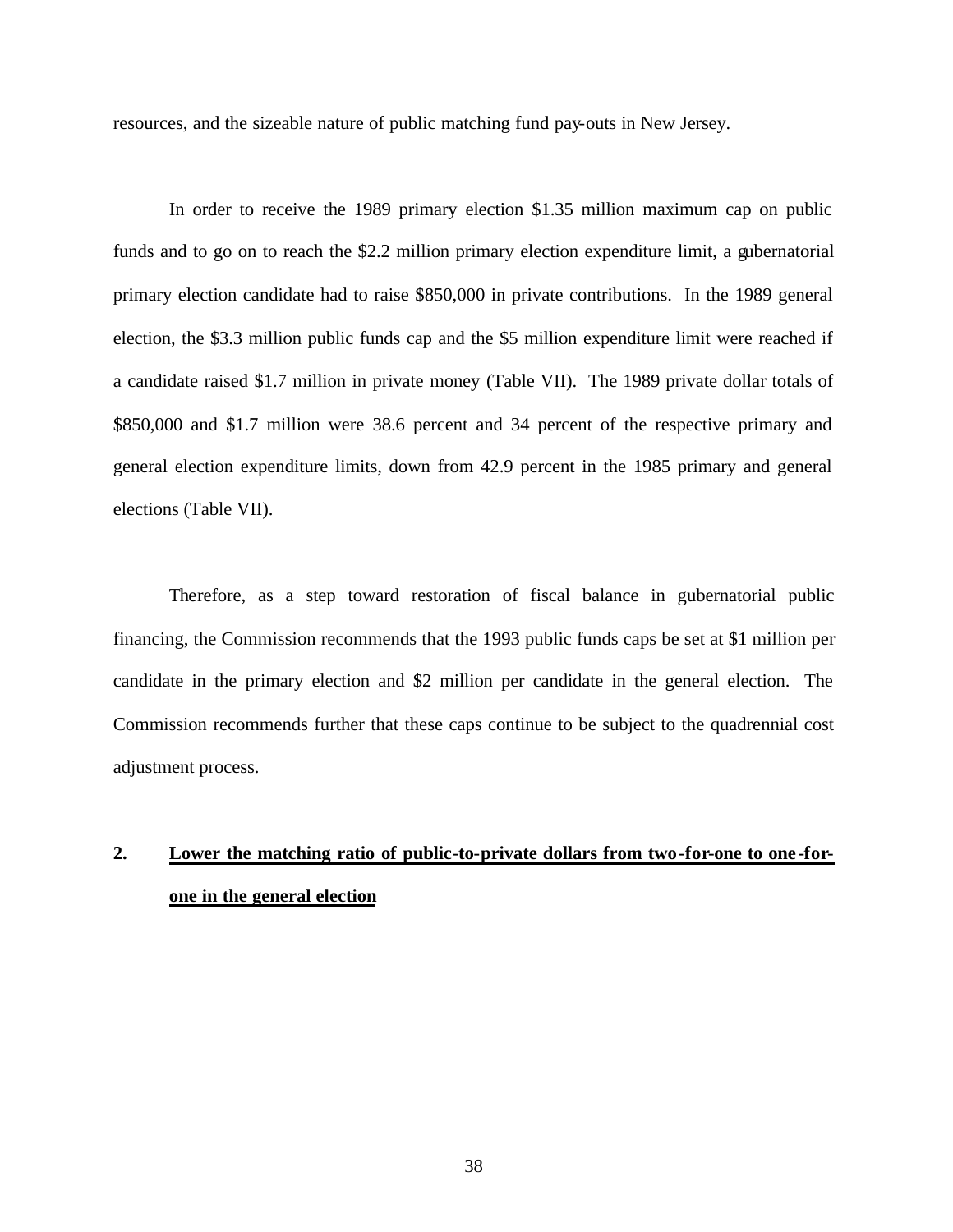resources, and the sizeable nature of public matching fund pay-outs in New Jersey.

In order to receive the 1989 primary election $1.35 million maximum cap on public funds and to go on to reach the $2.2 million primary election expenditure limit, a gubernatorial primary election candidate had to raise $850,000 in private contributions. In the 1989 general election, the $3.3 million public funds cap and the $5 million expenditure limit were reached if a candidate raised $1.7 million in private money (Table VII). The 1989 private dollar totals of $850,000 and $1.7 million were 38.6 percent and 34 percent of the respective primary and general election expenditure limits, down from 42.9 percent in the 1985 primary and general elections (Table VII).

Therefore, as a step toward restoration of fiscal balance in gubernatorial public financing, the Commission recommends that the 1993 public funds caps be set at $1 million per candidate in the primary election and $2 million per candidate in the general election. The Commission recommends further that these caps continue to be subject to the quadrennial cost adjustment process.

**2. <u>Lower the matching ratio of public-to-private dollars from two-for-one to one-for-one in the general election</u>**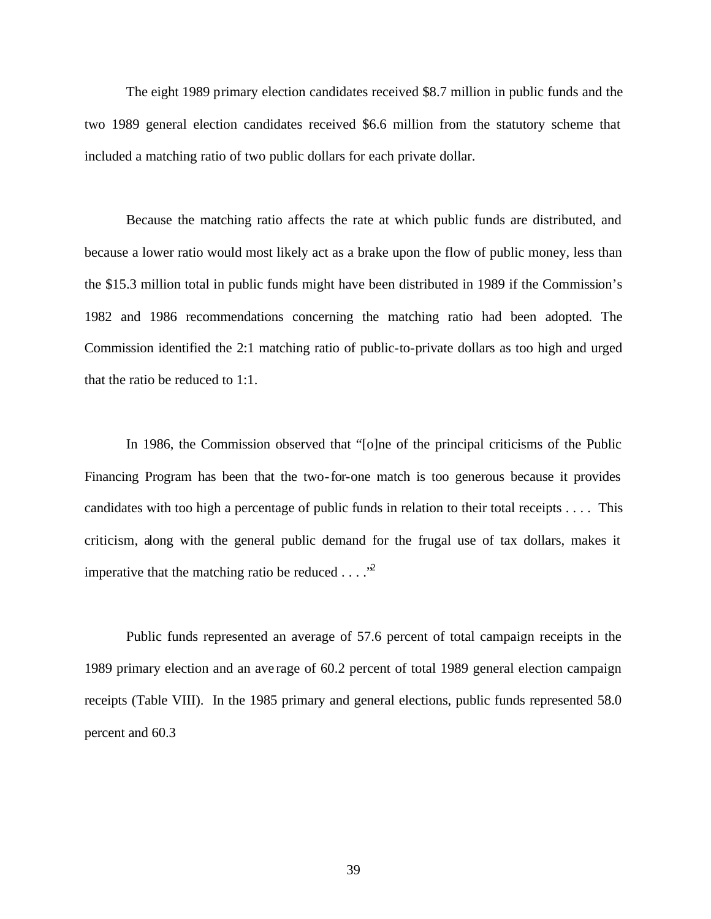The eight 1989 primary election candidates received \$8.7 million in public funds and the two 1989 general election candidates received \$6.6 million from the statutory scheme that included a matching ratio of two public dollars for each private dollar.

Because the matching ratio affects the rate at which public funds are distributed, and because a lower ratio would most likely act as a brake upon the flow of public money, less than the \$15.3 million total in public funds might have been distributed in 1989 if the Commission's 1982 and 1986 recommendations concerning the matching ratio had been adopted. The Commission identified the 2:1 matching ratio of public-to-private dollars as too high and urged that the ratio be reduced to 1:1.

In 1986, the Commission observed that "[o]ne of the principal criticisms of the Public Financing Program has been that the two-for-one match is too generous because it provides candidates with too high a percentage of public funds in relation to their total receipts . . . . This criticism, along with the general public demand for the frugal use of tax dollars, makes it imperative that the matching ratio be reduced . . . ."[2]

Public funds represented an average of 57.6 percent of total campaign receipts in the 1989 primary election and an average of 60.2 percent of total 1989 general election campaign receipts (Table VIII). In the 1985 primary and general elections, public funds represented 58.0 percent and 60.3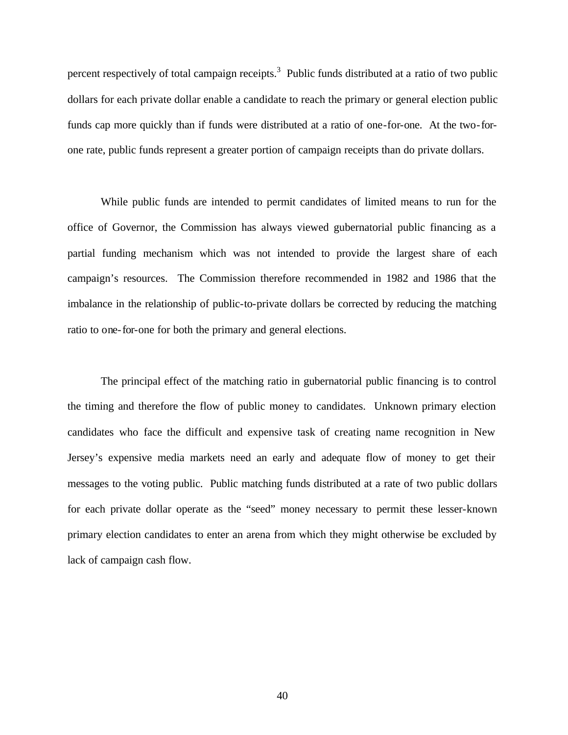percent respectively of total campaign receipts.[3] Public funds distributed at a ratio of two public dollars for each private dollar enable a candidate to reach the primary or general election public funds cap more quickly than if funds were distributed at a ratio of one-for-one. At the two-for-one rate, public funds represent a greater portion of campaign receipts than do private dollars.

While public funds are intended to permit candidates of limited means to run for the office of Governor, the Commission has always viewed gubernatorial public financing as a partial funding mechanism which was not intended to provide the largest share of each campaign's resources. The Commission therefore recommended in 1982 and 1986 that the imbalance in the relationship of public-to-private dollars be corrected by reducing the matching ratio to one-for-one for both the primary and general elections.

The principal effect of the matching ratio in gubernatorial public financing is to control the timing and therefore the flow of public money to candidates. Unknown primary election candidates who face the difficult and expensive task of creating name recognition in New Jersey's expensive media markets need an early and adequate flow of money to get their messages to the voting public. Public matching funds distributed at a rate of two public dollars for each private dollar operate as the "seed" money necessary to permit these lesser-known primary election candidates to enter an arena from which they might otherwise be excluded by lack of campaign cash flow.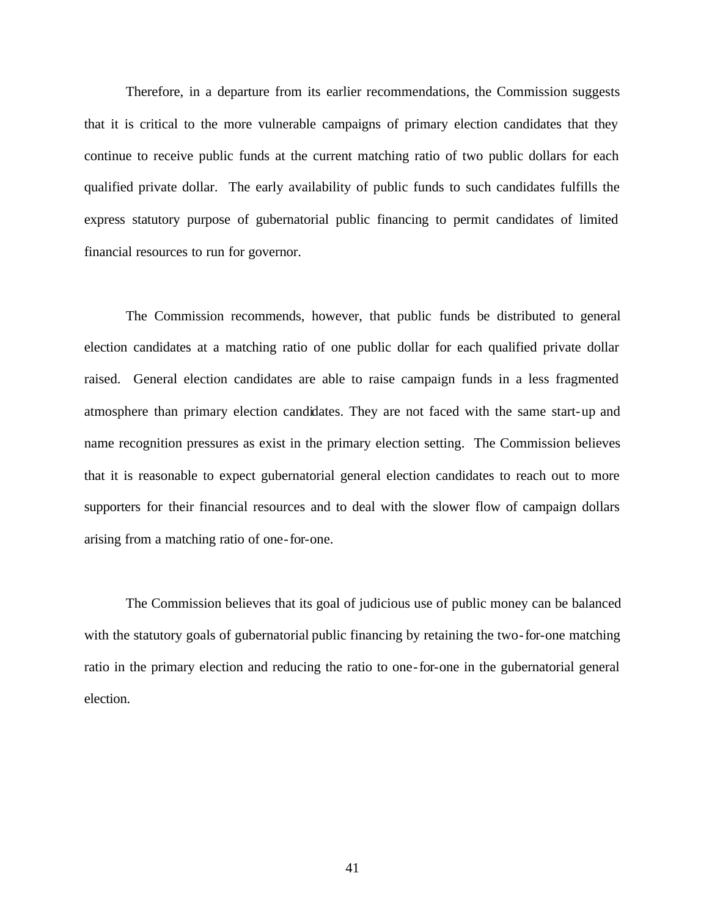Therefore, in a departure from its earlier recommendations, the Commission suggests that it is critical to the more vulnerable campaigns of primary election candidates that they continue to receive public funds at the current matching ratio of two public dollars for each qualified private dollar. The early availability of public funds to such candidates fulfills the express statutory purpose of gubernatorial public financing to permit candidates of limited financial resources to run for governor.

The Commission recommends, however, that public funds be distributed to general election candidates at a matching ratio of one public dollar for each qualified private dollar raised. General election candidates are able to raise campaign funds in a less fragmented atmosphere than primary election candidates. They are not faced with the same start-up and name recognition pressures as exist in the primary election setting. The Commission believes that it is reasonable to expect gubernatorial general election candidates to reach out to more supporters for their financial resources and to deal with the slower flow of campaign dollars arising from a matching ratio of one-for-one.

The Commission believes that its goal of judicious use of public money can be balanced with the statutory goals of gubernatorial public financing by retaining the two-for-one matching ratio in the primary election and reducing the ratio to one-for-one in the gubernatorial general election.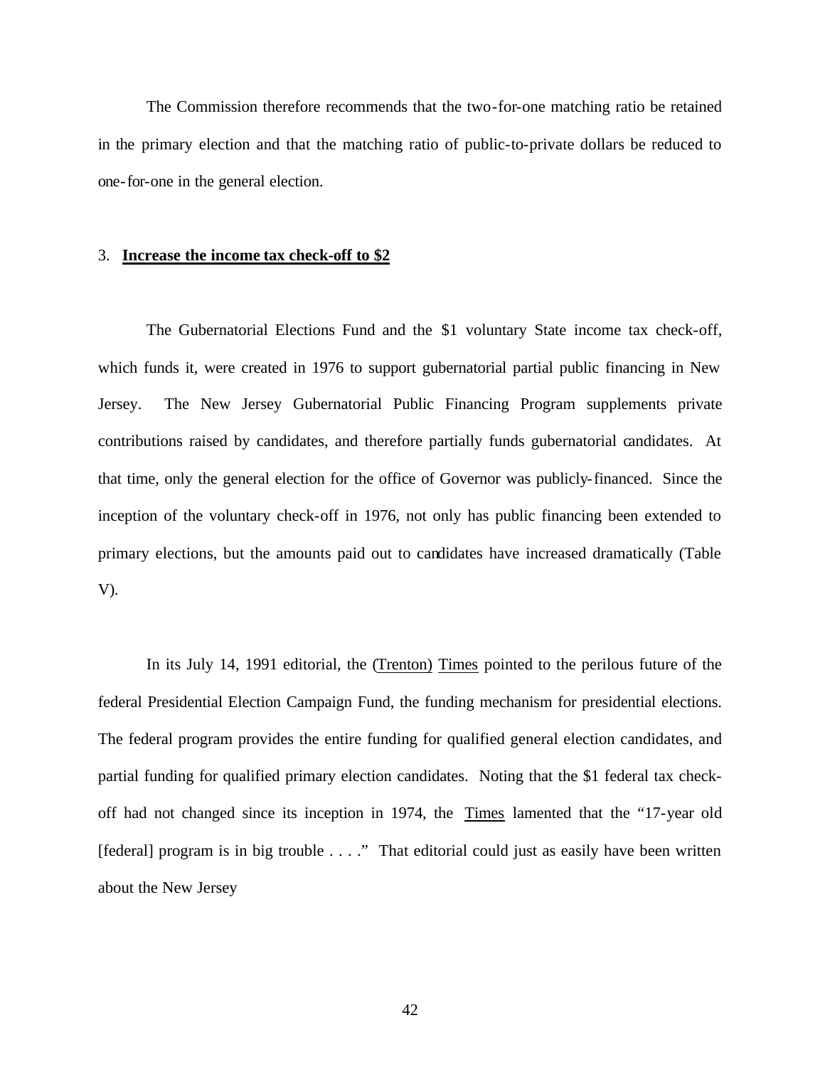The Commission therefore recommends that the two-for-one matching ratio be retained in the primary election and that the matching ratio of public-to-private dollars be reduced to one-for-one in the general election.

3. **Increase the income tax check-off to $2**

The Gubernatorial Elections Fund and the $1 voluntary State income tax check-off, which funds it, were created in 1976 to support gubernatorial partial public financing in New Jersey. The New Jersey Gubernatorial Public Financing Program supplements private contributions raised by candidates, and therefore partially funds gubernatorial candidates. At that time, only the general election for the office of Governor was publicly-financed. Since the inception of the voluntary check-off in 1976, not only has public financing been extended to primary elections, but the amounts paid out to candidates have increased dramatically (Table V).

In its July 14, 1991 editorial, the (Trenton) Times pointed to the perilous future of the federal Presidential Election Campaign Fund, the funding mechanism for presidential elections. The federal program provides the entire funding for qualified general election candidates, and partial funding for qualified primary election candidates. Noting that the $1 federal tax check-off had not changed since its inception in 1974, the Times lamented that the "17-year old [federal] program is in big trouble . . . ." That editorial could just as easily have been written about the New Jersey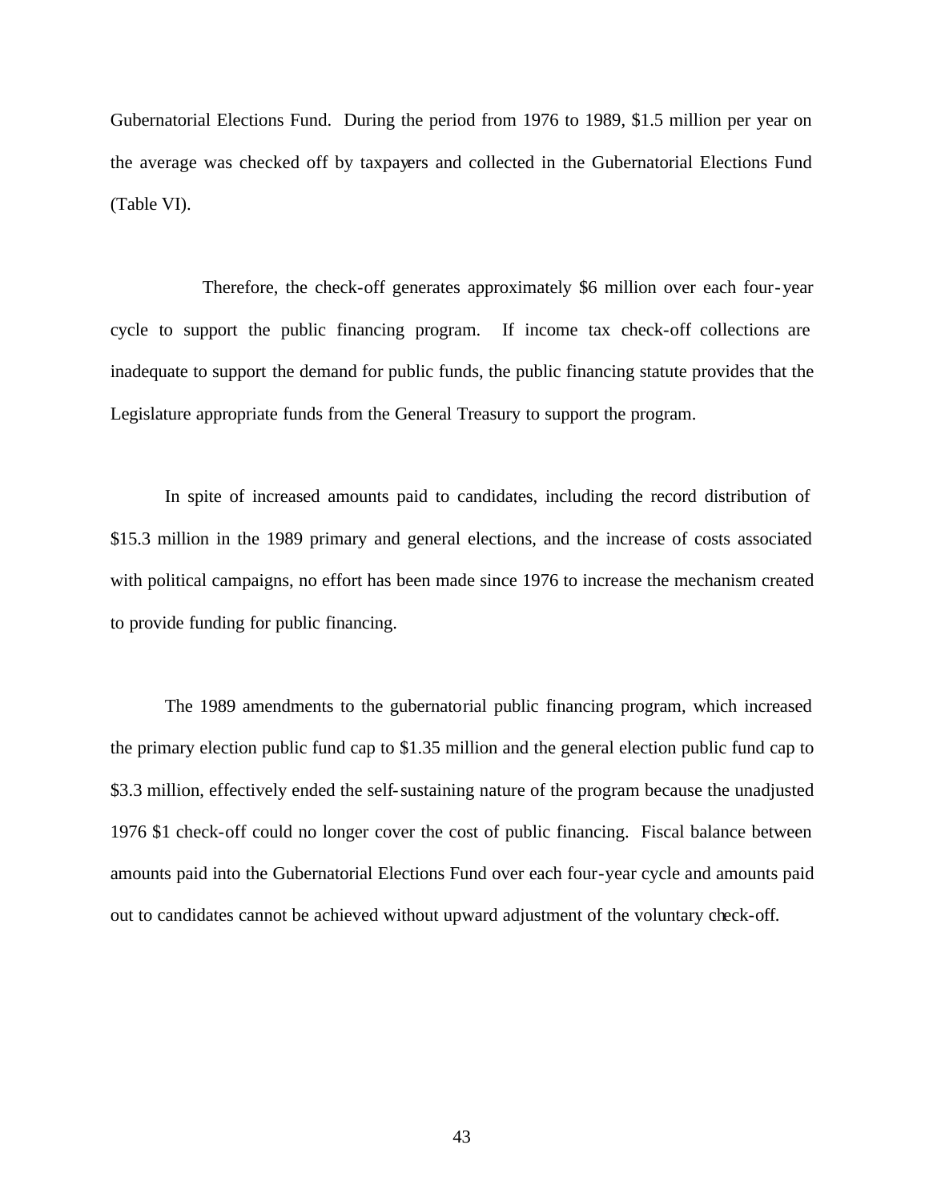Gubernatorial Elections Fund. During the period from 1976 to 1989, $1.5 million per year on the average was checked off by taxpayers and collected in the Gubernatorial Elections Fund (Table VI).

Therefore, the check-off generates approximately $6 million over each four-year cycle to support the public financing program. If income tax check-off collections are inadequate to support the demand for public funds, the public financing statute provides that the Legislature appropriate funds from the General Treasury to support the program.

In spite of increased amounts paid to candidates, including the record distribution of $15.3 million in the 1989 primary and general elections, and the increase of costs associated with political campaigns, no effort has been made since 1976 to increase the mechanism created to provide funding for public financing.

The 1989 amendments to the gubernatorial public financing program, which increased the primary election public fund cap to $1.35 million and the general election public fund cap to $3.3 million, effectively ended the self-sustaining nature of the program because the unadjusted 1976 $1 check-off could no longer cover the cost of public financing. Fiscal balance between amounts paid into the Gubernatorial Elections Fund over each four-year cycle and amounts paid out to candidates cannot be achieved without upward adjustment of the voluntary check-off.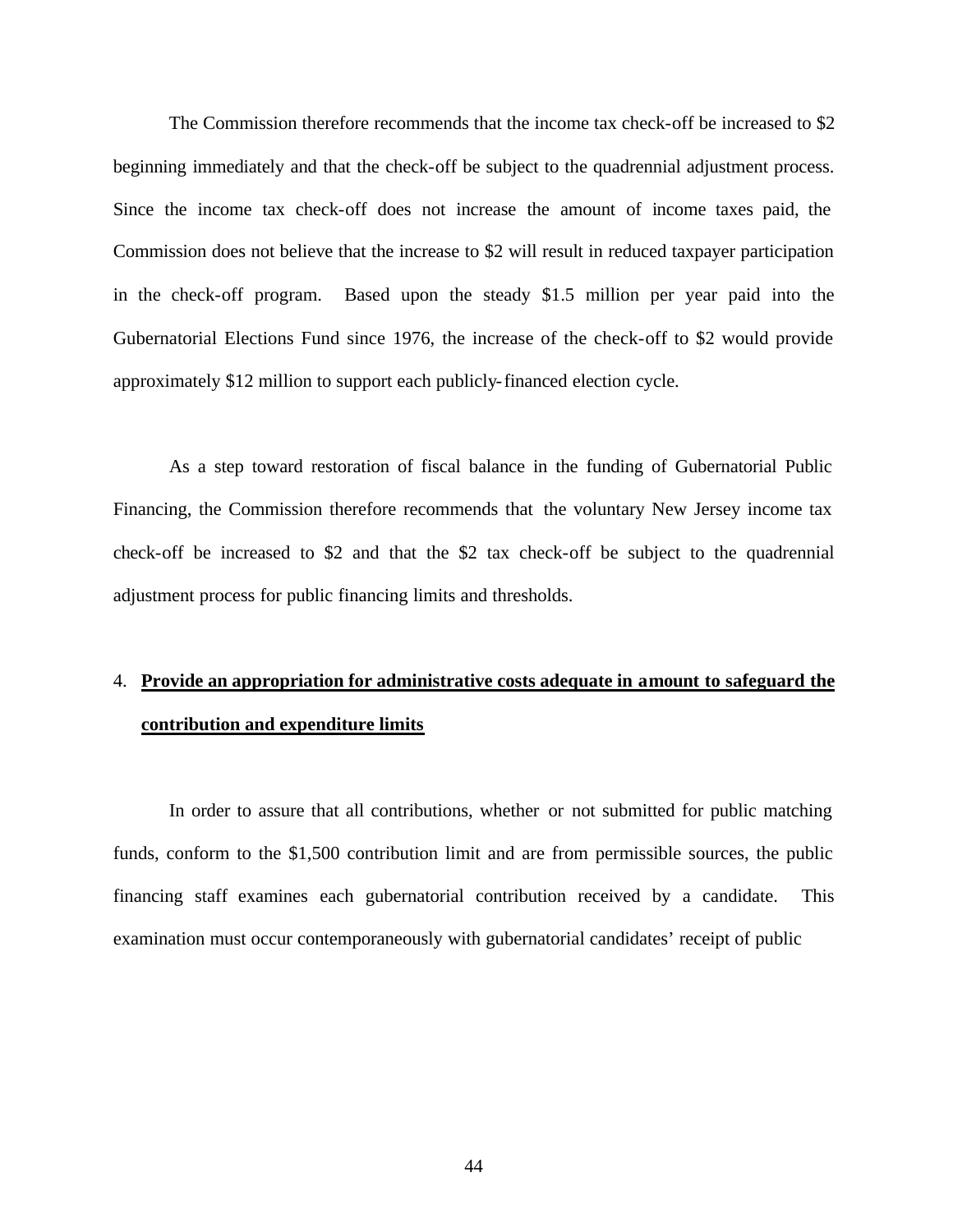The Commission therefore recommends that the income tax check-off be increased to $2 beginning immediately and that the check-off be subject to the quadrennial adjustment process. Since the income tax check-off does not increase the amount of income taxes paid, the Commission does not believe that the increase to $2 will result in reduced taxpayer participation in the check-off program. Based upon the steady $1.5 million per year paid into the Gubernatorial Elections Fund since 1976, the increase of the check-off to $2 would provide approximately $12 million to support each publicly-financed election cycle.

As a step toward restoration of fiscal balance in the funding of Gubernatorial Public Financing, the Commission therefore recommends that the voluntary New Jersey income tax check-off be increased to $2 and that the $2 tax check-off be subject to the quadrennial adjustment process for public financing limits and thresholds.

4. **Provide an appropriation for administrative costs adequate in amount to safeguard the contribution and expenditure limits**

In order to assure that all contributions, whether or not submitted for public matching funds, conform to the $1,500 contribution limit and are from permissible sources, the public financing staff examines each gubernatorial contribution received by a candidate. This examination must occur contemporaneously with gubernatorial candidates' receipt of public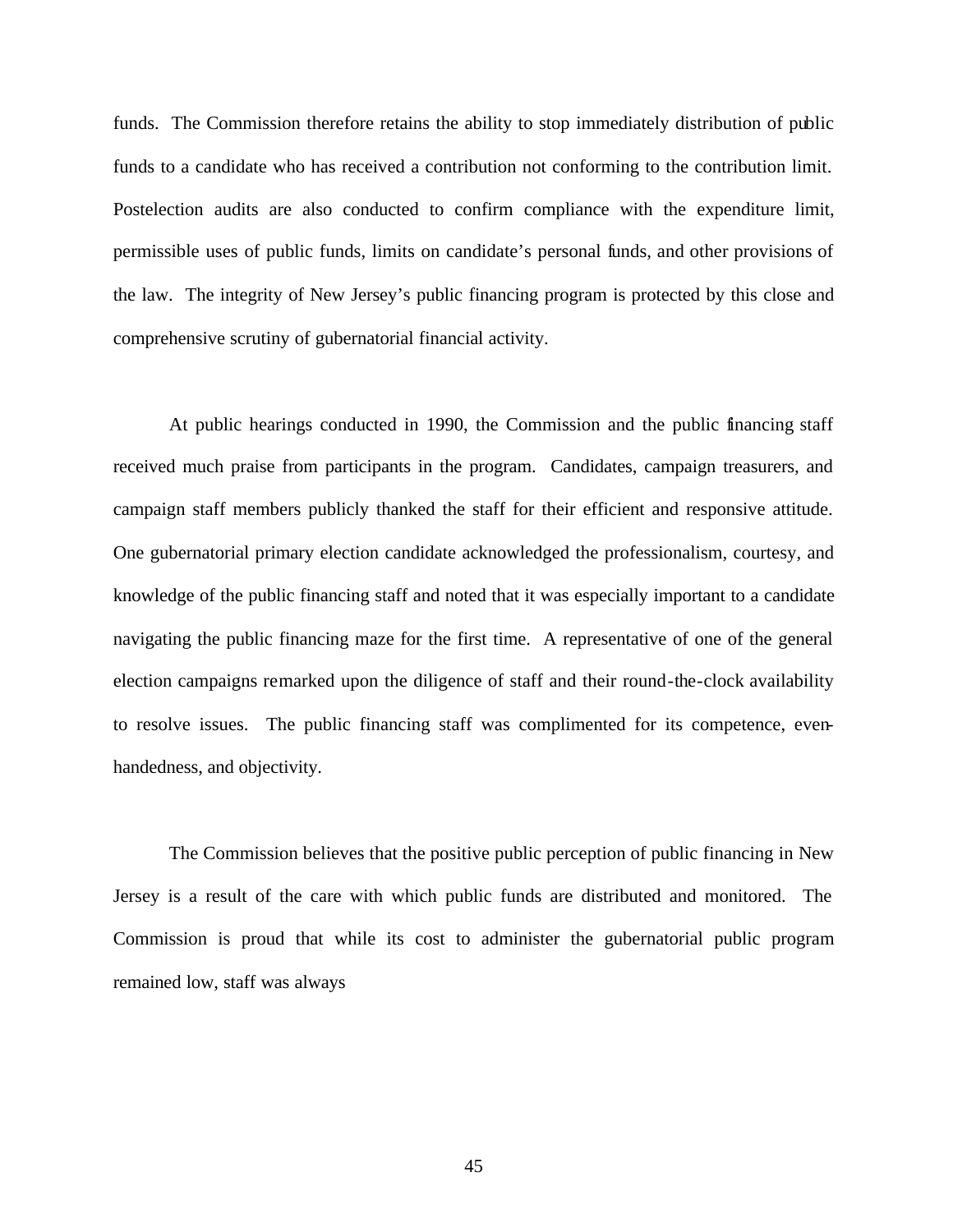funds. The Commission therefore retains the ability to stop immediately distribution of public funds to a candidate who has received a contribution not conforming to the contribution limit. Postelection audits are also conducted to confirm compliance with the expenditure limit, permissible uses of public funds, limits on candidate's personal funds, and other provisions of the law. The integrity of New Jersey's public financing program is protected by this close and comprehensive scrutiny of gubernatorial financial activity.

At public hearings conducted in 1990, the Commission and the public financing staff received much praise from participants in the program. Candidates, campaign treasurers, and campaign staff members publicly thanked the staff for their efficient and responsive attitude. One gubernatorial primary election candidate acknowledged the professionalism, courtesy, and knowledge of the public financing staff and noted that it was especially important to a candidate navigating the public financing maze for the first time. A representative of one of the general election campaigns remarked upon the diligence of staff and their round-the-clock availability to resolve issues. The public financing staff was complimented for its competence, even-handedness, and objectivity.

The Commission believes that the positive public perception of public financing in New Jersey is a result of the care with which public funds are distributed and monitored. The Commission is proud that while its cost to administer the gubernatorial public program remained low, staff was always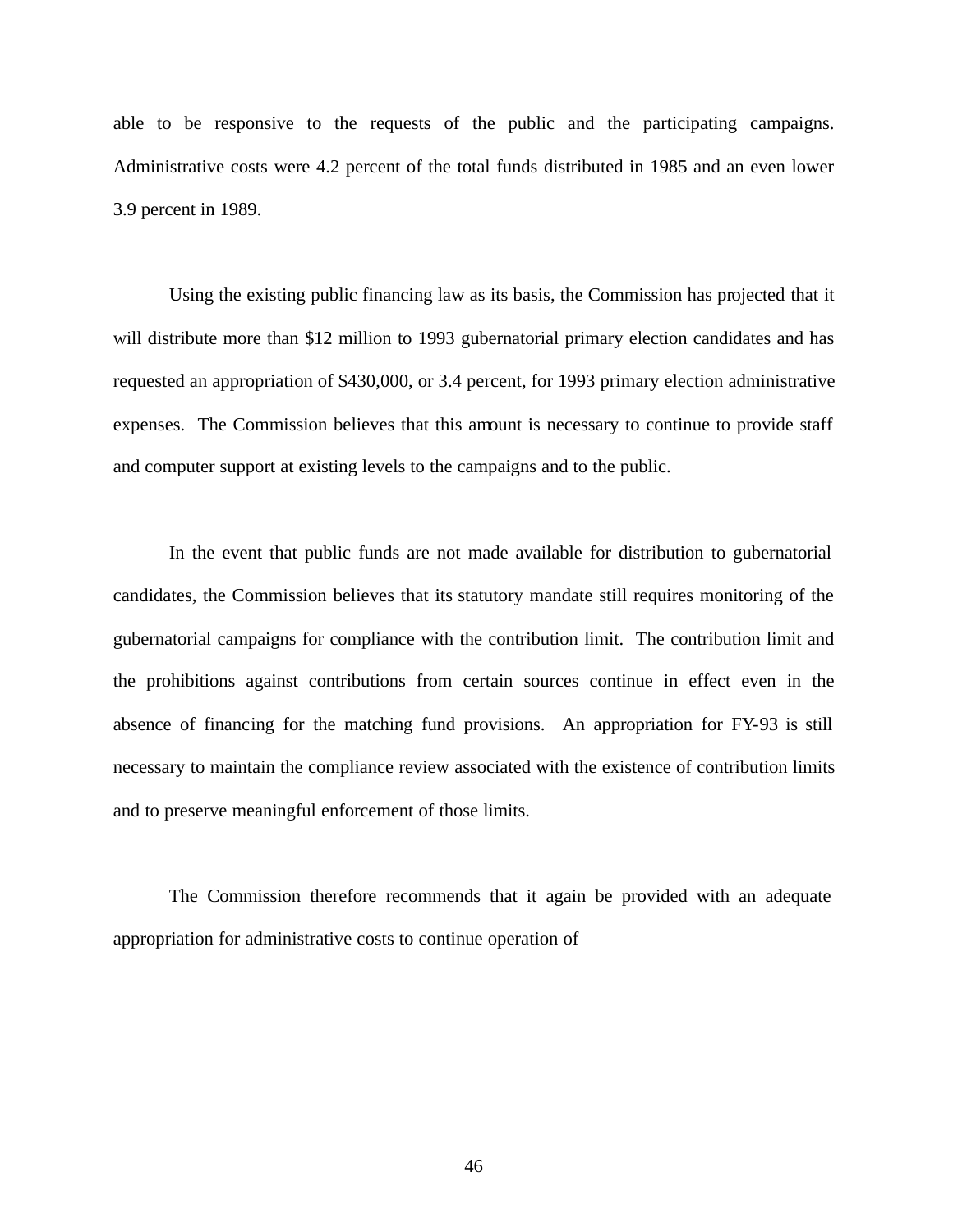able to be responsive to the requests of the public and the participating campaigns. Administrative costs were 4.2 percent of the total funds distributed in 1985 and an even lower 3.9 percent in 1989.

Using the existing public financing law as its basis, the Commission has projected that it will distribute more than $12 million to 1993 gubernatorial primary election candidates and has requested an appropriation of $430,000, or 3.4 percent, for 1993 primary election administrative expenses. The Commission believes that this amount is necessary to continue to provide staff and computer support at existing levels to the campaigns and to the public.

In the event that public funds are not made available for distribution to gubernatorial candidates, the Commission believes that its statutory mandate still requires monitoring of the gubernatorial campaigns for compliance with the contribution limit. The contribution limit and the prohibitions against contributions from certain sources continue in effect even in the absence of financing for the matching fund provisions. An appropriation for FY-93 is still necessary to maintain the compliance review associated with the existence of contribution limits and to preserve meaningful enforcement of those limits.

The Commission therefore recommends that it again be provided with an adequate appropriation for administrative costs to continue operation of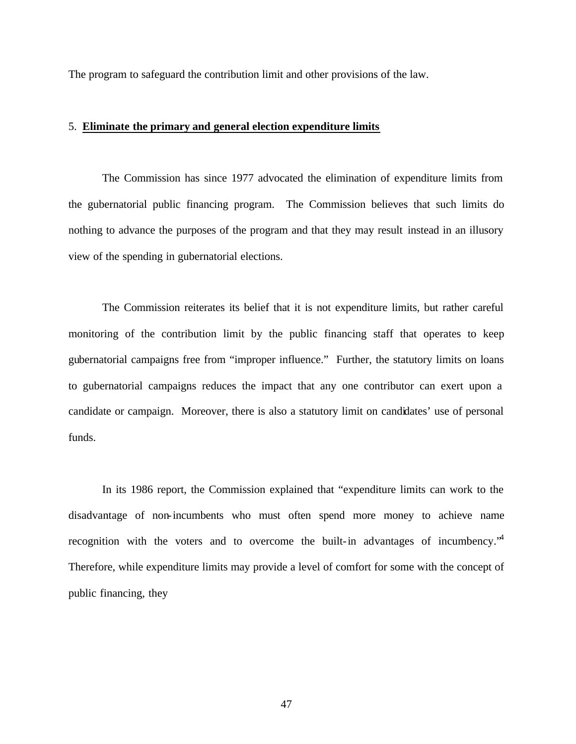The program to safeguard the contribution limit and other provisions of the law.

5. **Eliminate the primary and general election expenditure limits**

The Commission has since 1977 advocated the elimination of expenditure limits from the gubernatorial public financing program. The Commission believes that such limits do nothing to advance the purposes of the program and that they may result instead in an illusory view of the spending in gubernatorial elections.

The Commission reiterates its belief that it is not expenditure limits, but rather careful monitoring of the contribution limit by the public financing staff that operates to keep gubernatorial campaigns free from "improper influence." Further, the statutory limits on loans to gubernatorial campaigns reduces the impact that any one contributor can exert upon a candidate or campaign. Moreover, there is also a statutory limit on candidates' use of personal funds.

In its 1986 report, the Commission explained that "expenditure limits can work to the disadvantage of non-incumbents who must often spend more money to achieve name recognition with the voters and to overcome the built-in advantages of incumbency."[4] Therefore, while expenditure limits may provide a level of comfort for some with the concept of public financing, they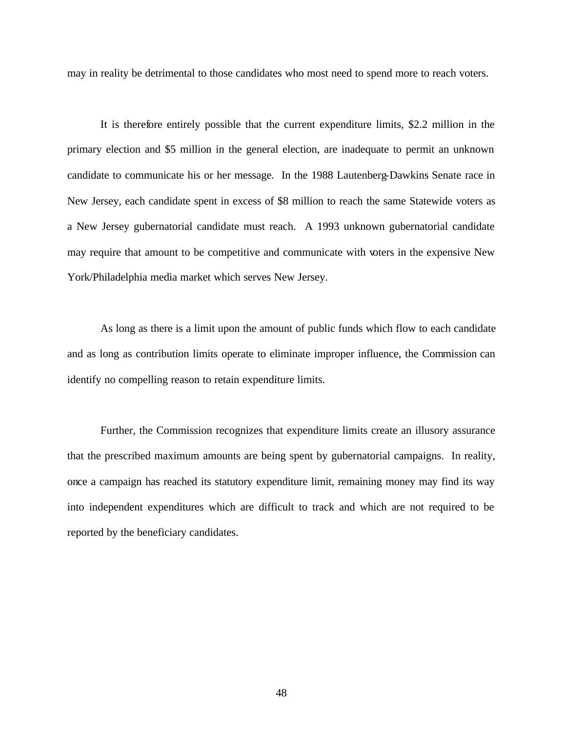may in reality be detrimental to those candidates who most need to spend more to reach voters.

It is therefore entirely possible that the current expenditure limits, $2.2 million in the primary election and $5 million in the general election, are inadequate to permit an unknown candidate to communicate his or her message. In the 1988 Lautenberg-Dawkins Senate race in New Jersey, each candidate spent in excess of $8 million to reach the same Statewide voters as a New Jersey gubernatorial candidate must reach. A 1993 unknown gubernatorial candidate may require that amount to be competitive and communicate with voters in the expensive New York/Philadelphia media market which serves New Jersey.

As long as there is a limit upon the amount of public funds which flow to each candidate and as long as contribution limits operate to eliminate improper influence, the Commission can identify no compelling reason to retain expenditure limits.

Further, the Commission recognizes that expenditure limits create an illusory assurance that the prescribed maximum amounts are being spent by gubernatorial campaigns. In reality, once a campaign has reached its statutory expenditure limit, remaining money may find its way into independent expenditures which are difficult to track and which are not required to be reported by the beneficiary candidates.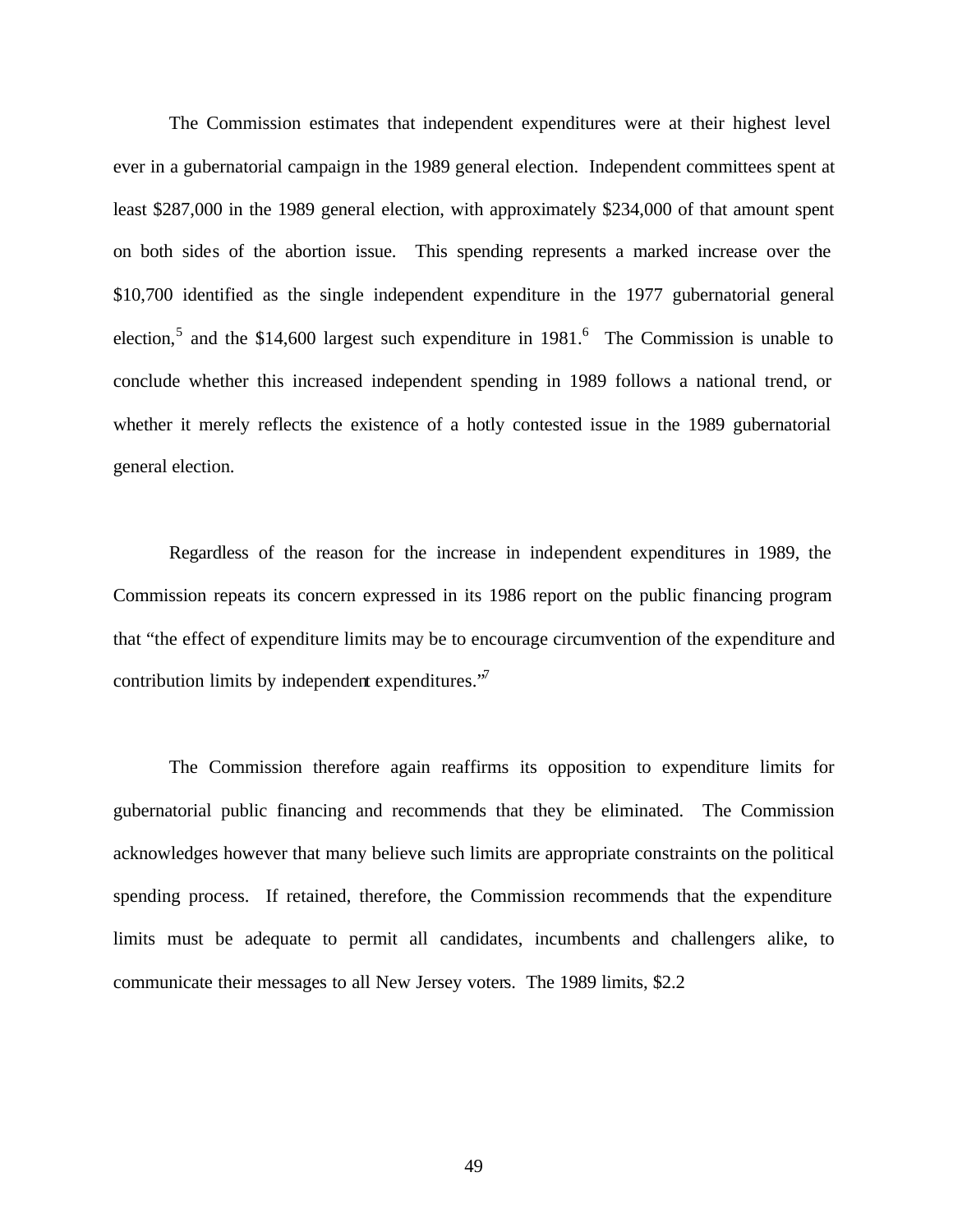The Commission estimates that independent expenditures were at their highest level ever in a gubernatorial campaign in the 1989 general election. Independent committees spent at least $287,000 in the 1989 general election, with approximately $234,000 of that amount spent on both sides of the abortion issue. This spending represents a marked increase over the $10,700 identified as the single independent expenditure in the 1977 gubernatorial general election,[5] and the $14,600 largest such expenditure in 1981.[6] The Commission is unable to conclude whether this increased independent spending in 1989 follows a national trend, or whether it merely reflects the existence of a hotly contested issue in the 1989 gubernatorial general election.

Regardless of the reason for the increase in independent expenditures in 1989, the Commission repeats its concern expressed in its 1986 report on the public financing program that "the effect of expenditure limits may be to encourage circumvention of the expenditure and contribution limits by independent expenditures."[7]

The Commission therefore again reaffirms its opposition to expenditure limits for gubernatorial public financing and recommends that they be eliminated. The Commission acknowledges however that many believe such limits are appropriate constraints on the political spending process. If retained, therefore, the Commission recommends that the expenditure limits must be adequate to permit all candidates, incumbents and challengers alike, to communicate their messages to all New Jersey voters. The 1989 limits, $2.2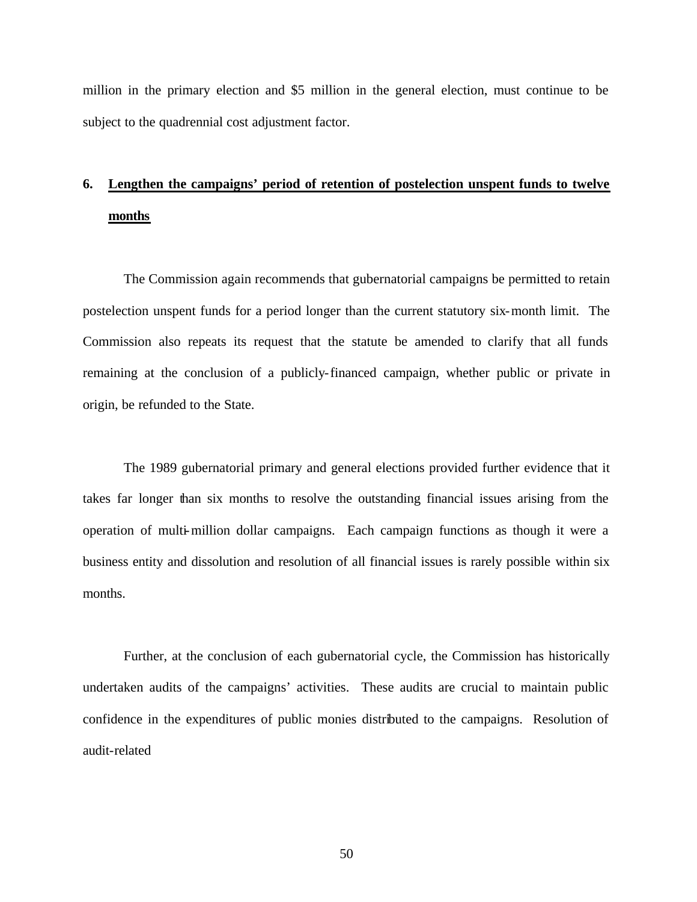million in the primary election and $5 million in the general election, must continue to be subject to the quadrennial cost adjustment factor.

### 6. **Lengthen the campaigns' period of retention of postelection unspent funds to twelve months**

The Commission again recommends that gubernatorial campaigns be permitted to retain postelection unspent funds for a period longer than the current statutory six-month limit. The Commission also repeats its request that the statute be amended to clarify that all funds remaining at the conclusion of a publicly-financed campaign, whether public or private in origin, be refunded to the State.

The 1989 gubernatorial primary and general elections provided further evidence that it takes far longer than six months to resolve the outstanding financial issues arising from the operation of multi-million dollar campaigns. Each campaign functions as though it were a business entity and dissolution and resolution of all financial issues is rarely possible within six months.

Further, at the conclusion of each gubernatorial cycle, the Commission has historically undertaken audits of the campaigns' activities. These audits are crucial to maintain public confidence in the expenditures of public monies distributed to the campaigns. Resolution of audit-related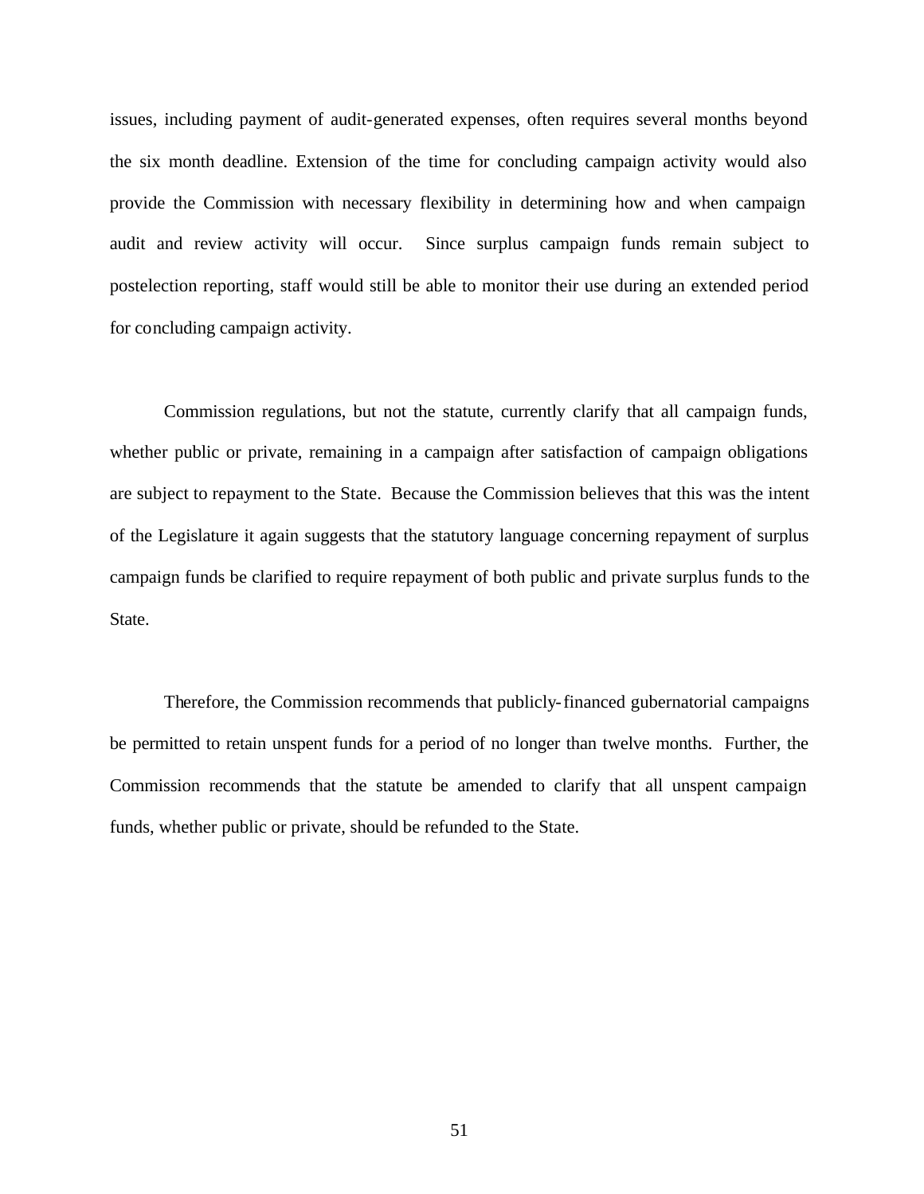issues, including payment of audit-generated expenses, often requires several months beyond the six month deadline. Extension of the time for concluding campaign activity would also provide the Commission with necessary flexibility in determining how and when campaign audit and review activity will occur. Since surplus campaign funds remain subject to postelection reporting, staff would still be able to monitor their use during an extended period for concluding campaign activity.

Commission regulations, but not the statute, currently clarify that all campaign funds, whether public or private, remaining in a campaign after satisfaction of campaign obligations are subject to repayment to the State. Because the Commission believes that this was the intent of the Legislature it again suggests that the statutory language concerning repayment of surplus campaign funds be clarified to require repayment of both public and private surplus funds to the State.

Therefore, the Commission recommends that publicly-financed gubernatorial campaigns be permitted to retain unspent funds for a period of no longer than twelve months. Further, the Commission recommends that the statute be amended to clarify that all unspent campaign funds, whether public or private, should be refunded to the State.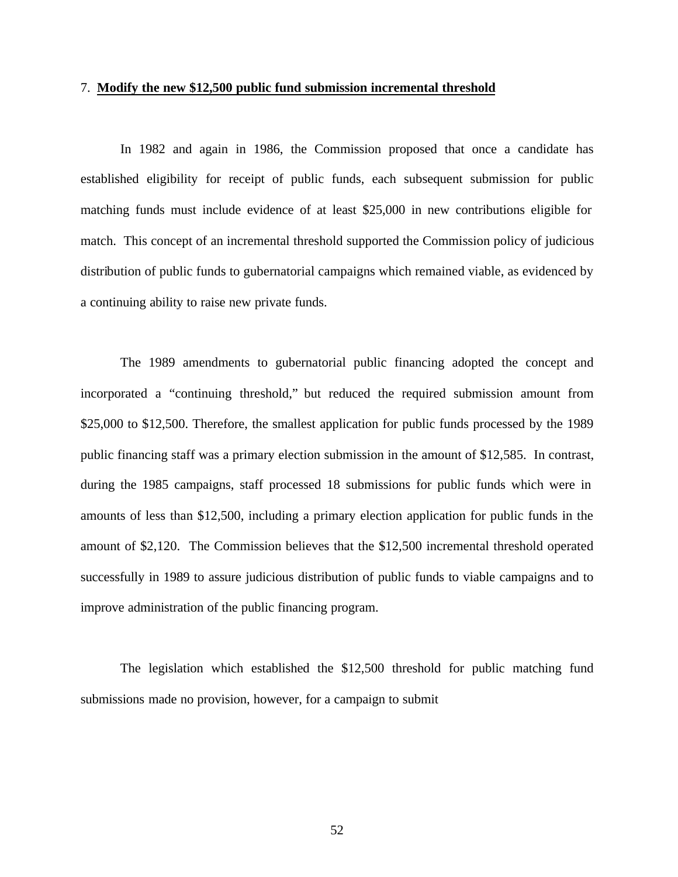7. **Modify the new $12,500 public fund submission incremental threshold**

In 1982 and again in 1986, the Commission proposed that once a candidate has established eligibility for receipt of public funds, each subsequent submission for public matching funds must include evidence of at least $25,000 in new contributions eligible for match. This concept of an incremental threshold supported the Commission policy of judicious distribution of public funds to gubernatorial campaigns which remained viable, as evidenced by a continuing ability to raise new private funds.

The 1989 amendments to gubernatorial public financing adopted the concept and incorporated a "continuing threshold," but reduced the required submission amount from $25,000 to $12,500. Therefore, the smallest application for public funds processed by the 1989 public financing staff was a primary election submission in the amount of $12,585. In contrast, during the 1985 campaigns, staff processed 18 submissions for public funds which were in amounts of less than $12,500, including a primary election application for public funds in the amount of $2,120. The Commission believes that the $12,500 incremental threshold operated successfully in 1989 to assure judicious distribution of public funds to viable campaigns and to improve administration of the public financing program.

The legislation which established the $12,500 threshold for public matching fund submissions made no provision, however, for a campaign to submit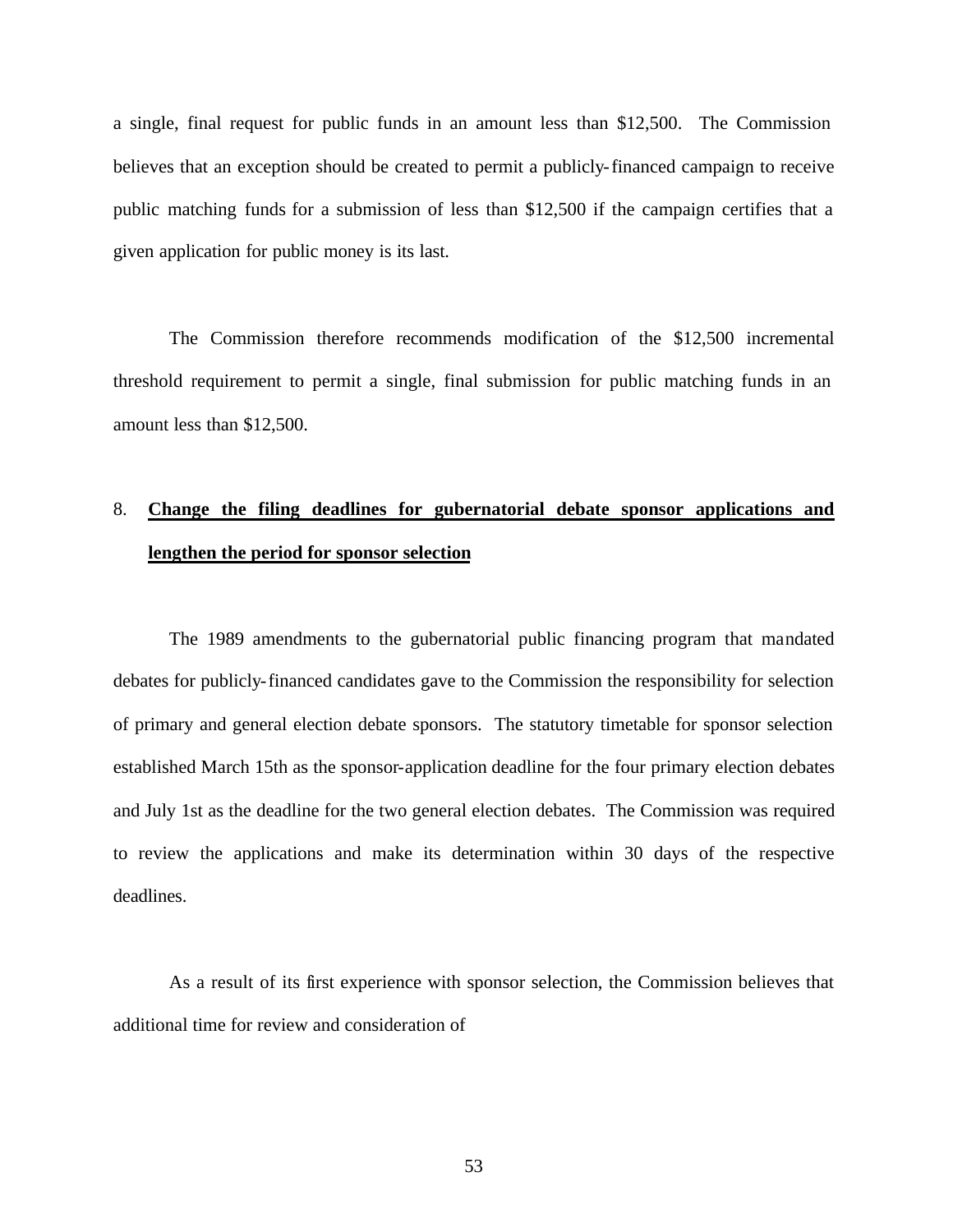a single, final request for public funds in an amount less than $12,500. The Commission believes that an exception should be created to permit a publicly-financed campaign to receive public matching funds for a submission of less than $12,500 if the campaign certifies that a given application for public money is its last.

The Commission therefore recommends modification of the $12,500 incremental threshold requirement to permit a single, final submission for public matching funds in an amount less than $12,500.

8. **Change the filing deadlines for gubernatorial debate sponsor applications and lengthen the period for sponsor selection**

The 1989 amendments to the gubernatorial public financing program that mandated debates for publicly-financed candidates gave to the Commission the responsibility for selection of primary and general election debate sponsors. The statutory timetable for sponsor selection established March 15th as the sponsor-application deadline for the four primary election debates and July 1st as the deadline for the two general election debates. The Commission was required to review the applications and make its determination within 30 days of the respective deadlines.

As a result of its first experience with sponsor selection, the Commission believes that additional time for review and consideration of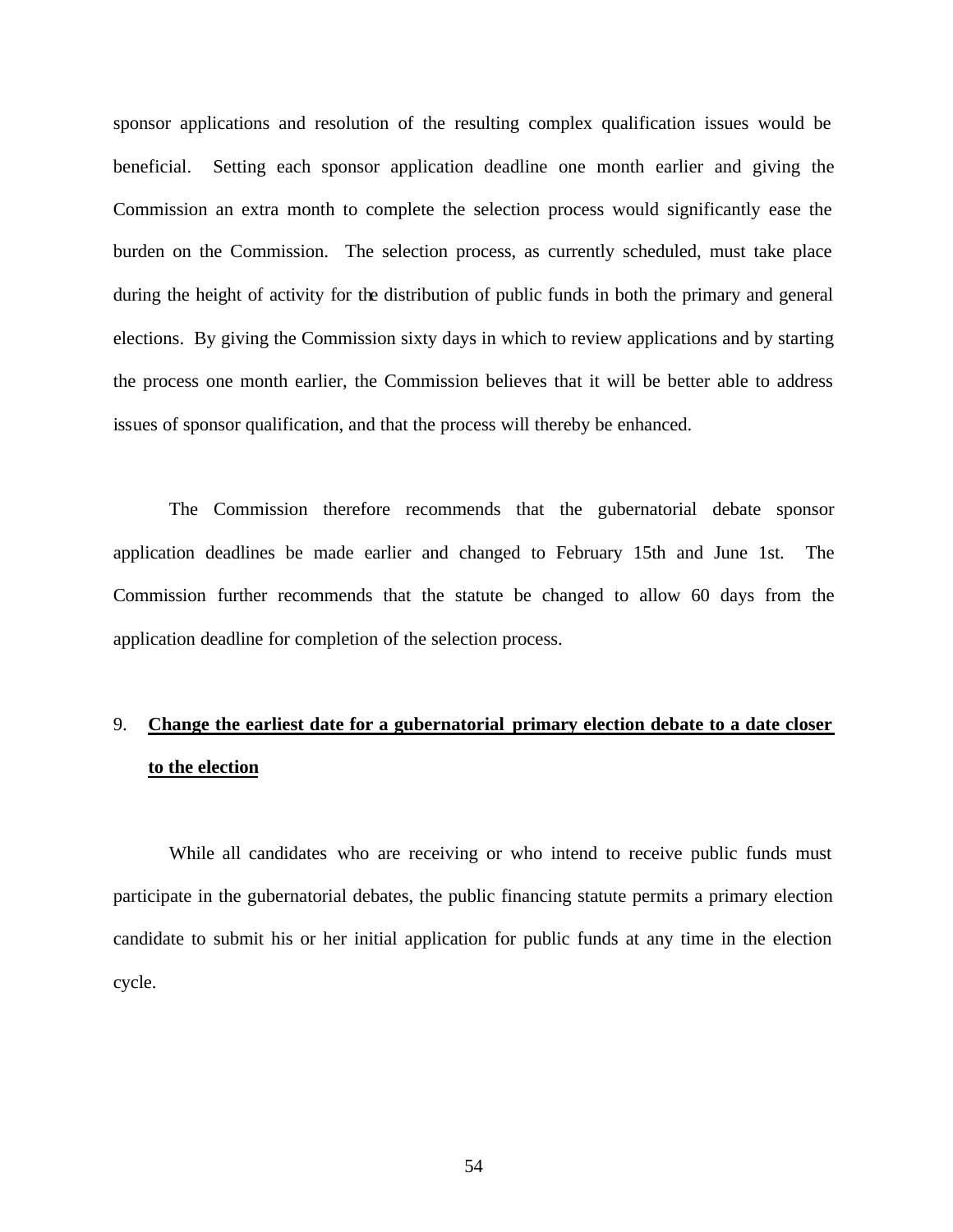sponsor applications and resolution of the resulting complex qualification issues would be beneficial. Setting each sponsor application deadline one month earlier and giving the Commission an extra month to complete the selection process would significantly ease the burden on the Commission. The selection process, as currently scheduled, must take place during the height of activity for the distribution of public funds in both the primary and general elections. By giving the Commission sixty days in which to review applications and by starting the process one month earlier, the Commission believes that it will be better able to address issues of sponsor qualification, and that the process will thereby be enhanced.

The Commission therefore recommends that the gubernatorial debate sponsor application deadlines be made earlier and changed to February 15th and June 1st. The Commission further recommends that the statute be changed to allow 60 days from the application deadline for completion of the selection process.

9. **Change the earliest date for a gubernatorial primary election debate to a date closer to the election**

While all candidates who are receiving or who intend to receive public funds must participate in the gubernatorial debates, the public financing statute permits a primary election candidate to submit his or her initial application for public funds at any time in the election cycle.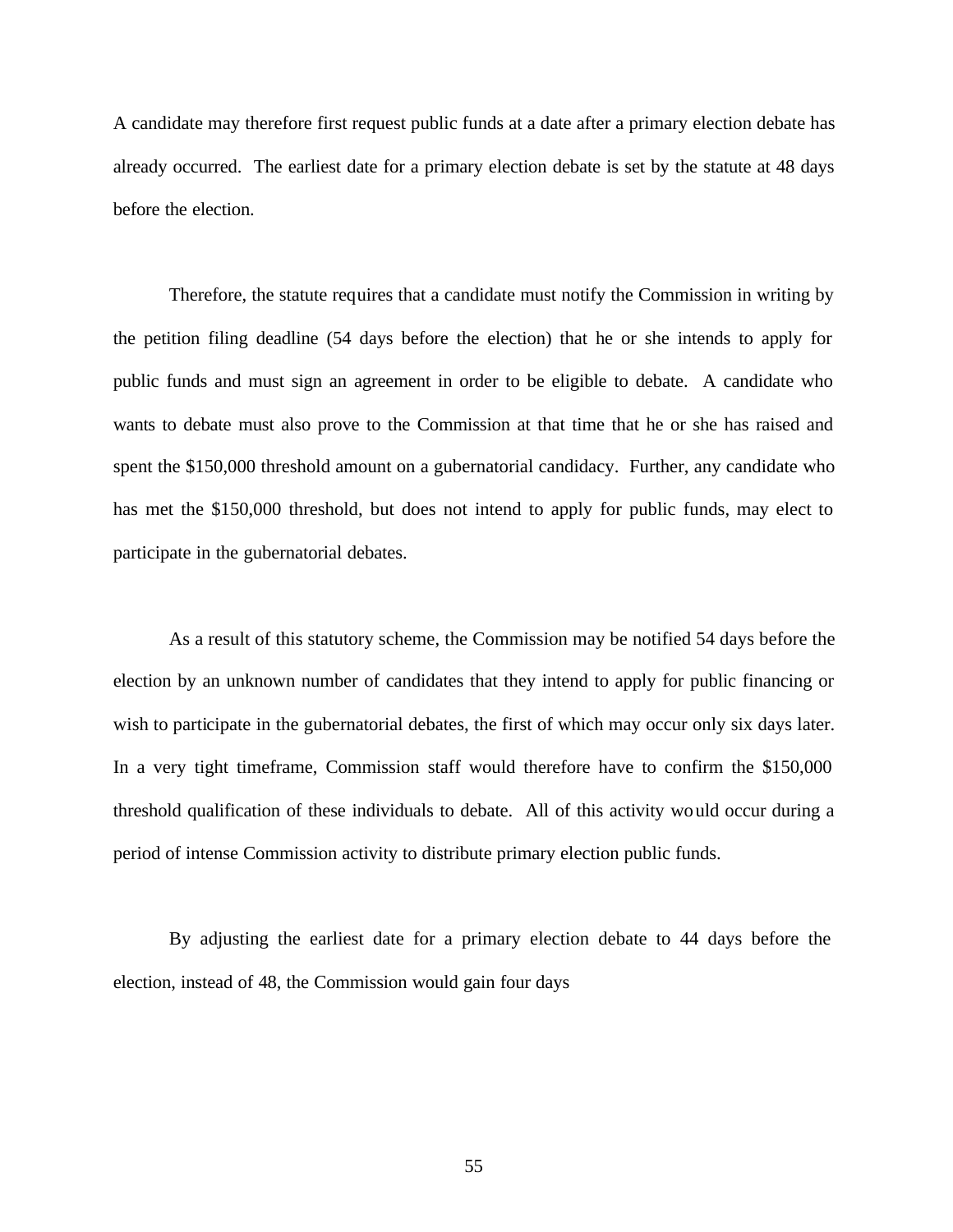A candidate may therefore first request public funds at a date after a primary election debate has already occurred. The earliest date for a primary election debate is set by the statute at 48 days before the election.

Therefore, the statute requires that a candidate must notify the Commission in writing by the petition filing deadline (54 days before the election) that he or she intends to apply for public funds and must sign an agreement in order to be eligible to debate. A candidate who wants to debate must also prove to the Commission at that time that he or she has raised and spent the $150,000 threshold amount on a gubernatorial candidacy. Further, any candidate who has met the $150,000 threshold, but does not intend to apply for public funds, may elect to participate in the gubernatorial debates.

As a result of this statutory scheme, the Commission may be notified 54 days before the election by an unknown number of candidates that they intend to apply for public financing or wish to participate in the gubernatorial debates, the first of which may occur only six days later. In a very tight timeframe, Commission staff would therefore have to confirm the $150,000 threshold qualification of these individuals to debate. All of this activity would occur during a period of intense Commission activity to distribute primary election public funds.

By adjusting the earliest date for a primary election debate to 44 days before the election, instead of 48, the Commission would gain four days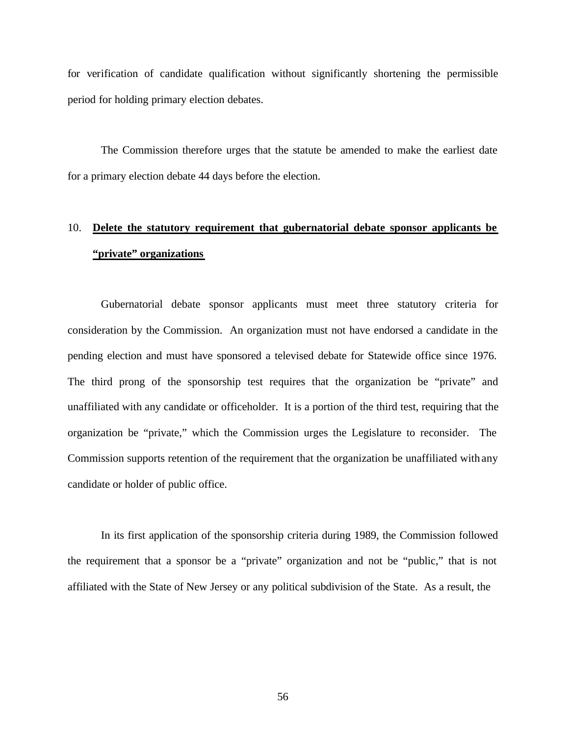for verification of candidate qualification without significantly shortening the permissible period for holding primary election debates.

The Commission therefore urges that the statute be amended to make the earliest date for a primary election debate 44 days before the election.

10. **Delete the statutory requirement that gubernatorial debate sponsor applicants be "private" organizations**

Gubernatorial debate sponsor applicants must meet three statutory criteria for consideration by the Commission. An organization must not have endorsed a candidate in the pending election and must have sponsored a televised debate for Statewide office since 1976. The third prong of the sponsorship test requires that the organization be "private" and unaffiliated with any candidate or officeholder. It is a portion of the third test, requiring that the organization be "private," which the Commission urges the Legislature to reconsider. The Commission supports retention of the requirement that the organization be unaffiliated with any candidate or holder of public office.

In its first application of the sponsorship criteria during 1989, the Commission followed the requirement that a sponsor be a "private" organization and not be "public," that is not affiliated with the State of New Jersey or any political subdivision of the State. As a result, the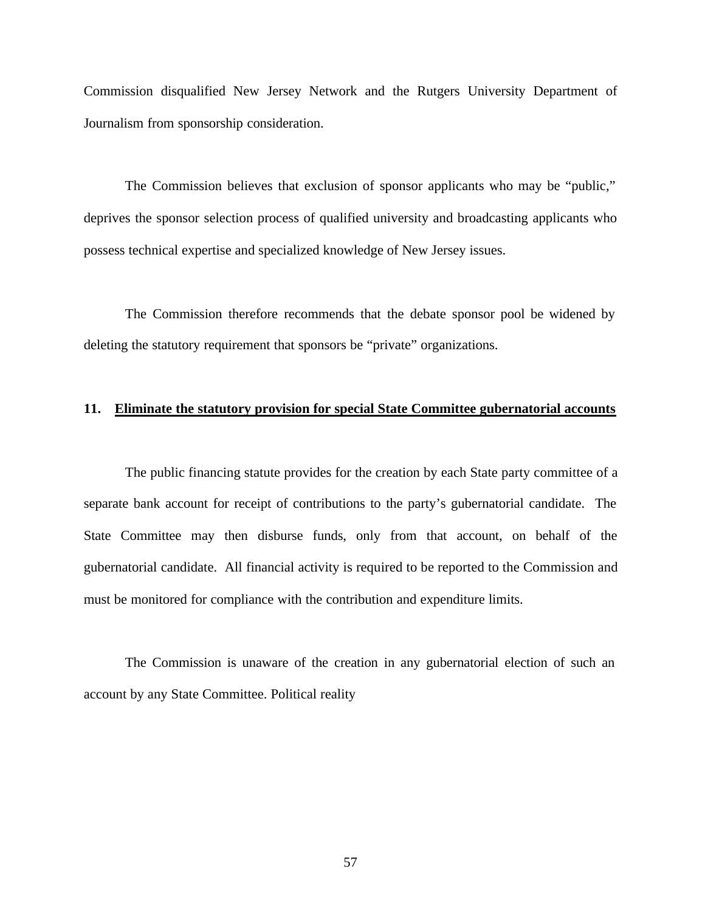Commission disqualified New Jersey Network and the Rutgers University Department of Journalism from sponsorship consideration.

The Commission believes that exclusion of sponsor applicants who may be "public," deprives the sponsor selection process of qualified university and broadcasting applicants who possess technical expertise and specialized knowledge of New Jersey issues.

The Commission therefore recommends that the debate sponsor pool be widened by deleting the statutory requirement that sponsors be "private" organizations.

**11. <u>Eliminate the statutory provision for special State Committee gubernatorial accounts</u>**

The public financing statute provides for the creation by each State party committee of a separate bank account for receipt of contributions to the party's gubernatorial candidate. The State Committee may then disburse funds, only from that account, on behalf of the gubernatorial candidate. All financial activity is required to be reported to the Commission and must be monitored for compliance with the contribution and expenditure limits.

The Commission is unaware of the creation in any gubernatorial election of such an account by any State Committee. Political reality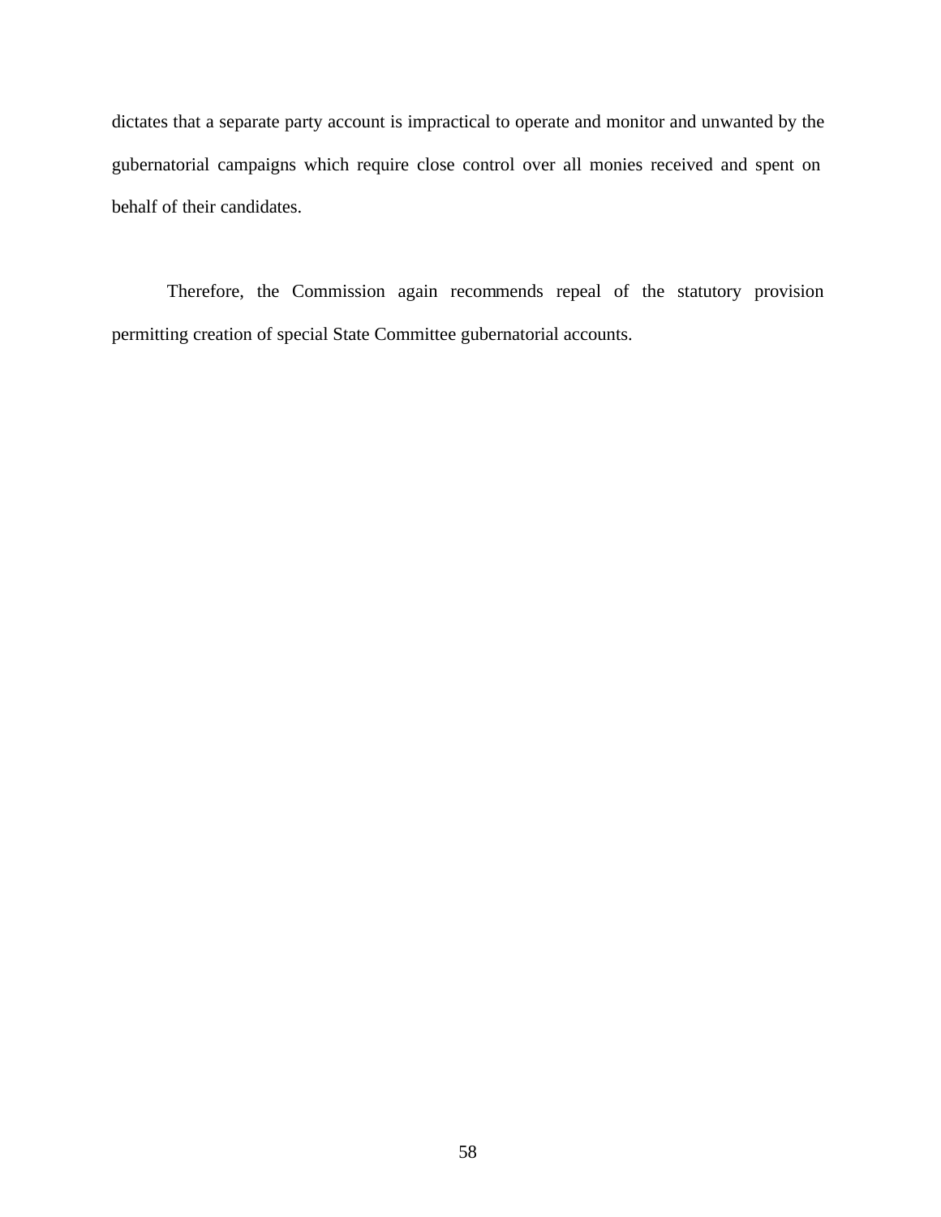dictates that a separate party account is impractical to operate and monitor and unwanted by the gubernatorial campaigns which require close control over all monies received and spent on behalf of their candidates.

Therefore, the Commission again recommends repeal of the statutory provision permitting creation of special State Committee gubernatorial accounts.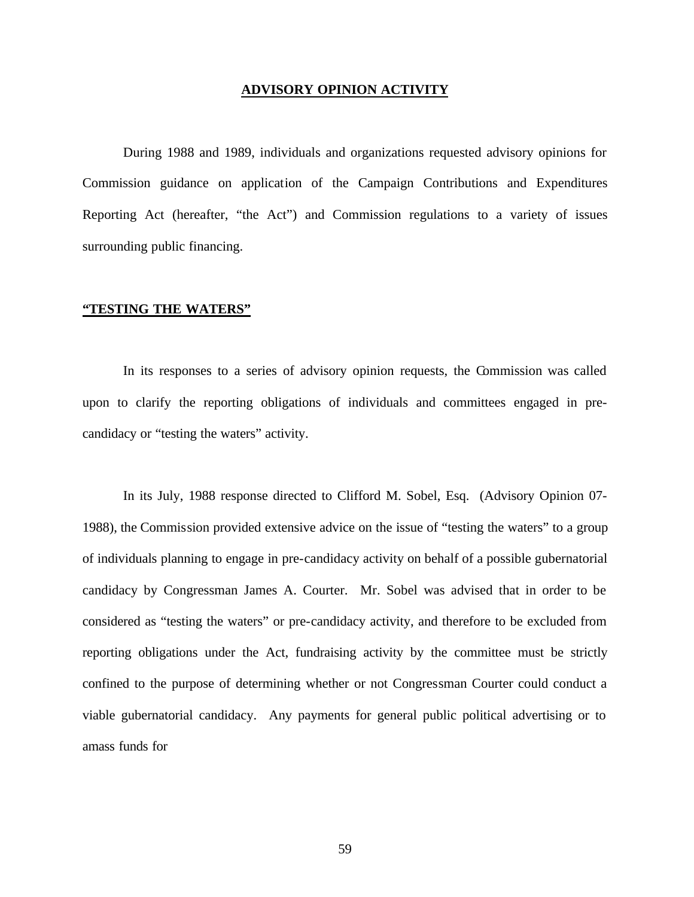## ADVISORY OPINION ACTIVITY

During 1988 and 1989, individuals and organizations requested advisory opinions for Commission guidance on application of the Campaign Contributions and Expenditures Reporting Act (hereafter, "the Act") and Commission regulations to a variety of issues surrounding public financing.

### "TESTING THE WATERS"

In its responses to a series of advisory opinion requests, the Commission was called upon to clarify the reporting obligations of individuals and committees engaged in pre-candidacy or "testing the waters" activity.

In its July, 1988 response directed to Clifford M. Sobel, Esq. (Advisory Opinion 07-1988), the Commission provided extensive advice on the issue of "testing the waters" to a group of individuals planning to engage in pre-candidacy activity on behalf of a possible gubernatorial candidacy by Congressman James A. Courter. Mr. Sobel was advised that in order to be considered as "testing the waters" or pre-candidacy activity, and therefore to be excluded from reporting obligations under the Act, fundraising activity by the committee must be strictly confined to the purpose of determining whether or not Congressman Courter could conduct a viable gubernatorial candidacy. Any payments for general public political advertising or to amass funds for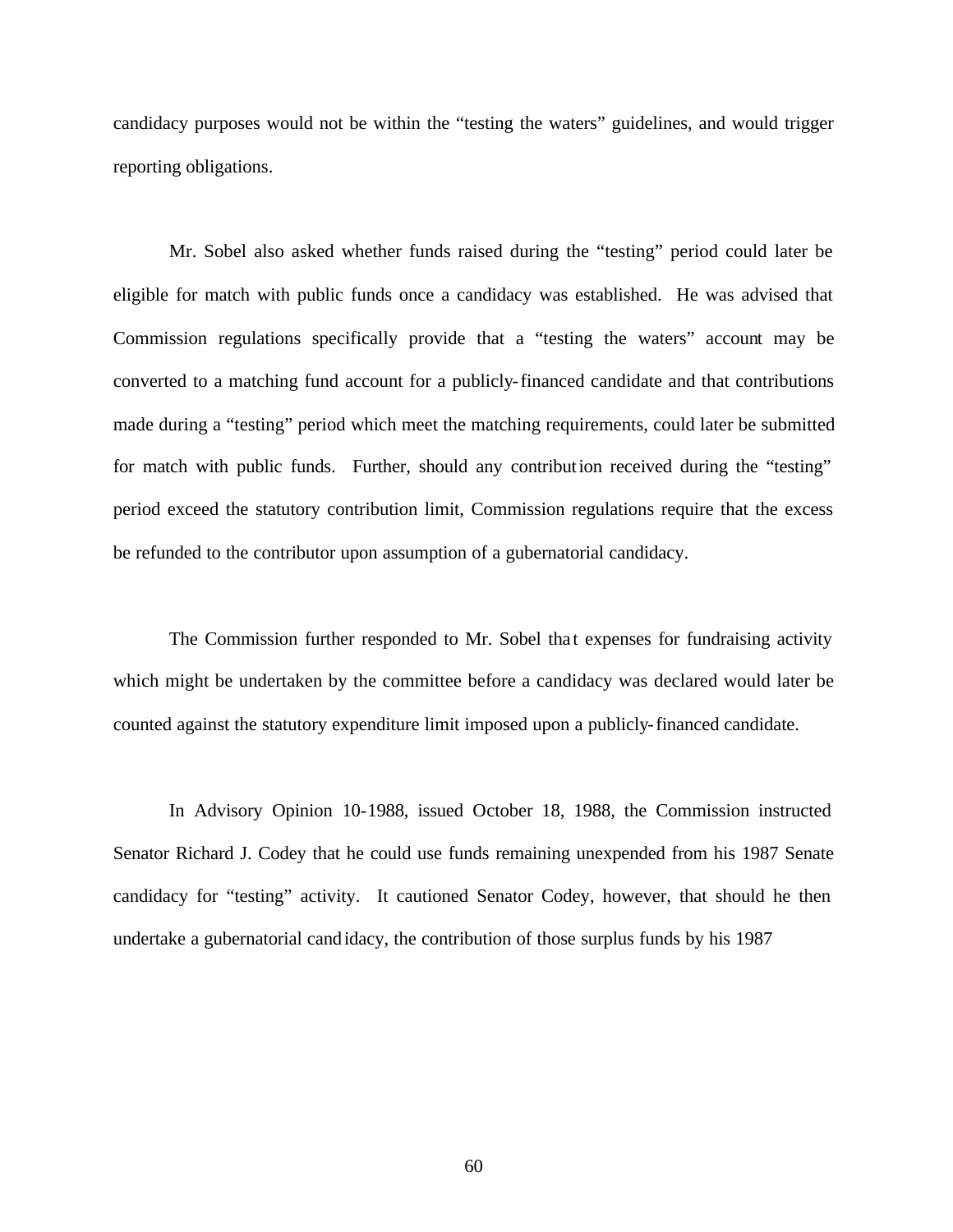candidacy purposes would not be within the "testing the waters" guidelines, and would trigger reporting obligations.

Mr. Sobel also asked whether funds raised during the "testing" period could later be eligible for match with public funds once a candidacy was established. He was advised that Commission regulations specifically provide that a "testing the waters" account may be converted to a matching fund account for a publicly-financed candidate and that contributions made during a "testing" period which meet the matching requirements, could later be submitted for match with public funds. Further, should any contribution received during the "testing" period exceed the statutory contribution limit, Commission regulations require that the excess be refunded to the contributor upon assumption of a gubernatorial candidacy.

The Commission further responded to Mr. Sobel that expenses for fundraising activity which might be undertaken by the committee before a candidacy was declared would later be counted against the statutory expenditure limit imposed upon a publicly-financed candidate.

In Advisory Opinion 10-1988, issued October 18, 1988, the Commission instructed Senator Richard J. Codey that he could use funds remaining unexpended from his 1987 Senate candidacy for "testing" activity. It cautioned Senator Codey, however, that should he then undertake a gubernatorial candidacy, the contribution of those surplus funds by his 1987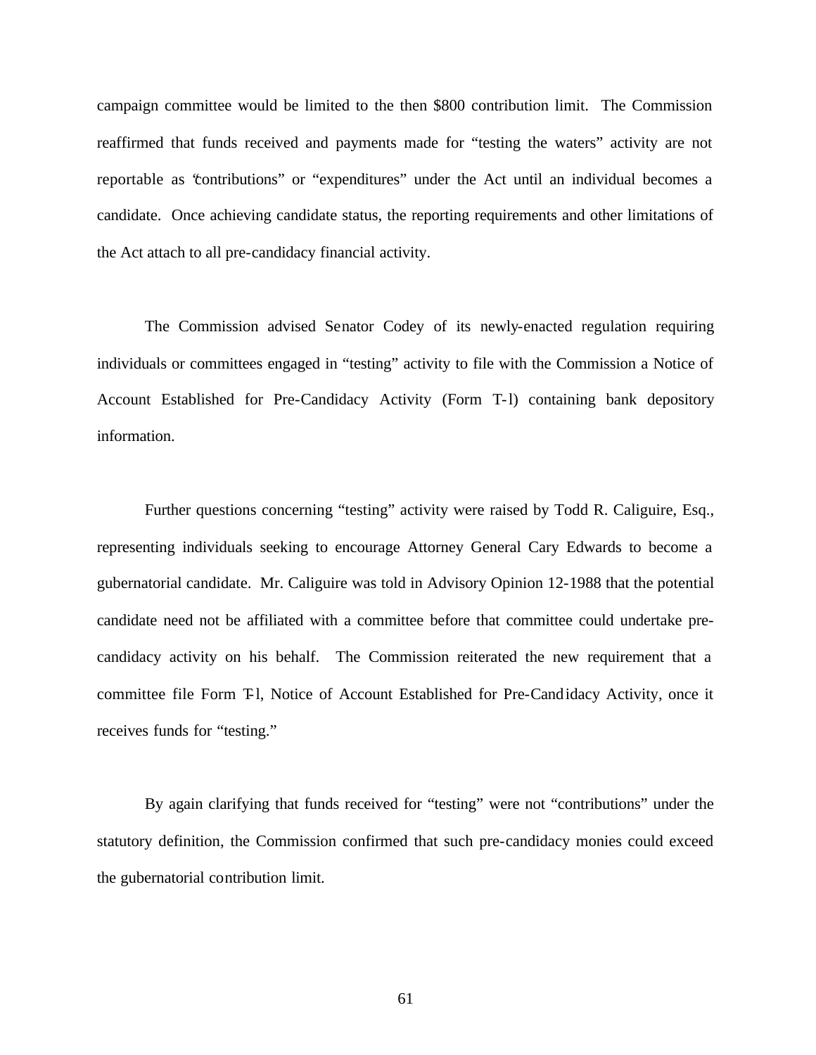campaign committee would be limited to the then $800 contribution limit. The Commission reaffirmed that funds received and payments made for "testing the waters" activity are not reportable as "contributions" or "expenditures" under the Act until an individual becomes a candidate. Once achieving candidate status, the reporting requirements and other limitations of the Act attach to all pre-candidacy financial activity.

The Commission advised Senator Codey of its newly-enacted regulation requiring individuals or committees engaged in "testing" activity to file with the Commission a Notice of Account Established for Pre-Candidacy Activity (Form T-l) containing bank depository information.

Further questions concerning "testing" activity were raised by Todd R. Caliguire, Esq., representing individuals seeking to encourage Attorney General Cary Edwards to become a gubernatorial candidate. Mr. Caliguire was told in Advisory Opinion 12-1988 that the potential candidate need not be affiliated with a committee before that committee could undertake pre-candidacy activity on his behalf. The Commission reiterated the new requirement that a committee file Form T-l, Notice of Account Established for Pre-Candidacy Activity, once it receives funds for "testing."

By again clarifying that funds received for "testing" were not "contributions" under the statutory definition, the Commission confirmed that such pre-candidacy monies could exceed the gubernatorial contribution limit.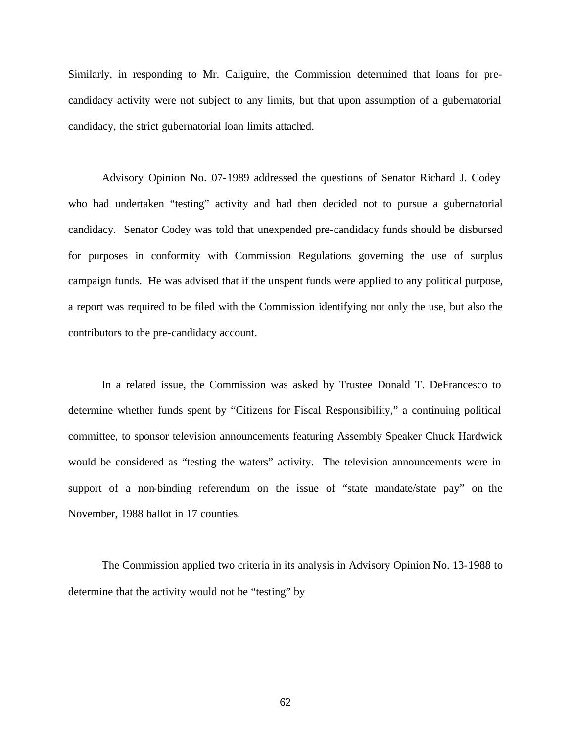Similarly, in responding to Mr. Caliguire, the Commission determined that loans for pre-candidacy activity were not subject to any limits, but that upon assumption of a gubernatorial candidacy, the strict gubernatorial loan limits attached.

Advisory Opinion No. 07-1989 addressed the questions of Senator Richard J. Codey who had undertaken "testing" activity and had then decided not to pursue a gubernatorial candidacy. Senator Codey was told that unexpended pre-candidacy funds should be disbursed for purposes in conformity with Commission Regulations governing the use of surplus campaign funds. He was advised that if the unspent funds were applied to any political purpose, a report was required to be filed with the Commission identifying not only the use, but also the contributors to the pre-candidacy account.

In a related issue, the Commission was asked by Trustee Donald T. DeFrancesco to determine whether funds spent by "Citizens for Fiscal Responsibility," a continuing political committee, to sponsor television announcements featuring Assembly Speaker Chuck Hardwick would be considered as "testing the waters" activity. The television announcements were in support of a non-binding referendum on the issue of "state mandate/state pay" on the November, 1988 ballot in 17 counties.

The Commission applied two criteria in its analysis in Advisory Opinion No. 13-1988 to determine that the activity would not be "testing" by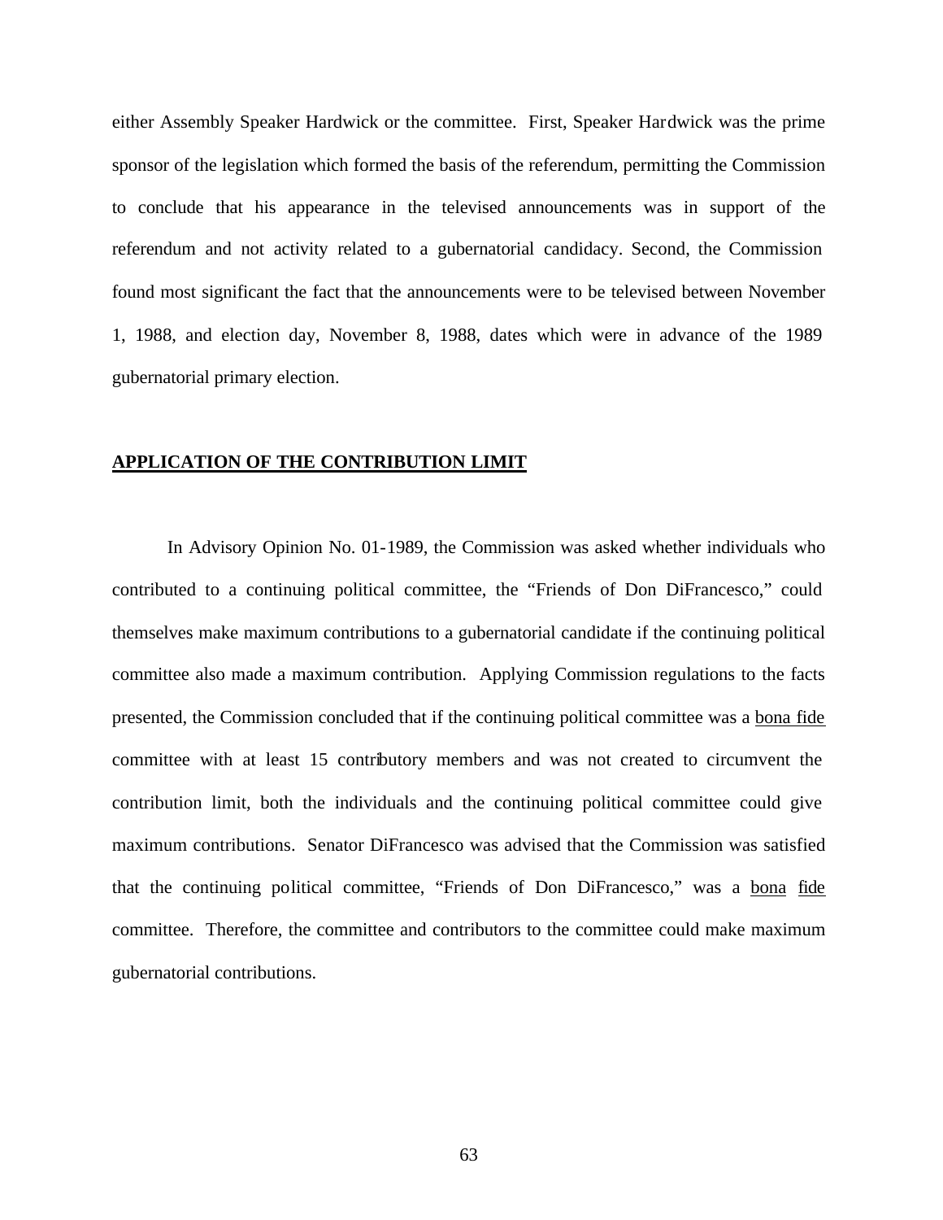either Assembly Speaker Hardwick or the committee. First, Speaker Hardwick was the prime sponsor of the legislation which formed the basis of the referendum, permitting the Commission to conclude that his appearance in the televised announcements was in support of the referendum and not activity related to a gubernatorial candidacy. Second, the Commission found most significant the fact that the announcements were to be televised between November 1, 1988, and election day, November 8, 1988, dates which were in advance of the 1989 gubernatorial primary election.

## APPLICATION OF THE CONTRIBUTION LIMIT

In Advisory Opinion No. 01-1989, the Commission was asked whether individuals who contributed to a continuing political committee, the "Friends of Don DiFrancesco," could themselves make maximum contributions to a gubernatorial candidate if the continuing political committee also made a maximum contribution. Applying Commission regulations to the facts presented, the Commission concluded that if the continuing political committee was a bona fide committee with at least 15 contributory members and was not created to circumvent the contribution limit, both the individuals and the continuing political committee could give maximum contributions. Senator DiFrancesco was advised that the Commission was satisfied that the continuing political committee, "Friends of Don DiFrancesco," was a bona fide committee. Therefore, the committee and contributors to the committee could make maximum gubernatorial contributions.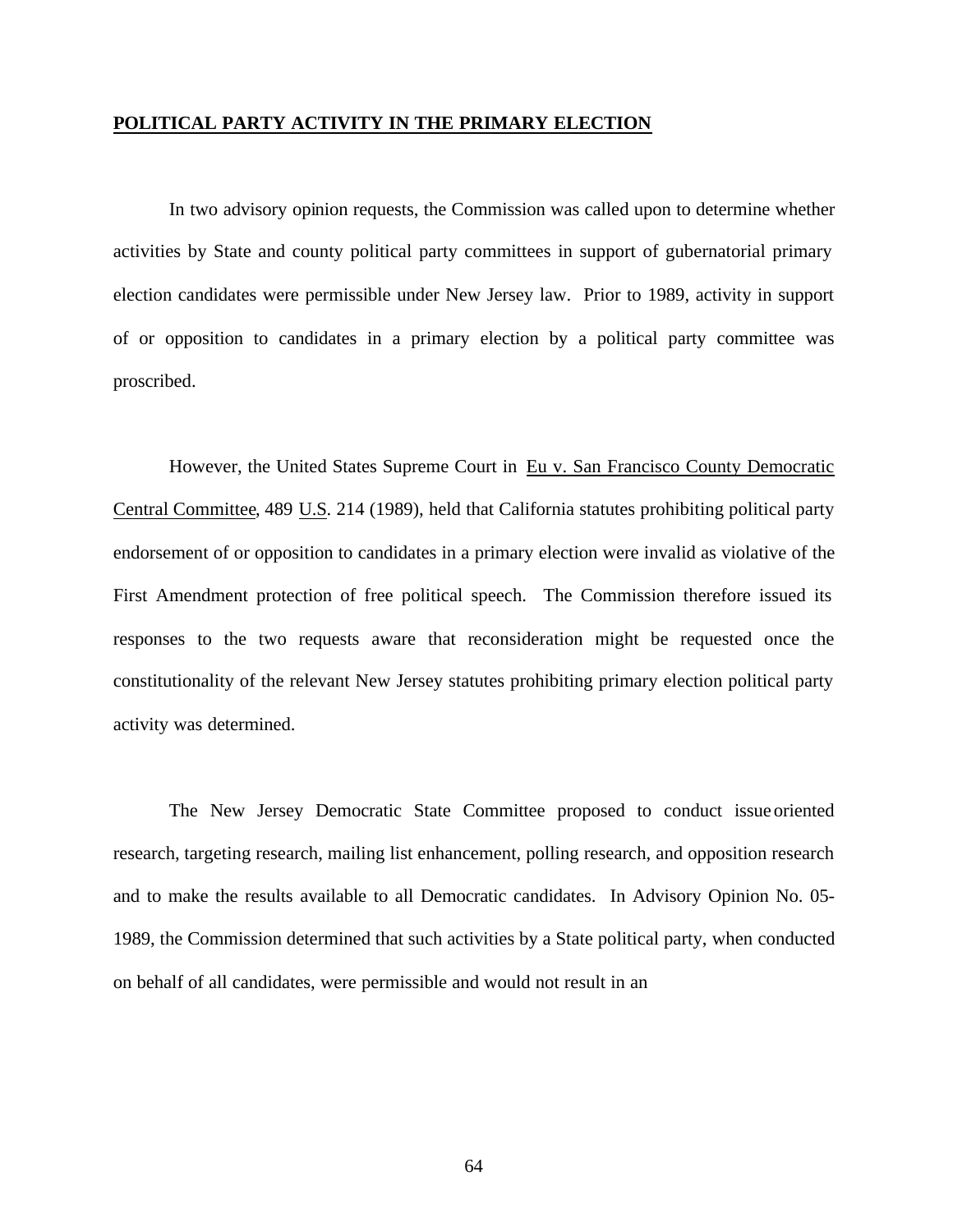**POLITICAL PARTY ACTIVITY IN THE PRIMARY ELECTION**

In two advisory opinion requests, the Commission was called upon to determine whether activities by State and county political party committees in support of gubernatorial primary election candidates were permissible under New Jersey law. Prior to 1989, activity in support of or opposition to candidates in a primary election by a political party committee was proscribed.

However, the United States Supreme Court in Eu v. San Francisco County Democratic Central Committee, 489 U.S. 214 (1989), held that California statutes prohibiting political party endorsement of or opposition to candidates in a primary election were invalid as violative of the First Amendment protection of free political speech. The Commission therefore issued its responses to the two requests aware that reconsideration might be requested once the constitutionality of the relevant New Jersey statutes prohibiting primary election political party activity was determined.

The New Jersey Democratic State Committee proposed to conduct issue oriented research, targeting research, mailing list enhancement, polling research, and opposition research and to make the results available to all Democratic candidates. In Advisory Opinion No. 05-1989, the Commission determined that such activities by a State political party, when conducted on behalf of all candidates, were permissible and would not result in an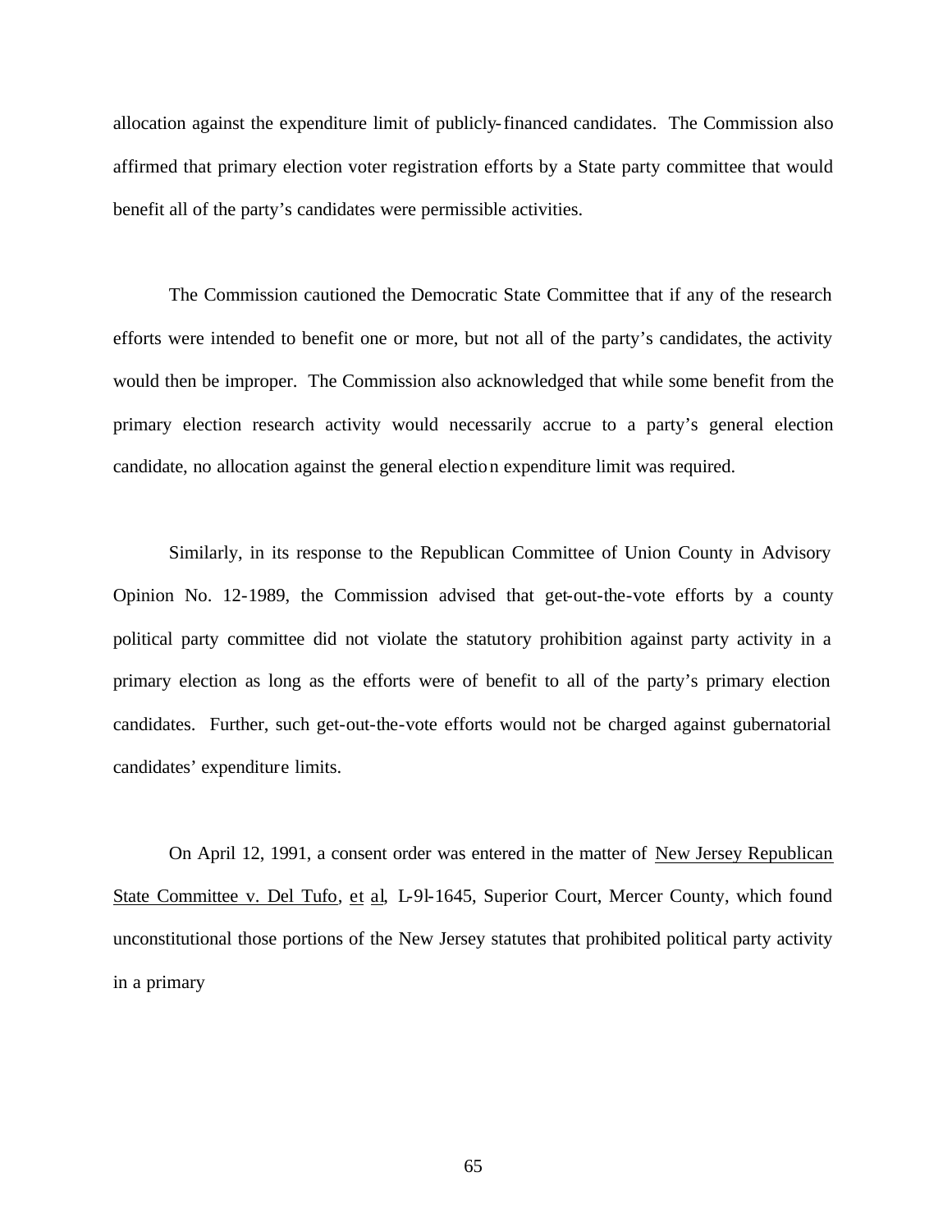allocation against the expenditure limit of publicly-financed candidates. The Commission also affirmed that primary election voter registration efforts by a State party committee that would benefit all of the party's candidates were permissible activities.

The Commission cautioned the Democratic State Committee that if any of the research efforts were intended to benefit one or more, but not all of the party's candidates, the activity would then be improper. The Commission also acknowledged that while some benefit from the primary election research activity would necessarily accrue to a party's general election candidate, no allocation against the general election expenditure limit was required.

Similarly, in its response to the Republican Committee of Union County in Advisory Opinion No. 12-1989, the Commission advised that get-out-the-vote efforts by a county political party committee did not violate the statutory prohibition against party activity in a primary election as long as the efforts were of benefit to all of the party's primary election candidates. Further, such get-out-the-vote efforts would not be charged against gubernatorial candidates' expenditure limits.

On April 12, 1991, a consent order was entered in the matter of New Jersey Republican State Committee v. Del Tufo, et al, L-9l-1645, Superior Court, Mercer County, which found unconstitutional those portions of the New Jersey statutes that prohibited political party activity in a primary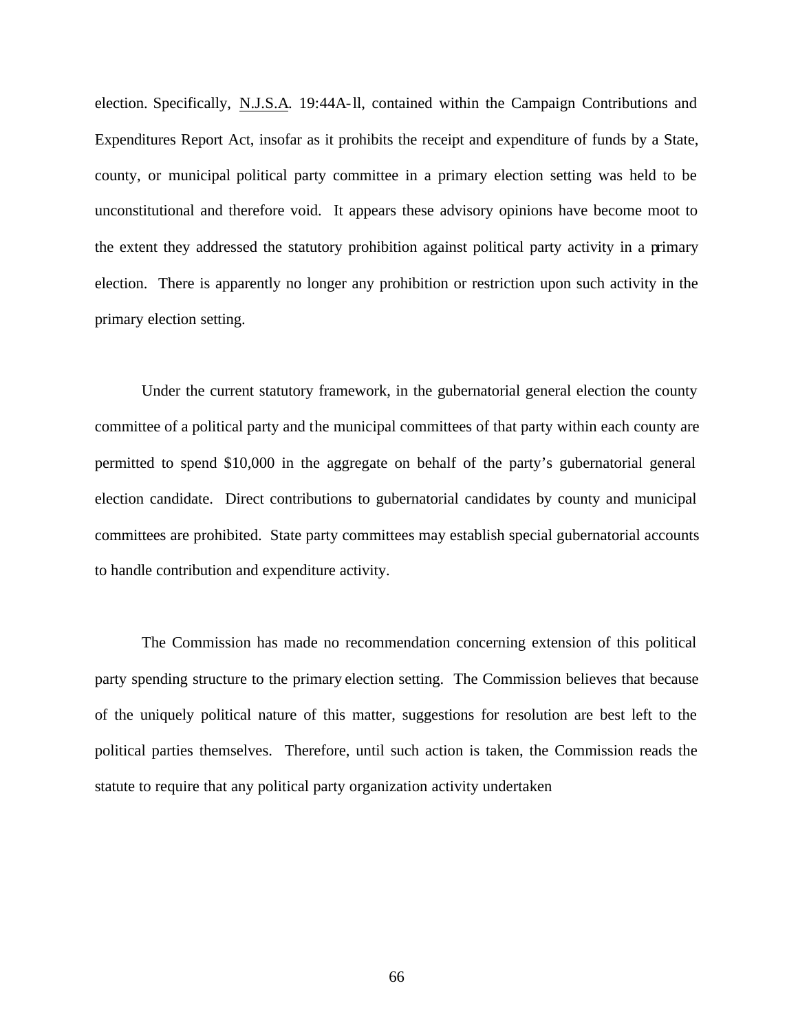election. Specifically, N.J.S.A. 19:44A-ll, contained within the Campaign Contributions and Expenditures Report Act, insofar as it prohibits the receipt and expenditure of funds by a State, county, or municipal political party committee in a primary election setting was held to be unconstitutional and therefore void. It appears these advisory opinions have become moot to the extent they addressed the statutory prohibition against political party activity in a primary election. There is apparently no longer any prohibition or restriction upon such activity in the primary election setting.

Under the current statutory framework, in the gubernatorial general election the county committee of a political party and the municipal committees of that party within each county are permitted to spend $10,000 in the aggregate on behalf of the party's gubernatorial general election candidate. Direct contributions to gubernatorial candidates by county and municipal committees are prohibited. State party committees may establish special gubernatorial accounts to handle contribution and expenditure activity.

The Commission has made no recommendation concerning extension of this political party spending structure to the primary election setting. The Commission believes that because of the uniquely political nature of this matter, suggestions for resolution are best left to the political parties themselves. Therefore, until such action is taken, the Commission reads the statute to require that any political party organization activity undertaken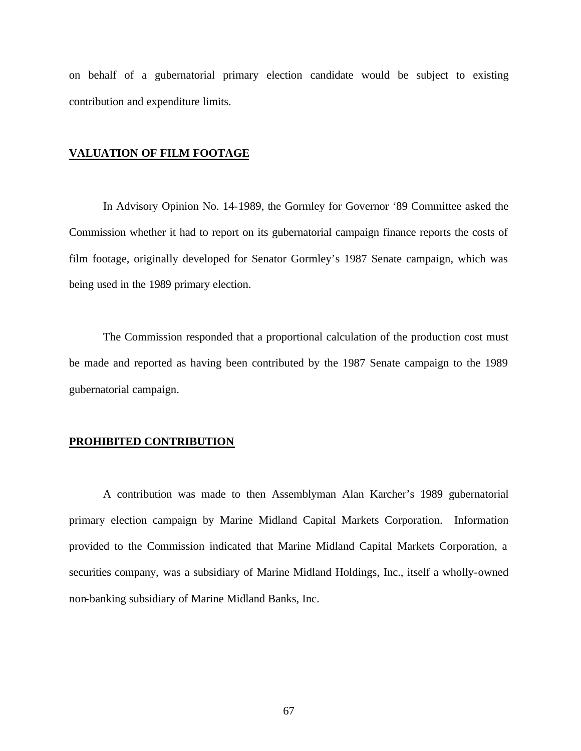on behalf of a gubernatorial primary election candidate would be subject to existing contribution and expenditure limits.

## VALUATION OF FILM FOOTAGE

In Advisory Opinion No. 14-1989, the Gormley for Governor '89 Committee asked the Commission whether it had to report on its gubernatorial campaign finance reports the costs of film footage, originally developed for Senator Gormley's 1987 Senate campaign, which was being used in the 1989 primary election.

The Commission responded that a proportional calculation of the production cost must be made and reported as having been contributed by the 1987 Senate campaign to the 1989 gubernatorial campaign.

## PROHIBITED CONTRIBUTION

A contribution was made to then Assemblyman Alan Karcher's 1989 gubernatorial primary election campaign by Marine Midland Capital Markets Corporation. Information provided to the Commission indicated that Marine Midland Capital Markets Corporation, a securities company, was a subsidiary of Marine Midland Holdings, Inc., itself a wholly-owned non-banking subsidiary of Marine Midland Banks, Inc.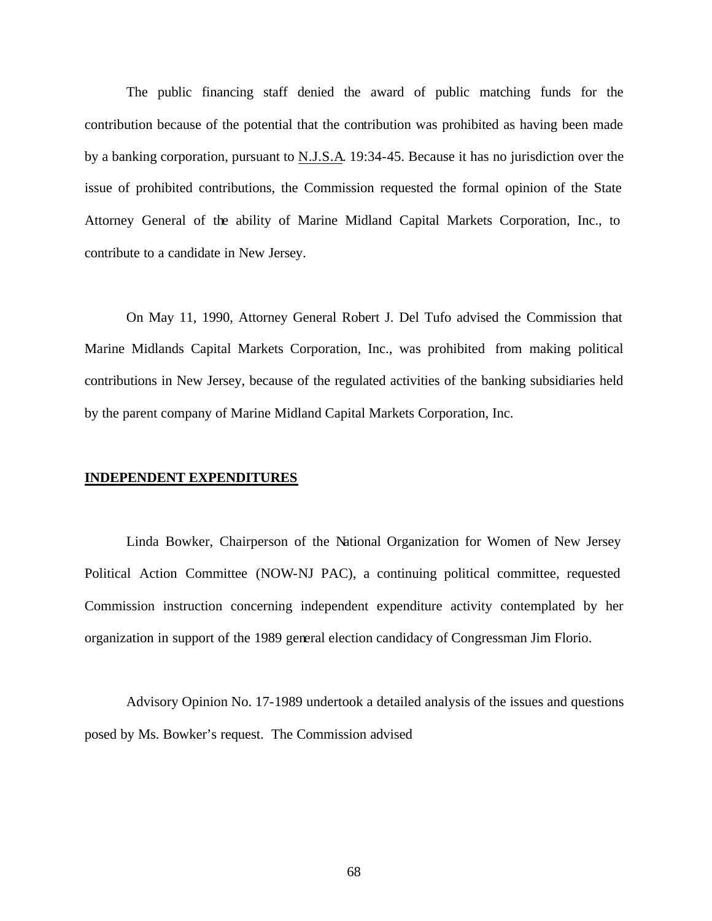The public financing staff denied the award of public matching funds for the contribution because of the potential that the contribution was prohibited as having been made by a banking corporation, pursuant to N.J.S.A. 19:34-45. Because it has no jurisdiction over the issue of prohibited contributions, the Commission requested the formal opinion of the State Attorney General of the ability of Marine Midland Capital Markets Corporation, Inc., to contribute to a candidate in New Jersey.

On May 11, 1990, Attorney General Robert J. Del Tufo advised the Commission that Marine Midlands Capital Markets Corporation, Inc., was prohibited from making political contributions in New Jersey, because of the regulated activities of the banking subsidiaries held by the parent company of Marine Midland Capital Markets Corporation, Inc.

**INDEPENDENT EXPENDITURES**

Linda Bowker, Chairperson of the National Organization for Women of New Jersey Political Action Committee (NOW-NJ PAC), a continuing political committee, requested Commission instruction concerning independent expenditure activity contemplated by her organization in support of the 1989 general election candidacy of Congressman Jim Florio.

Advisory Opinion No. 17-1989 undertook a detailed analysis of the issues and questions posed by Ms. Bowker's request. The Commission advised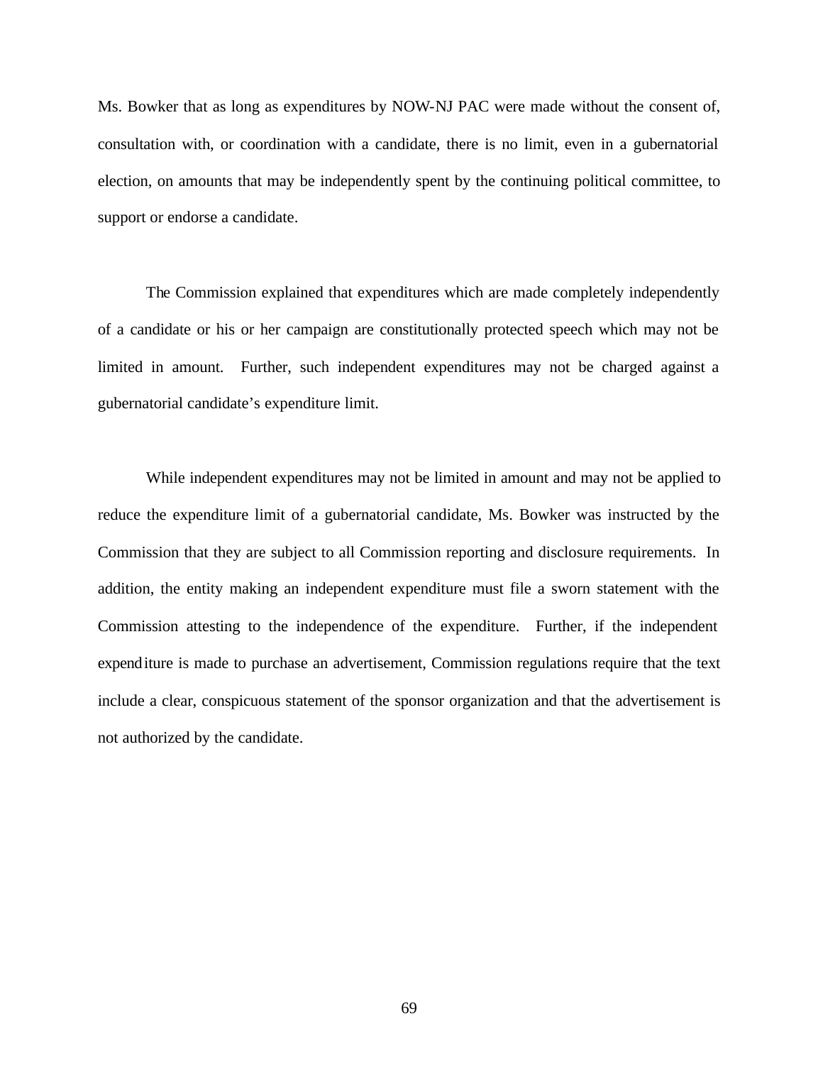Ms. Bowker that as long as expenditures by NOW-NJ PAC were made without the consent of, consultation with, or coordination with a candidate, there is no limit, even in a gubernatorial election, on amounts that may be independently spent by the continuing political committee, to support or endorse a candidate.

The Commission explained that expenditures which are made completely independently of a candidate or his or her campaign are constitutionally protected speech which may not be limited in amount. Further, such independent expenditures may not be charged against a gubernatorial candidate's expenditure limit.

While independent expenditures may not be limited in amount and may not be applied to reduce the expenditure limit of a gubernatorial candidate, Ms. Bowker was instructed by the Commission that they are subject to all Commission reporting and disclosure requirements. In addition, the entity making an independent expenditure must file a sworn statement with the Commission attesting to the independence of the expenditure. Further, if the independent expenditure is made to purchase an advertisement, Commission regulations require that the text include a clear, conspicuous statement of the sponsor organization and that the advertisement is not authorized by the candidate.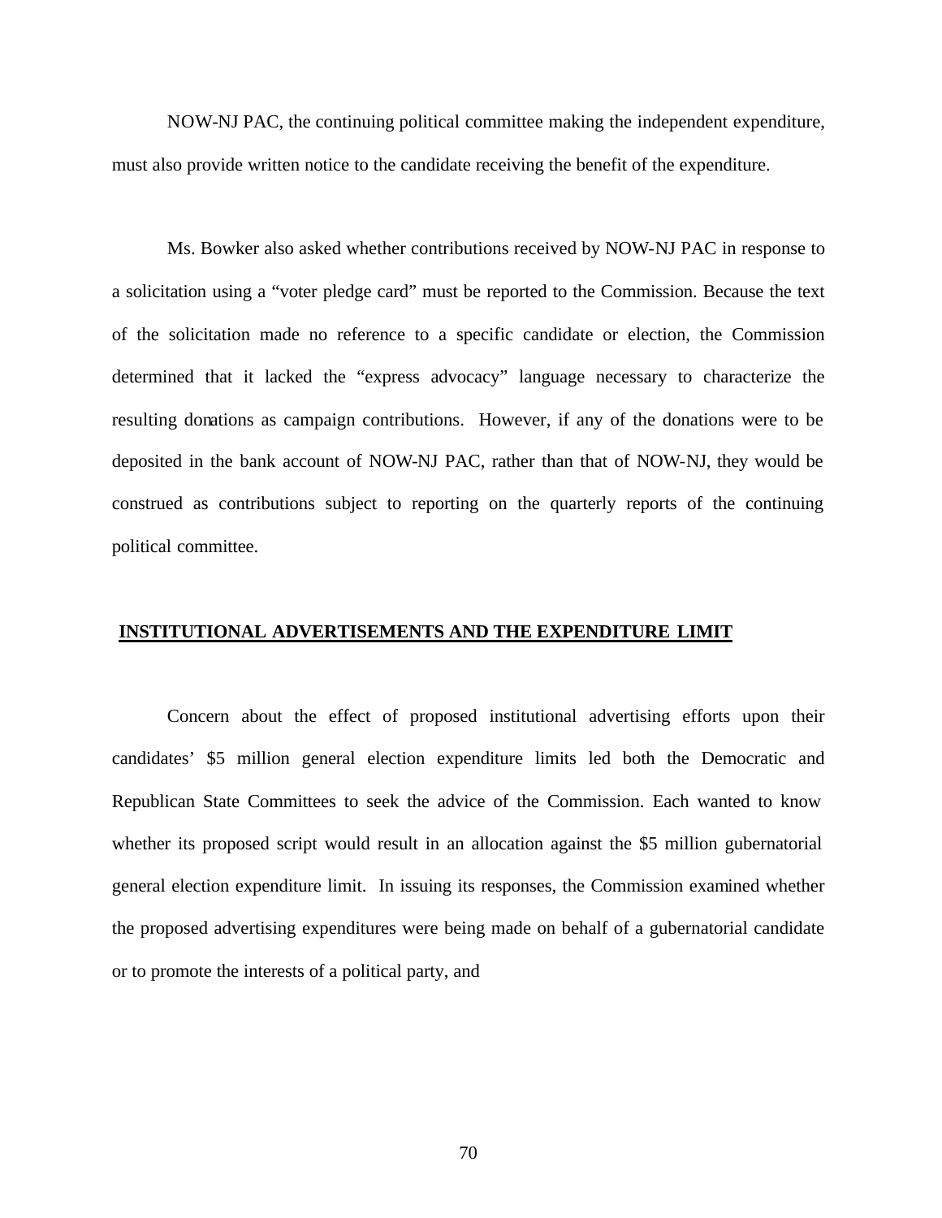NOW-NJ PAC, the continuing political committee making the independent expenditure, must also provide written notice to the candidate receiving the benefit of the expenditure.

Ms. Bowker also asked whether contributions received by NOW-NJ PAC in response to a solicitation using a "voter pledge card" must be reported to the Commission. Because the text of the solicitation made no reference to a specific candidate or election, the Commission determined that it lacked the "express advocacy" language necessary to characterize the resulting donations as campaign contributions. However, if any of the donations were to be deposited in the bank account of NOW-NJ PAC, rather than that of NOW-NJ, they would be construed as contributions subject to reporting on the quarterly reports of the continuing political committee.

## INSTITUTIONAL ADVERTISEMENTS AND THE EXPENDITURE LIMIT

Concern about the effect of proposed institutional advertising efforts upon their candidates' $5 million general election expenditure limits led both the Democratic and Republican State Committees to seek the advice of the Commission. Each wanted to know whether its proposed script would result in an allocation against the $5 million gubernatorial general election expenditure limit. In issuing its responses, the Commission examined whether the proposed advertising expenditures were being made on behalf of a gubernatorial candidate or to promote the interests of a political party, and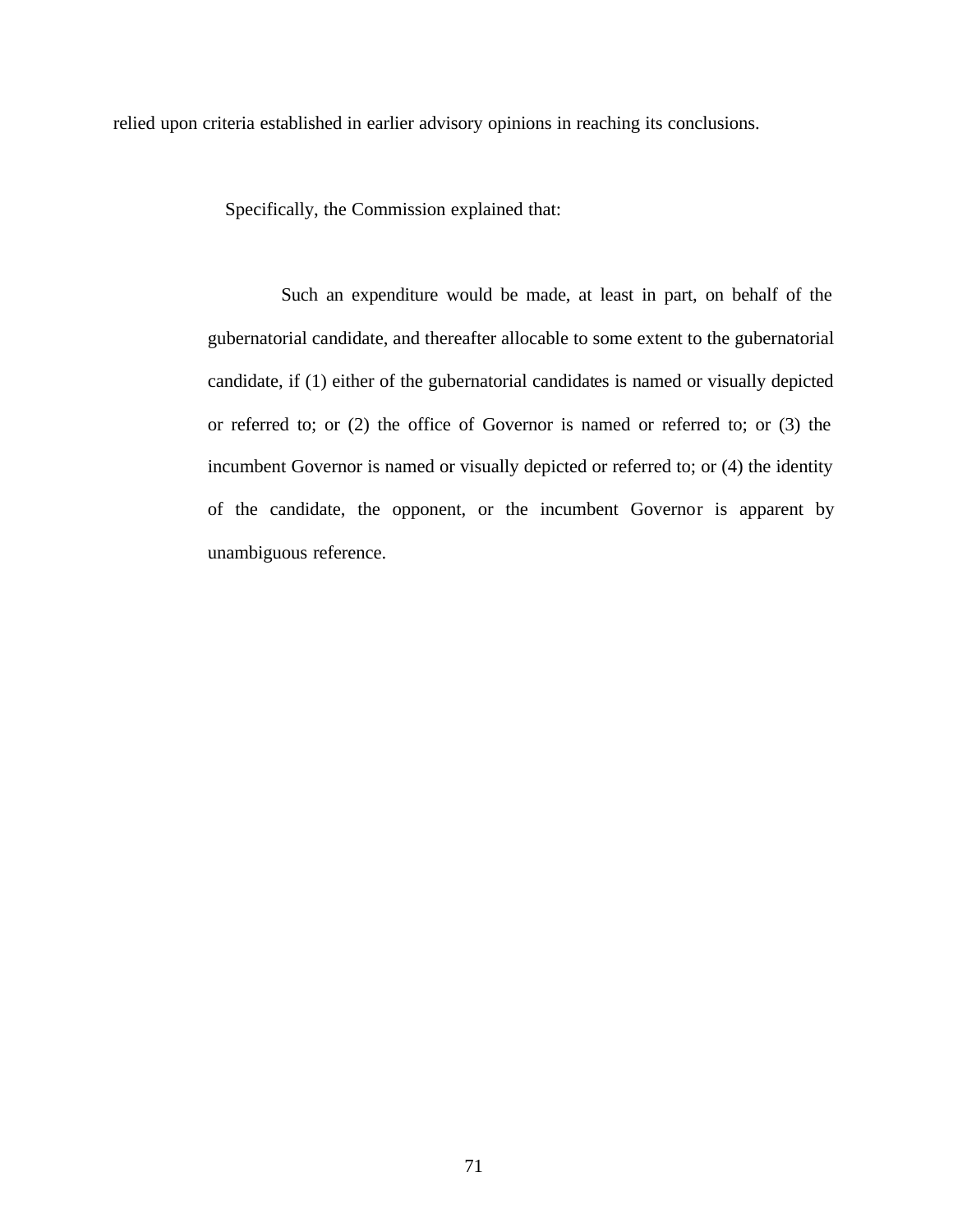relied upon criteria established in earlier advisory opinions in reaching its conclusions.

Specifically, the Commission explained that:

> Such an expenditure would be made, at least in part, on behalf of the gubernatorial candidate, and thereafter allocable to some extent to the gubernatorial candidate, if (1) either of the gubernatorial candidates is named or visually depicted or referred to; or (2) the office of Governor is named or referred to; or (3) the incumbent Governor is named or visually depicted or referred to; or (4) the identity of the candidate, the opponent, or the incumbent Governor is apparent by unambiguous reference.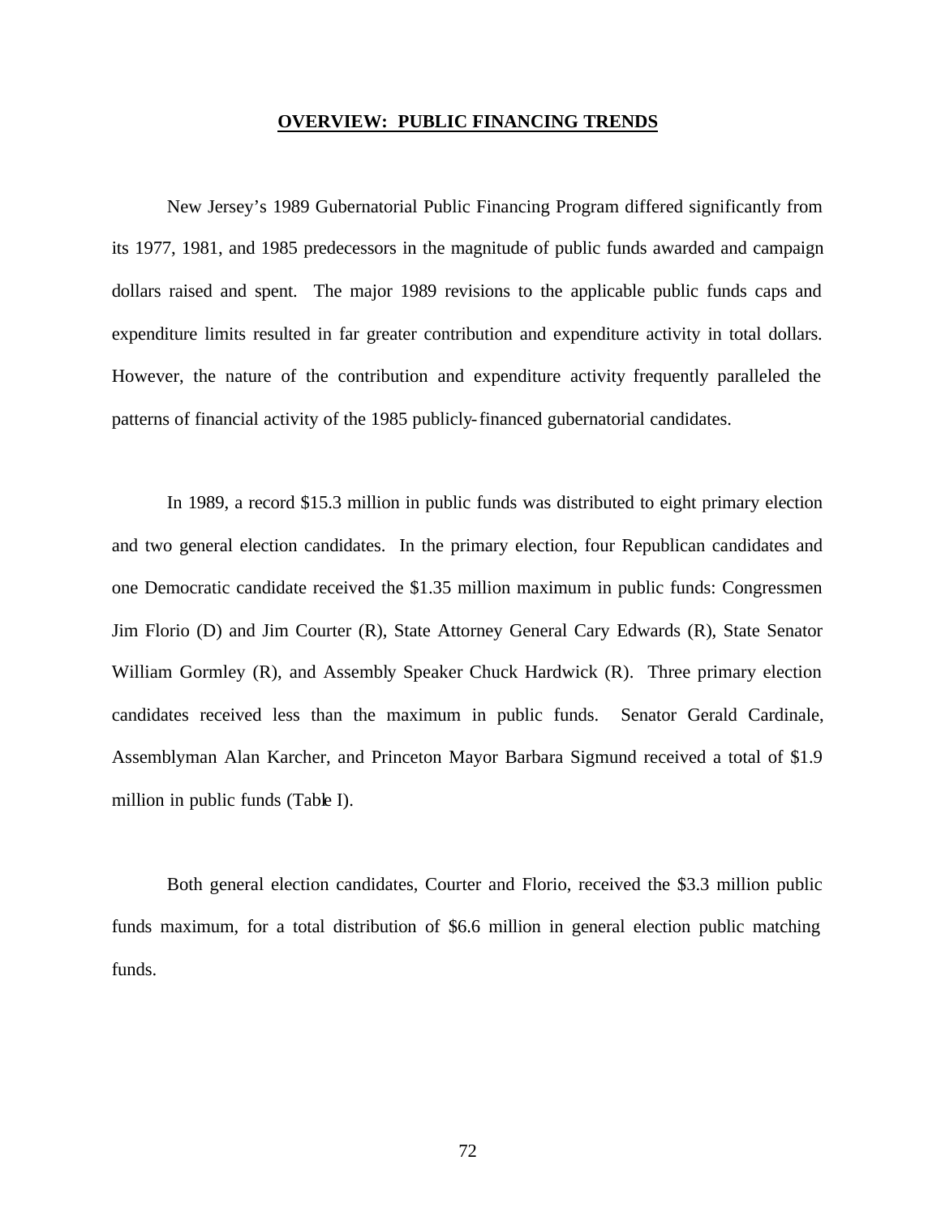## OVERVIEW: PUBLIC FINANCING TRENDS

New Jersey's 1989 Gubernatorial Public Financing Program differed significantly from its 1977, 1981, and 1985 predecessors in the magnitude of public funds awarded and campaign dollars raised and spent. The major 1989 revisions to the applicable public funds caps and expenditure limits resulted in far greater contribution and expenditure activity in total dollars. However, the nature of the contribution and expenditure activity frequently paralleled the patterns of financial activity of the 1985 publicly-financed gubernatorial candidates.

In 1989, a record $15.3 million in public funds was distributed to eight primary election and two general election candidates. In the primary election, four Republican candidates and one Democratic candidate received the $1.35 million maximum in public funds: Congressmen Jim Florio (D) and Jim Courter (R), State Attorney General Cary Edwards (R), State Senator William Gormley (R), and Assembly Speaker Chuck Hardwick (R). Three primary election candidates received less than the maximum in public funds. Senator Gerald Cardinale, Assemblyman Alan Karcher, and Princeton Mayor Barbara Sigmund received a total of $1.9 million in public funds (Table I).

Both general election candidates, Courter and Florio, received the $3.3 million public funds maximum, for a total distribution of $6.6 million in general election public matching funds.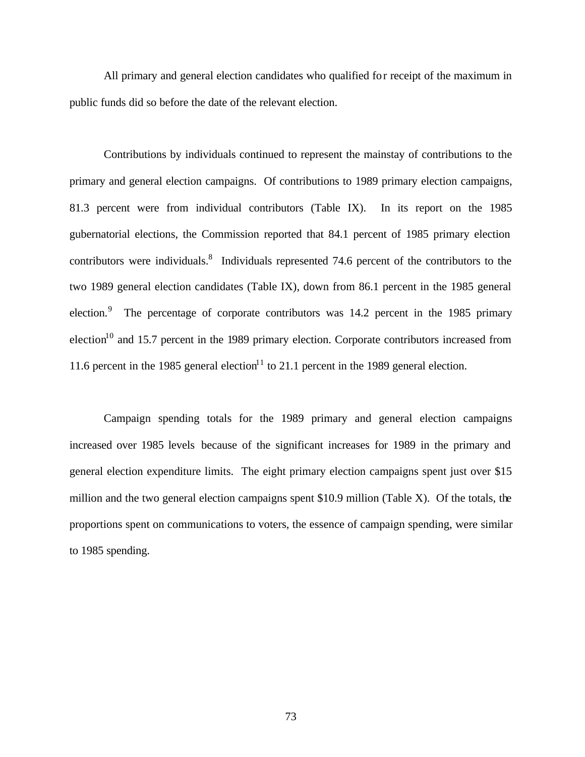All primary and general election candidates who qualified for receipt of the maximum in public funds did so before the date of the relevant election.

Contributions by individuals continued to represent the mainstay of contributions to the primary and general election campaigns. Of contributions to 1989 primary election campaigns, 81.3 percent were from individual contributors (Table IX). In its report on the 1985 gubernatorial elections, the Commission reported that 84.1 percent of 1985 primary election contributors were individuals.[8] Individuals represented 74.6 percent of the contributors to the two 1989 general election candidates (Table IX), down from 86.1 percent in the 1985 general election.[9] The percentage of corporate contributors was 14.2 percent in the 1985 primary election[10] and 15.7 percent in the 1989 primary election. Corporate contributors increased from 11.6 percent in the 1985 general election[11] to 21.1 percent in the 1989 general election.

Campaign spending totals for the 1989 primary and general election campaigns increased over 1985 levels because of the significant increases for 1989 in the primary and general election expenditure limits. The eight primary election campaigns spent just over $15 million and the two general election campaigns spent $10.9 million (Table X). Of the totals, the proportions spent on communications to voters, the essence of campaign spending, were similar to 1985 spending.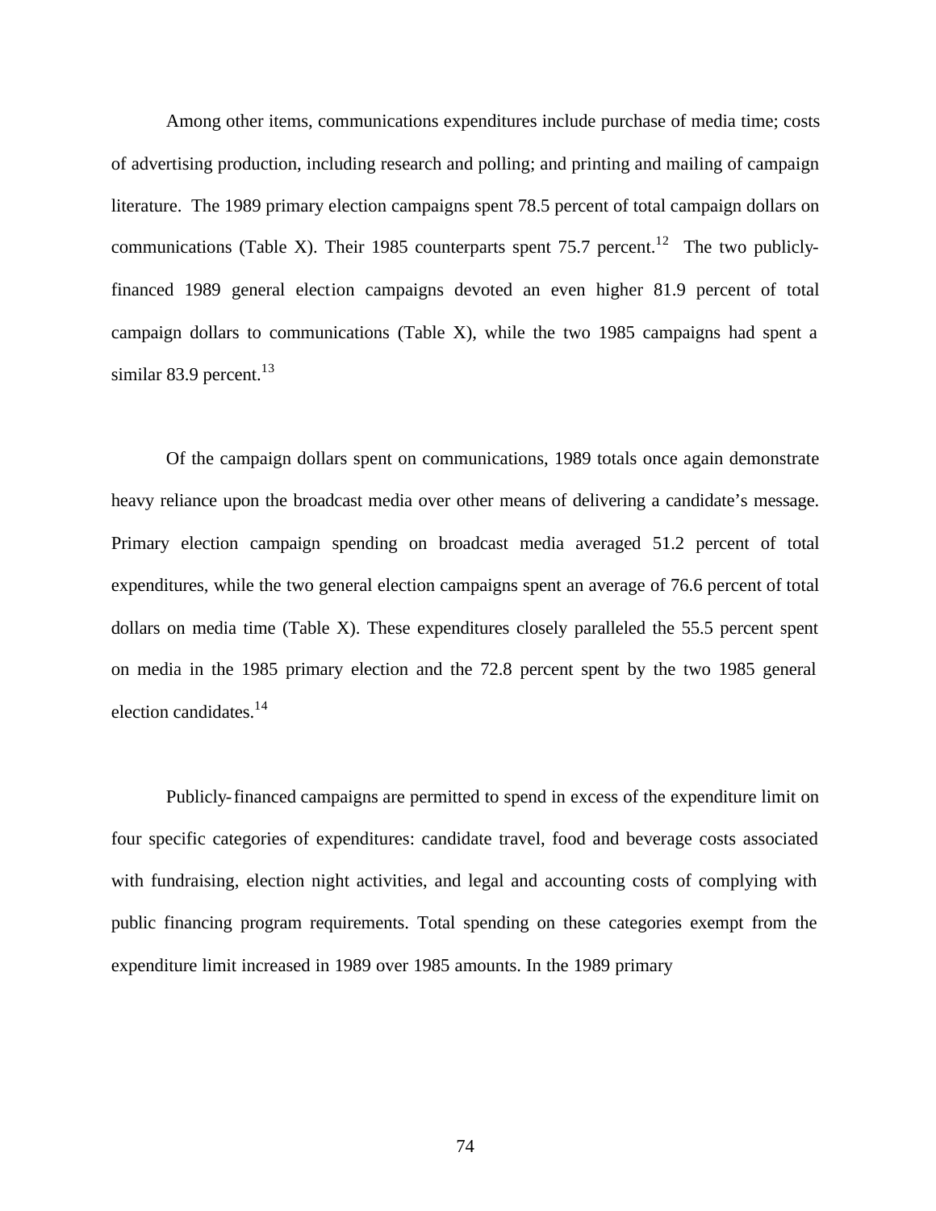Among other items, communications expenditures include purchase of media time; costs of advertising production, including research and polling; and printing and mailing of campaign literature. The 1989 primary election campaigns spent 78.5 percent of total campaign dollars on communications (Table X). Their 1985 counterparts spent 75.7 percent.[12] The two publicly-financed 1989 general election campaigns devoted an even higher 81.9 percent of total campaign dollars to communications (Table X), while the two 1985 campaigns had spent a similar 83.9 percent.[13]

Of the campaign dollars spent on communications, 1989 totals once again demonstrate heavy reliance upon the broadcast media over other means of delivering a candidate's message. Primary election campaign spending on broadcast media averaged 51.2 percent of total expenditures, while the two general election campaigns spent an average of 76.6 percent of total dollars on media time (Table X). These expenditures closely paralleled the 55.5 percent spent on media in the 1985 primary election and the 72.8 percent spent by the two 1985 general election candidates.[14]

Publicly-financed campaigns are permitted to spend in excess of the expenditure limit on four specific categories of expenditures: candidate travel, food and beverage costs associated with fundraising, election night activities, and legal and accounting costs of complying with public financing program requirements. Total spending on these categories exempt from the expenditure limit increased in 1989 over 1985 amounts. In the 1989 primary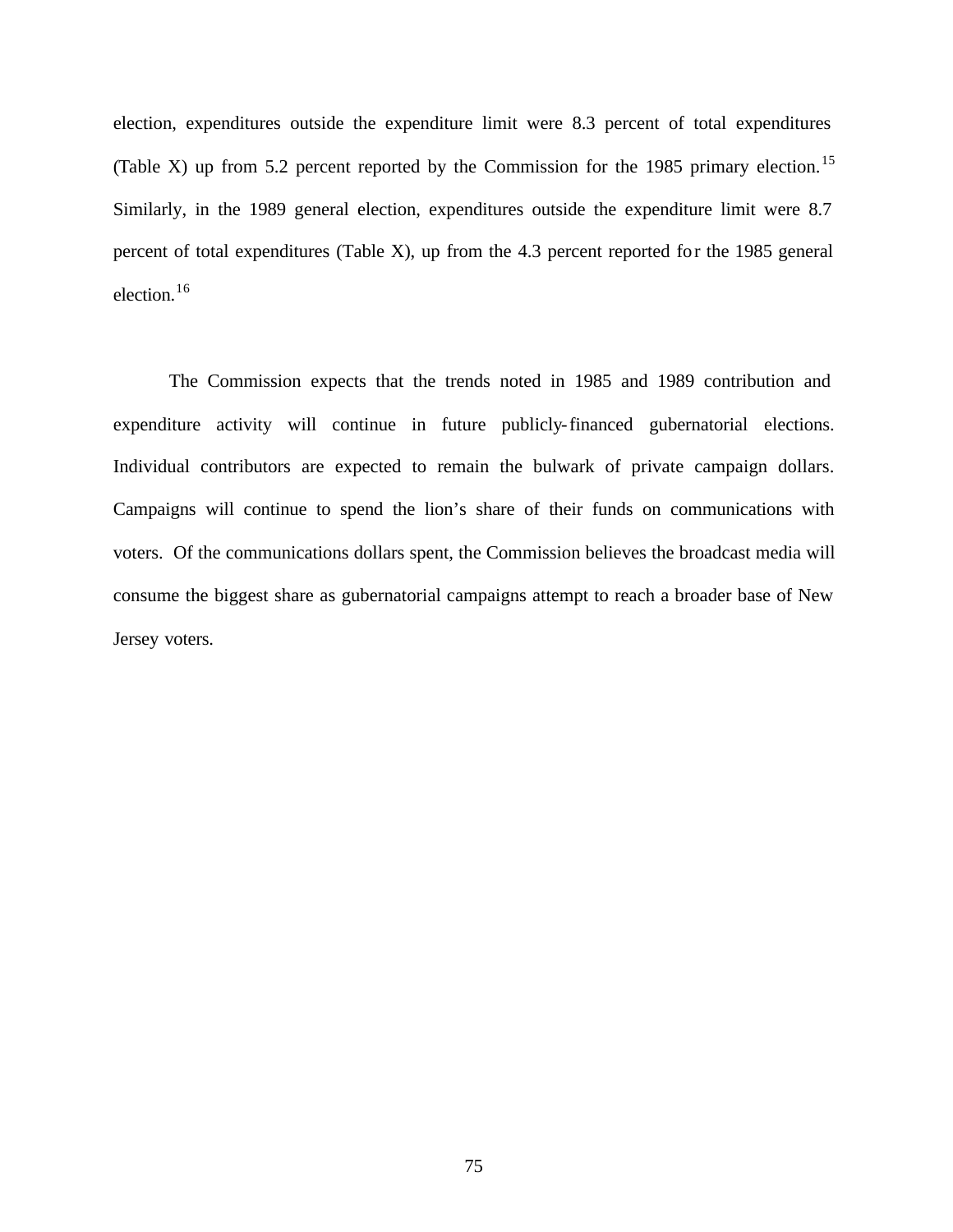election, expenditures outside the expenditure limit were 8.3 percent of total expenditures (Table X) up from 5.2 percent reported by the Commission for the 1985 primary election.[15] Similarly, in the 1989 general election, expenditures outside the expenditure limit were 8.7 percent of total expenditures (Table X), up from the 4.3 percent reported for the 1985 general election.[16]

The Commission expects that the trends noted in 1985 and 1989 contribution and expenditure activity will continue in future publicly-financed gubernatorial elections. Individual contributors are expected to remain the bulwark of private campaign dollars. Campaigns will continue to spend the lion's share of their funds on communications with voters. Of the communications dollars spent, the Commission believes the broadcast media will consume the biggest share as gubernatorial campaigns attempt to reach a broader base of New Jersey voters.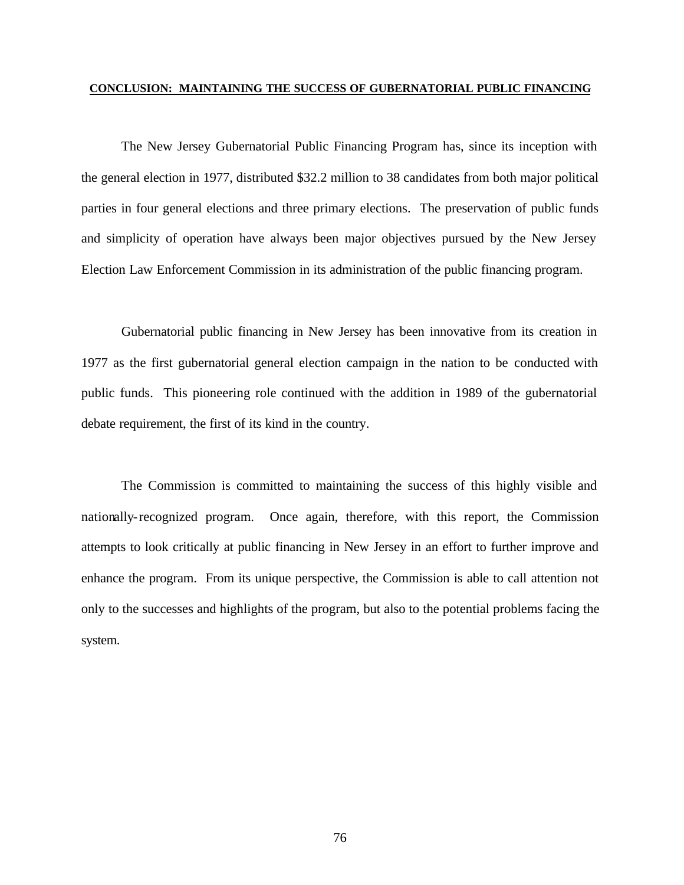## CONCLUSION: MAINTAINING THE SUCCESS OF GUBERNATORIAL PUBLIC FINANCING

The New Jersey Gubernatorial Public Financing Program has, since its inception with the general election in 1977, distributed $32.2 million to 38 candidates from both major political parties in four general elections and three primary elections. The preservation of public funds and simplicity of operation have always been major objectives pursued by the New Jersey Election Law Enforcement Commission in its administration of the public financing program.

Gubernatorial public financing in New Jersey has been innovative from its creation in 1977 as the first gubernatorial general election campaign in the nation to be conducted with public funds. This pioneering role continued with the addition in 1989 of the gubernatorial debate requirement, the first of its kind in the country.

The Commission is committed to maintaining the success of this highly visible and nationally-recognized program. Once again, therefore, with this report, the Commission attempts to look critically at public financing in New Jersey in an effort to further improve and enhance the program. From its unique perspective, the Commission is able to call attention not only to the successes and highlights of the program, but also to the potential problems facing the system.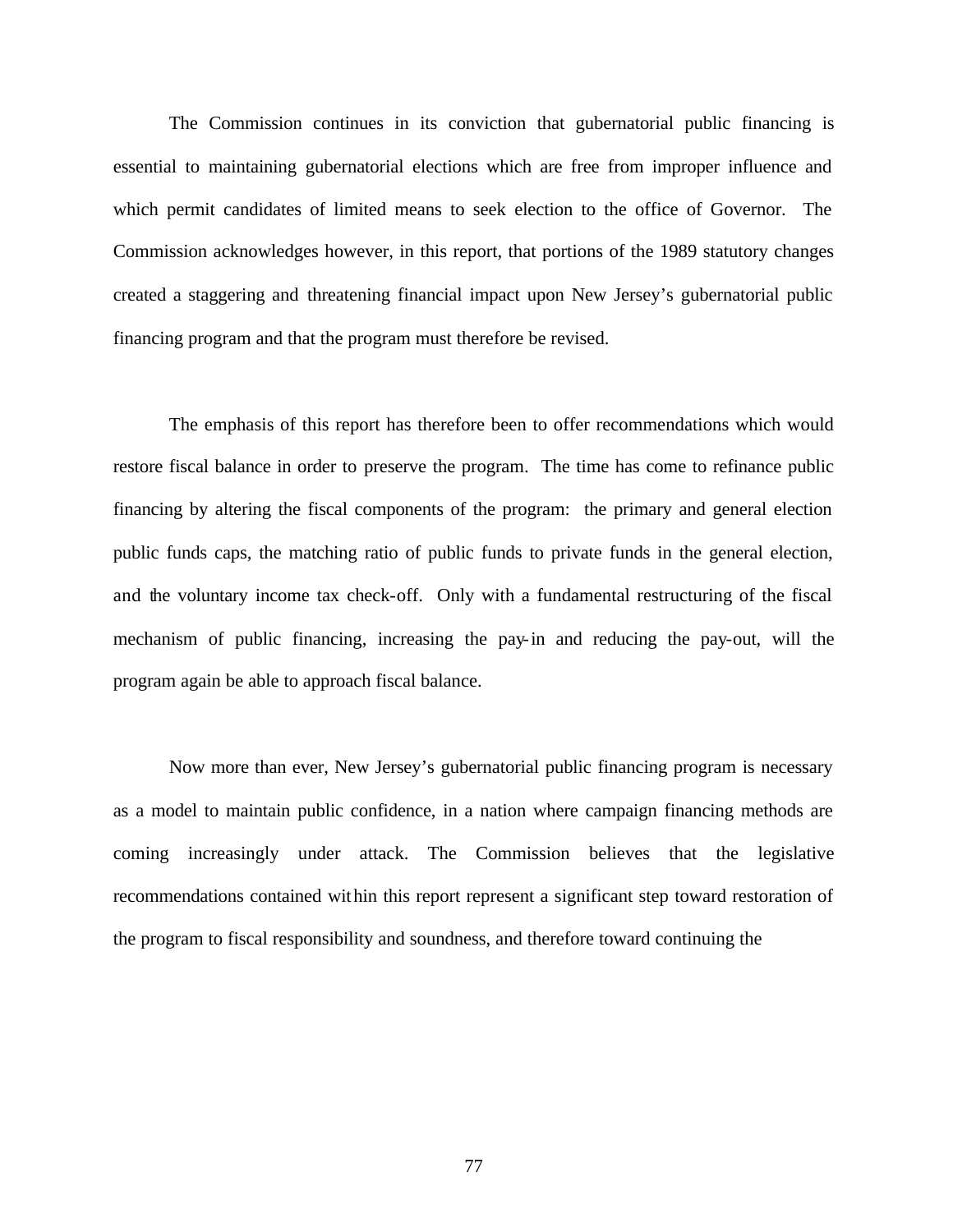The Commission continues in its conviction that gubernatorial public financing is essential to maintaining gubernatorial elections which are free from improper influence and which permit candidates of limited means to seek election to the office of Governor. The Commission acknowledges however, in this report, that portions of the 1989 statutory changes created a staggering and threatening financial impact upon New Jersey's gubernatorial public financing program and that the program must therefore be revised.

The emphasis of this report has therefore been to offer recommendations which would restore fiscal balance in order to preserve the program. The time has come to refinance public financing by altering the fiscal components of the program: the primary and general election public funds caps, the matching ratio of public funds to private funds in the general election, and the voluntary income tax check-off. Only with a fundamental restructuring of the fiscal mechanism of public financing, increasing the pay-in and reducing the pay-out, will the program again be able to approach fiscal balance.

Now more than ever, New Jersey's gubernatorial public financing program is necessary as a model to maintain public confidence, in a nation where campaign financing methods are coming increasingly under attack. The Commission believes that the legislative recommendations contained within this report represent a significant step toward restoration of the program to fiscal responsibility and soundness, and therefore toward continuing the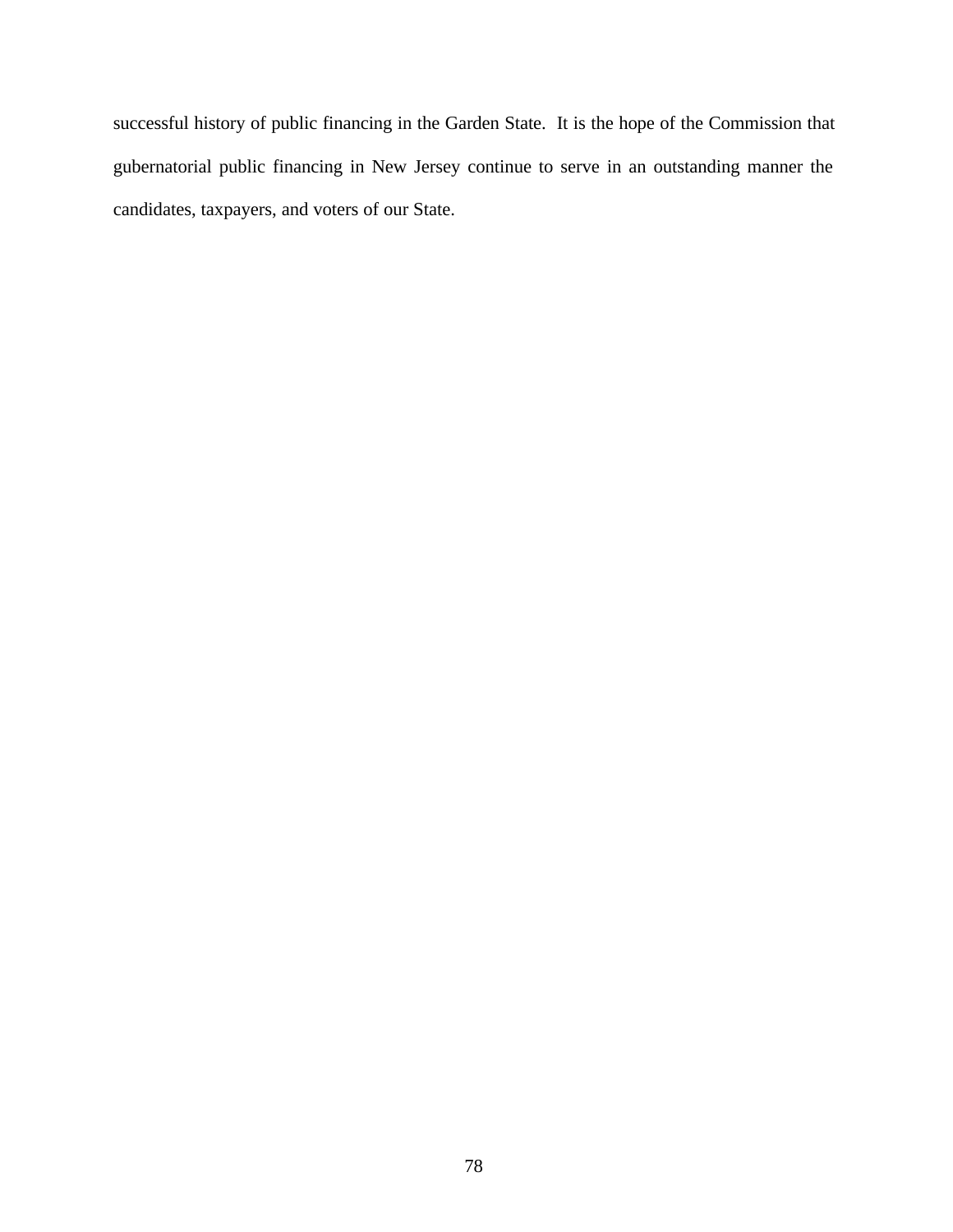successful history of public financing in the Garden State. It is the hope of the Commission that gubernatorial public financing in New Jersey continue to serve in an outstanding manner the candidates, taxpayers, and voters of our State.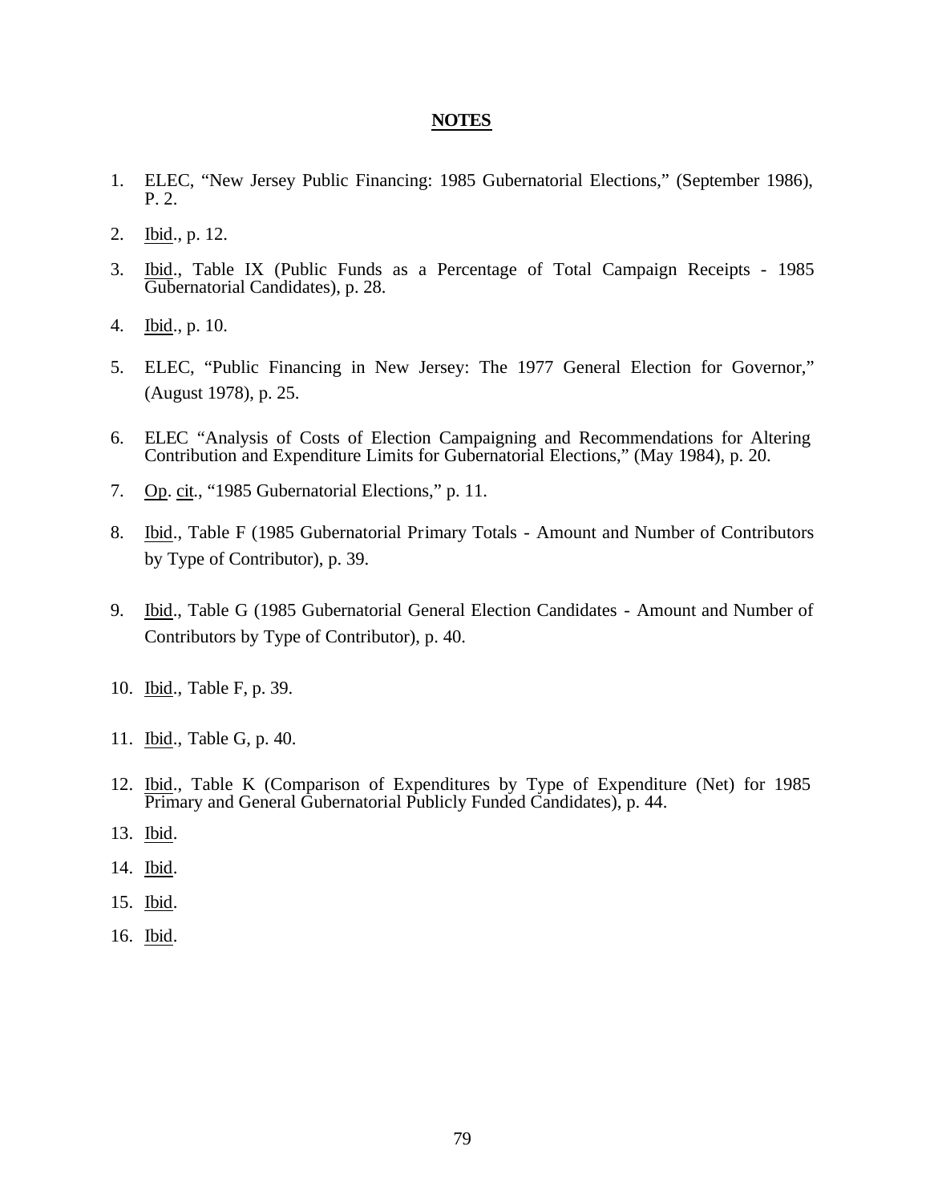**NOTES**

1. ELEC, "New Jersey Public Financing: 1985 Gubernatorial Elections," (September 1986), P. 2.

2. Ibid., p. 12.

3. Ibid., Table IX (Public Funds as a Percentage of Total Campaign Receipts - 1985 Gubernatorial Candidates), p. 28.

4. Ibid., p. 10.

5. ELEC, "Public Financing in New Jersey: The 1977 General Election for Governor," (August 1978), p. 25.

6. ELEC "Analysis of Costs of Election Campaigning and Recommendations for Altering Contribution and Expenditure Limits for Gubernatorial Elections," (May 1984), p. 20.

7. Op. cit., "1985 Gubernatorial Elections," p. 11.

8. Ibid., Table F (1985 Gubernatorial Primary Totals - Amount and Number of Contributors by Type of Contributor), p. 39.

9. Ibid., Table G (1985 Gubernatorial General Election Candidates - Amount and Number of Contributors by Type of Contributor), p. 40.

10. Ibid., Table F, p. 39.

11. Ibid., Table G, p. 40.

12. Ibid., Table K (Comparison of Expenditures by Type of Expenditure (Net) for 1985 Primary and General Gubernatorial Publicly Funded Candidates), p. 44.

13. Ibid.

14. Ibid.

15. Ibid.

16. Ibid.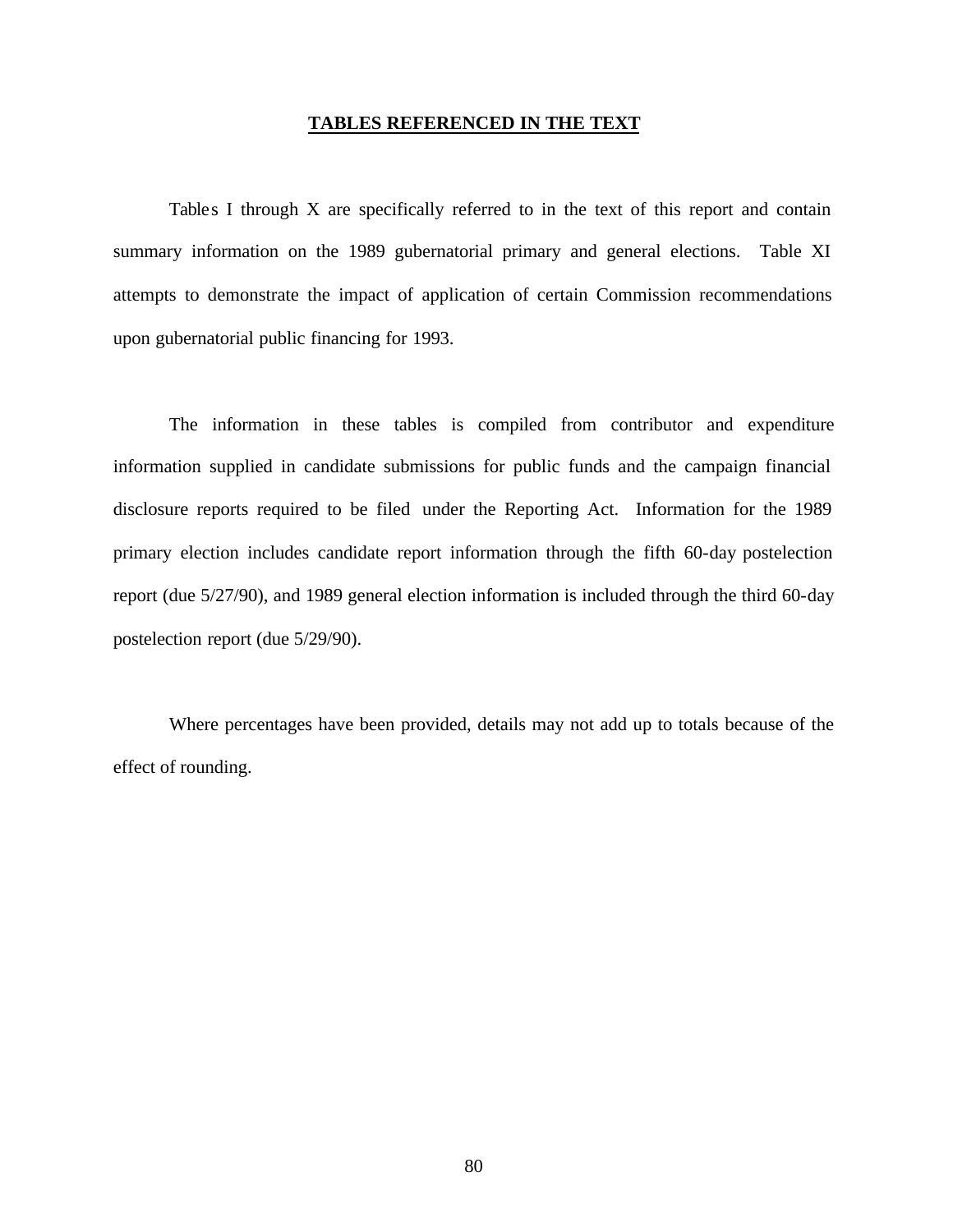## TABLES REFERENCED IN THE TEXT

Tables I through X are specifically referred to in the text of this report and contain summary information on the 1989 gubernatorial primary and general elections. Table XI attempts to demonstrate the impact of application of certain Commission recommendations upon gubernatorial public financing for 1993.

The information in these tables is compiled from contributor and expenditure information supplied in candidate submissions for public funds and the campaign financial disclosure reports required to be filed under the Reporting Act. Information for the 1989 primary election includes candidate report information through the fifth 60-day postelection report (due 5/27/90), and 1989 general election information is included through the third 60-day postelection report (due 5/29/90).

Where percentages have been provided, details may not add up to totals because of the effect of rounding.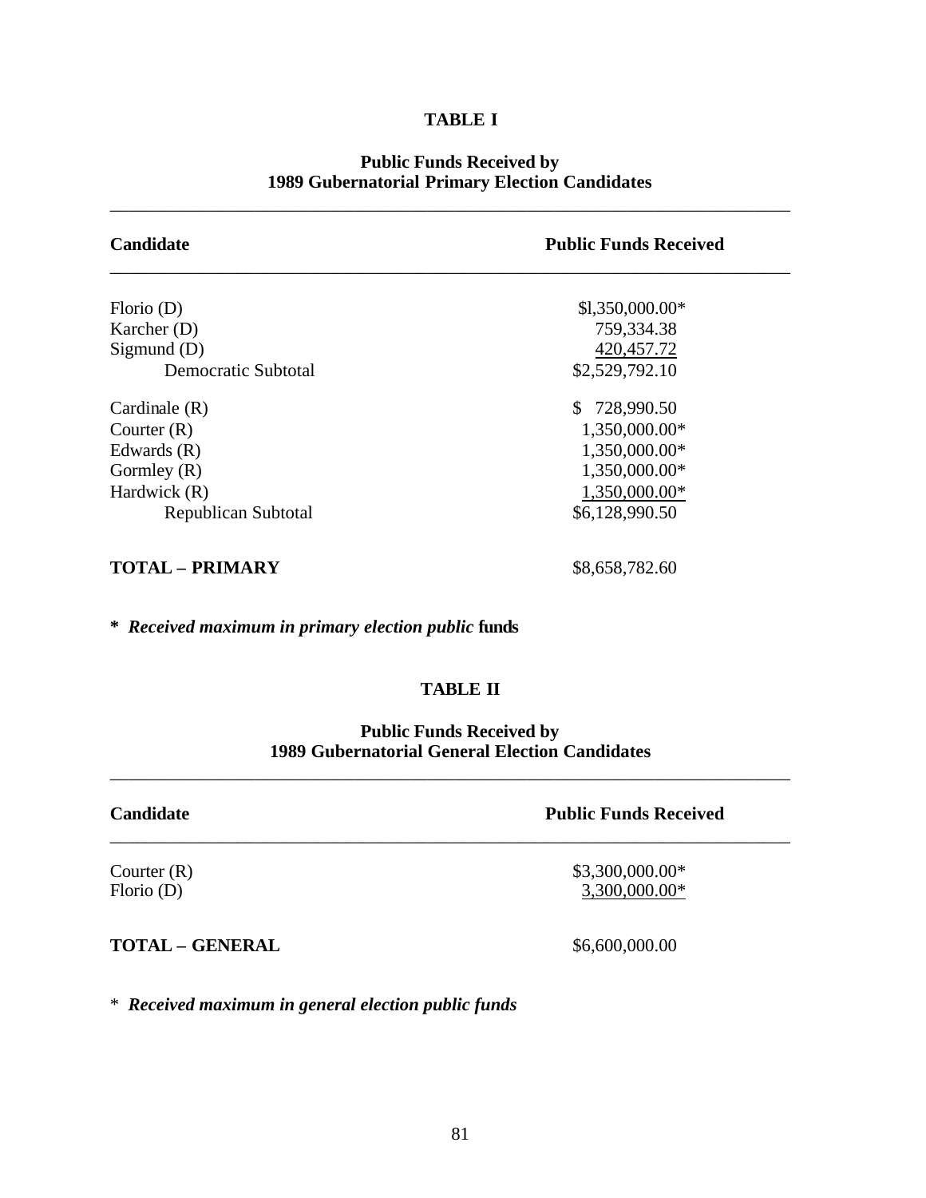## TABLE I

### Public Funds Received by 1989 Gubernatorial Primary Election Candidates

| Candidate | Public Funds Received |
|---|---|
| Florio (D) | $l,350,000.00* |
| Karcher (D) | 759,334.38 |
| Sigmund (D) | 420,457.72 |
| Democratic Subtotal | $2,529,792.10 |
| Cardinale (R) | $ 728,990.50 |
| Courter (R) | 1,350,000.00* |
| Edwards (R) | 1,350,000.00* |
| Gormley (R) | 1,350,000.00* |
| Hardwick (R) | 1,350,000.00* |
| Republican Subtotal | $6,128,990.50 |
| **TOTAL – PRIMARY** | $8,658,782.60 |

**\*** ***Received maximum in primary election public funds***

## TABLE II

### Public Funds Received by 1989 Gubernatorial General Election Candidates

| Candidate | Public Funds Received |
|---|---|
| Courter (R) | $3,300,000.00* |
| Florio (D) | 3,300,000.00* |
| **TOTAL – GENERAL** | $6,600,000.00 |

\* ***Received maximum in general election public funds***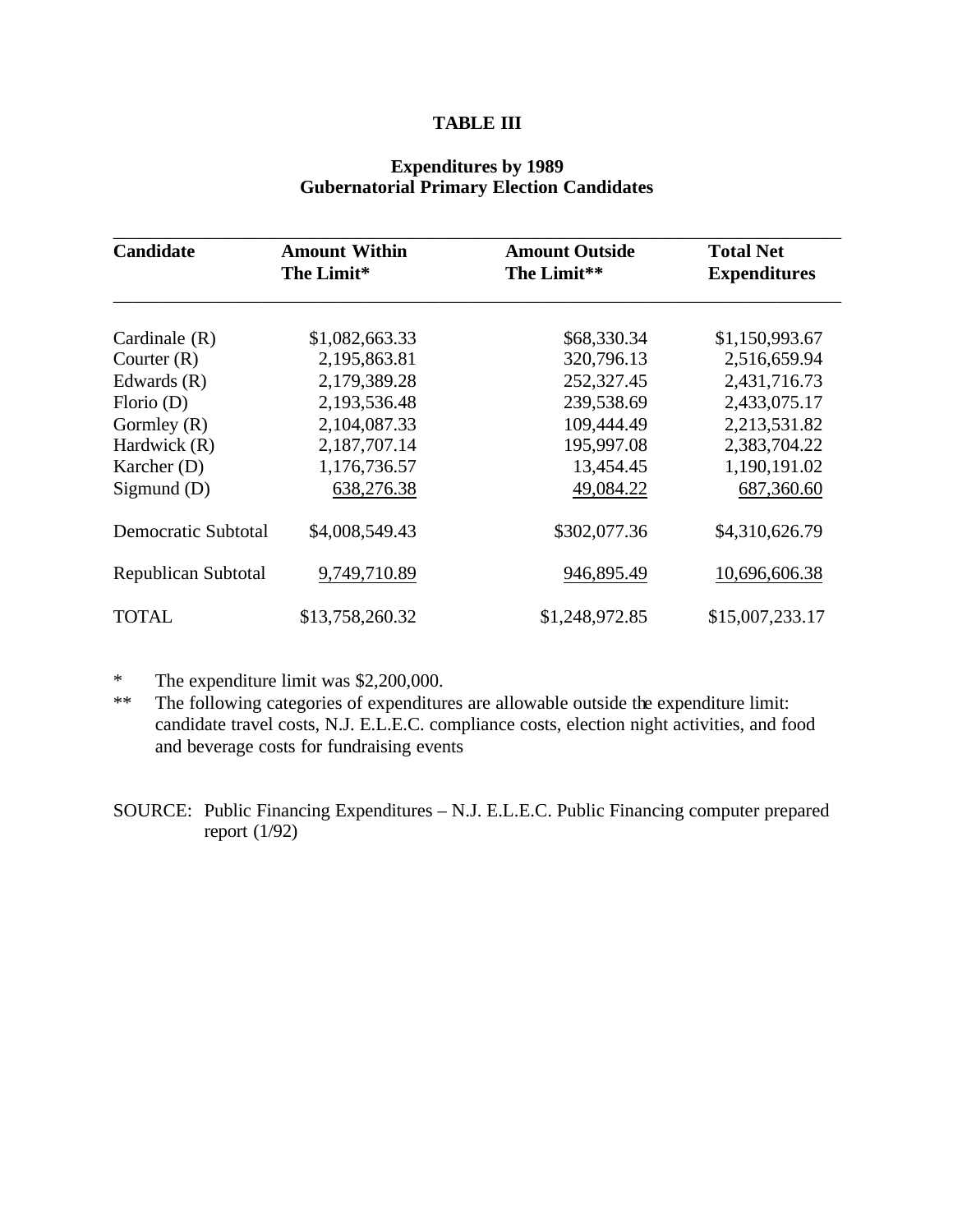**TABLE III**

**Expenditures by 1989 Gubernatorial Primary Election Candidates**

| Candidate | Amount Within The Limit* | Amount Outside The Limit** | Total Net Expenditures |
|---|---|---|---|
| Cardinale (R) | $1,082,663.33 | $68,330.34 | $1,150,993.67 |
| Courter (R) | 2,195,863.81 | 320,796.13 | 2,516,659.94 |
| Edwards (R) | 2,179,389.28 | 252,327.45 | 2,431,716.73 |
| Florio (D) | 2,193,536.48 | 239,538.69 | 2,433,075.17 |
| Gormley (R) | 2,104,087.33 | 109,444.49 | 2,213,531.82 |
| Hardwick (R) | 2,187,707.14 | 195,997.08 | 2,383,704.22 |
| Karcher (D) | 1,176,736.57 | 13,454.45 | 1,190,191.02 |
| Sigmund (D) | 638,276.38 | 49,084.22 | 687,360.60 |
| Democratic Subtotal | $4,008,549.43 | $302,077.36 | $4,310,626.79 |
| Republican Subtotal | 9,749,710.89 | 946,895.49 | 10,696,606.38 |
| TOTAL | $13,758,260.32 | $1,248,972.85 | $15,007,233.17 |

\* The expenditure limit was $2,200,000.

\*\* The following categories of expenditures are allowable outside the expenditure limit: candidate travel costs, N.J. E.L.E.C. compliance costs, election night activities, and food and beverage costs for fundraising events

SOURCE: Public Financing Expenditures – N.J. E.L.E.C. Public Financing computer prepared report (1/92)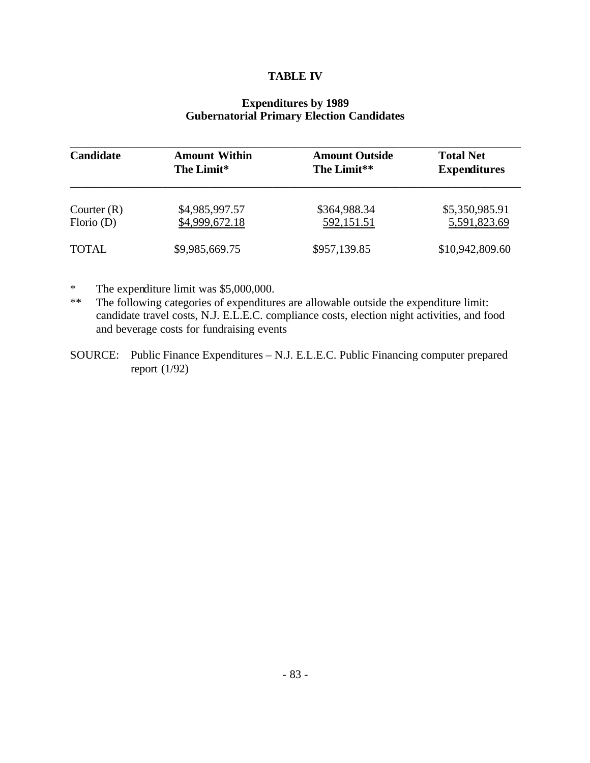**TABLE IV**

**Expenditures by 1989 Gubernatorial Primary Election Candidates**

| Candidate | Amount Within The Limit* | Amount Outside The Limit** | Total Net Expenditures |
|---|---|---|---|
| Courter (R) | $4,985,997.57 | $364,988.34 | $5,350,985.91 |
| Florio (D) | $4,999,672.18 | 592,151.51 | 5,591,823.69 |
| TOTAL | $9,985,669.75 | $957,139.85 | $10,942,809.60 |

\* The expenditure limit was $5,000,000.

\*\* The following categories of expenditures are allowable outside the expenditure limit: candidate travel costs, N.J. E.L.E.C. compliance costs, election night activities, and food and beverage costs for fundraising events

SOURCE: Public Finance Expenditures – N.J. E.L.E.C. Public Financing computer prepared report (1/92)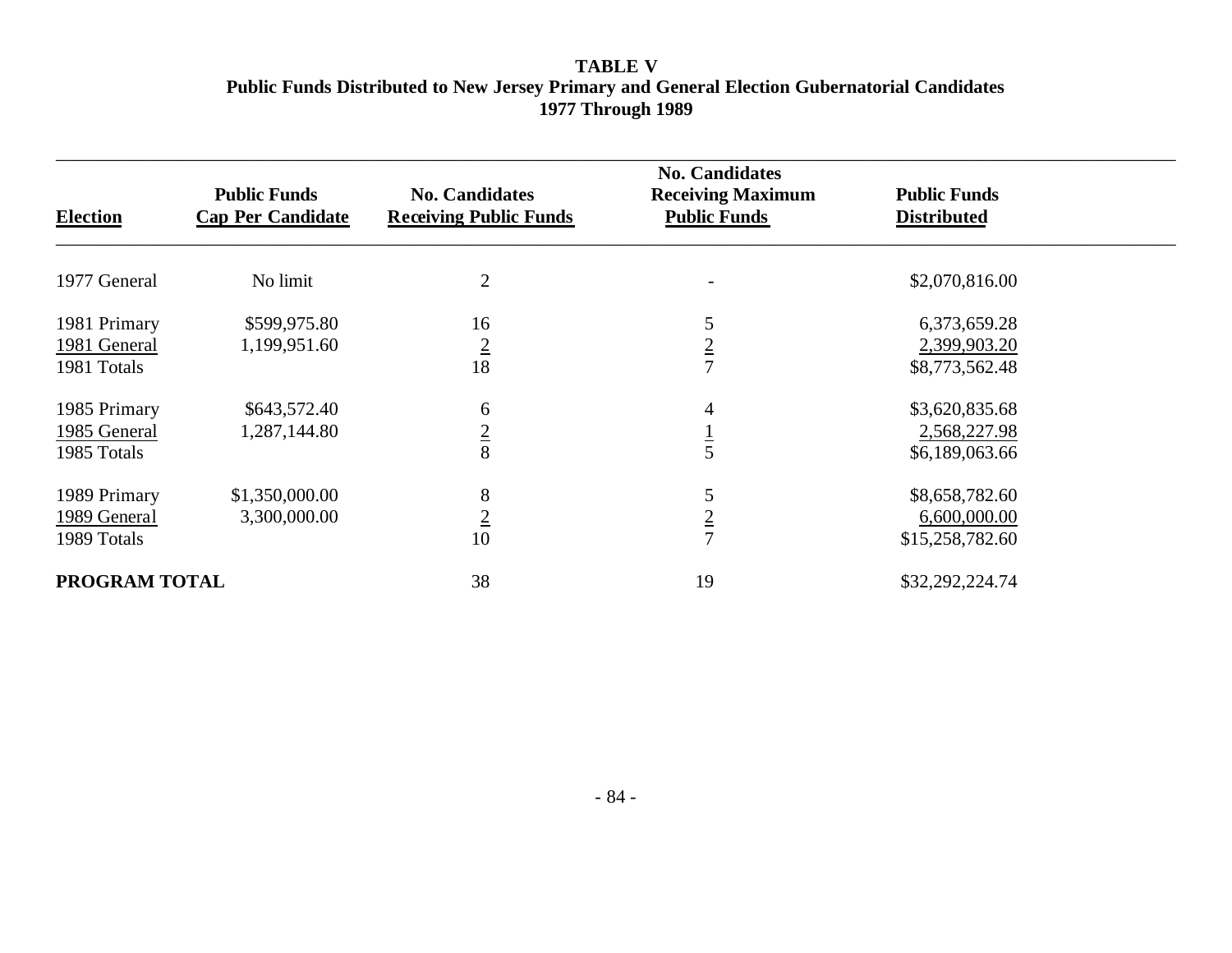**TABLE V**
**Public Funds Distributed to New Jersey Primary and General Election Gubernatorial Candidates**
**1977 Through 1989**

| Election | Public Funds Cap Per Candidate | No. Candidates Receiving Public Funds | No. Candidates Receiving Maximum Public Funds | Public Funds Distributed |
|---|---|---|---|---|
| 1977 General | No limit | 2 | - | $2,070,816.00 |
| 1981 Primary | $599,975.80 | 16 | 5 | 6,373,659.28 |
| 1981 General | 1,199,951.60 | 2 | 2 | 2,399,903.20 |
| 1981 Totals | | 18 | 7 | $8,773,562.48 |
| 1985 Primary | $643,572.40 | 6 | 4 | $3,620,835.68 |
| 1985 General | 1,287,144.80 | 2 | 1 | 2,568,227.98 |
| 1985 Totals | | 8 | 5 | $6,189,063.66 |
| 1989 Primary | $1,350,000.00 | 8 | 5 | $8,658,782.60 |
| 1989 General | 3,300,000.00 | 2 | 2 | 6,600,000.00 |
| 1989 Totals | | 10 | 7 | $15,258,782.60 |
| **PROGRAM TOTAL** | | 38 | 19 | $32,292,224.74 |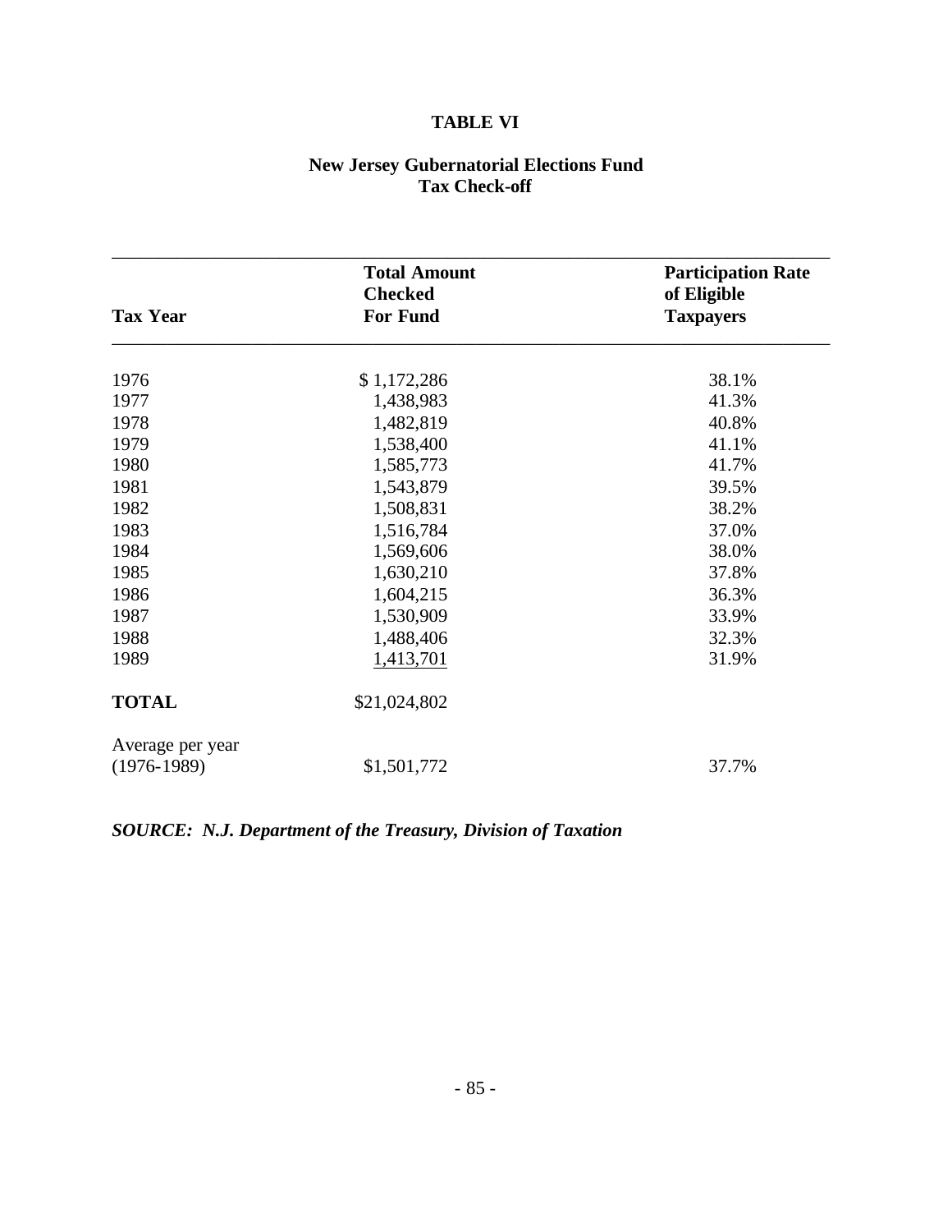## TABLE VI

### New Jersey Gubernatorial Elections Fund
### Tax Check-off

| Tax Year | Total Amount Checked For Fund | Participation Rate of Eligible Taxpayers |
|---|---|---|
| 1976 | $ 1,172,286 | 38.1% |
| 1977 | 1,438,983 | 41.3% |
| 1978 | 1,482,819 | 40.8% |
| 1979 | 1,538,400 | 41.1% |
| 1980 | 1,585,773 | 41.7% |
| 1981 | 1,543,879 | 39.5% |
| 1982 | 1,508,831 | 38.2% |
| 1983 | 1,516,784 | 37.0% |
| 1984 | 1,569,606 | 38.0% |
| 1985 | 1,630,210 | 37.8% |
| 1986 | 1,604,215 | 36.3% |
| 1987 | 1,530,909 | 33.9% |
| 1988 | 1,488,406 | 32.3% |
| 1989 | 1,413,701 | 31.9% |
| **TOTAL** | $21,024,802 | |
| Average per year (1976-1989) | $1,501,772 | 37.7% |

***SOURCE: N.J. Department of the Treasury, Division of Taxation***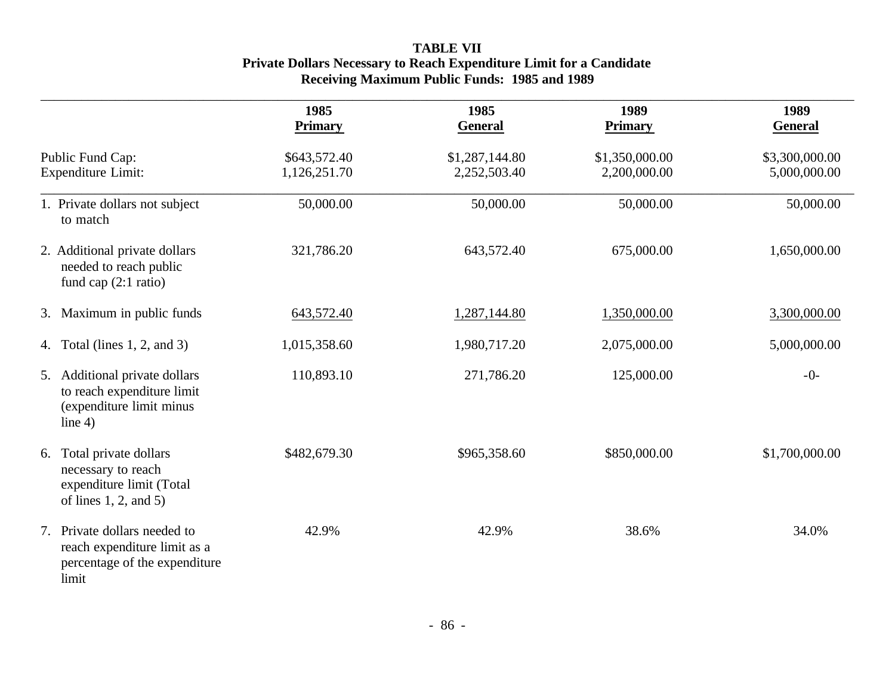**TABLE VII**
**Private Dollars Necessary to Reach Expenditure Limit for a Candidate Receiving Maximum Public Funds: 1985 and 1989**

| | 1985 Primary | 1985 General | 1989 Primary | 1989 General |
|---|---|---|---|---|
| Public Fund Cap: | $643,572.40 | $1,287,144.80 | $1,350,000.00 | $3,300,000.00 |
| Expenditure Limit: | 1,126,251.70 | 2,252,503.40 | 2,200,000.00 | 5,000,000.00 |
| 1. Private dollars not subject to match | 50,000.00 | 50,000.00 | 50,000.00 | 50,000.00 |
| 2. Additional private dollars needed to reach public fund cap (2:1 ratio) | 321,786.20 | 643,572.40 | 675,000.00 | 1,650,000.00 |
| 3. Maximum in public funds | 643,572.40 | 1,287,144.80 | 1,350,000.00 | 3,300,000.00 |
| 4. Total (lines 1, 2, and 3) | 1,015,358.60 | 1,980,717.20 | 2,075,000.00 | 5,000,000.00 |
| 5. Additional private dollars to reach expenditure limit (expenditure limit minus line 4) | 110,893.10 | 271,786.20 | 125,000.00 | -0- |
| 6. Total private dollars necessary to reach expenditure limit (Total of lines 1, 2, and 5) | $482,679.30 | $965,358.60 | $850,000.00 | $1,700,000.00 |
| 7. Private dollars needed to reach expenditure limit as a percentage of the expenditure limit | 42.9% | 42.9% | 38.6% | 34.0% |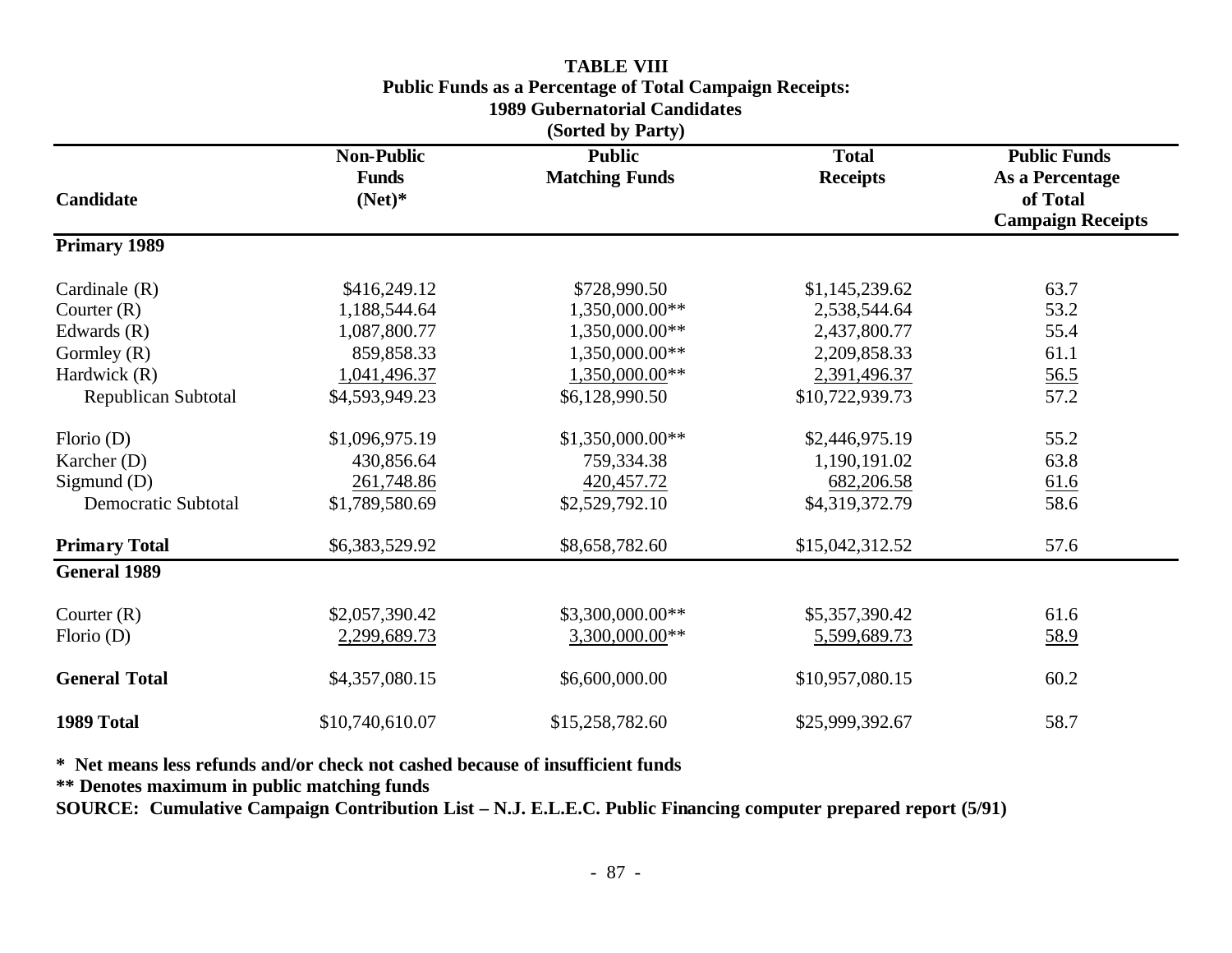**TABLE VIII**
**Public Funds as a Percentage of Total Campaign Receipts:**
**1989 Gubernatorial Candidates**
**(Sorted by Party)**

| Candidate | Non-Public Funds (Net)* | Public Matching Funds | Total Receipts | Public Funds As a Percentage of Total Campaign Receipts |
|---|---|---|---|---|
| **Primary 1989** | | | | |
| Cardinale (R) | $416,249.12 | $728,990.50 | $1,145,239.62 | 63.7 |
| Courter (R) | 1,188,544.64 | 1,350,000.00** | 2,538,544.64 | 53.2 |
| Edwards (R) | 1,087,800.77 | 1,350,000.00** | 2,437,800.77 | 55.4 |
| Gormley (R) | 859,858.33 | 1,350,000.00** | 2,209,858.33 | 61.1 |
| Hardwick (R) | 1,041,496.37 | 1,350,000.00** | 2,391,496.37 | 56.5 |
| Republican Subtotal | $4,593,949.23 | $6,128,990.50 | $10,722,939.73 | 57.2 |
| Florio (D) | $1,096,975.19 | $1,350,000.00** | $2,446,975.19 | 55.2 |
| Karcher (D) | 430,856.64 | 759,334.38 | 1,190,191.02 | 63.8 |
| Sigmund (D) | 261,748.86 | 420,457.72 | 682,206.58 | 61.6 |
| Democratic Subtotal | $1,789,580.69 | $2,529,792.10 | $4,319,372.79 | 58.6 |
| **Primary Total** | $6,383,529.92 | $8,658,782.60 | $15,042,312.52 | 57.6 |
| **General 1989** | | | | |
| Courter (R) | $2,057,390.42 | $3,300,000.00** | $5,357,390.42 | 61.6 |
| Florio (D) | 2,299,689.73 | 3,300,000.00** | 5,599,689.73 | 58.9 |
| **General Total** | $4,357,080.15 | $6,600,000.00 | $10,957,080.15 | 60.2 |
| **1989 Total** | $10,740,610.07 | $15,258,782.60 | $25,999,392.67 | 58.7 |

**\* Net means less refunds and/or check not cashed because of insufficient funds**

**\*\* Denotes maximum in public matching funds**

**SOURCE: Cumulative Campaign Contribution List – N.J. E.L.E.C. Public Financing computer prepared report (5/91)**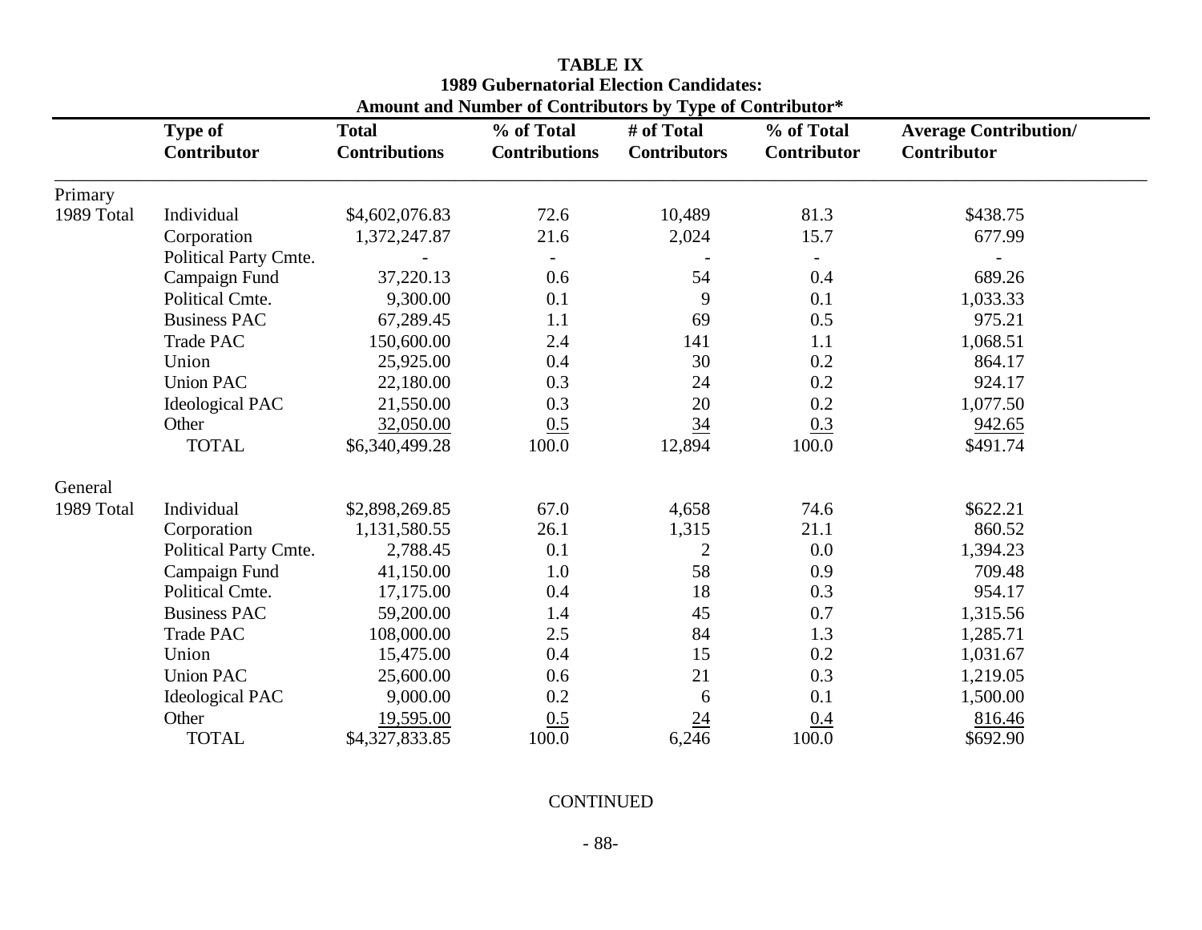**TABLE IX**
**1989 Gubernatorial Election Candidates:**
**Amount and Number of Contributors by Type of Contributor***

| | Type of Contributor | Total Contributions | % of Total Contributions | # of Total Contributors | % of Total Contributor | Average Contribution/ Contributor |
|---|---|---|---|---|---|---|
| Primary | | | | | | |
| 1989 Total | Individual | $4,602,076.83 | 72.6 | 10,489 | 81.3 | $438.75 |
| | Corporation | 1,372,247.87 | 21.6 | 2,024 | 15.7 | 677.99 |
| | Political Party Cmte. | - | - | - | - | - |
| | Campaign Fund | 37,220.13 | 0.6 | 54 | 0.4 | 689.26 |
| | Political Cmte. | 9,300.00 | 0.1 | 9 | 0.1 | 1,033.33 |
| | Business PAC | 67,289.45 | 1.1 | 69 | 0.5 | 975.21 |
| | Trade PAC | 150,600.00 | 2.4 | 141 | 1.1 | 1,068.51 |
| | Union | 25,925.00 | 0.4 | 30 | 0.2 | 864.17 |
| | Union PAC | 22,180.00 | 0.3 | 24 | 0.2 | 924.17 |
| | Ideological PAC | 21,550.00 | 0.3 | 20 | 0.2 | 1,077.50 |
| | Other | 32,050.00 | 0.5 | 34 | 0.3 | 942.65 |
| | TOTAL | $6,340,499.28 | 100.0 | 12,894 | 100.0 | $491.74 |
| General | | | | | | |
| 1989 Total | Individual | $2,898,269.85 | 67.0 | 4,658 | 74.6 | $622.21 |
| | Corporation | 1,131,580.55 | 26.1 | 1,315 | 21.1 | 860.52 |
| | Political Party Cmte. | 2,788.45 | 0.1 | 2 | 0.0 | 1,394.23 |
| | Campaign Fund | 41,150.00 | 1.0 | 58 | 0.9 | 709.48 |
| | Political Cmte. | 17,175.00 | 0.4 | 18 | 0.3 | 954.17 |
| | Business PAC | 59,200.00 | 1.4 | 45 | 0.7 | 1,315.56 |
| | Trade PAC | 108,000.00 | 2.5 | 84 | 1.3 | 1,285.71 |
| | Union | 15,475.00 | 0.4 | 15 | 0.2 | 1,031.67 |
| | Union PAC | 25,600.00 | 0.6 | 21 | 0.3 | 1,219.05 |
| | Ideological PAC | 9,000.00 | 0.2 | 6 | 0.1 | 1,500.00 |
| | Other | 19,595.00 | 0.5 | 24 | 0.4 | 816.46 |
| | TOTAL | $4,327,833.85 | 100.0 | 6,246 | 100.0 | $692.90 |

CONTINUED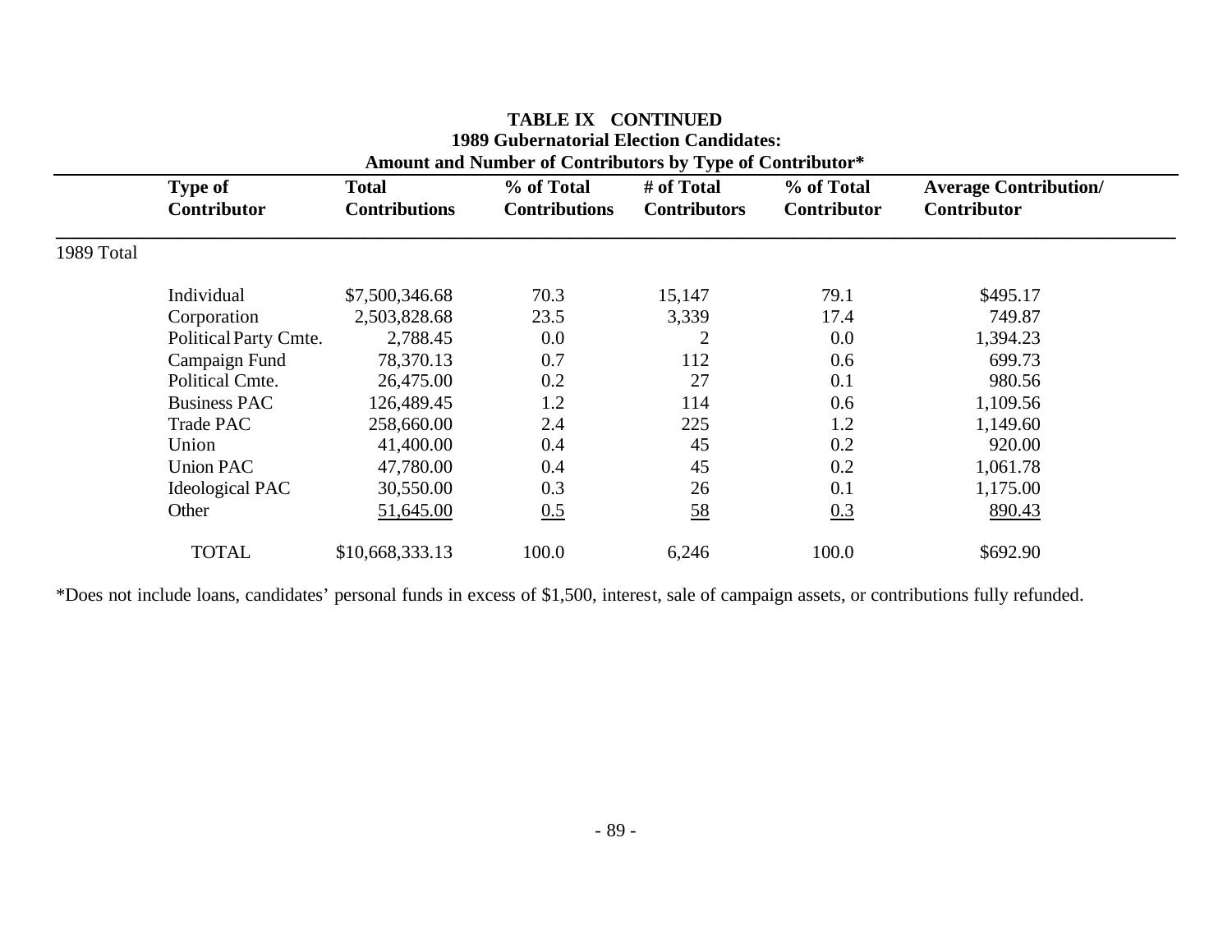**TABLE IX CONTINUED**
**1989 Gubernatorial Election Candidates:**
**Amount and Number of Contributors by Type of Contributor***

| | Type of Contributor | Total Contributions | % of Total Contributions | # of Total Contributors | % of Total Contributor | Average Contribution/ Contributor |
|---|---|---|---|---|---|---|
| 1989 Total | | | | | | |
| | Individual | $7,500,346.68 | 70.3 | 15,147 | 79.1 | $495.17 |
| | Corporation | 2,503,828.68 | 23.5 | 3,339 | 17.4 | 749.87 |
| | Political Party Cmte. | 2,788.45 | 0.0 | 2 | 0.0 | 1,394.23 |
| | Campaign Fund | 78,370.13 | 0.7 | 112 | 0.6 | 699.73 |
| | Political Cmte. | 26,475.00 | 0.2 | 27 | 0.1 | 980.56 |
| | Business PAC | 126,489.45 | 1.2 | 114 | 0.6 | 1,109.56 |
| | Trade PAC | 258,660.00 | 2.4 | 225 | 1.2 | 1,149.60 |
| | Union | 41,400.00 | 0.4 | 45 | 0.2 | 920.00 |
| | Union PAC | 47,780.00 | 0.4 | 45 | 0.2 | 1,061.78 |
| | Ideological PAC | 30,550.00 | 0.3 | 26 | 0.1 | 1,175.00 |
| | Other | 51,645.00 | 0.5 | 58 | 0.3 | 890.43 |
| | TOTAL | $10,668,333.13 | 100.0 | 6,246 | 100.0 | $692.90 |

*Does not include loans, candidates' personal funds in excess of $1,500, interest, sale of campaign assets, or contributions fully refunded.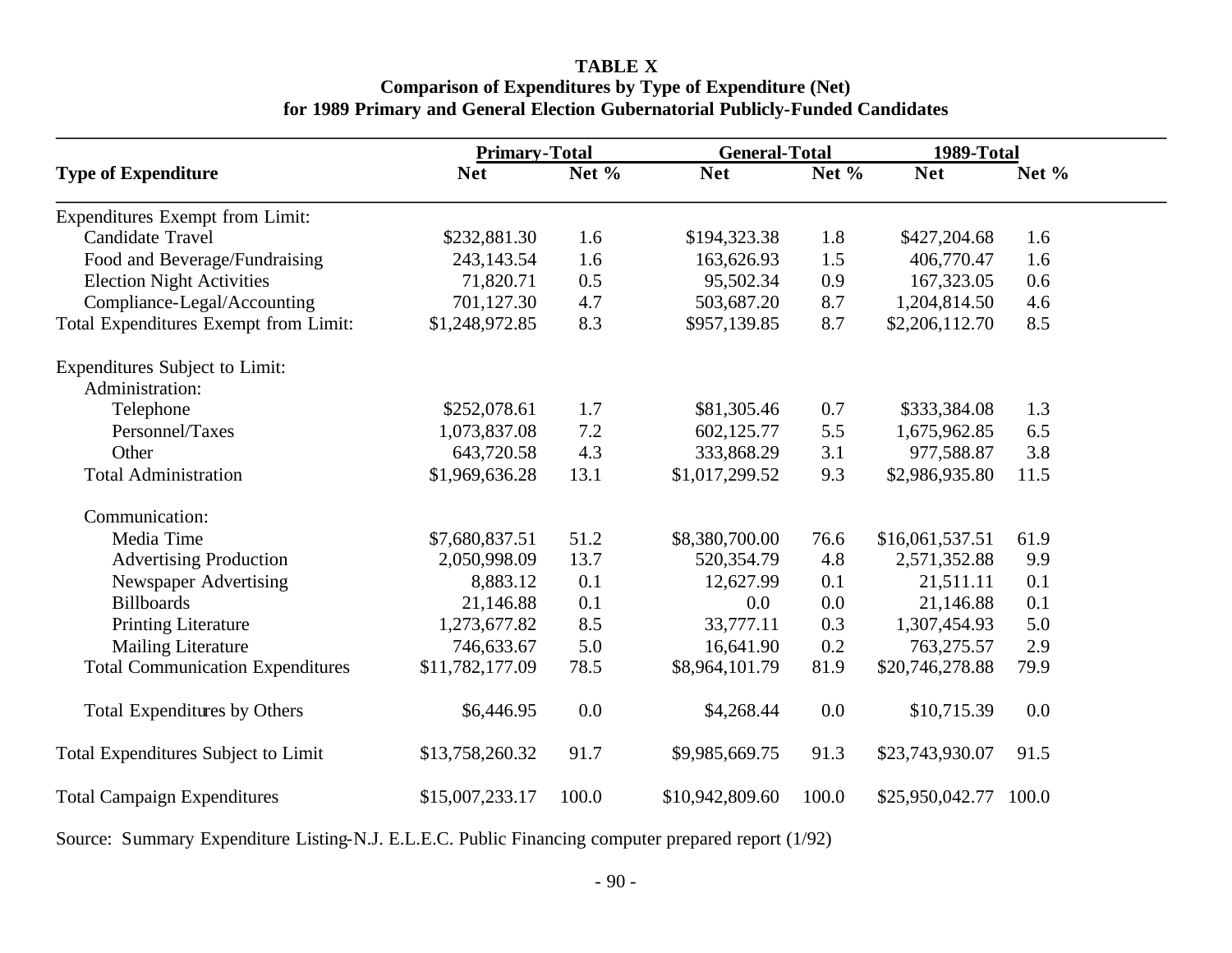**TABLE X**
**Comparison of Expenditures by Type of Expenditure (Net)**
**for 1989 Primary and General Election Gubernatorial Publicly-Funded Candidates**

| Type of Expenditure | Primary-Total | | General-Total | | 1989-Total | |
|---|---|---|---|---|---|---|
| | Net | Net % | Net | Net % | Net | Net % |
| Expenditures Exempt from Limit: | | | | | | |
| Candidate Travel | $232,881.30 | 1.6 | $194,323.38 | 1.8 | $427,204.68 | 1.6 |
| Food and Beverage/Fundraising | 243,143.54 | 1.6 | 163,626.93 | 1.5 | 406,770.47 | 1.6 |
| Election Night Activities | 71,820.71 | 0.5 | 95,502.34 | 0.9 | 167,323.05 | 0.6 |
| Compliance-Legal/Accounting | 701,127.30 | 4.7 | 503,687.20 | 8.7 | 1,204,814.50 | 4.6 |
| Total Expenditures Exempt from Limit: | $1,248,972.85 | 8.3 | $957,139.85 | 8.7 | $2,206,112.70 | 8.5 |
| Expenditures Subject to Limit: | | | | | | |
| Administration: | | | | | | |
| Telephone | $252,078.61 | 1.7 | $81,305.46 | 0.7 | $333,384.08 | 1.3 |
| Personnel/Taxes | 1,073,837.08 | 7.2 | 602,125.77 | 5.5 | 1,675,962.85 | 6.5 |
| Other | 643,720.58 | 4.3 | 333,868.29 | 3.1 | 977,588.87 | 3.8 |
| Total Administration | $1,969,636.28 | 13.1 | $1,017,299.52 | 9.3 | $2,986,935.80 | 11.5 |
| Communication: | | | | | | |
| Media Time | $7,680,837.51 | 51.2 | $8,380,700.00 | 76.6 | $16,061,537.51 | 61.9 |
| Advertising Production | 2,050,998.09 | 13.7 | 520,354.79 | 4.8 | 2,571,352.88 | 9.9 |
| Newspaper Advertising | 8,883.12 | 0.1 | 12,627.99 | 0.1 | 21,511.11 | 0.1 |
| Billboards | 21,146.88 | 0.1 | 0.0 | 0.0 | 21,146.88 | 0.1 |
| Printing Literature | 1,273,677.82 | 8.5 | 33,777.11 | 0.3 | 1,307,454.93 | 5.0 |
| Mailing Literature | 746,633.67 | 5.0 | 16,641.90 | 0.2 | 763,275.57 | 2.9 |
| Total Communication Expenditures | $11,782,177.09 | 78.5 | $8,964,101.79 | 81.9 | $20,746,278.88 | 79.9 |
| Total Expenditures by Others | $6,446.95 | 0.0 | $4,268.44 | 0.0 | $10,715.39 | 0.0 |
| Total Expenditures Subject to Limit | $13,758,260.32 | 91.7 | $9,985,669.75 | 91.3 | $23,743,930.07 | 91.5 |
| Total Campaign Expenditures | $15,007,233.17 | 100.0 | $10,942,809.60 | 100.0 | $25,950,042.77 | 100.0 |

Source: Summary Expenditure Listing-N.J. E.L.E.C. Public Financing computer prepared report (1/92)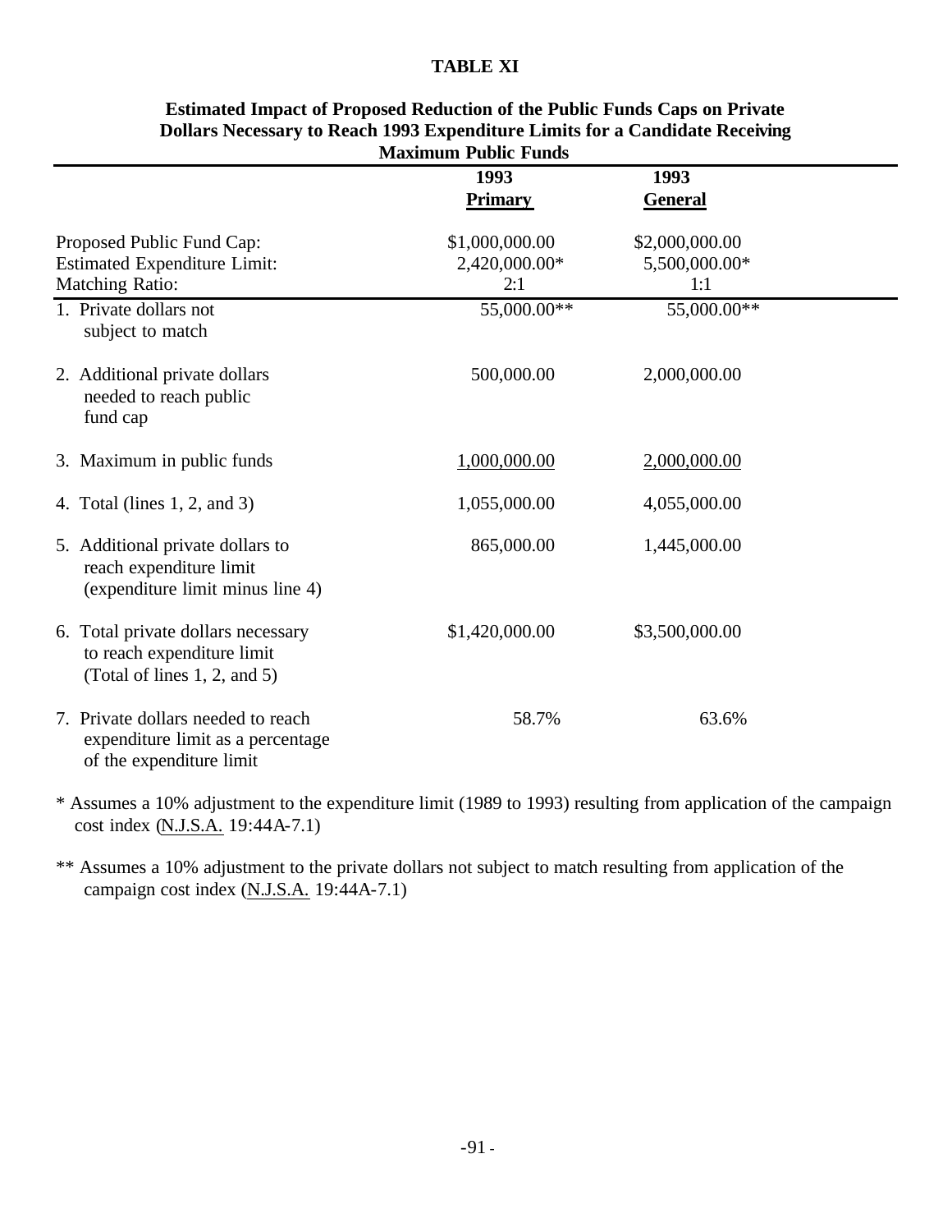**TABLE XI**

**Estimated Impact of Proposed Reduction of the Public Funds Caps on Private Dollars Necessary to Reach 1993 Expenditure Limits for a Candidate Receiving Maximum Public Funds**

| | **1993 Primary** | **1993 General** |
|---|---|---|
| Proposed Public Fund Cap: | $1,000,000.00 | $2,000,000.00 |
| Estimated Expenditure Limit: | 2,420,000.00* | 5,500,000.00* |
| Matching Ratio: | 2:1 | 1:1 |
| 1. Private dollars not subject to match | 55,000.00** | 55,000.00** |
| 2. Additional private dollars needed to reach public fund cap | 500,000.00 | 2,000,000.00 |
| 3. Maximum in public funds | 1,000,000.00 | 2,000,000.00 |
| 4. Total (lines 1, 2, and 3) | 1,055,000.00 | 4,055,000.00 |
| 5. Additional private dollars to reach expenditure limit (expenditure limit minus line 4) | 865,000.00 | 1,445,000.00 |
| 6. Total private dollars necessary to reach expenditure limit (Total of lines 1, 2, and 5) | $1,420,000.00 | $3,500,000.00 |
| 7. Private dollars needed to reach expenditure limit as a percentage of the expenditure limit | 58.7% | 63.6% |

\* Assumes a 10% adjustment to the expenditure limit (1989 to 1993) resulting from application of the campaign cost index (N.J.S.A. 19:44A-7.1)

\*\* Assumes a 10% adjustment to the private dollars not subject to match resulting from application of the campaign cost index (N.J.S.A. 19:44A-7.1)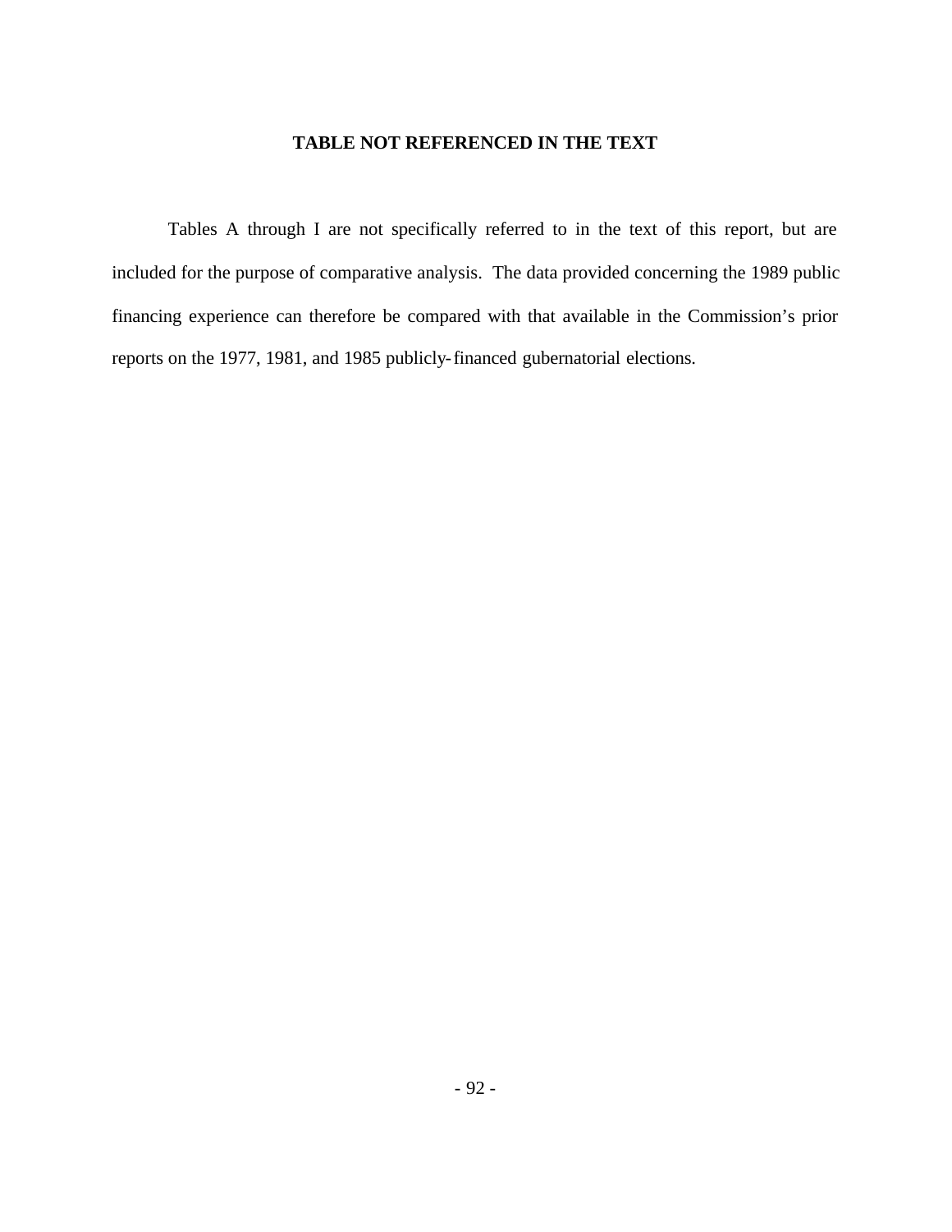# TABLE NOT REFERENCED IN THE TEXT

Tables A through I are not specifically referred to in the text of this report, but are included for the purpose of comparative analysis. The data provided concerning the 1989 public financing experience can therefore be compared with that available in the Commission's prior reports on the 1977, 1981, and 1985 publicly-financed gubernatorial elections.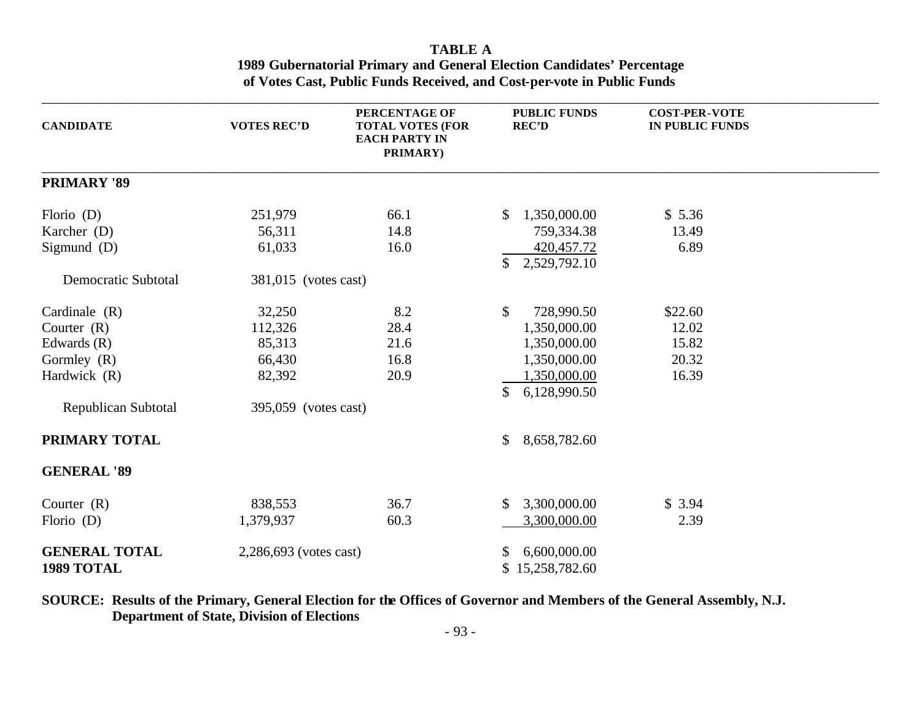**TABLE A**
**1989 Gubernatorial Primary and General Election Candidates' Percentage of Votes Cast, Public Funds Received, and Cost-per-vote in Public Funds**

| CANDIDATE | VOTES REC'D | PERCENTAGE OF TOTAL VOTES (FOR EACH PARTY IN PRIMARY) | PUBLIC FUNDS REC'D | COST-PER-VOTE IN PUBLIC FUNDS |
|---|---|---|---|---|
| **PRIMARY '89** | | | | |
| Florio (D) | 251,979 | 66.1 | $ 1,350,000.00 | $ 5.36 |
| Karcher (D) | 56,311 | 14.8 | 759,334.38 | 13.49 |
| Sigmund (D) | 61,033 | 16.0 | 420,457.72 | 6.89 |
| | | | $ 2,529,792.10 | |
| Democratic Subtotal | 381,015 (votes cast) | | | |
| Cardinale (R) | 32,250 | 8.2 | $ 728,990.50 | $22.60 |
| Courter (R) | 112,326 | 28.4 | 1,350,000.00 | 12.02 |
| Edwards (R) | 85,313 | 21.6 | 1,350,000.00 | 15.82 |
| Gormley (R) | 66,430 | 16.8 | 1,350,000.00 | 20.32 |
| Hardwick (R) | 82,392 | 20.9 | 1,350,000.00 | 16.39 |
| | | | $ 6,128,990.50 | |
| Republican Subtotal | 395,059 (votes cast) | | | |
| **PRIMARY TOTAL** | | | $ 8,658,782.60 | |
| **GENERAL '89** | | | | |
| Courter (R) | 838,553 | 36.7 | $ 3,300,000.00 | $ 3.94 |
| Florio (D) | 1,379,937 | 60.3 | 3,300,000.00 | 2.39 |
| **GENERAL TOTAL** | 2,286,693 (votes cast) | | $ 6,600,000.00 | |
| **1989 TOTAL** | | | $ 15,258,782.60 | |

**SOURCE: Results of the Primary, General Election for the Offices of Governor and Members of the General Assembly, N.J. Department of State, Division of Elections**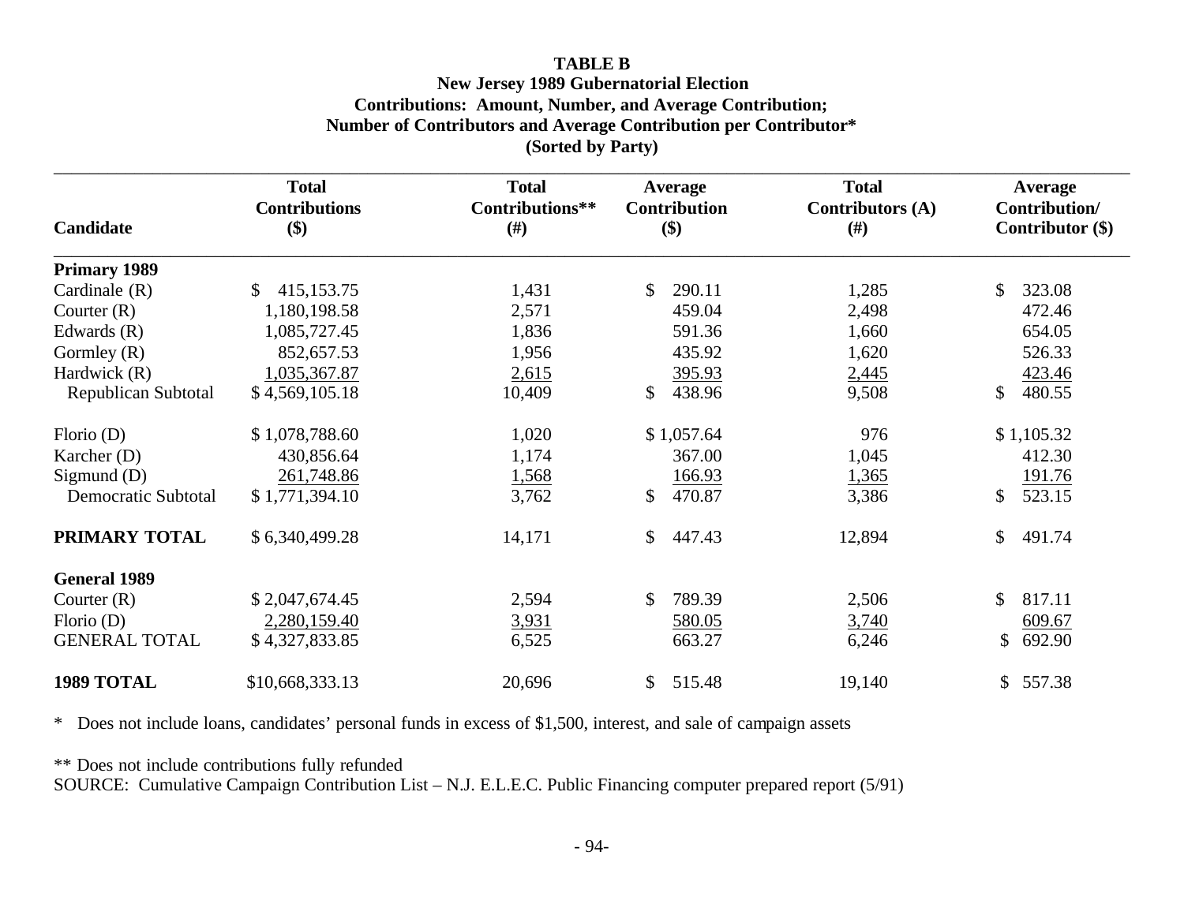**TABLE B**
**New Jersey 1989 Gubernatorial Election**
**Contributions: Amount, Number, and Average Contribution;**
**Number of Contributors and Average Contribution per Contributor***
**(Sorted by Party)**

| Candidate | Total Contributions ($) | Total Contributions** (#) | Average Contribution ($) | Total Contributors (A) (#) | Average Contribution/ Contributor ($) |
|---|---|---|---|---|---|
| **Primary 1989** | | | | | |
| Cardinale (R) | $ 415,153.75 | 1,431 | $ 290.11 | 1,285 | $ 323.08 |
| Courter (R) | 1,180,198.58 | 2,571 | 459.04 | 2,498 | 472.46 |
| Edwards (R) | 1,085,727.45 | 1,836 | 591.36 | 1,660 | 654.05 |
| Gormley (R) | 852,657.53 | 1,956 | 435.92 | 1,620 | 526.33 |
| Hardwick (R) | 1,035,367.87 | 2,615 | 395.93 | 2,445 | 423.46 |
| Republican Subtotal | $ 4,569,105.18 | 10,409 | $ 438.96 | 9,508 | $ 480.55 |
| Florio (D) | $ 1,078,788.60 | 1,020 | $ 1,057.64 | 976 | $ 1,105.32 |
| Karcher (D) | 430,856.64 | 1,174 | 367.00 | 1,045 | 412.30 |
| Sigmund (D) | 261,748.86 | 1,568 | 166.93 | 1,365 | 191.76 |
| Democratic Subtotal | $ 1,771,394.10 | 3,762 | $ 470.87 | 3,386 | $ 523.15 |
| **PRIMARY TOTAL** | $ 6,340,499.28 | 14,171 | $ 447.43 | 12,894 | $ 491.74 |
| **General 1989** | | | | | |
| Courter (R) | $ 2,047,674.45 | 2,594 | $ 789.39 | 2,506 | $ 817.11 |
| Florio (D) | 2,280,159.40 | 3,931 | 580.05 | 3,740 | 609.67 |
| GENERAL TOTAL | $ 4,327,833.85 | 6,525 | 663.27 | 6,246 | $ 692.90 |
| **1989 TOTAL** | $10,668,333.13 | 20,696 | $ 515.48 | 19,140 | $ 557.38 |

\* Does not include loans, candidates' personal funds in excess of $1,500, interest, and sale of campaign assets

** Does not include contributions fully refunded

SOURCE: Cumulative Campaign Contribution List – N.J. E.L.E.C. Public Financing computer prepared report (5/91)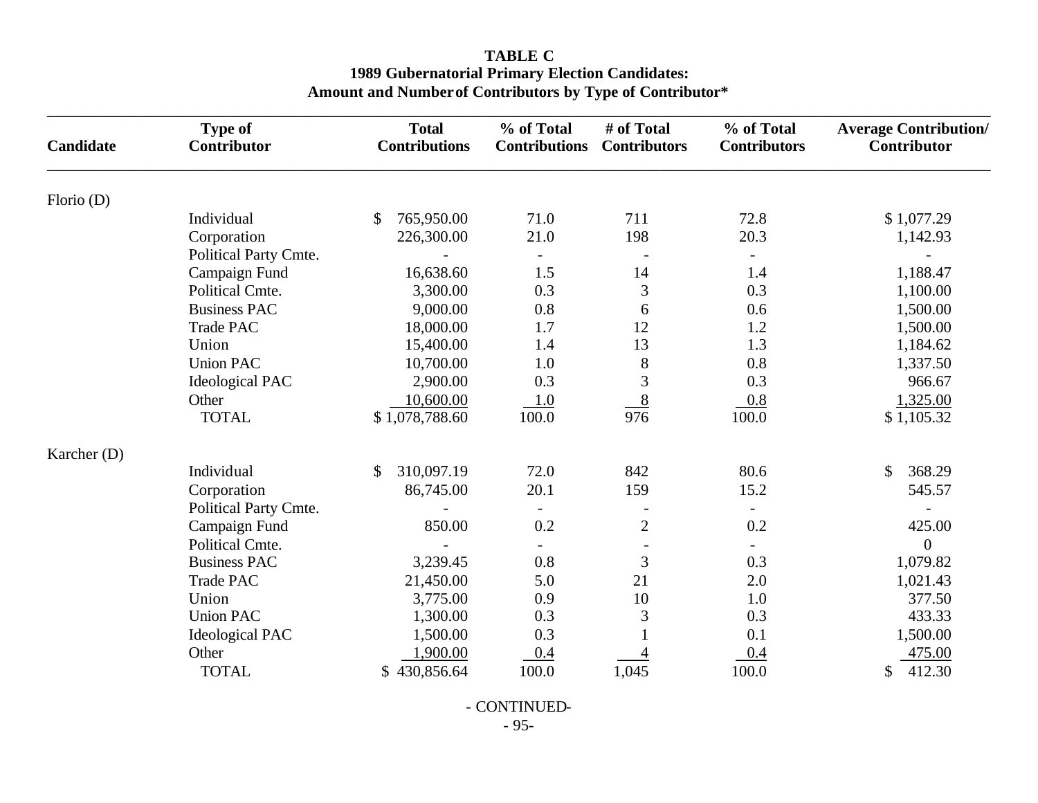**TABLE C**
**1989 Gubernatorial Primary Election Candidates:**
**Amount and Number of Contributors by Type of Contributor***

| Candidate | Type of Contributor | Total Contributions | % of Total Contributions | # of Total Contributors | % of Total Contributors | Average Contribution/ Contributor |
|---|---|---|---|---|---|---|
| Florio (D) | | | | | | |
| | Individual | $ 765,950.00 | 71.0 | 711 | 72.8 | $ 1,077.29 |
| | Corporation | 226,300.00 | 21.0 | 198 | 20.3 | 1,142.93 |
| | Political Party Cmte. | - | - | - | - | - |
| | Campaign Fund | 16,638.60 | 1.5 | 14 | 1.4 | 1,188.47 |
| | Political Cmte. | 3,300.00 | 0.3 | 3 | 0.3 | 1,100.00 |
| | Business PAC | 9,000.00 | 0.8 | 6 | 0.6 | 1,500.00 |
| | Trade PAC | 18,000.00 | 1.7 | 12 | 1.2 | 1,500.00 |
| | Union | 15,400.00 | 1.4 | 13 | 1.3 | 1,184.62 |
| | Union PAC | 10,700.00 | 1.0 | 8 | 0.8 | 1,337.50 |
| | Ideological PAC | 2,900.00 | 0.3 | 3 | 0.3 | 966.67 |
| | Other | 10,600.00 | 1.0 | 8 | 0.8 | 1,325.00 |
| | TOTAL | $ 1,078,788.60 | 100.0 | 976 | 100.0 | $ 1,105.32 |
| Karcher (D) | | | | | | |
| | Individual | $ 310,097.19 | 72.0 | 842 | 80.6 | $ 368.29 |
| | Corporation | 86,745.00 | 20.1 | 159 | 15.2 | 545.57 |
| | Political Party Cmte. | - | - | - | - | - |
| | Campaign Fund | 850.00 | 0.2 | 2 | 0.2 | 425.00 |
| | Political Cmte. | - | - | - | - | 0 |
| | Business PAC | 3,239.45 | 0.8 | 3 | 0.3 | 1,079.82 |
| | Trade PAC | 21,450.00 | 5.0 | 21 | 2.0 | 1,021.43 |
| | Union | 3,775.00 | 0.9 | 10 | 1.0 | 377.50 |
| | Union PAC | 1,300.00 | 0.3 | 3 | 0.3 | 433.33 |
| | Ideological PAC | 1,500.00 | 0.3 | 1 | 0.1 | 1,500.00 |
| | Other | 1,900.00 | 0.4 | 4 | 0.4 | 475.00 |
| | TOTAL | $ 430,856.64 | 100.0 | 1,045 | 100.0 | $ 412.30 |

- CONTINUED-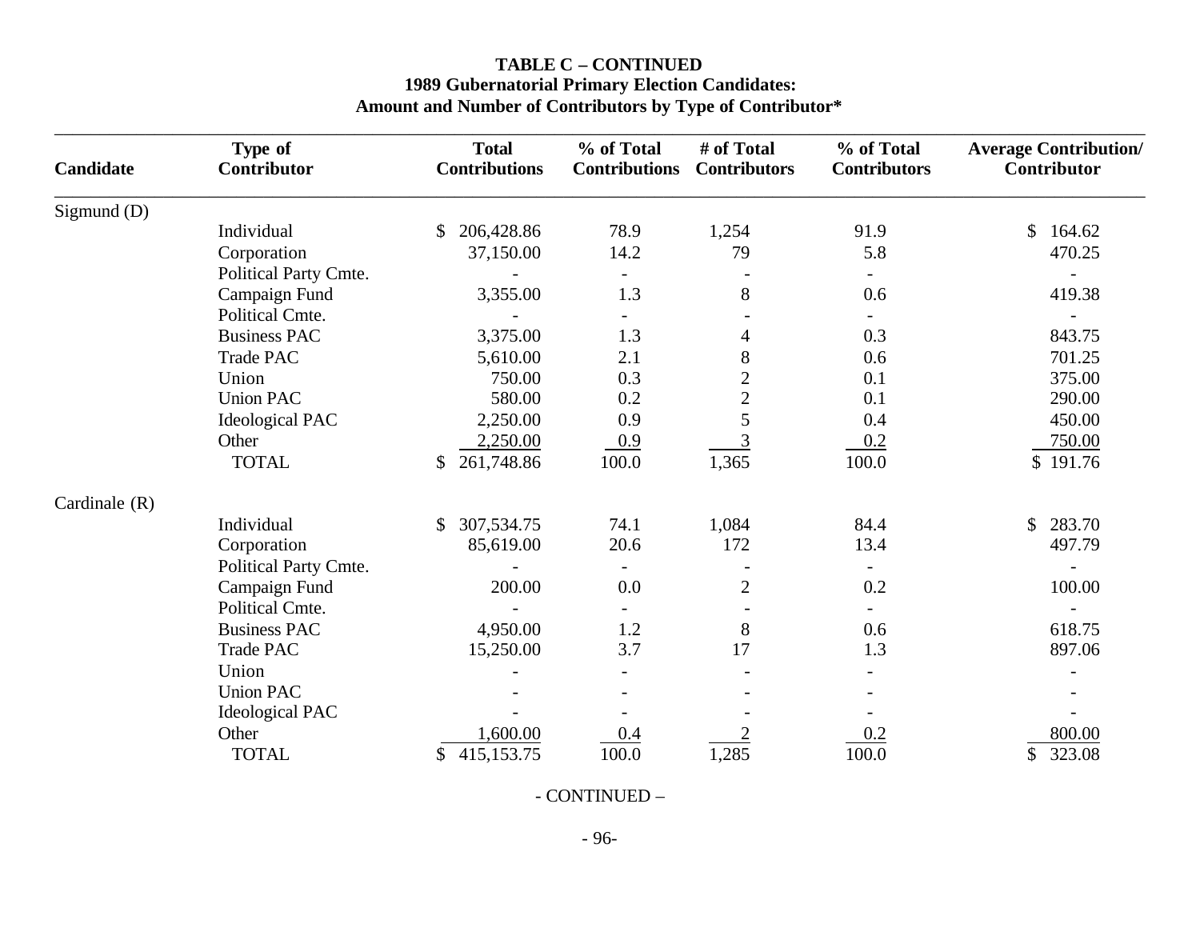**TABLE C – CONTINUED**
**1989 Gubernatorial Primary Election Candidates:**
**Amount and Number of Contributors by Type of Contributor***

| Candidate | Type of Contributor | Total Contributions | % of Total Contributions | # of Total Contributors | % of Total Contributors | Average Contribution/ Contributor |
|---|---|---|---|---|---|---|
| Sigmund (D) | | | | | | |
| | Individual | $ 206,428.86 | 78.9 | 1,254 | 91.9 | $ 164.62 |
| | Corporation | 37,150.00 | 14.2 | 79 | 5.8 | 470.25 |
| | Political Party Cmte. | - | - | - | - | - |
| | Campaign Fund | 3,355.00 | 1.3 | 8 | 0.6 | 419.38 |
| | Political Cmte. | - | - | - | - | - |
| | Business PAC | 3,375.00 | 1.3 | 4 | 0.3 | 843.75 |
| | Trade PAC | 5,610.00 | 2.1 | 8 | 0.6 | 701.25 |
| | Union | 750.00 | 0.3 | 2 | 0.1 | 375.00 |
| | Union PAC | 580.00 | 0.2 | 2 | 0.1 | 290.00 |
| | Ideological PAC | 2,250.00 | 0.9 | 5 | 0.4 | 450.00 |
| | Other | 2,250.00 | 0.9 | 3 | 0.2 | 750.00 |
| | TOTAL | $ 261,748.86 | 100.0 | 1,365 | 100.0 | $ 191.76 |
| Cardinale (R) | | | | | | |
| | Individual | $ 307,534.75 | 74.1 | 1,084 | 84.4 | $ 283.70 |
| | Corporation | 85,619.00 | 20.6 | 172 | 13.4 | 497.79 |
| | Political Party Cmte. | - | - | - | - | - |
| | Campaign Fund | 200.00 | 0.0 | 2 | 0.2 | 100.00 |
| | Political Cmte. | - | - | - | - | - |
| | Business PAC | 4,950.00 | 1.2 | 8 | 0.6 | 618.75 |
| | Trade PAC | 15,250.00 | 3.7 | 17 | 1.3 | 897.06 |
| | Union | - | - | - | - | - |
| | Union PAC | - | - | - | - | - |
| | Ideological PAC | - | - | - | - | - |
| | Other | 1,600.00 | 0.4 | 2 | 0.2 | 800.00 |
| | TOTAL | $ 415,153.75 | 100.0 | 1,285 | 100.0 | $ 323.08 |

- CONTINUED –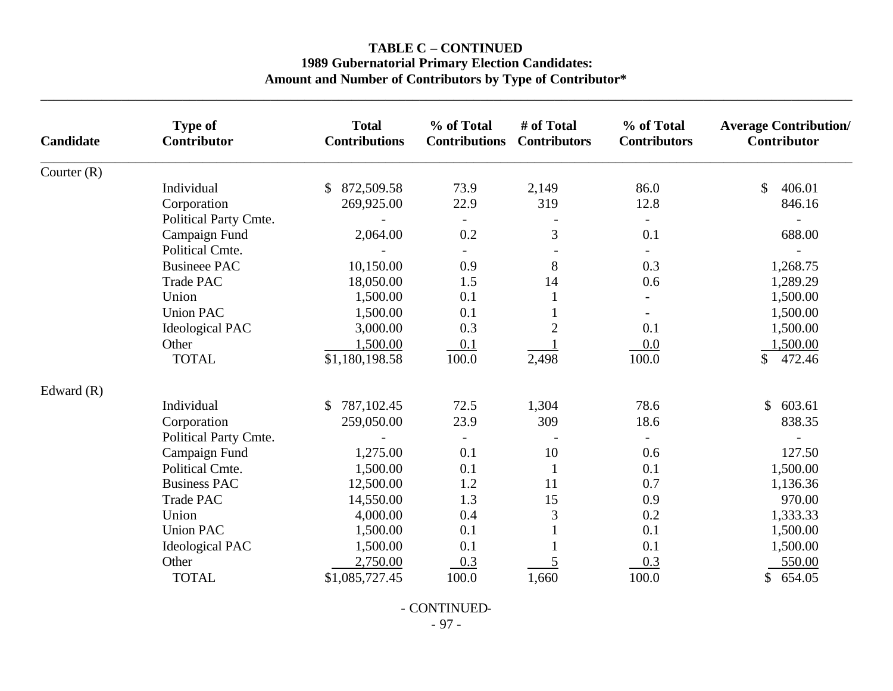**TABLE C – CONTINUED**
**1989 Gubernatorial Primary Election Candidates:**
**Amount and Number of Contributors by Type of Contributor***

| Candidate | Type of Contributor | Total Contributions | % of Total Contributions | # of Total Contributors | % of Total Contributors | Average Contribution/ Contributor |
|---|---|---|---|---|---|---|
| Courter (R) | | | | | | |
| | Individual | $ 872,509.58 | 73.9 | 2,149 | 86.0 | $ 406.01 |
| | Corporation | 269,925.00 | 22.9 | 319 | 12.8 | 846.16 |
| | Political Party Cmte. | - | - | - | - | - |
| | Campaign Fund | 2,064.00 | 0.2 | 3 | 0.1 | 688.00 |
| | Political Cmte. | - | - | - | - | - |
| | Busineee PAC | 10,150.00 | 0.9 | 8 | 0.3 | 1,268.75 |
| | Trade PAC | 18,050.00 | 1.5 | 14 | 0.6 | 1,289.29 |
| | Union | 1,500.00 | 0.1 | 1 | - | 1,500.00 |
| | Union PAC | 1,500.00 | 0.1 | 1 | - | 1,500.00 |
| | Ideological PAC | 3,000.00 | 0.3 | 2 | 0.1 | 1,500.00 |
| | Other | 1,500.00 | 0.1 | 1 | 0.0 | 1,500.00 |
| | TOTAL | $1,180,198.58 | 100.0 | 2,498 | 100.0 | $ 472.46 |
| Edward (R) | | | | | | |
| | Individual | $ 787,102.45 | 72.5 | 1,304 | 78.6 | $ 603.61 |
| | Corporation | 259,050.00 | 23.9 | 309 | 18.6 | 838.35 |
| | Political Party Cmte. | - | - | - | - | - |
| | Campaign Fund | 1,275.00 | 0.1 | 10 | 0.6 | 127.50 |
| | Political Cmte. | 1,500.00 | 0.1 | 1 | 0.1 | 1,500.00 |
| | Business PAC | 12,500.00 | 1.2 | 11 | 0.7 | 1,136.36 |
| | Trade PAC | 14,550.00 | 1.3 | 15 | 0.9 | 970.00 |
| | Union | 4,000.00 | 0.4 | 3 | 0.2 | 1,333.33 |
| | Union PAC | 1,500.00 | 0.1 | 1 | 0.1 | 1,500.00 |
| | Ideological PAC | 1,500.00 | 0.1 | 1 | 0.1 | 1,500.00 |
| | Other | 2,750.00 | 0.3 | 5 | 0.3 | 550.00 |
| | TOTAL | $1,085,727.45 | 100.0 | 1,660 | 100.0 | $ 654.05 |

- CONTINUED-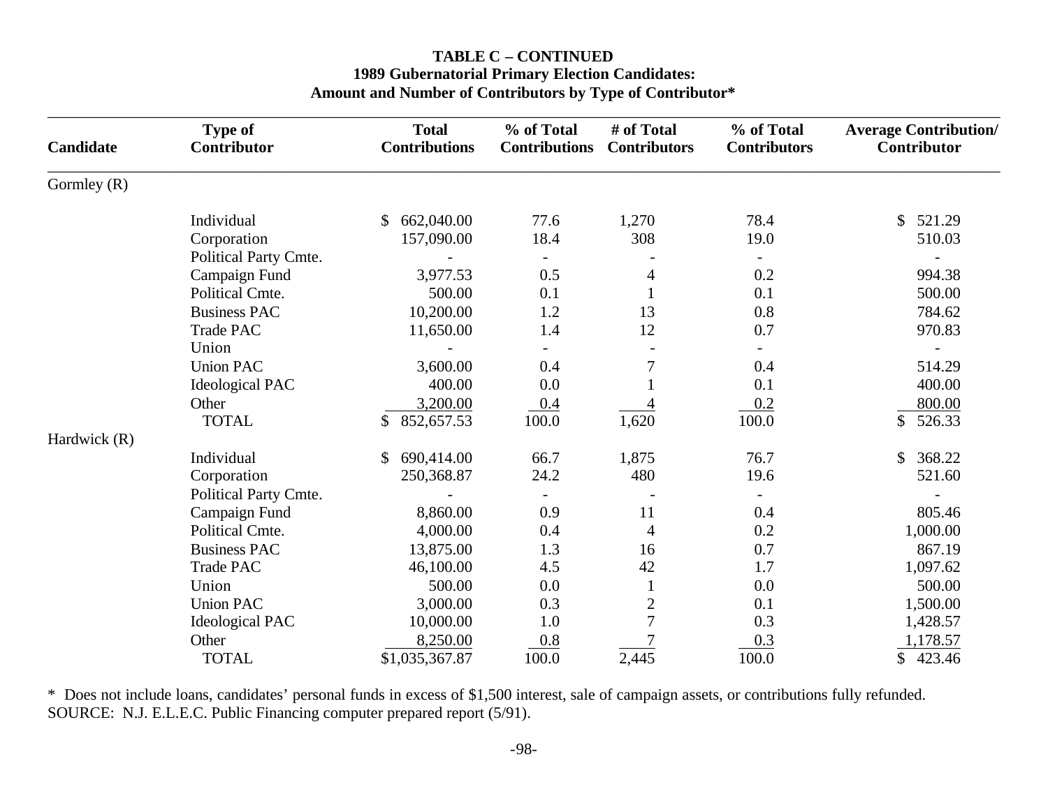**TABLE C – CONTINUED**
**1989 Gubernatorial Primary Election Candidates:**
**Amount and Number of Contributors by Type of Contributor***

| Candidate | Type of Contributor | Total Contributions | % of Total Contributions | # of Total Contributors | % of Total Contributors | Average Contribution/ Contributor |
|---|---|---|---|---|---|---|
| Gormley (R) | | | | | | |
| | Individual | $ 662,040.00 | 77.6 | 1,270 | 78.4 | $ 521.29 |
| | Corporation | 157,090.00 | 18.4 | 308 | 19.0 | 510.03 |
| | Political Party Cmte. | - | - | - | - | - |
| | Campaign Fund | 3,977.53 | 0.5 | 4 | 0.2 | 994.38 |
| | Political Cmte. | 500.00 | 0.1 | 1 | 0.1 | 500.00 |
| | Business PAC | 10,200.00 | 1.2 | 13 | 0.8 | 784.62 |
| | Trade PAC | 11,650.00 | 1.4 | 12 | 0.7 | 970.83 |
| | Union | - | - | - | - | - |
| | Union PAC | 3,600.00 | 0.4 | 7 | 0.4 | 514.29 |
| | Ideological PAC | 400.00 | 0.0 | 1 | 0.1 | 400.00 |
| | Other | 3,200.00 | 0.4 | 4 | 0.2 | 800.00 |
| | TOTAL | $ 852,657.53 | 100.0 | 1,620 | 100.0 | $ 526.33 |
| Hardwick (R) | | | | | | |
| | Individual | $ 690,414.00 | 66.7 | 1,875 | 76.7 | $ 368.22 |
| | Corporation | 250,368.87 | 24.2 | 480 | 19.6 | 521.60 |
| | Political Party Cmte. | - | - | - | - | - |
| | Campaign Fund | 8,860.00 | 0.9 | 11 | 0.4 | 805.46 |
| | Political Cmte. | 4,000.00 | 0.4 | 4 | 0.2 | 1,000.00 |
| | Business PAC | 13,875.00 | 1.3 | 16 | 0.7 | 867.19 |
| | Trade PAC | 46,100.00 | 4.5 | 42 | 1.7 | 1,097.62 |
| | Union | 500.00 | 0.0 | 1 | 0.0 | 500.00 |
| | Union PAC | 3,000.00 | 0.3 | 2 | 0.1 | 1,500.00 |
| | Ideological PAC | 10,000.00 | 1.0 | 7 | 0.3 | 1,428.57 |
| | Other | 8,250.00 | 0.8 | 7 | 0.3 | 1,178.57 |
| | TOTAL | $1,035,367.87 | 100.0 | 2,445 | 100.0 | $ 423.46 |

* Does not include loans, candidates' personal funds in excess of $1,500 interest, sale of campaign assets, or contributions fully refunded.
SOURCE: N.J. E.L.E.C. Public Financing computer prepared report (5/91).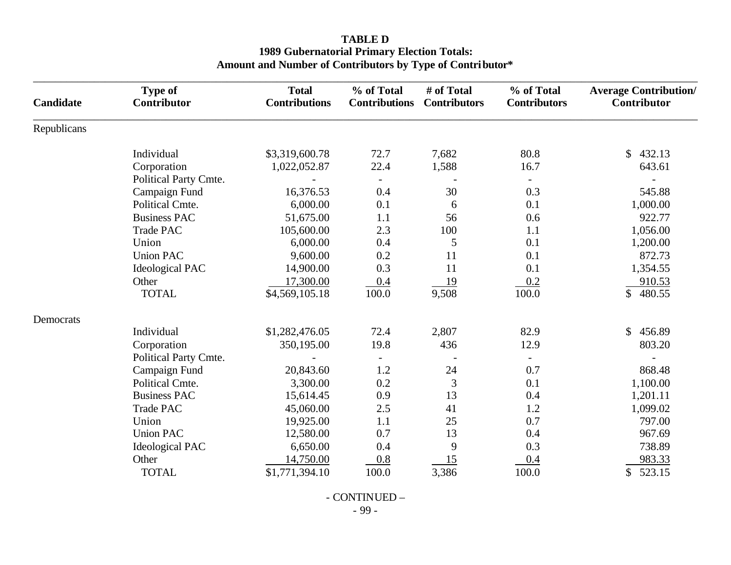**TABLE D**
**1989 Gubernatorial Primary Election Totals:**
**Amount and Number of Contributors by Type of Contributor***

| Candidate | Type of Contributor | Total Contributions | % of Total Contributions | # of Total Contributors | % of Total Contributors | Average Contribution/ Contributor |
|---|---|---|---|---|---|---|
| Republicans | | | | | | |
| | Individual | $3,319,600.78 | 72.7 | 7,682 | 80.8 | $ 432.13 |
| | Corporation | 1,022,052.87 | 22.4 | 1,588 | 16.7 | 643.61 |
| | Political Party Cmte. | - | - | - | - | - |
| | Campaign Fund | 16,376.53 | 0.4 | 30 | 0.3 | 545.88 |
| | Political Cmte. | 6,000.00 | 0.1 | 6 | 0.1 | 1,000.00 |
| | Business PAC | 51,675.00 | 1.1 | 56 | 0.6 | 922.77 |
| | Trade PAC | 105,600.00 | 2.3 | 100 | 1.1 | 1,056.00 |
| | Union | 6,000.00 | 0.4 | 5 | 0.1 | 1,200.00 |
| | Union PAC | 9,600.00 | 0.2 | 11 | 0.1 | 872.73 |
| | Ideological PAC | 14,900.00 | 0.3 | 11 | 0.1 | 1,354.55 |
| | Other | 17,300.00 | 0.4 | 19 | 0.2 | 910.53 |
| | TOTAL | $4,569,105.18 | 100.0 | 9,508 | 100.0 | $ 480.55 |
| Democrats | | | | | | |
| | Individual | $1,282,476.05 | 72.4 | 2,807 | 82.9 | $ 456.89 |
| | Corporation | 350,195.00 | 19.8 | 436 | 12.9 | 803.20 |
| | Political Party Cmte. | - | - | - | - | - |
| | Campaign Fund | 20,843.60 | 1.2 | 24 | 0.7 | 868.48 |
| | Political Cmte. | 3,300.00 | 0.2 | 3 | 0.1 | 1,100.00 |
| | Business PAC | 15,614.45 | 0.9 | 13 | 0.4 | 1,201.11 |
| | Trade PAC | 45,060.00 | 2.5 | 41 | 1.2 | 1,099.02 |
| | Union | 19,925.00 | 1.1 | 25 | 0.7 | 797.00 |
| | Union PAC | 12,580.00 | 0.7 | 13 | 0.4 | 967.69 |
| | Ideological PAC | 6,650.00 | 0.4 | 9 | 0.3 | 738.89 |
| | Other | 14,750.00 | 0.8 | 15 | 0.4 | 983.33 |
| | TOTAL | $1,771,394.10 | 100.0 | 3,386 | 100.0 | $ 523.15 |

- CONTINUED –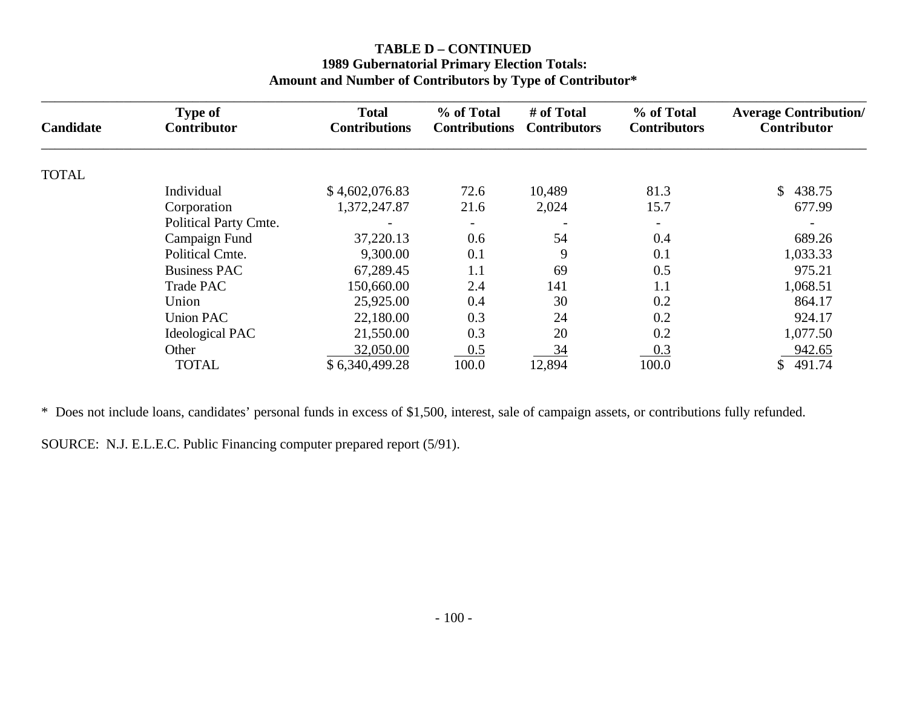**TABLE D – CONTINUED**
**1989 Gubernatorial Primary Election Totals:**
**Amount and Number of Contributors by Type of Contributor***

| Candidate | Type of Contributor | Total Contributions | % of Total Contributions | # of Total Contributors | % of Total Contributors | Average Contribution/ Contributor |
|---|---|---|---|---|---|---|
| TOTAL | | | | | | |
| | Individual | $ 4,602,076.83 | 72.6 | 10,489 | 81.3 | $ 438.75 |
| | Corporation | 1,372,247.87 | 21.6 | 2,024 | 15.7 | 677.99 |
| | Political Party Cmte. | - | - | - | - | - |
| | Campaign Fund | 37,220.13 | 0.6 | 54 | 0.4 | 689.26 |
| | Political Cmte. | 9,300.00 | 0.1 | 9 | 0.1 | 1,033.33 |
| | Business PAC | 67,289.45 | 1.1 | 69 | 0.5 | 975.21 |
| | Trade PAC | 150,660.00 | 2.4 | 141 | 1.1 | 1,068.51 |
| | Union | 25,925.00 | 0.4 | 30 | 0.2 | 864.17 |
| | Union PAC | 22,180.00 | 0.3 | 24 | 0.2 | 924.17 |
| | Ideological PAC | 21,550.00 | 0.3 | 20 | 0.2 | 1,077.50 |
| | Other | 32,050.00 | 0.5 | 34 | 0.3 | 942.65 |
| | TOTAL | $ 6,340,499.28 | 100.0 | 12,894 | 100.0 | $ 491.74 |

* Does not include loans, candidates' personal funds in excess of $1,500, interest, sale of campaign assets, or contributions fully refunded.

SOURCE: N.J. E.L.E.C. Public Financing computer prepared report (5/91).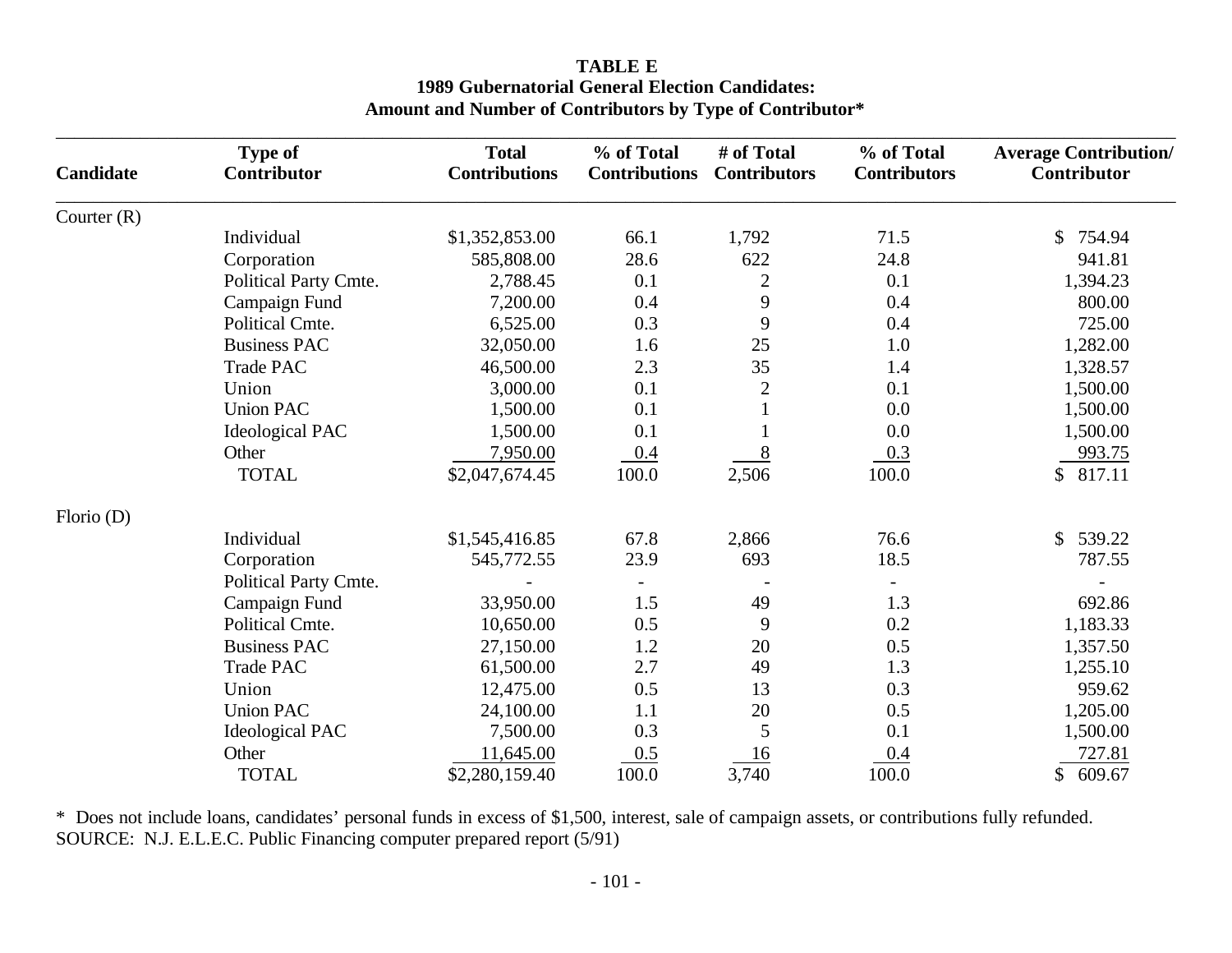**TABLE E**
**1989 Gubernatorial General Election Candidates:**
**Amount and Number of Contributors by Type of Contributor***

| Candidate | Type of Contributor | Total Contributions | % of Total Contributions | # of Total Contributors | % of Total Contributors | Average Contribution/ Contributor |
|---|---|---|---|---|---|---|
| Courter (R) | | | | | | |
| | Individual | $1,352,853.00 | 66.1 | 1,792 | 71.5 | $ 754.94 |
| | Corporation | 585,808.00 | 28.6 | 622 | 24.8 | 941.81 |
| | Political Party Cmte. | 2,788.45 | 0.1 | 2 | 0.1 | 1,394.23 |
| | Campaign Fund | 7,200.00 | 0.4 | 9 | 0.4 | 800.00 |
| | Political Cmte. | 6,525.00 | 0.3 | 9 | 0.4 | 725.00 |
| | Business PAC | 32,050.00 | 1.6 | 25 | 1.0 | 1,282.00 |
| | Trade PAC | 46,500.00 | 2.3 | 35 | 1.4 | 1,328.57 |
| | Union | 3,000.00 | 0.1 | 2 | 0.1 | 1,500.00 |
| | Union PAC | 1,500.00 | 0.1 | 1 | 0.0 | 1,500.00 |
| | Ideological PAC | 1,500.00 | 0.1 | 1 | 0.0 | 1,500.00 |
| | Other | 7,950.00 | 0.4 | 8 | 0.3 | 993.75 |
| | TOTAL | $2,047,674.45 | 100.0 | 2,506 | 100.0 | $ 817.11 |
| Florio (D) | | | | | | |
| | Individual | $1,545,416.85 | 67.8 | 2,866 | 76.6 | $ 539.22 |
| | Corporation | 545,772.55 | 23.9 | 693 | 18.5 | 787.55 |
| | Political Party Cmte. | - | - | - | - | - |
| | Campaign Fund | 33,950.00 | 1.5 | 49 | 1.3 | 692.86 |
| | Political Cmte. | 10,650.00 | 0.5 | 9 | 0.2 | 1,183.33 |
| | Business PAC | 27,150.00 | 1.2 | 20 | 0.5 | 1,357.50 |
| | Trade PAC | 61,500.00 | 2.7 | 49 | 1.3 | 1,255.10 |
| | Union | 12,475.00 | 0.5 | 13 | 0.3 | 959.62 |
| | Union PAC | 24,100.00 | 1.1 | 20 | 0.5 | 1,205.00 |
| | Ideological PAC | 7,500.00 | 0.3 | 5 | 0.1 | 1,500.00 |
| | Other | 11,645.00 | 0.5 | 16 | 0.4 | 727.81 |
| | TOTAL | $2,280,159.40 | 100.0 | 3,740 | 100.0 | $ 609.67 |

* Does not include loans, candidates' personal funds in excess of $1,500, interest, sale of campaign assets, or contributions fully refunded.
SOURCE: N.J. E.L.E.C. Public Financing computer prepared report (5/91)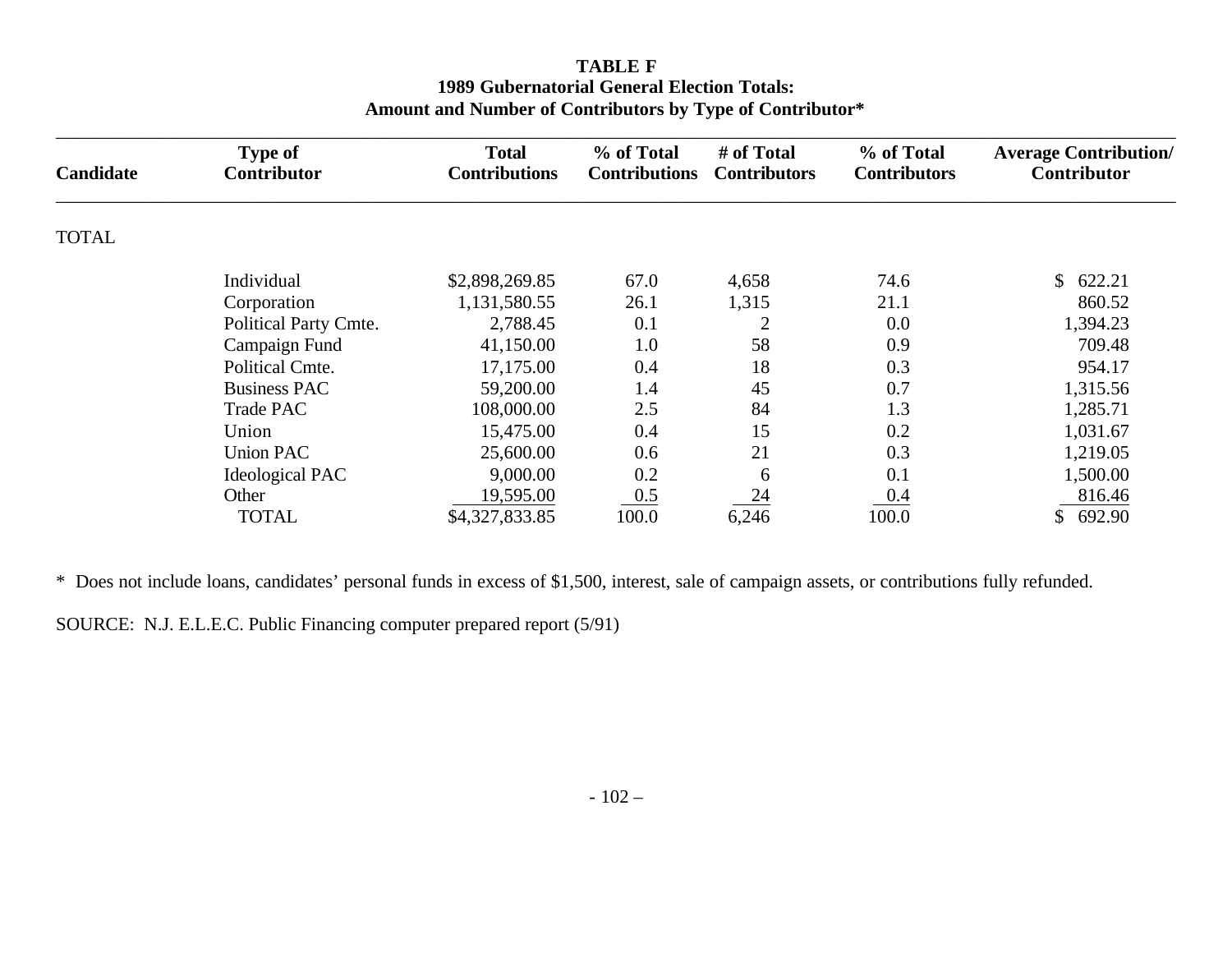**TABLE F**
**1989 Gubernatorial General Election Totals:**
**Amount and Number of Contributors by Type of Contributor***

| Candidate | Type of Contributor | Total Contributions | % of Total Contributions | # of Total Contributors | % of Total Contributors | Average Contribution/ Contributor |
|---|---|---|---|---|---|---|
| TOTAL | | | | | | |
| | Individual | $2,898,269.85 | 67.0 | 4,658 | 74.6 | $ 622.21 |
| | Corporation | 1,131,580.55 | 26.1 | 1,315 | 21.1 | 860.52 |
| | Political Party Cmte. | 2,788.45 | 0.1 | 2 | 0.0 | 1,394.23 |
| | Campaign Fund | 41,150.00 | 1.0 | 58 | 0.9 | 709.48 |
| | Political Cmte. | 17,175.00 | 0.4 | 18 | 0.3 | 954.17 |
| | Business PAC | 59,200.00 | 1.4 | 45 | 0.7 | 1,315.56 |
| | Trade PAC | 108,000.00 | 2.5 | 84 | 1.3 | 1,285.71 |
| | Union | 15,475.00 | 0.4 | 15 | 0.2 | 1,031.67 |
| | Union PAC | 25,600.00 | 0.6 | 21 | 0.3 | 1,219.05 |
| | Ideological PAC | 9,000.00 | 0.2 | 6 | 0.1 | 1,500.00 |
| | Other | 19,595.00 | 0.5 | 24 | 0.4 | 816.46 |
| | TOTAL | $4,327,833.85 | 100.0 | 6,246 | 100.0 | $ 692.90 |

* Does not include loans, candidates' personal funds in excess of $1,500, interest, sale of campaign assets, or contributions fully refunded.

SOURCE: N.J. E.L.E.C. Public Financing computer prepared report (5/91)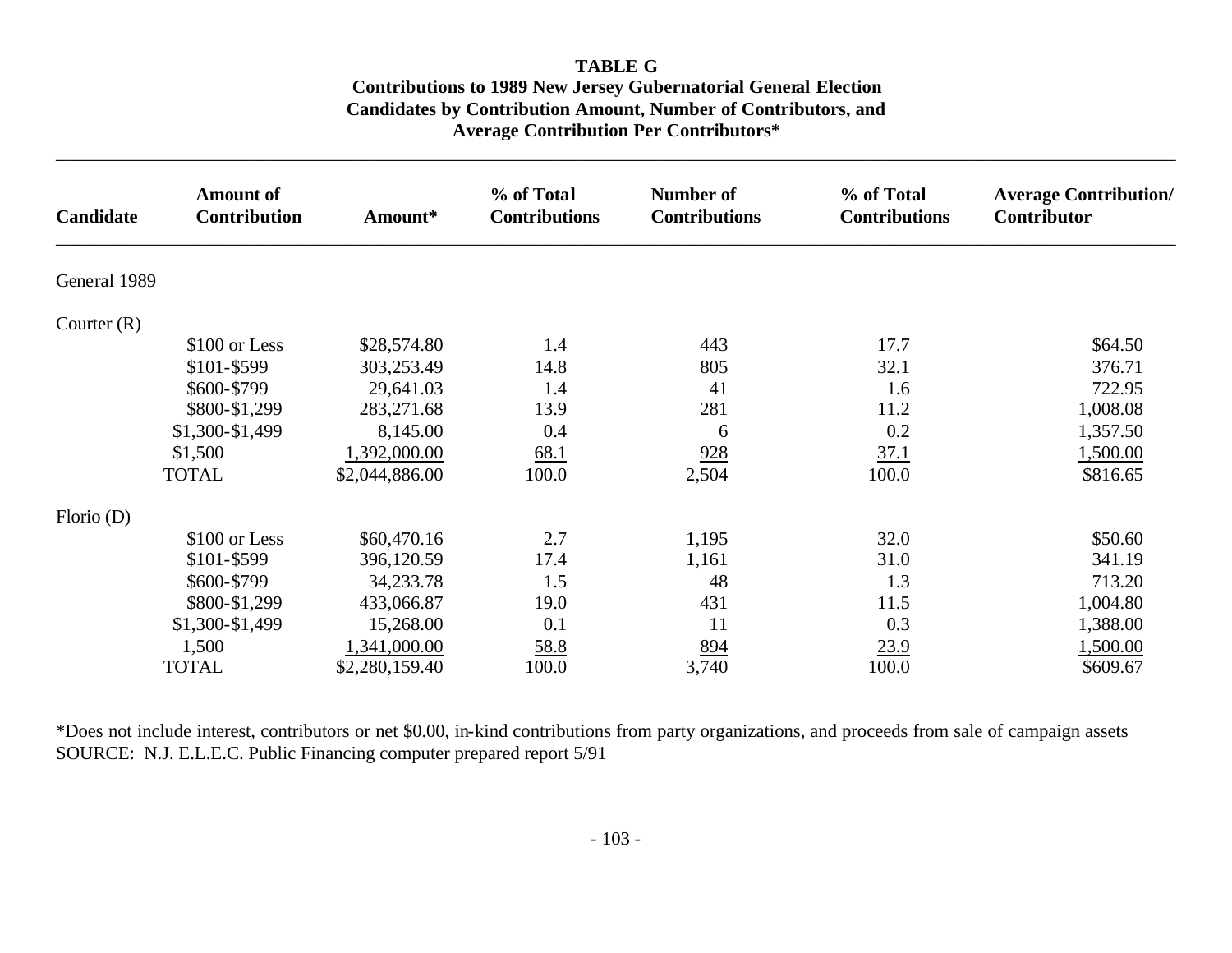**TABLE G**
**Contributions to 1989 New Jersey Gubernatorial General Election Candidates by Contribution Amount, Number of Contributors, and Average Contribution Per Contributors***

| Candidate | Amount of Contribution | Amount* | % of Total Contributions | Number of Contributions | % of Total Contributions | Average Contribution/ Contributor |
|---|---|---|---|---|---|---|
| General 1989 | | | | | | |
| Courter (R) | | | | | | |
| | $100 or Less | $28,574.80 | 1.4 | 443 | 17.7 | $64.50 |
| | $101-$599 | 303,253.49 | 14.8 | 805 | 32.1 | 376.71 |
| | $600-$799 | 29,641.03 | 1.4 | 41 | 1.6 | 722.95 |
| | $800-$1,299 | 283,271.68 | 13.9 | 281 | 11.2 | 1,008.08 |
| | $1,300-$1,499 | 8,145.00 | 0.4 | 6 | 0.2 | 1,357.50 |
| | $1,500 | 1,392,000.00 | 68.1 | 928 | 37.1 | 1,500.00 |
| | TOTAL | $2,044,886.00 | 100.0 | 2,504 | 100.0 | $816.65 |
| Florio (D) | | | | | | |
| | $100 or Less | $60,470.16 | 2.7 | 1,195 | 32.0 | $50.60 |
| | $101-$599 | 396,120.59 | 17.4 | 1,161 | 31.0 | 341.19 |
| | $600-$799 | 34,233.78 | 1.5 | 48 | 1.3 | 713.20 |
| | $800-$1,299 | 433,066.87 | 19.0 | 431 | 11.5 | 1,004.80 |
| | $1,300-$1,499 | 15,268.00 | 0.1 | 11 | 0.3 | 1,388.00 |
| | 1,500 | 1,341,000.00 | 58.8 | 894 | 23.9 | 1,500.00 |
| | TOTAL | $2,280,159.40 | 100.0 | 3,740 | 100.0 | $609.67 |

*Does not include interest, contributors or net $0.00, in-kind contributions from party organizations, and proceeds from sale of campaign assets
SOURCE: N.J. E.L.E.C. Public Financing computer prepared report 5/91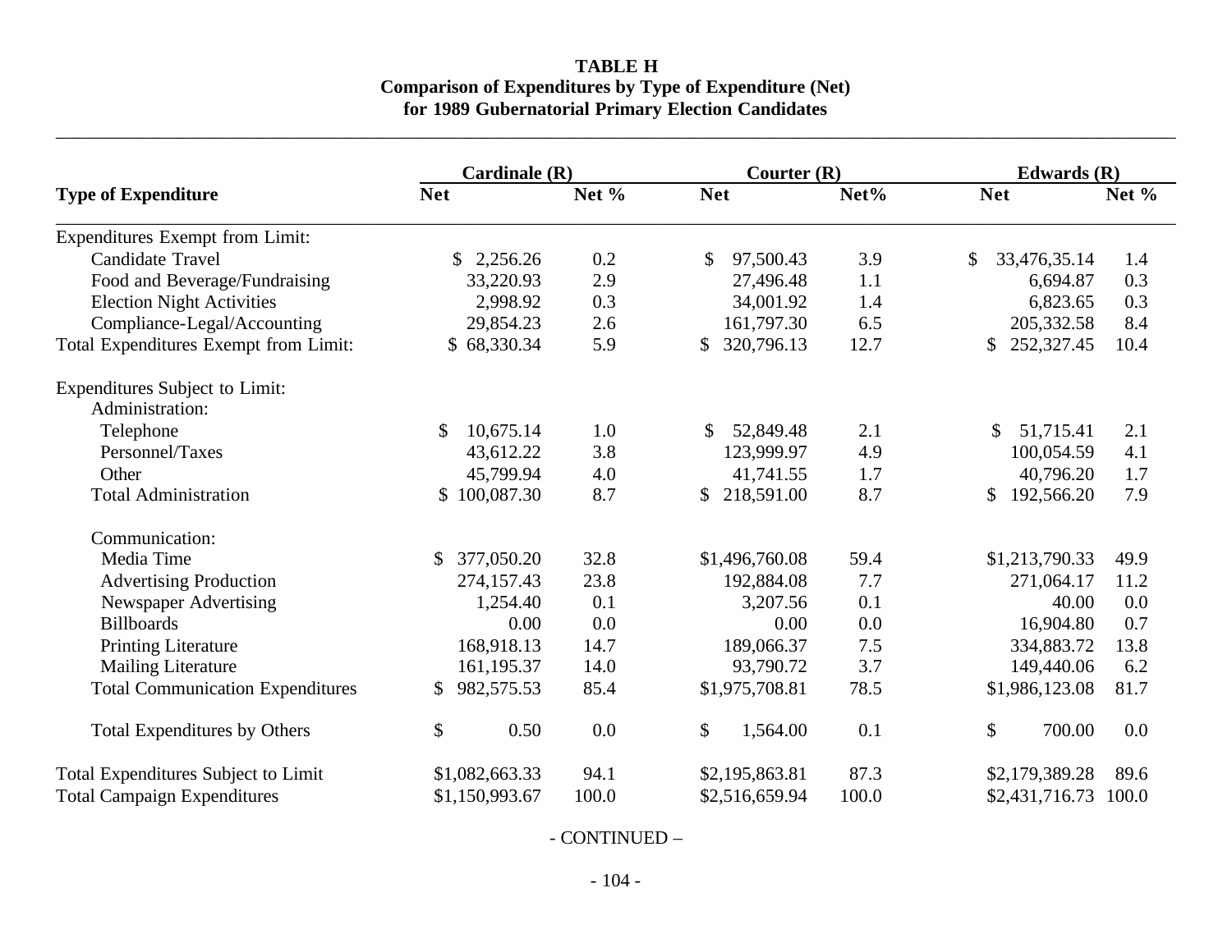**TABLE H**
**Comparison of Expenditures by Type of Expenditure (Net)**
**for 1989 Gubernatorial Primary Election Candidates**

| Type of Expenditure | Cardinale (R) | | Courter (R) | | Edwards (R) | |
|---|---|---|---|---|---|---|
| | **Net** | **Net %** | **Net** | **Net%** | **Net** | **Net %** |
| Expenditures Exempt from Limit: | | | | | | |
| Candidate Travel | $ 2,256.26 | 0.2 | $ 97,500.43 | 3.9 | $ 33,476,35.14 | 1.4 |
| Food and Beverage/Fundraising | 33,220.93 | 2.9 | 27,496.48 | 1.1 | 6,694.87 | 0.3 |
| Election Night Activities | 2,998.92 | 0.3 | 34,001.92 | 1.4 | 6,823.65 | 0.3 |
| Compliance-Legal/Accounting | 29,854.23 | 2.6 | 161,797.30 | 6.5 | 205,332.58 | 8.4 |
| Total Expenditures Exempt from Limit: | $ 68,330.34 | 5.9 | $ 320,796.13 | 12.7 | $ 252,327.45 | 10.4 |
| Expenditures Subject to Limit: | | | | | | |
| Administration: | | | | | | |
| Telephone | $ 10,675.14 | 1.0 | $ 52,849.48 | 2.1 | $ 51,715.41 | 2.1 |
| Personnel/Taxes | 43,612.22 | 3.8 | 123,999.97 | 4.9 | 100,054.59 | 4.1 |
| Other | 45,799.94 | 4.0 | 41,741.55 | 1.7 | 40,796.20 | 1.7 |
| Total Administration | $ 100,087.30 | 8.7 | $ 218,591.00 | 8.7 | $ 192,566.20 | 7.9 |
| Communication: | | | | | | |
| Media Time | $ 377,050.20 | 32.8 | $1,496,760.08 | 59.4 | $1,213,790.33 | 49.9 |
| Advertising Production | 274,157.43 | 23.8 | 192,884.08 | 7.7 | 271,064.17 | 11.2 |
| Newspaper Advertising | 1,254.40 | 0.1 | 3,207.56 | 0.1 | 40.00 | 0.0 |
| Billboards | 0.00 | 0.0 | 0.00 | 0.0 | 16,904.80 | 0.7 |
| Printing Literature | 168,918.13 | 14.7 | 189,066.37 | 7.5 | 334,883.72 | 13.8 |
| Mailing Literature | 161,195.37 | 14.0 | 93,790.72 | 3.7 | 149,440.06 | 6.2 |
| Total Communication Expenditures | $ 982,575.53 | 85.4 | $1,975,708.81 | 78.5 | $1,986,123.08 | 81.7 |
| Total Expenditures by Others | $ 0.50 | 0.0 | $ 1,564.00 | 0.1 | $ 700.00 | 0.0 |
| Total Expenditures Subject to Limit | $1,082,663.33 | 94.1 | $2,195,863.81 | 87.3 | $2,179,389.28 | 89.6 |
| Total Campaign Expenditures | $1,150,993.67 | 100.0 | $2,516,659.94 | 100.0 | $2,431,716.73 | 100.0 |

- CONTINUED –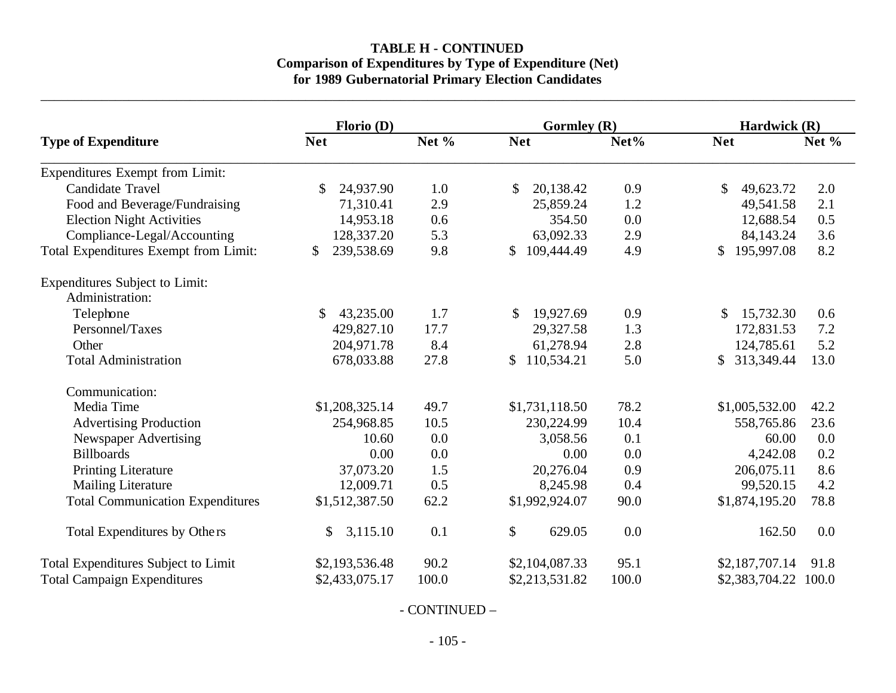**TABLE H - CONTINUED**
**Comparison of Expenditures by Type of Expenditure (Net)**
**for 1989 Gubernatorial Primary Election Candidates**

| Type of Expenditure | Florio (D) | | Gormley (R) | | Hardwick (R) | |
|---|---|---|---|---|---|---|
| | Net | Net % | Net | Net% | Net | Net % |
| Expenditures Exempt from Limit: | | | | | | |
| Candidate Travel | $ 24,937.90 | 1.0 | $ 20,138.42 | 0.9 | $ 49,623.72 | 2.0 |
| Food and Beverage/Fundraising | 71,310.41 | 2.9 | 25,859.24 | 1.2 | 49,541.58 | 2.1 |
| Election Night Activities | 14,953.18 | 0.6 | 354.50 | 0.0 | 12,688.54 | 0.5 |
| Compliance-Legal/Accounting | 128,337.20 | 5.3 | 63,092.33 | 2.9 | 84,143.24 | 3.6 |
| Total Expenditures Exempt from Limit: | $ 239,538.69 | 9.8 | $ 109,444.49 | 4.9 | $ 195,997.08 | 8.2 |
| Expenditures Subject to Limit: | | | | | | |
| Administration: | | | | | | |
| Telephone | $ 43,235.00 | 1.7 | $ 19,927.69 | 0.9 | $ 15,732.30 | 0.6 |
| Personnel/Taxes | 429,827.10 | 17.7 | 29,327.58 | 1.3 | 172,831.53 | 7.2 |
| Other | 204,971.78 | 8.4 | 61,278.94 | 2.8 | 124,785.61 | 5.2 |
| Total Administration | 678,033.88 | 27.8 | $ 110,534.21 | 5.0 | $ 313,349.44 | 13.0 |
| Communication: | | | | | | |
| Media Time | $1,208,325.14 | 49.7 | $1,731,118.50 | 78.2 | $1,005,532.00 | 42.2 |
| Advertising Production | 254,968.85 | 10.5 | 230,224.99 | 10.4 | 558,765.86 | 23.6 |
| Newspaper Advertising | 10.60 | 0.0 | 3,058.56 | 0.1 | 60.00 | 0.0 |
| Billboards | 0.00 | 0.0 | 0.00 | 0.0 | 4,242.08 | 0.2 |
| Printing Literature | 37,073.20 | 1.5 | 20,276.04 | 0.9 | 206,075.11 | 8.6 |
| Mailing Literature | 12,009.71 | 0.5 | 8,245.98 | 0.4 | 99,520.15 | 4.2 |
| Total Communication Expenditures | $1,512,387.50 | 62.2 | $1,992,924.07 | 90.0 | $1,874,195.20 | 78.8 |
| Total Expenditures by Others | $ 3,115.10 | 0.1 | $ 629.05 | 0.0 | 162.50 | 0.0 |
| Total Expenditures Subject to Limit | $2,193,536.48 | 90.2 | $2,104,087.33 | 95.1 | $2,187,707.14 | 91.8 |
| Total Campaign Expenditures | $2,433,075.17 | 100.0 | $2,213,531.82 | 100.0 | $2,383,704.22 | 100.0 |

- CONTINUED –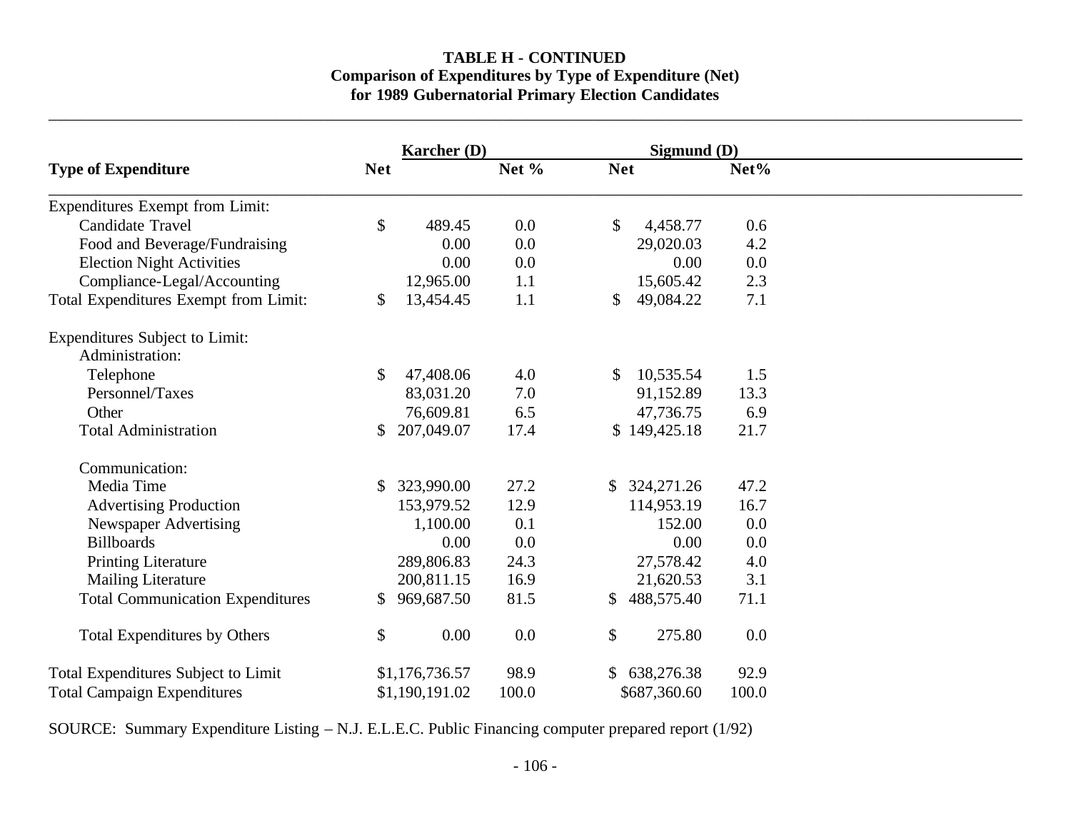**TABLE H - CONTINUED**
**Comparison of Expenditures by Type of Expenditure (Net)**
**for 1989 Gubernatorial Primary Election Candidates**

| | Karcher (D) | | Sigmund (D) | |
|---|---|---|---|---|
| **Type of Expenditure** | **Net** | **Net %** | **Net** | **Net%** |
| Expenditures Exempt from Limit: | | | | |
| Candidate Travel | $ 489.45 | 0.0 | $ 4,458.77 | 0.6 |
| Food and Beverage/Fundraising | 0.00 | 0.0 | 29,020.03 | 4.2 |
| Election Night Activities | 0.00 | 0.0 | 0.00 | 0.0 |
| Compliance-Legal/Accounting | 12,965.00 | 1.1 | 15,605.42 | 2.3 |
| Total Expenditures Exempt from Limit: | $ 13,454.45 | 1.1 | $ 49,084.22 | 7.1 |
| Expenditures Subject to Limit: | | | | |
| Administration: | | | | |
| Telephone | $ 47,408.06 | 4.0 | $ 10,535.54 | 1.5 |
| Personnel/Taxes | 83,031.20 | 7.0 | 91,152.89 | 13.3 |
| Other | 76,609.81 | 6.5 | 47,736.75 | 6.9 |
| Total Administration | $ 207,049.07 | 17.4 | $ 149,425.18 | 21.7 |
| Communication: | | | | |
| Media Time | $ 323,990.00 | 27.2 | $ 324,271.26 | 47.2 |
| Advertising Production | 153,979.52 | 12.9 | 114,953.19 | 16.7 |
| Newspaper Advertising | 1,100.00 | 0.1 | 152.00 | 0.0 |
| Billboards | 0.00 | 0.0 | 0.00 | 0.0 |
| Printing Literature | 289,806.83 | 24.3 | 27,578.42 | 4.0 |
| Mailing Literature | 200,811.15 | 16.9 | 21,620.53 | 3.1 |
| Total Communication Expenditures | $ 969,687.50 | 81.5 | $ 488,575.40 | 71.1 |
| Total Expenditures by Others | $ 0.00 | 0.0 | $ 275.80 | 0.0 |
| Total Expenditures Subject to Limit | $1,176,736.57 | 98.9 | $ 638,276.38 | 92.9 |
| Total Campaign Expenditures | $1,190,191.02 | 100.0 | $687,360.60 | 100.0 |

SOURCE: Summary Expenditure Listing – N.J. E.L.E.C. Public Financing computer prepared report (1/92)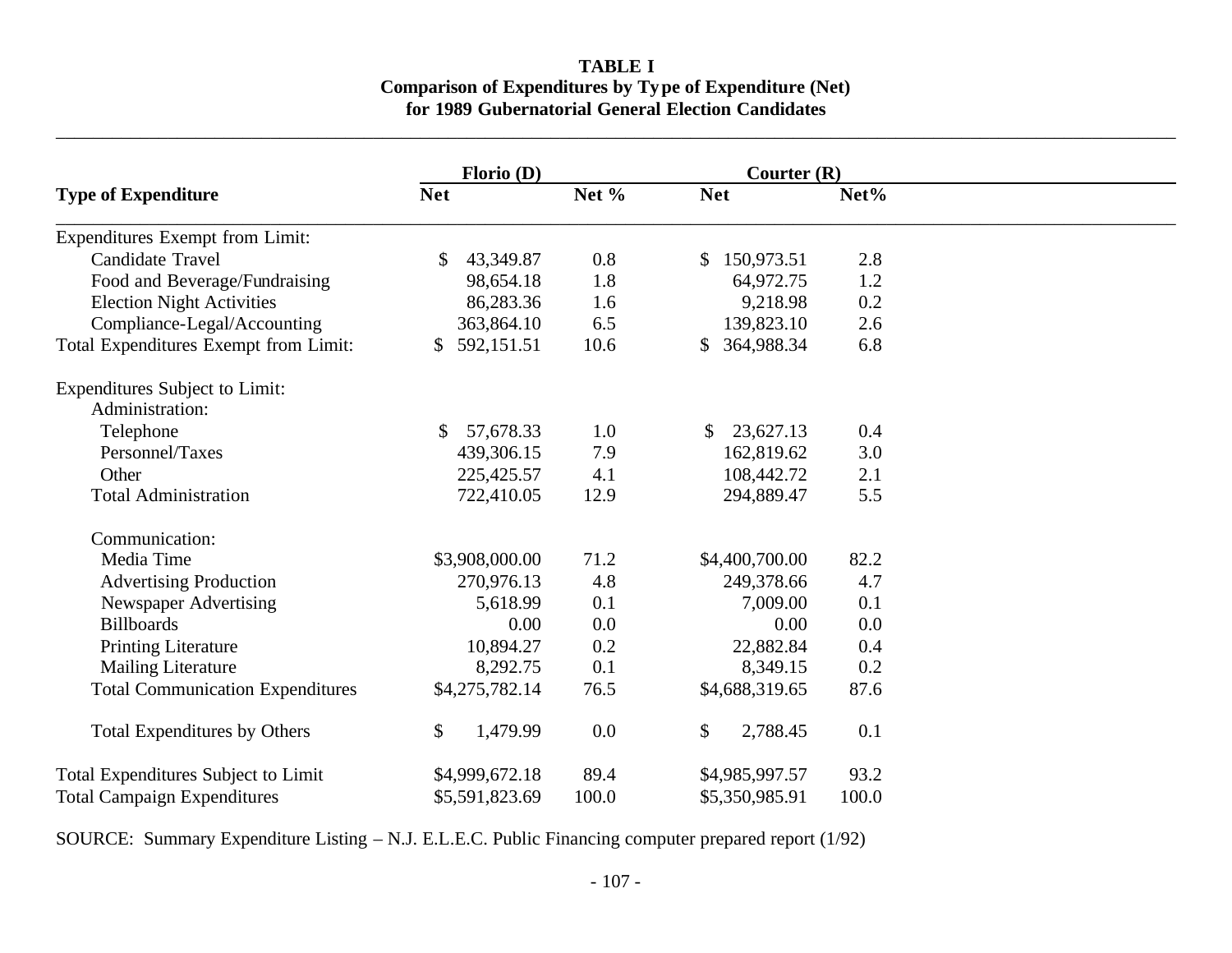**TABLE I**
**Comparison of Expenditures by Type of Expenditure (Net)**
**for 1989 Gubernatorial General Election Candidates**

| | Florio (D) | | Courter (R) | |
|---|---|---|---|---|
| **Type of Expenditure** | **Net** | **Net %** | **Net** | **Net%** |
| Expenditures Exempt from Limit: | | | | |
| Candidate Travel | $ 43,349.87 | 0.8 | $ 150,973.51 | 2.8 |
| Food and Beverage/Fundraising | 98,654.18 | 1.8 | 64,972.75 | 1.2 |
| Election Night Activities | 86,283.36 | 1.6 | 9,218.98 | 0.2 |
| Compliance-Legal/Accounting | 363,864.10 | 6.5 | 139,823.10 | 2.6 |
| Total Expenditures Exempt from Limit: | $ 592,151.51 | 10.6 | $ 364,988.34 | 6.8 |
| Expenditures Subject to Limit: | | | | |
| Administration: | | | | |
| Telephone | $ 57,678.33 | 1.0 | $ 23,627.13 | 0.4 |
| Personnel/Taxes | 439,306.15 | 7.9 | 162,819.62 | 3.0 |
| Other | 225,425.57 | 4.1 | 108,442.72 | 2.1 |
| Total Administration | 722,410.05 | 12.9 | 294,889.47 | 5.5 |
| Communication: | | | | |
| Media Time | $3,908,000.00 | 71.2 | $4,400,700.00 | 82.2 |
| Advertising Production | 270,976.13 | 4.8 | 249,378.66 | 4.7 |
| Newspaper Advertising | 5,618.99 | 0.1 | 7,009.00 | 0.1 |
| Billboards | 0.00 | 0.0 | 0.00 | 0.0 |
| Printing Literature | 10,894.27 | 0.2 | 22,882.84 | 0.4 |
| Mailing Literature | 8,292.75 | 0.1 | 8,349.15 | 0.2 |
| Total Communication Expenditures | $4,275,782.14 | 76.5 | $4,688,319.65 | 87.6 |
| Total Expenditures by Others | $ 1,479.99 | 0.0 | $ 2,788.45 | 0.1 |
| Total Expenditures Subject to Limit | $4,999,672.18 | 89.4 | $4,985,997.57 | 93.2 |
| Total Campaign Expenditures | $5,591,823.69 | 100.0 | $5,350,985.91 | 100.0 |

SOURCE: Summary Expenditure Listing – N.J. E.L.E.C. Public Financing computer prepared report (1/92)